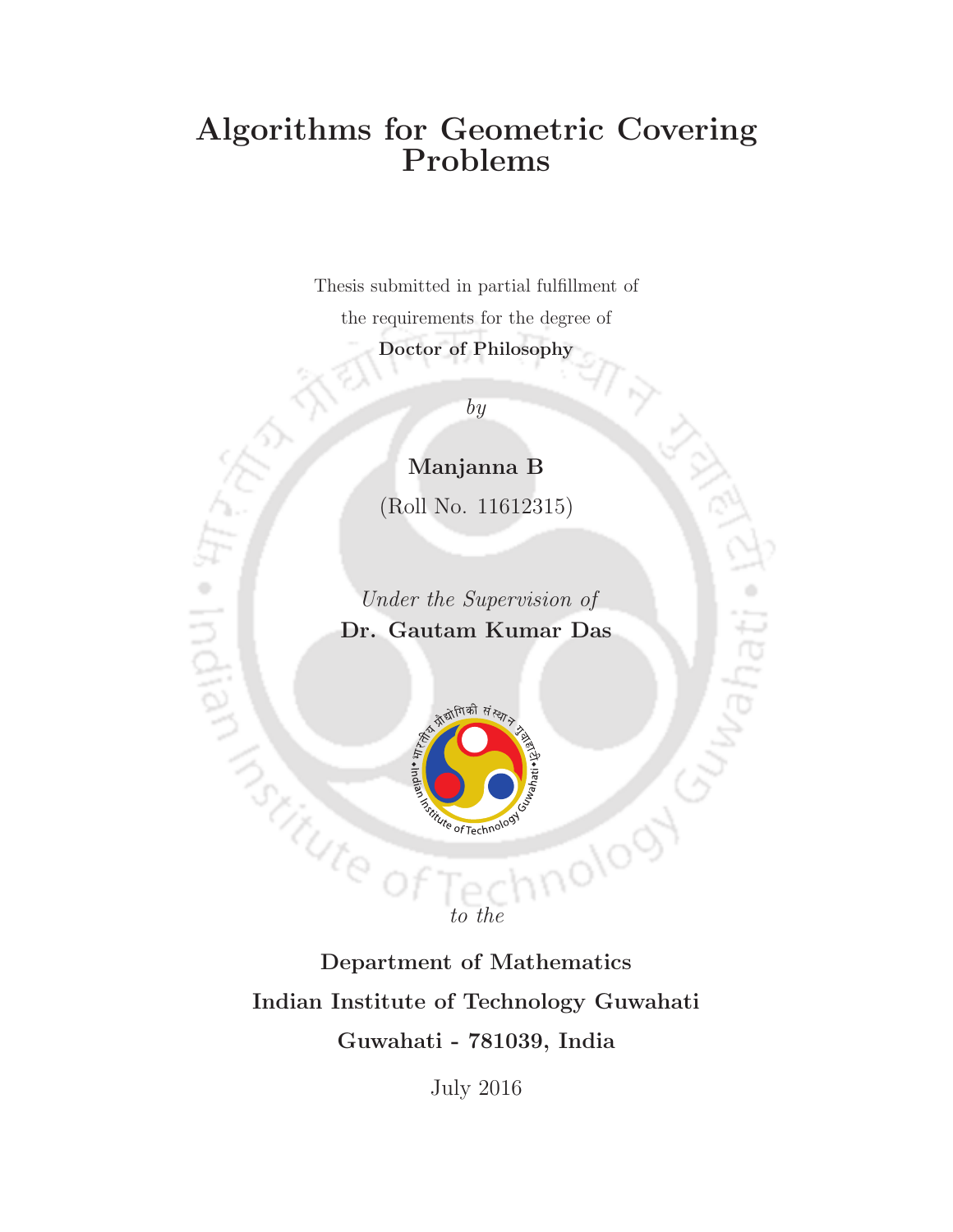# Algorithms for Geometric Covering Problems

Thesis submitted in partial fulfillment of

the requirements for the degree of

**Doctor of Philosophy**

*by*

**Manjanna B**

(Roll No. 11612315)

*Under the Supervision of*

**Dr. Gautam Kumar Das**

*to the*

**Department of Mathematics**

**Indian Institute of Technology Guwahati**

**Guwahati - 781039, India**

July 2016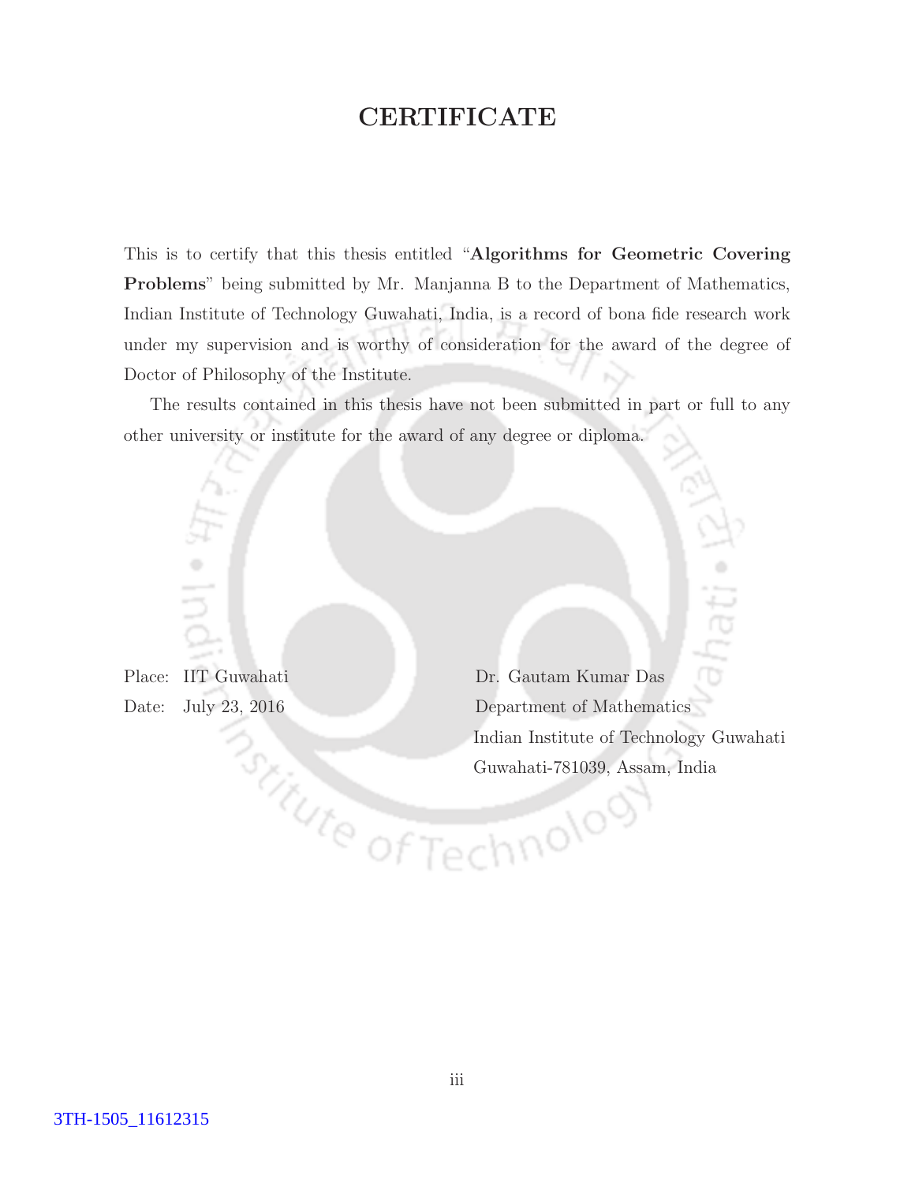# CERTIFICATE

This is to certify that this thesis entitled "**Algorithms for Geometric Covering Problems**" being submitted by Mr. Manjanna B to the Department of Mathematics, Indian Institute of Technology Guwahati, India, is a record of bona fide research work under my supervision and is worthy of consideration for the award of the degree of Doctor of Philosophy of the Institute.

The results contained in this thesis have not been submitted in part or full to any other university or institute for the award of any degree or diploma.

Place: IIT Guwahati

Date: July 23, 2016

Dr. Gautam Kumar Das
Department of Mathematics
Indian Institute of Technology Guwahati
Guwahati-781039, Assam, India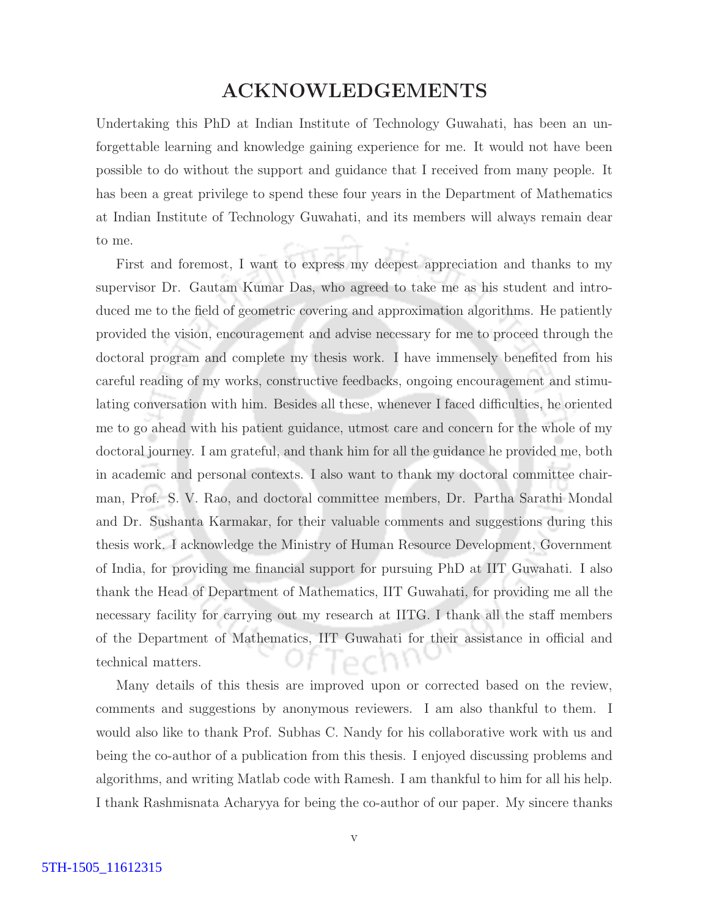# ACKNOWLEDGEMENTS

Undertaking this PhD at Indian Institute of Technology Guwahati, has been an unforgettable learning and knowledge gaining experience for me. It would not have been possible to do without the support and guidance that I received from many people. It has been a great privilege to spend these four years in the Department of Mathematics at Indian Institute of Technology Guwahati, and its members will always remain dear to me.

First and foremost, I want to express my deepest appreciation and thanks to my supervisor Dr. Gautam Kumar Das, who agreed to take me as his student and introduced me to the field of geometric covering and approximation algorithms. He patiently provided the vision, encouragement and advise necessary for me to proceed through the doctoral program and complete my thesis work. I have immensely benefited from his careful reading of my works, constructive feedbacks, ongoing encouragement and stimulating conversation with him. Besides all these, whenever I faced difficulties, he oriented me to go ahead with his patient guidance, utmost care and concern for the whole of my doctoral journey. I am grateful, and thank him for all the guidance he provided me, both in academic and personal contexts. I also want to thank my doctoral committee chairman, Prof. S. V. Rao, and doctoral committee members, Dr. Partha Sarathi Mondal and Dr. Sushanta Karmakar, for their valuable comments and suggestions during this thesis work. I acknowledge the Ministry of Human Resource Development, Government of India, for providing me financial support for pursuing PhD at IIT Guwahati. I also thank the Head of Department of Mathematics, IIT Guwahati, for providing me all the necessary facility for carrying out my research at IITG. I thank all the staff members of the Department of Mathematics, IIT Guwahati for their assistance in official and technical matters.

Many details of this thesis are improved upon or corrected based on the review, comments and suggestions by anonymous reviewers. I am also thankful to them. I would also like to thank Prof. Subhas C. Nandy for his collaborative work with us and being the co-author of a publication from this thesis. I enjoyed discussing problems and algorithms, and writing Matlab code with Ramesh. I am thankful to him for all his help. I thank Rashmisnata Acharyya for being the co-author of our paper. My sincere thanks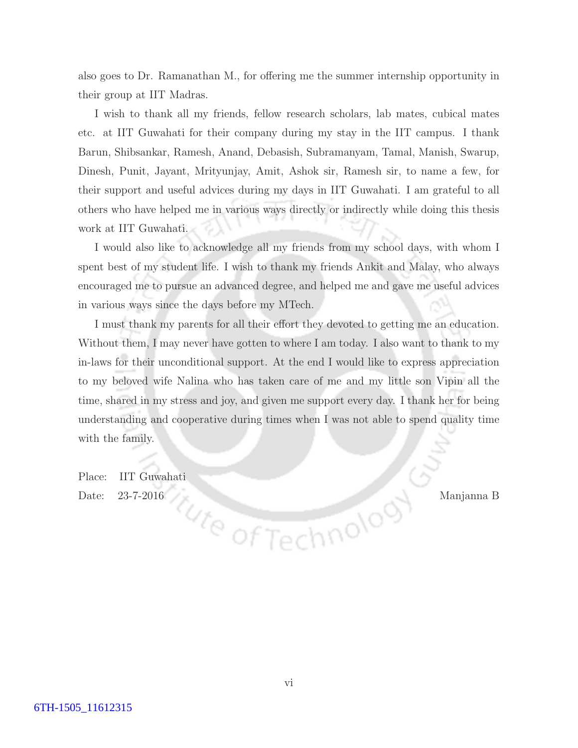also goes to Dr. Ramanathan M., for offering me the summer internship opportunity in their group at IIT Madras.

I wish to thank all my friends, fellow research scholars, lab mates, cubical mates etc. at IIT Guwahati for their company during my stay in the IIT campus. I thank Barun, Shibsankar, Ramesh, Anand, Debasish, Subramanyam, Tamal, Manish, Swarup, Dinesh, Punit, Jayant, Mrityunjay, Amit, Ashok sir, Ramesh sir, to name a few, for their support and useful advices during my days in IIT Guwahati. I am grateful to all others who have helped me in various ways directly or indirectly while doing this thesis work at IIT Guwahati.

I would also like to acknowledge all my friends from my school days, with whom I spent best of my student life. I wish to thank my friends Ankit and Malay, who always encouraged me to pursue an advanced degree, and helped me and gave me useful advices in various ways since the days before my MTech.

I must thank my parents for all their effort they devoted to getting me an education. Without them, I may never have gotten to where I am today. I also want to thank to my in-laws for their unconditional support. At the end I would like to express appreciation to my beloved wife Nalina who has taken care of me and my little son Vipin all the time, shared in my stress and joy, and given me support every day. I thank her for being understanding and cooperative during times when I was not able to spend quality time with the family.

Place: IIT Guwahati

Date: 23-7-2016

Manjanna B

6TH-1505_11612315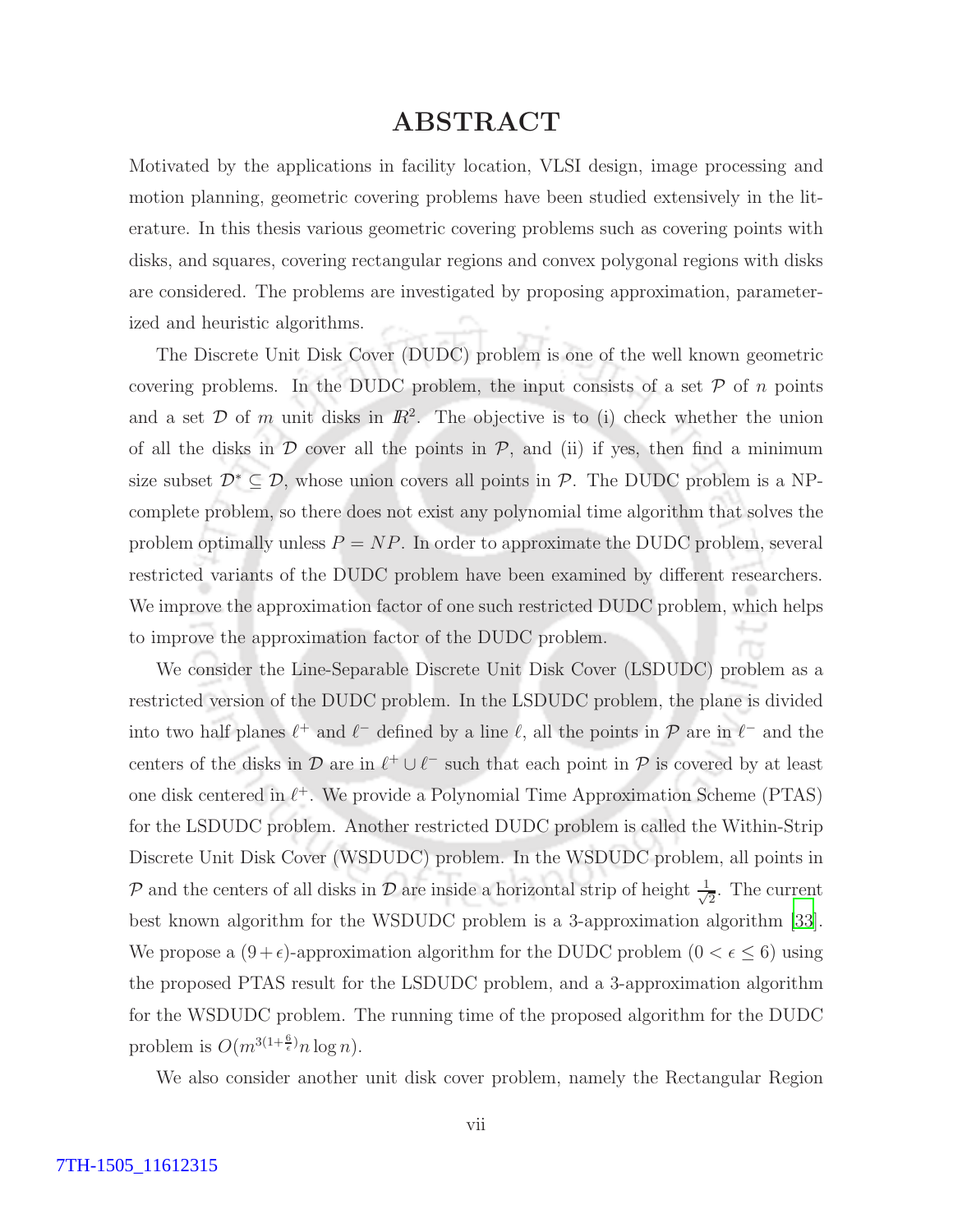# ABSTRACT

Motivated by the applications in facility location, VLSI design, image processing and motion planning, geometric covering problems have been studied extensively in the literature. In this thesis various geometric covering problems such as covering points with disks, and squares, covering rectangular regions and convex polygonal regions with disks are considered. The problems are investigated by proposing approximation, parameterized and heuristic algorithms.

The Discrete Unit Disk Cover (DUDC) problem is one of the well known geometric covering problems. In the DUDC problem, the input consists of a set $\mathcal{P}$ of $n$ points and a set $\mathcal{D}$ of $m$ unit disks in $I\!R^2$. The objective is to (i) check whether the union of all the disks in $\mathcal{D}$ cover all the points in $\mathcal{P}$, and (ii) if yes, then find a minimum size subset $\mathcal{D}^* \subseteq \mathcal{D}$, whose union covers all points in $\mathcal{P}$. The DUDC problem is a NP-complete problem, so there does not exist any polynomial time algorithm that solves the problem optimally unless $P = NP$. In order to approximate the DUDC problem, several restricted variants of the DUDC problem have been examined by different researchers. We improve the approximation factor of one such restricted DUDC problem, which helps to improve the approximation factor of the DUDC problem.

We consider the Line-Separable Discrete Unit Disk Cover (LSDUDC) problem as a restricted version of the DUDC problem. In the LSDUDC problem, the plane is divided into two half planes $\ell^+$ and $\ell^-$ defined by a line $\ell$, all the points in $\mathcal{P}$ are in $\ell^-$ and the centers of the disks in $\mathcal{D}$ are in $\ell^+ \cup \ell^-$ such that each point in $\mathcal{P}$ is covered by at least one disk centered in $\ell^+$. We provide a Polynomial Time Approximation Scheme (PTAS) for the LSDUDC problem. Another restricted DUDC problem is called the Within-Strip Discrete Unit Disk Cover (WSDUDC) problem. In the WSDUDC problem, all points in $\mathcal{P}$ and the centers of all disks in $\mathcal{D}$ are inside a horizontal strip of height $\frac{1}{\sqrt{2}}$. The current best known algorithm for the WSDUDC problem is a 3-approximation algorithm [33]. We propose a $(9 + \epsilon)$-approximation algorithm for the DUDC problem $(0 < \epsilon \leq 6)$ using the proposed PTAS result for the LSDUDC problem, and a 3-approximation algorithm for the WSDUDC problem. The running time of the proposed algorithm for the DUDC problem is $O(m^{3(1+\frac{6}{\epsilon})} n \log n)$.

We also consider another unit disk cover problem, namely the Rectangular Region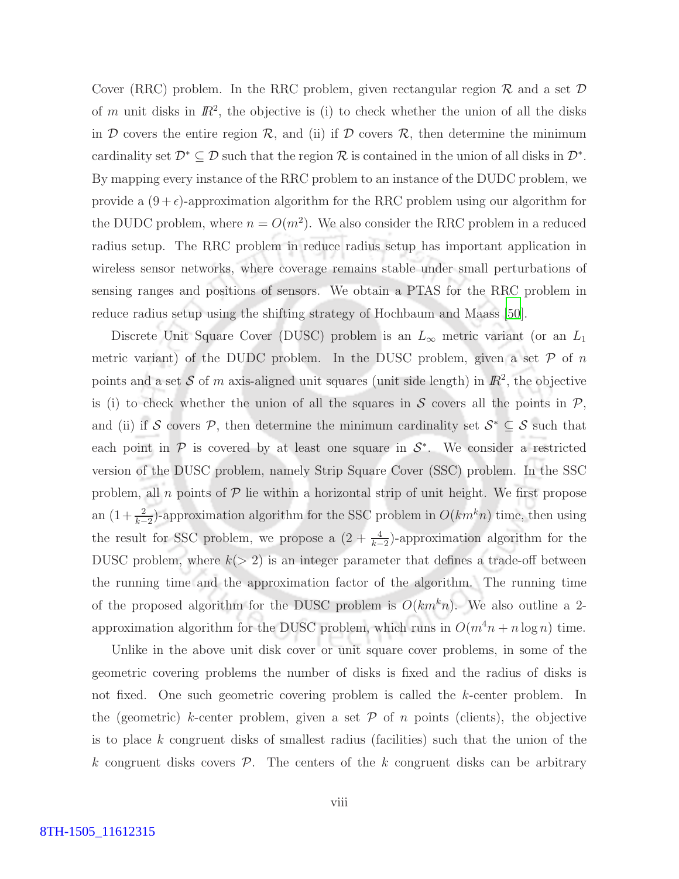Cover (RRC) problem. In the RRC problem, given rectangular region $\mathcal{R}$ and a set $\mathcal{D}$ of $m$ unit disks in $I\!R^2$, the objective is (i) to check whether the union of all the disks in $\mathcal{D}$ covers the entire region $\mathcal{R}$, and (ii) if $\mathcal{D}$ covers $\mathcal{R}$, then determine the minimum cardinality set $\mathcal{D}^* \subseteq \mathcal{D}$ such that the region $\mathcal{R}$ is contained in the union of all disks in $\mathcal{D}^*$. By mapping every instance of the RRC problem to an instance of the DUDC problem, we provide a $(9+\epsilon)$-approximation algorithm for the RRC problem using our algorithm for the DUDC problem, where $n = O(m^2)$. We also consider the RRC problem in a reduced radius setup. The RRC problem in reduce radius setup has important application in wireless sensor networks, where coverage remains stable under small perturbations of sensing ranges and positions of sensors. We obtain a PTAS for the RRC problem in reduce radius setup using the shifting strategy of Hochbaum and Maass [50].

Discrete Unit Square Cover (DUSC) problem is an $L_\infty$ metric variant (or an $L_1$ metric variant) of the DUDC problem. In the DUSC problem, given a set $\mathcal{P}$ of $n$ points and a set $\mathcal{S}$ of $m$ axis-aligned unit squares (unit side length) in $I\!R^2$, the objective is (i) to check whether the union of all the squares in $\mathcal{S}$ covers all the points in $\mathcal{P}$, and (ii) if $\mathcal{S}$ covers $\mathcal{P}$, then determine the minimum cardinality set $\mathcal{S}^* \subseteq \mathcal{S}$ such that each point in $\mathcal{P}$ is covered by at least one square in $\mathcal{S}^*$. We consider a restricted version of the DUSC problem, namely Strip Square Cover (SSC) problem. In the SSC problem, all $n$ points of $\mathcal{P}$ lie within a horizontal strip of unit height. We first propose an $(1+\frac{2}{k-2})$-approximation algorithm for the SSC problem in $O(km^k n)$ time, then using the result for SSC problem, we propose a $(2+\frac{4}{k-2})$-approximation algorithm for the DUSC problem, where $k(>2)$ is an integer parameter that defines a trade-off between the running time and the approximation factor of the algorithm. The running time of the proposed algorithm for the DUSC problem is $O(km^k n)$. We also outline a 2-approximation algorithm for the DUSC problem, which runs in $O(m^4 n + n \log n)$ time.

Unlike in the above unit disk cover or unit square cover problems, in some of the geometric covering problems the number of disks is fixed and the radius of disks is not fixed. One such geometric covering problem is called the $k$-center problem. In the (geometric) $k$-center problem, given a set $\mathcal{P}$ of $n$ points (clients), the objective is to place $k$ congruent disks of smallest radius (facilities) such that the union of the $k$ congruent disks covers $\mathcal{P}$. The centers of the $k$ congruent disks can be arbitrary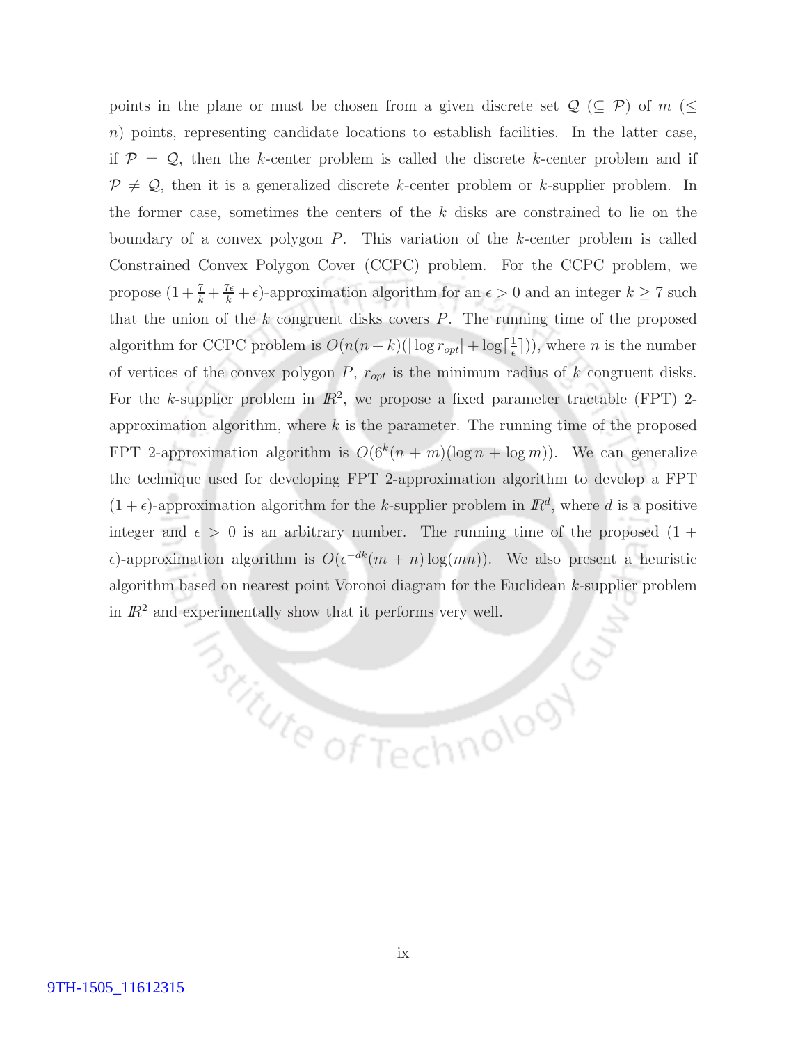points in the plane or must be chosen from a given discrete set $\mathcal{Q}$ ($\subseteq \mathcal{P}$) of $m$ ($\leq n$) points, representing candidate locations to establish facilities. In the latter case, if $\mathcal{P} = \mathcal{Q}$, then the $k$-center problem is called the discrete $k$-center problem and if $\mathcal{P} \neq \mathcal{Q}$, then it is a generalized discrete $k$-center problem or $k$-supplier problem. In the former case, sometimes the centers of the $k$ disks are constrained to lie on the boundary of a convex polygon $P$. This variation of the $k$-center problem is called Constrained Convex Polygon Cover (CCPC) problem. For the CCPC problem, we propose $(1 + \frac{7}{k} + \frac{7\epsilon}{k} + \epsilon)$-approximation algorithm for an $\epsilon > 0$ and an integer $k \geq 7$ such that the union of the $k$ congruent disks covers $P$. The running time of the proposed algorithm for CCPC problem is $O(n(n + k)(|\log r_{opt}| + \log\lceil \frac{1}{\epsilon} \rceil))$, where $n$ is the number of vertices of the convex polygon $P$, $r_{opt}$ is the minimum radius of $k$ congruent disks. For the $k$-supplier problem in $\mathbb{R}^2$, we propose a fixed parameter tractable (FPT) 2-approximation algorithm, where $k$ is the parameter. The running time of the proposed FPT 2-approximation algorithm is $O(6^k(n + m)(\log n + \log m))$. We can generalize the technique used for developing FPT 2-approximation algorithm to develop a FPT $(1 + \epsilon)$-approximation algorithm for the $k$-supplier problem in $\mathbb{R}^d$, where $d$ is a positive integer and $\epsilon > 0$ is an arbitrary number. The running time of the proposed $(1 + \epsilon)$-approximation algorithm is $O(\epsilon^{-dk}(m + n)\log(mn))$. We also present a heuristic algorithm based on nearest point Voronoi diagram for the Euclidean $k$-supplier problem in $\mathbb{R}^2$ and experimentally show that it performs very well.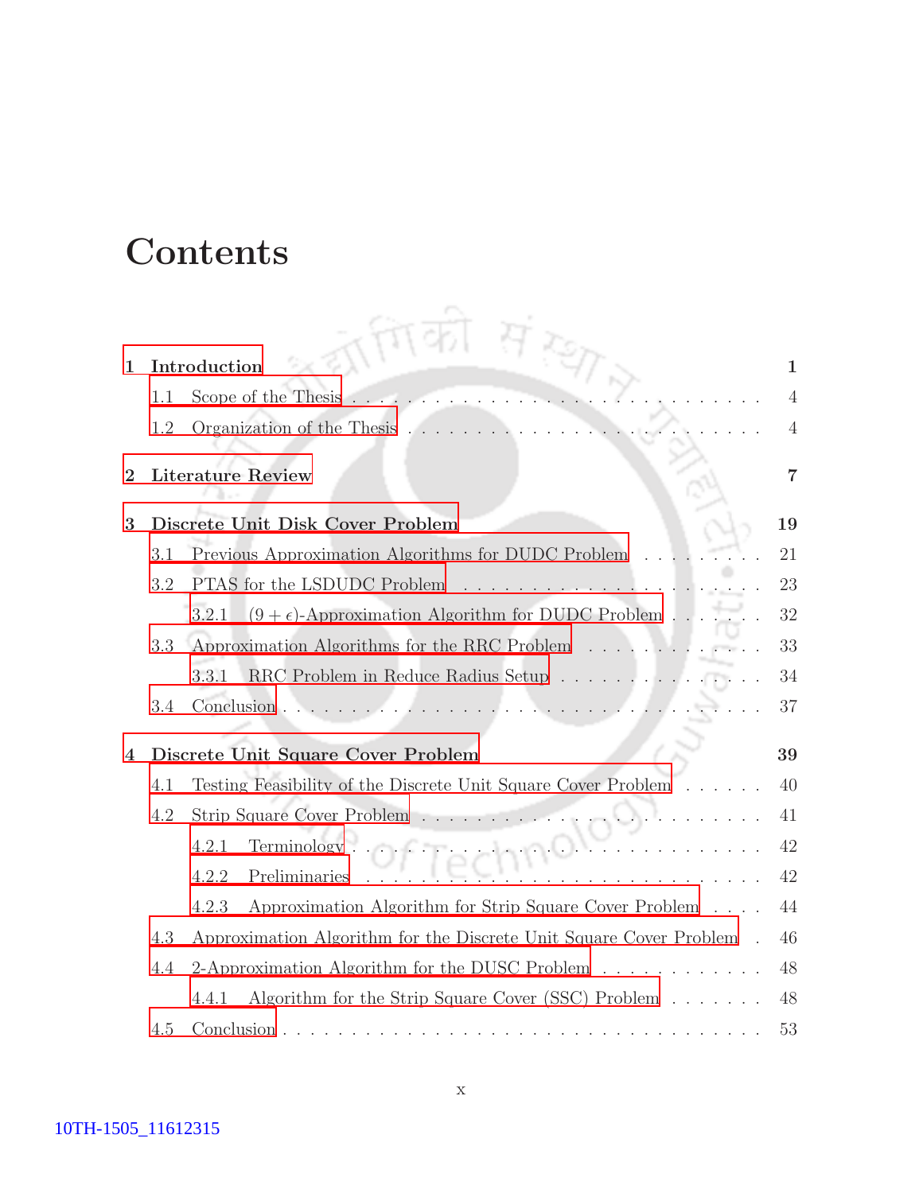# Contents

**1 Introduction** **1**

1.1 Scope of the Thesis . . . . . . . . . . . . . . . . . . . . . . . . . . . . . . 4

1.2 Organization of the Thesis . . . . . . . . . . . . . . . . . . . . . . . . . . 4

**2 Literature Review** **7**

**3 Discrete Unit Disk Cover Problem** **19**

3.1 Previous Approximation Algorithms for DUDC Problem . . . . . . . . . 21

3.2 PTAS for the LSDUDC Problem . . . . . . . . . . . . . . . . . . . . . . 23

3.2.1 $(9 + \epsilon)$-Approximation Algorithm for DUDC Problem . . . . . . . 32

3.3 Approximation Algorithms for the RRC Problem . . . . . . . . . . . . . 33

3.3.1 RRC Problem in Reduce Radius Setup . . . . . . . . . . . . . . . 34

3.4 Conclusion . . . . . . . . . . . . . . . . . . . . . . . . . . . . . . . . . . 37

**4 Discrete Unit Square Cover Problem** **39**

4.1 Testing Feasibility of the Discrete Unit Square Cover Problem . . . . . . 40

4.2 Strip Square Cover Problem . . . . . . . . . . . . . . . . . . . . . . . . . 41

4.2.1 Terminology . . . . . . . . . . . . . . . . . . . . . . . . . . . . . 42

4.2.2 Preliminaries . . . . . . . . . . . . . . . . . . . . . . . . . . . . . 42

4.2.3 Approximation Algorithm for Strip Square Cover Problem . . . . 44

4.3 Approximation Algorithm for the Discrete Unit Square Cover Problem . 46

4.4 2-Approximation Algorithm for the DUSC Problem . . . . . . . . . . . . 48

4.4.1 Algorithm for the Strip Square Cover (SSC) Problem . . . . . . . 48

4.5 Conclusion . . . . . . . . . . . . . . . . . . . . . . . . . . . . . . . . . . 53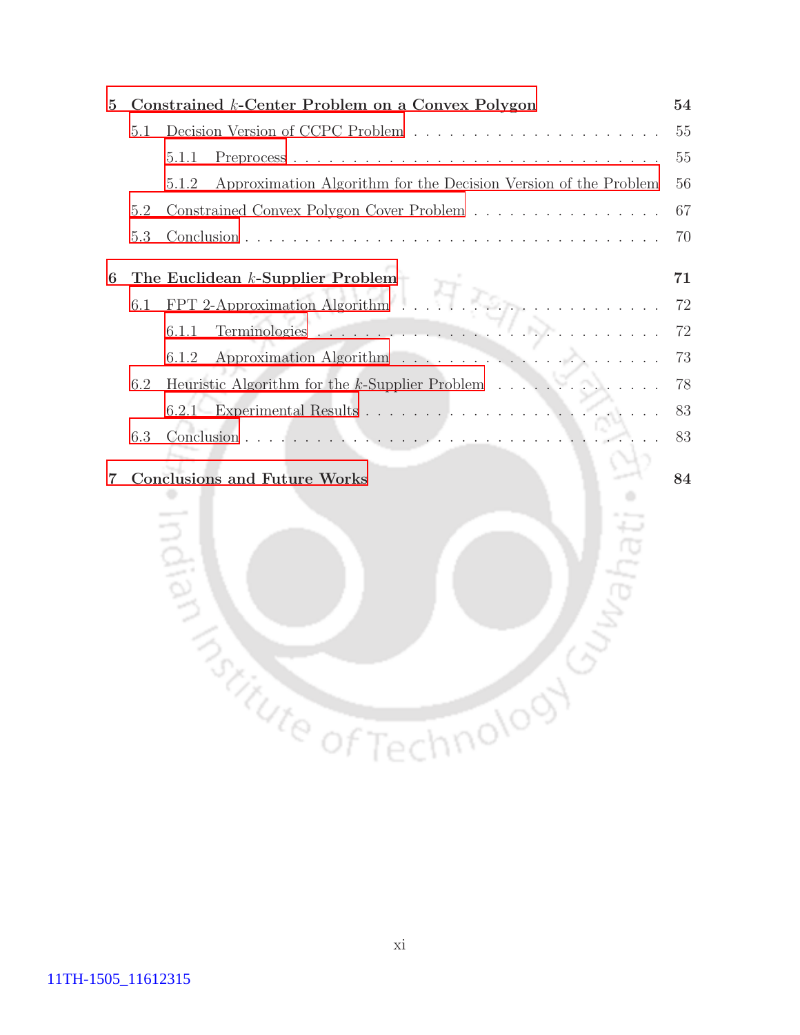**5 Constrained $k$-Center Problem on a Convex Polygon** — **54**

- 5.1 Decision Version of CCPC Problem . . . . . . . . . . . 55
  - 5.1.1 Preprocess . . . . . . . . . . . 55
  - 5.1.2 Approximation Algorithm for the Decision Version of the Problem . . . 56
- 5.2 Constrained Convex Polygon Cover Problem . . . . . . . . . . . 67
- 5.3 Conclusion . . . . . . . . . . . 70

**6 The Euclidean $k$-Supplier Problem** — **71**

- 6.1 FPT 2-Approximation Algorithm . . . . . . . . . . . 72
  - 6.1.1 Terminologies . . . . . . . . . . . 72
  - 6.1.2 Approximation Algorithm . . . . . . . . . . . 73
- 6.2 Heuristic Algorithm for the $k$-Supplier Problem . . . . . . . . . . . 78
  - 6.2.1 Experimental Results . . . . . . . . . . . 83
- 6.3 Conclusion . . . . . . . . . . . 83

**7 Conclusions and Future Works** — **84**

11TH-1505_11612315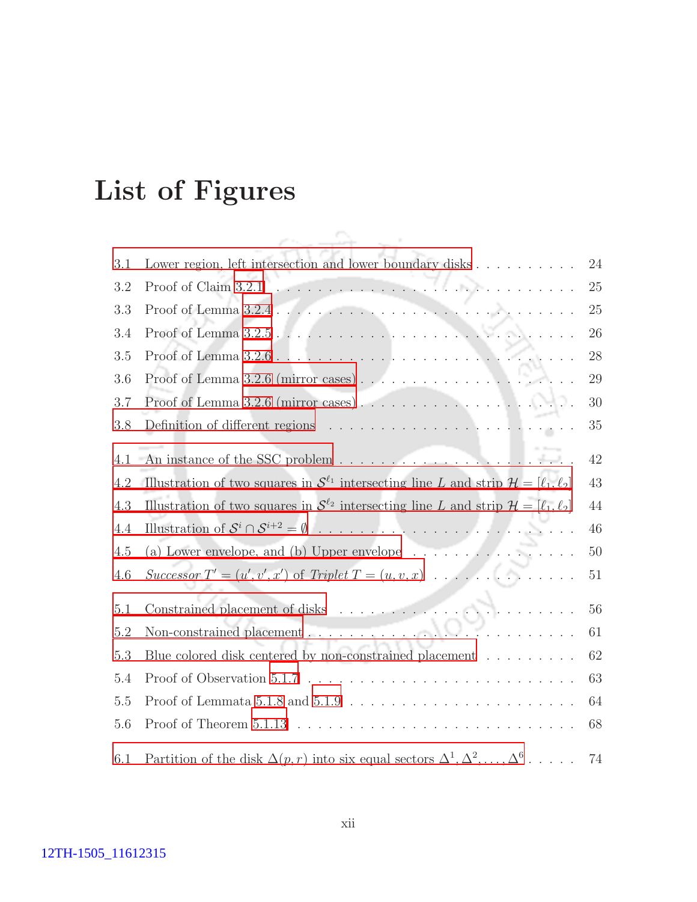# List of Figures

3.1 Lower region, left intersection and lower boundary disks . . . . . . . . . . . 24
3.2 Proof of Claim 3.2.1 . . . . . . . . . . . . . . . . . . . . . . . . . . . . . . 25
3.3 Proof of Lemma 3.2.4 . . . . . . . . . . . . . . . . . . . . . . . . . . . . . 25
3.4 Proof of Lemma 3.2.5 . . . . . . . . . . . . . . . . . . . . . . . . . . . . . 26
3.5 Proof of Lemma 3.2.6 . . . . . . . . . . . . . . . . . . . . . . . . . . . . . 28
3.6 Proof of Lemma 3.2.6 (mirror cases) . . . . . . . . . . . . . . . . . . . . . 29
3.7 Proof of Lemma 3.2.6 (mirror cases) . . . . . . . . . . . . . . . . . . . . . 30
3.8 Definition of different regions . . . . . . . . . . . . . . . . . . . . . . . . . 35

4.1 An instance of the SSC problem . . . . . . . . . . . . . . . . . . . . . . . . 42
4.2 Illustration of two squares in $\mathcal{S}^{\ell_1}$ intersecting line $L$ and strip $\mathcal{H} = [\ell_1, \ell_2]$ 43
4.3 Illustration of two squares in $\mathcal{S}^{\ell_2}$ intersecting line $L$ and strip $\mathcal{H} = [\ell_1, \ell_2]$ 44
4.4 Illustration of $\mathcal{S}^i \cap \mathcal{S}^{i+2} = \emptyset$ . . . . . . . . . . . . . . . . . . . . . . . . 46
4.5 (a) Lower envelope, and (b) Upper envelope . . . . . . . . . . . . . . . . . 50
4.6 *Successor* $T' = (u', v', x')$ of *Triplet* $T = (u, v, x)$ . . . . . . . . . . . . . . 51

5.1 Constrained placement of disks . . . . . . . . . . . . . . . . . . . . . . . . 56
5.2 Non-constrained placement . . . . . . . . . . . . . . . . . . . . . . . . . . . 61
5.3 Blue colored disk centered by non-constrained placement . . . . . . . . . . 62
5.4 Proof of Observation 5.1.7 . . . . . . . . . . . . . . . . . . . . . . . . . . . 63
5.5 Proof of Lemmata 5.1.8 and 5.1.9 . . . . . . . . . . . . . . . . . . . . . . . 64
5.6 Proof of Theorem 5.1.13 . . . . . . . . . . . . . . . . . . . . . . . . . . . . 68

6.1 Partition of the disk $\Delta(p, r)$ into six equal sectors $\Delta^1, \Delta^2, \ldots, \Delta^6$ . . . . . 74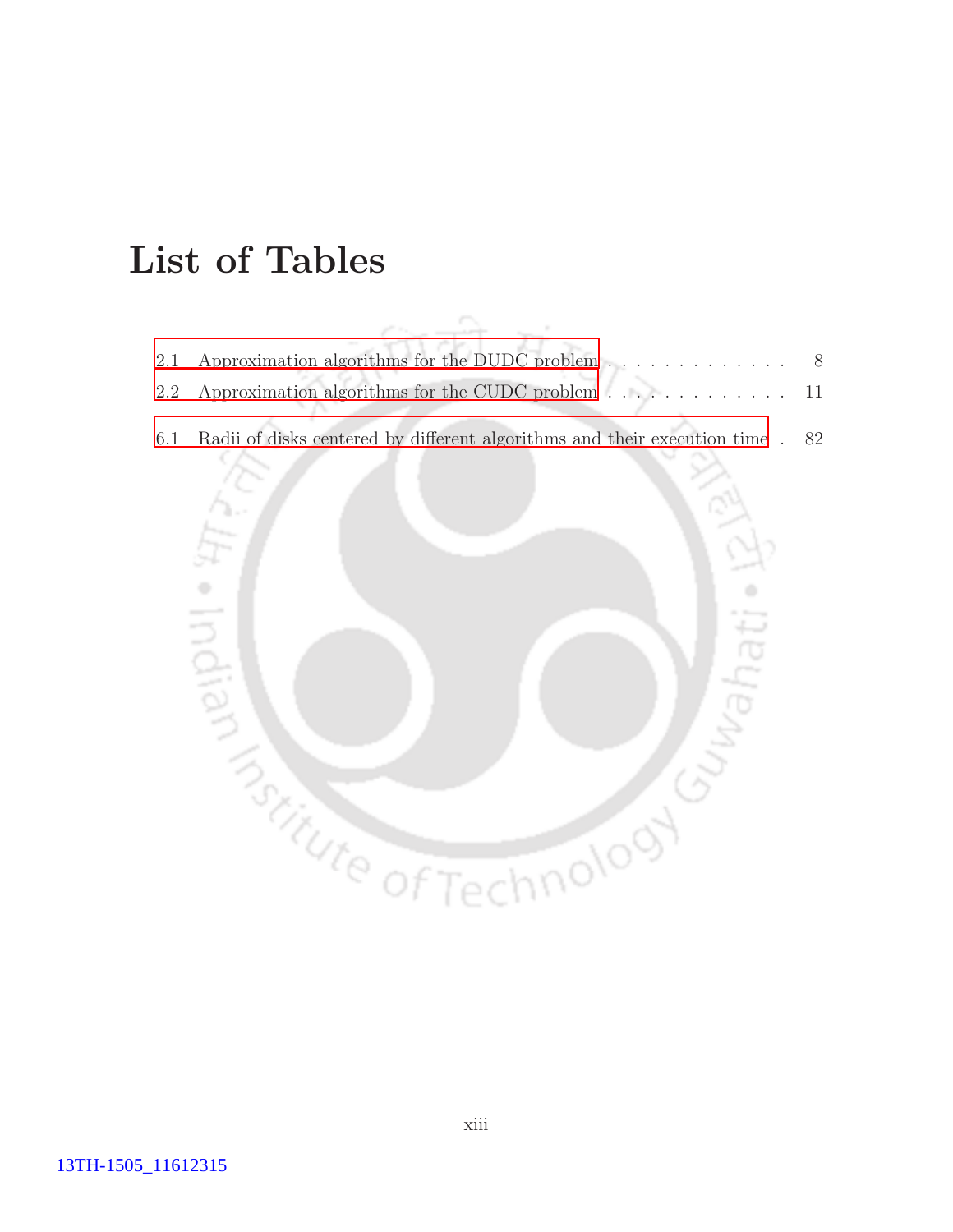# List of Tables

2.1 Approximation algorithms for the DUDC problem . . . . . . . . . . . . . . 8

2.2 Approximation algorithms for the CUDC problem . . . . . . . . . . . . . 11

6.1 Radii of disks centered by different algorithms and their execution time . 82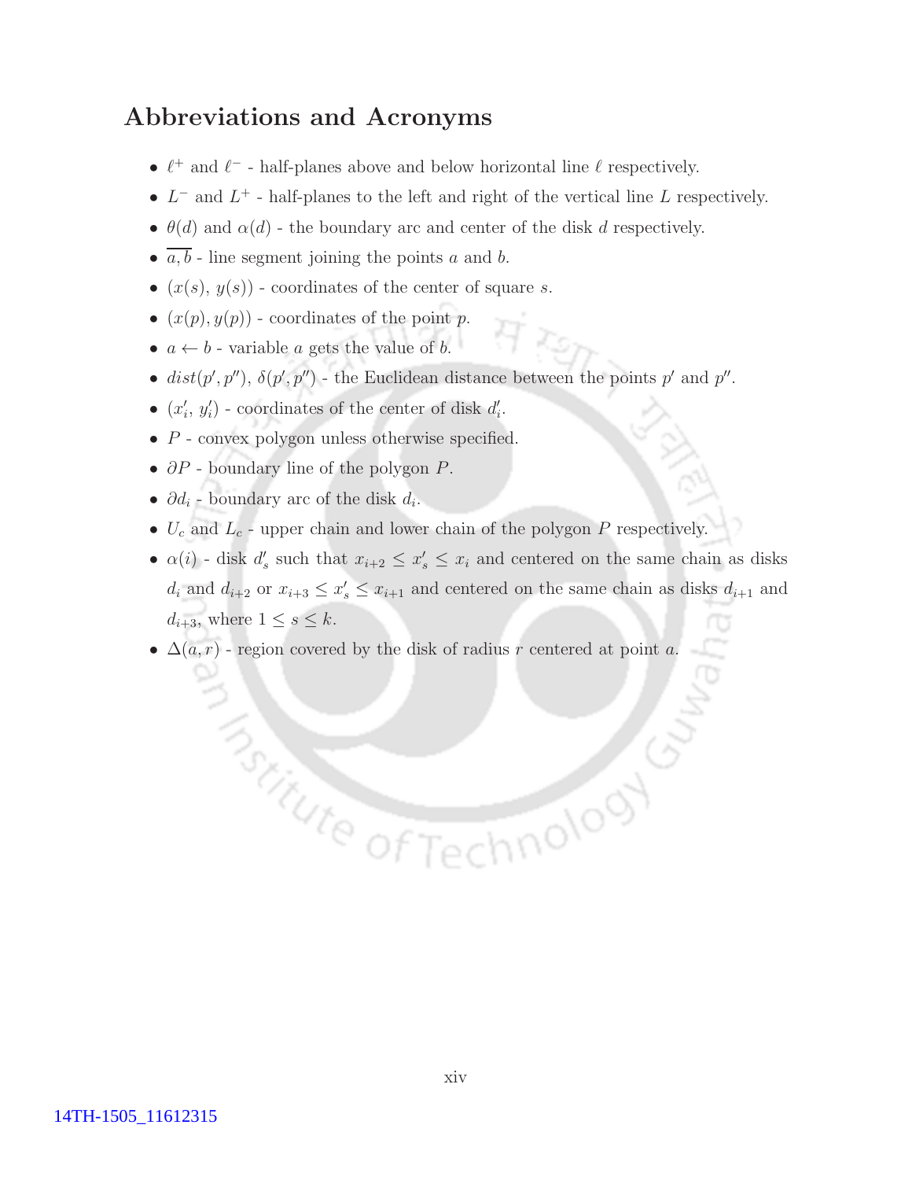## Abbreviations and Acronyms

- $\ell^+$ and $\ell^-$ - half-planes above and below horizontal line $\ell$ respectively.
- $L^-$ and $L^+$ - half-planes to the left and right of the vertical line $L$ respectively.
- $\theta(d)$ and $\alpha(d)$ - the boundary arc and center of the disk $d$ respectively.
- $\overline{a,b}$ - line segment joining the points $a$ and $b$.
- $(x(s),\, y(s))$ - coordinates of the center of square $s$.
- $(x(p), y(p))$ - coordinates of the point $p$.
- $a \leftarrow b$ - variable $a$ gets the value of $b$.
- $dist(p', p'')$, $\delta(p', p'')$ - the Euclidean distance between the points $p'$ and $p''$.
- $(x'_i,\, y'_i)$ - coordinates of the center of disk $d'_i$.
- $P$ - convex polygon unless otherwise specified.
- $\partial P$ - boundary line of the polygon $P$.
- $\partial d_i$ - boundary arc of the disk $d_i$.
- $U_c$ and $L_c$ - upper chain and lower chain of the polygon $P$ respectively.
- $\alpha(i)$ - disk $d'_s$ such that $x_{i+2} \leq x'_s \leq x_i$ and centered on the same chain as disks $d_i$ and $d_{i+2}$ or $x_{i+3} \leq x'_s \leq x_{i+1}$ and centered on the same chain as disks $d_{i+1}$ and $d_{i+3}$, where $1 \leq s \leq k$.
- $\Delta(a, r)$ - region covered by the disk of radius $r$ centered at point $a$.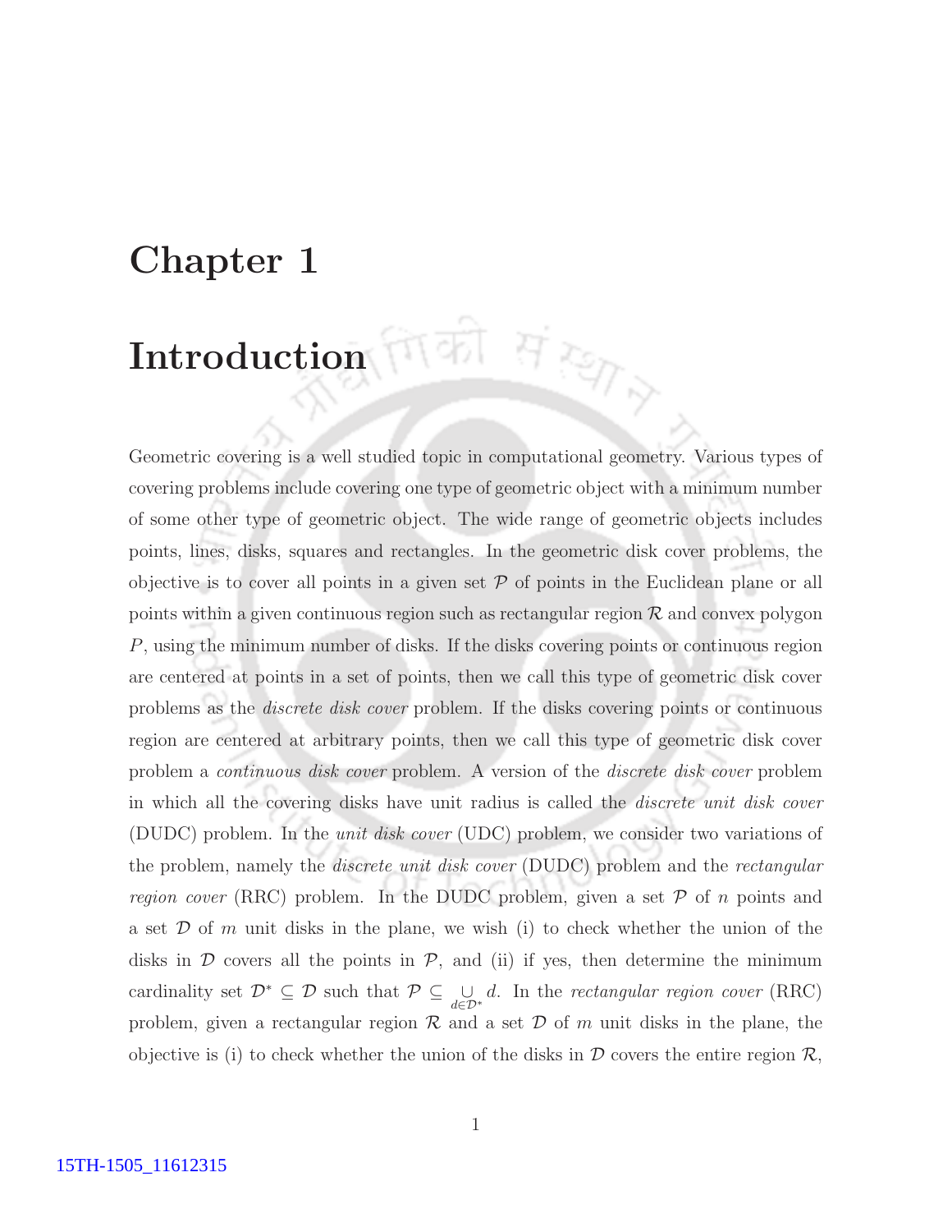# Chapter 1

# Introduction

Geometric covering is a well studied topic in computational geometry. Various types of covering problems include covering one type of geometric object with a minimum number of some other type of geometric object. The wide range of geometric objects includes points, lines, disks, squares and rectangles. In the geometric disk cover problems, the objective is to cover all points in a given set $\mathcal{P}$ of points in the Euclidean plane or all points within a given continuous region such as rectangular region $\mathcal{R}$ and convex polygon $P$, using the minimum number of disks. If the disks covering points or continuous region are centered at points in a set of points, then we call this type of geometric disk cover problems as the *discrete disk cover* problem. If the disks covering points or continuous region are centered at arbitrary points, then we call this type of geometric disk cover problem a *continuous disk cover* problem. A version of the *discrete disk cover* problem in which all the covering disks have unit radius is called the *discrete unit disk cover* (DUDC) problem. In the *unit disk cover* (UDC) problem, we consider two variations of the problem, namely the *discrete unit disk cover* (DUDC) problem and the *rectangular region cover* (RRC) problem. In the DUDC problem, given a set $\mathcal{P}$ of $n$ points and a set $\mathcal{D}$ of $m$ unit disks in the plane, we wish (i) to check whether the union of the disks in $\mathcal{D}$ covers all the points in $\mathcal{P}$, and (ii) if yes, then determine the minimum cardinality set $\mathcal{D}^* \subseteq \mathcal{D}$ such that $\mathcal{P} \subseteq \underset{d \in \mathcal{D}^*}{\cup} d$. In the *rectangular region cover* (RRC) problem, given a rectangular region $\mathcal{R}$ and a set $\mathcal{D}$ of $m$ unit disks in the plane, the objective is (i) to check whether the union of the disks in $\mathcal{D}$ covers the entire region $\mathcal{R}$,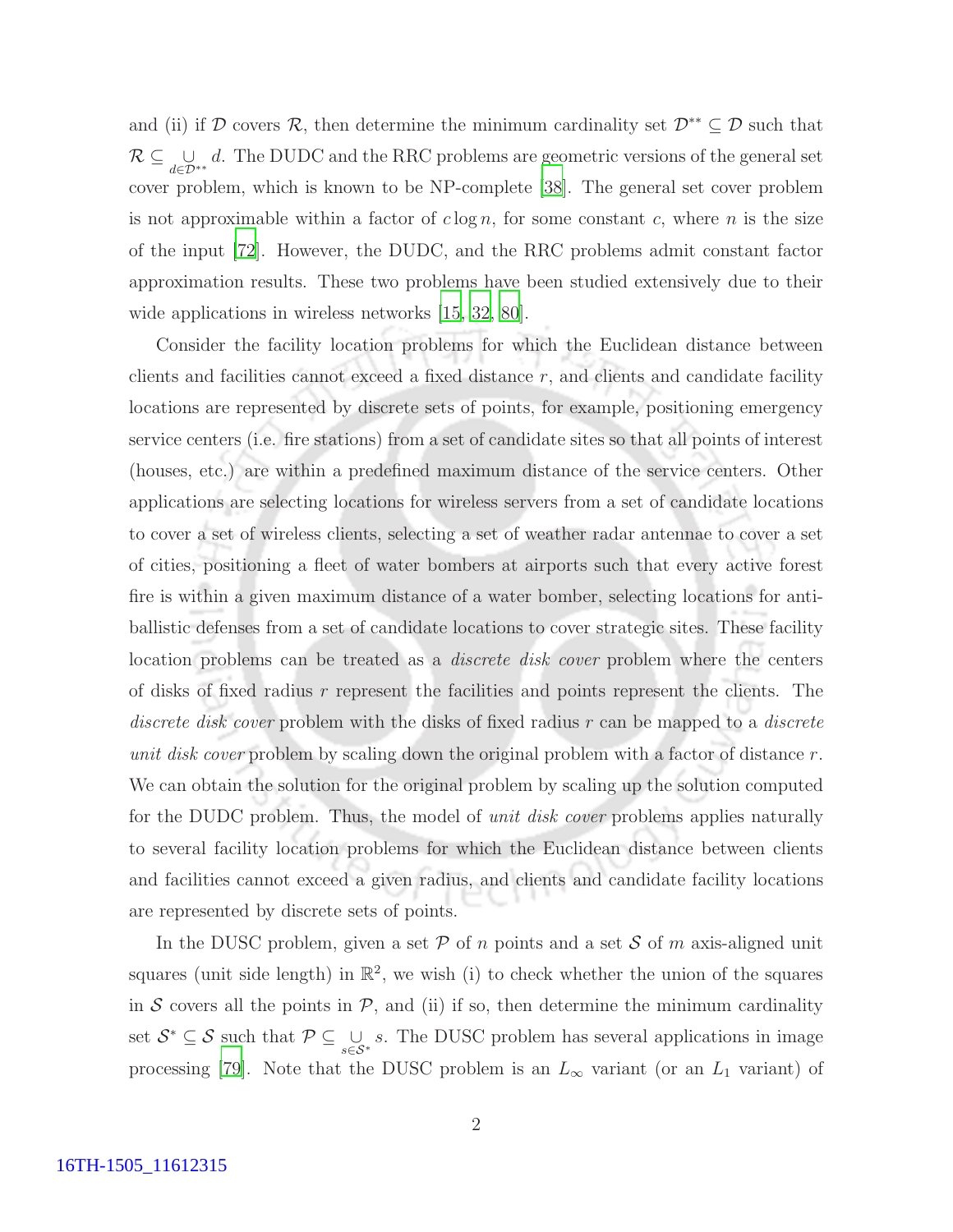and (ii) if $\mathcal{D}$ covers $\mathcal{R}$, then determine the minimum cardinality set $\mathcal{D}^{**} \subseteq \mathcal{D}$ such that $\mathcal{R} \subseteq \bigcup_{d \in \mathcal{D}^{**}} d$. The DUDC and the RRC problems are geometric versions of the general set cover problem, which is known to be NP-complete [38]. The general set cover problem is not approximable within a factor of $c \log n$, for some constant $c$, where $n$ is the size of the input [72]. However, the DUDC, and the RRC problems admit constant factor approximation results. These two problems have been studied extensively due to their wide applications in wireless networks [15, 32, 80].

Consider the facility location problems for which the Euclidean distance between clients and facilities cannot exceed a fixed distance $r$, and clients and candidate facility locations are represented by discrete sets of points, for example, positioning emergency service centers (i.e. fire stations) from a set of candidate sites so that all points of interest (houses, etc.) are within a predefined maximum distance of the service centers. Other applications are selecting locations for wireless servers from a set of candidate locations to cover a set of wireless clients, selecting a set of weather radar antennae to cover a set of cities, positioning a fleet of water bombers at airports such that every active forest fire is within a given maximum distance of a water bomber, selecting locations for anti-ballistic defenses from a set of candidate locations to cover strategic sites. These facility location problems can be treated as a *discrete disk cover* problem where the centers of disks of fixed radius $r$ represent the facilities and points represent the clients. The *discrete disk cover* problem with the disks of fixed radius $r$ can be mapped to a *discrete unit disk cover* problem by scaling down the original problem with a factor of distance $r$. We can obtain the solution for the original problem by scaling up the solution computed for the DUDC problem. Thus, the model of *unit disk cover* problems applies naturally to several facility location problems for which the Euclidean distance between clients and facilities cannot exceed a given radius, and clients and candidate facility locations are represented by discrete sets of points.

In the DUSC problem, given a set $\mathcal{P}$ of $n$ points and a set $\mathcal{S}$ of $m$ axis-aligned unit squares (unit side length) in $\mathbb{R}^2$, we wish (i) to check whether the union of the squares in $\mathcal{S}$ covers all the points in $\mathcal{P}$, and (ii) if so, then determine the minimum cardinality set $\mathcal{S}^* \subseteq \mathcal{S}$ such that $\mathcal{P} \subseteq \bigcup_{s \in \mathcal{S}^*} s$. The DUSC problem has several applications in image processing [79]. Note that the DUSC problem is an $L_\infty$ variant (or an $L_1$ variant) of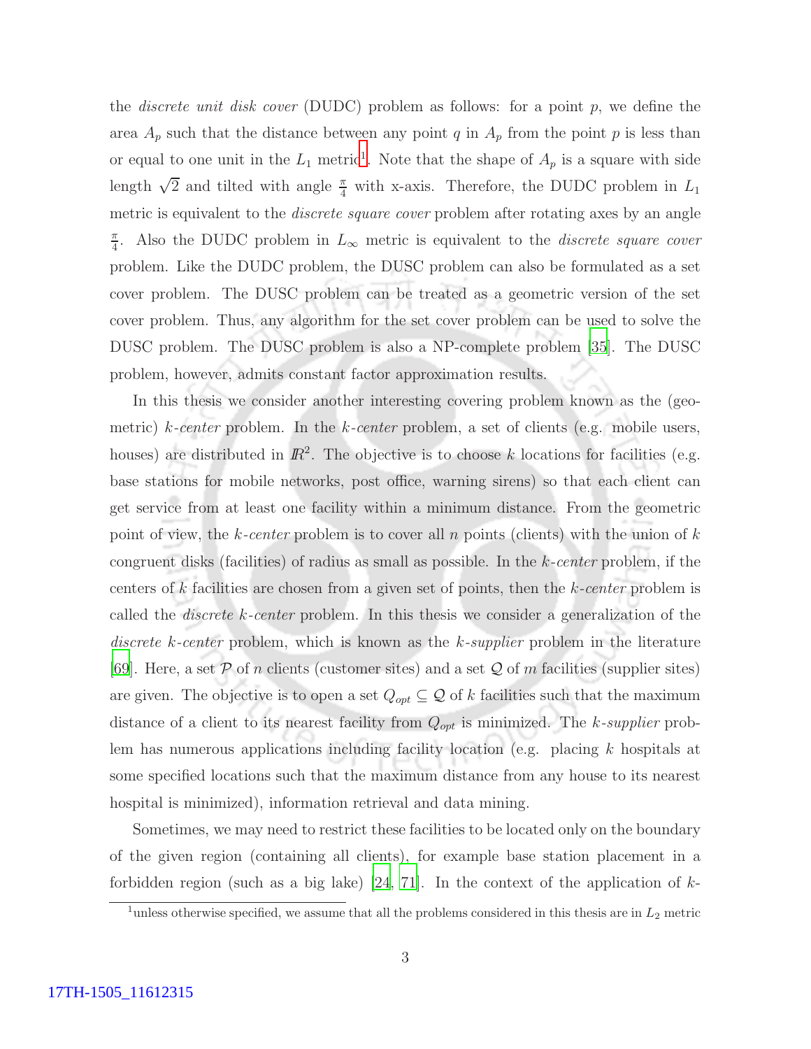the *discrete unit disk cover* (DUDC) problem as follows: for a point $p$, we define the area $A_p$ such that the distance between any point $q$ in $A_p$ from the point $p$ is less than or equal to one unit in the $L_1$ metric[1]. Note that the shape of $A_p$ is a square with side length $\sqrt{2}$ and tilted with angle $\frac{\pi}{4}$ with x-axis. Therefore, the DUDC problem in $L_1$ metric is equivalent to the *discrete square cover* problem after rotating axes by an angle $\frac{\pi}{4}$. Also the DUDC problem in $L_\infty$ metric is equivalent to the *discrete square cover* problem. Like the DUDC problem, the DUSC problem can also be formulated as a set cover problem. The DUSC problem can be treated as a geometric version of the set cover problem. Thus, any algorithm for the set cover problem can be used to solve the DUSC problem. The DUSC problem is also a NP-complete problem [35]. The DUSC problem, however, admits constant factor approximation results.

In this thesis we consider another interesting covering problem known as the (geometric) *k-center* problem. In the *k-center* problem, a set of clients (e.g. mobile users, houses) are distributed in $\mathbb{R}^2$. The objective is to choose $k$ locations for facilities (e.g. base stations for mobile networks, post office, warning sirens) so that each client can get service from at least one facility within a minimum distance. From the geometric point of view, the *k-center* problem is to cover all $n$ points (clients) with the union of $k$ congruent disks (facilities) of radius as small as possible. In the *k-center* problem, if the centers of $k$ facilities are chosen from a given set of points, then the *k-center* problem is called the *discrete k-center* problem. In this thesis we consider a generalization of the *discrete k-center* problem, which is known as the *k-supplier* problem in the literature [69]. Here, a set $\mathcal{P}$ of $n$ clients (customer sites) and a set $\mathcal{Q}$ of $m$ facilities (supplier sites) are given. The objective is to open a set $Q_{opt} \subseteq \mathcal{Q}$ of $k$ facilities such that the maximum distance of a client to its nearest facility from $Q_{opt}$ is minimized. The *k-supplier* problem has numerous applications including facility location (e.g. placing $k$ hospitals at some specified locations such that the maximum distance from any house to its nearest hospital is minimized), information retrieval and data mining.

Sometimes, we may need to restrict these facilities to be located only on the boundary of the given region (containing all clients), for example base station placement in a forbidden region (such as a big lake) [24, 71]. In the context of the application of $k$-

[1] unless otherwise specified, we assume that all the problems considered in this thesis are in $L_2$ metric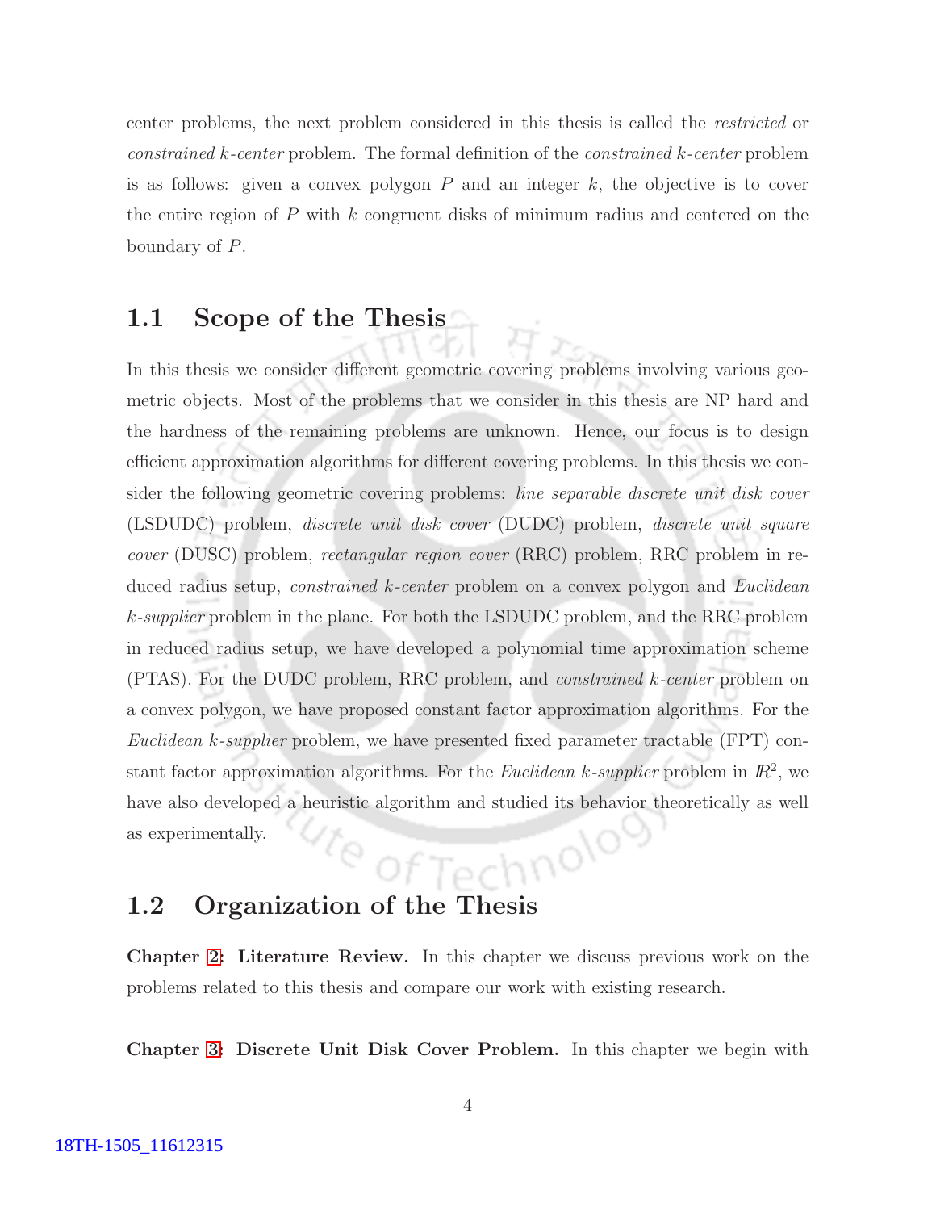center problems, the next problem considered in this thesis is called the *restricted* or *constrained k-center* problem. The formal definition of the *constrained k-center* problem is as follows: given a convex polygon $P$ and an integer $k$, the objective is to cover the entire region of $P$ with $k$ congruent disks of minimum radius and centered on the boundary of $P$.

## 1.1 Scope of the Thesis

In this thesis we consider different geometric covering problems involving various geometric objects. Most of the problems that we consider in this thesis are NP hard and the hardness of the remaining problems are unknown. Hence, our focus is to design efficient approximation algorithms for different covering problems. In this thesis we consider the following geometric covering problems: *line separable discrete unit disk cover* (LSDUDC) problem, *discrete unit disk cover* (DUDC) problem, *discrete unit square cover* (DUSC) problem, *rectangular region cover* (RRC) problem, RRC problem in reduced radius setup, *constrained k-center* problem on a convex polygon and *Euclidean k-supplier* problem in the plane. For both the LSDUDC problem, and the RRC problem in reduced radius setup, we have developed a polynomial time approximation scheme (PTAS). For the DUDC problem, RRC problem, and *constrained k-center* problem on a convex polygon, we have proposed constant factor approximation algorithms. For the *Euclidean k-supplier* problem, we have presented fixed parameter tractable (FPT) constant factor approximation algorithms. For the *Euclidean k-supplier* problem in $\mathbb{R}^2$, we have also developed a heuristic algorithm and studied its behavior theoretically as well as experimentally.

## 1.2 Organization of the Thesis

**Chapter 2: Literature Review.** In this chapter we discuss previous work on the problems related to this thesis and compare our work with existing research.

**Chapter 3: Discrete Unit Disk Cover Problem.** In this chapter we begin with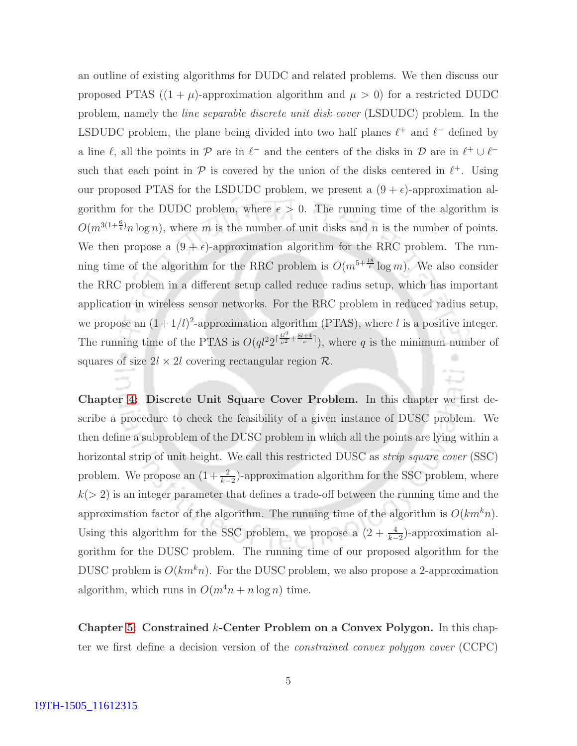an outline of existing algorithms for DUDC and related problems. We then discuss our proposed PTAS ($(1+\mu)$-approximation algorithm and $\mu > 0$) for a restricted DUDC problem, namely the *line separable discrete unit disk cover* (LSDUDC) problem. In the LSDUDC problem, the plane being divided into two half planes $\ell^+$ and $\ell^-$ defined by a line $\ell$, all the points in $\mathcal{P}$ are in $\ell^-$ and the centers of the disks in $\mathcal{D}$ are in $\ell^+ \cup \ell^-$ such that each point in $\mathcal{P}$ is covered by the union of the disks centered in $\ell^+$. Using our proposed PTAS for the LSDUDC problem, we present a $(9+\epsilon)$-approximation algorithm for the DUDC problem, where $\epsilon > 0$. The running time of the algorithm is $O(m^{3(1+\frac{6}{\epsilon})} n \log n)$, where $m$ is the number of unit disks and $n$ is the number of points. We then propose a $(9+\epsilon)$-approximation algorithm for the RRC problem. The running time of the algorithm for the RRC problem is $O(m^{5+\frac{18}{\epsilon}} \log m)$. We also consider the RRC problem in a different setup called reduce radius setup, which has important application in wireless sensor networks. For the RRC problem in reduced radius setup, we propose an $(1+1/l)^2$-approximation algorithm (PTAS), where $l$ is a positive integer. The running time of the PTAS is $O(ql^2 2^{\lceil \frac{4l^2}{\nu^2} + \frac{8l+4}{\nu} \rceil})$, where $q$ is the minimum number of squares of size $2l \times 2l$ covering rectangular region $\mathcal{R}$.

**Chapter 4: Discrete Unit Square Cover Problem.** In this chapter we first describe a procedure to check the feasibility of a given instance of DUSC problem. We then define a subproblem of the DUSC problem in which all the points are lying within a horizontal strip of unit height. We call this restricted DUSC as *strip square cover* (SSC) problem. We propose an $(1+\frac{2}{k-2})$-approximation algorithm for the SSC problem, where $k (> 2)$ is an integer parameter that defines a trade-off between the running time and the approximation factor of the algorithm. The running time of the algorithm is $O(km^k n)$. Using this algorithm for the SSC problem, we propose a $(2+\frac{4}{k-2})$-approximation algorithm for the DUSC problem. The running time of our proposed algorithm for the DUSC problem is $O(km^k n)$. For the DUSC problem, we also propose a 2-approximation algorithm, which runs in $O(m^4 n + n \log n)$ time.

**Chapter 5: Constrained $k$-Center Problem on a Convex Polygon.** In this chapter we first define a decision version of the *constrained convex polygon cover* (CCPC)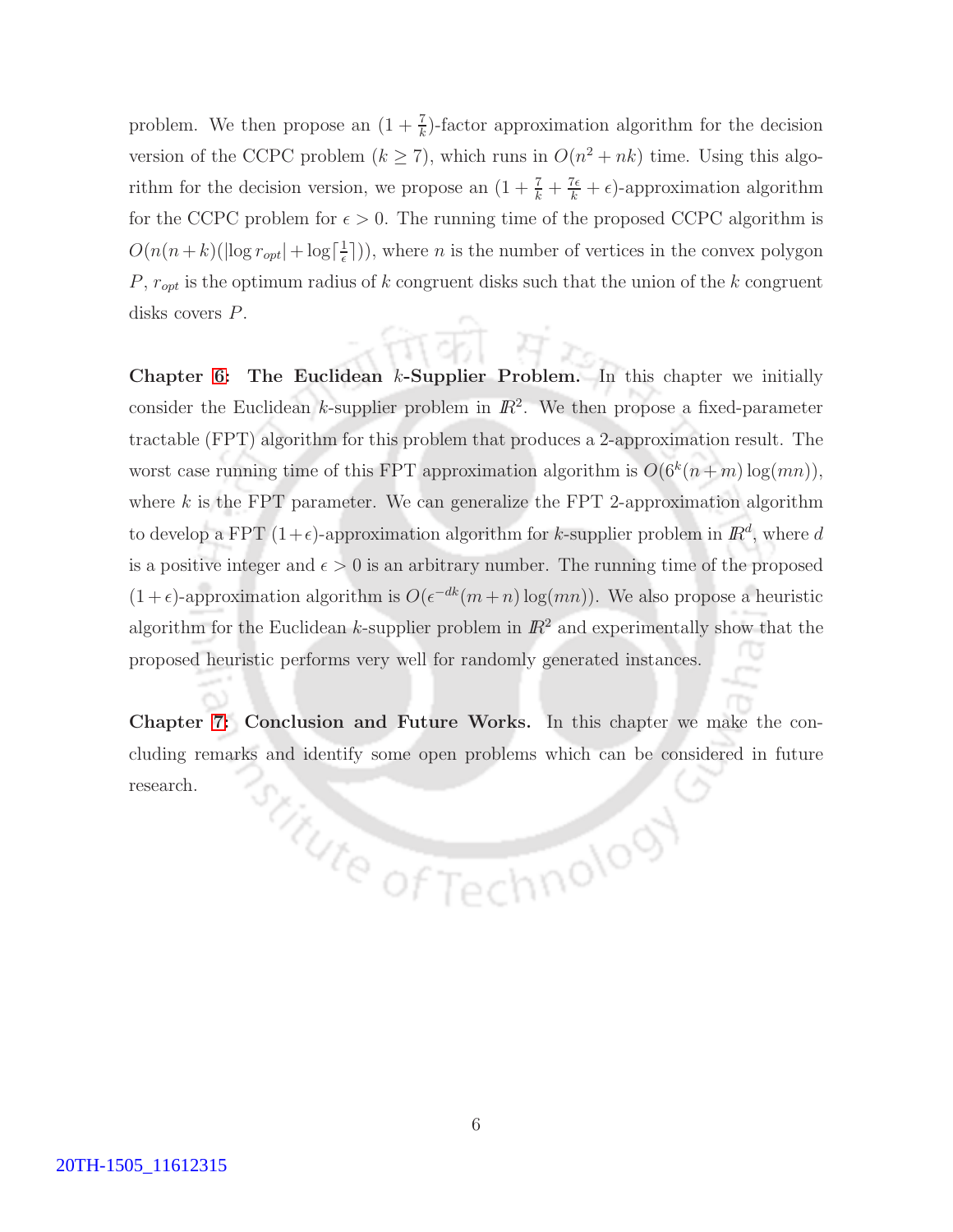problem. We then propose an $(1 + \frac{7}{k})$-factor approximation algorithm for the decision version of the CCPC problem ($k \geq 7$), which runs in $O(n^2 + nk)$ time. Using this algorithm for the decision version, we propose an $(1 + \frac{7}{k} + \frac{7\epsilon}{k} + \epsilon)$-approximation algorithm for the CCPC problem for $\epsilon > 0$. The running time of the proposed CCPC algorithm is $O(n(n+k)(|\log r_{opt}| + \log\lceil\frac{1}{\epsilon}\rceil))$, where $n$ is the number of vertices in the convex polygon $P$, $r_{opt}$ is the optimum radius of $k$ congruent disks such that the union of the $k$ congruent disks covers $P$.

**Chapter 6: The Euclidean $k$-Supplier Problem.** In this chapter we initially consider the Euclidean $k$-supplier problem in $\mathbb{R}^2$. We then propose a fixed-parameter tractable (FPT) algorithm for this problem that produces a 2-approximation result. The worst case running time of this FPT approximation algorithm is $O(6^k(n+m)\log(mn))$, where $k$ is the FPT parameter. We can generalize the FPT 2-approximation algorithm to develop a FPT $(1+\epsilon)$-approximation algorithm for $k$-supplier problem in $\mathbb{R}^d$, where $d$ is a positive integer and $\epsilon > 0$ is an arbitrary number. The running time of the proposed $(1+\epsilon)$-approximation algorithm is $O(\epsilon^{-dk}(m+n)\log(mn))$. We also propose a heuristic algorithm for the Euclidean $k$-supplier problem in $\mathbb{R}^2$ and experimentally show that the proposed heuristic performs very well for randomly generated instances.

**Chapter 7: Conclusion and Future Works.** In this chapter we make the concluding remarks and identify some open problems which can be considered in future research.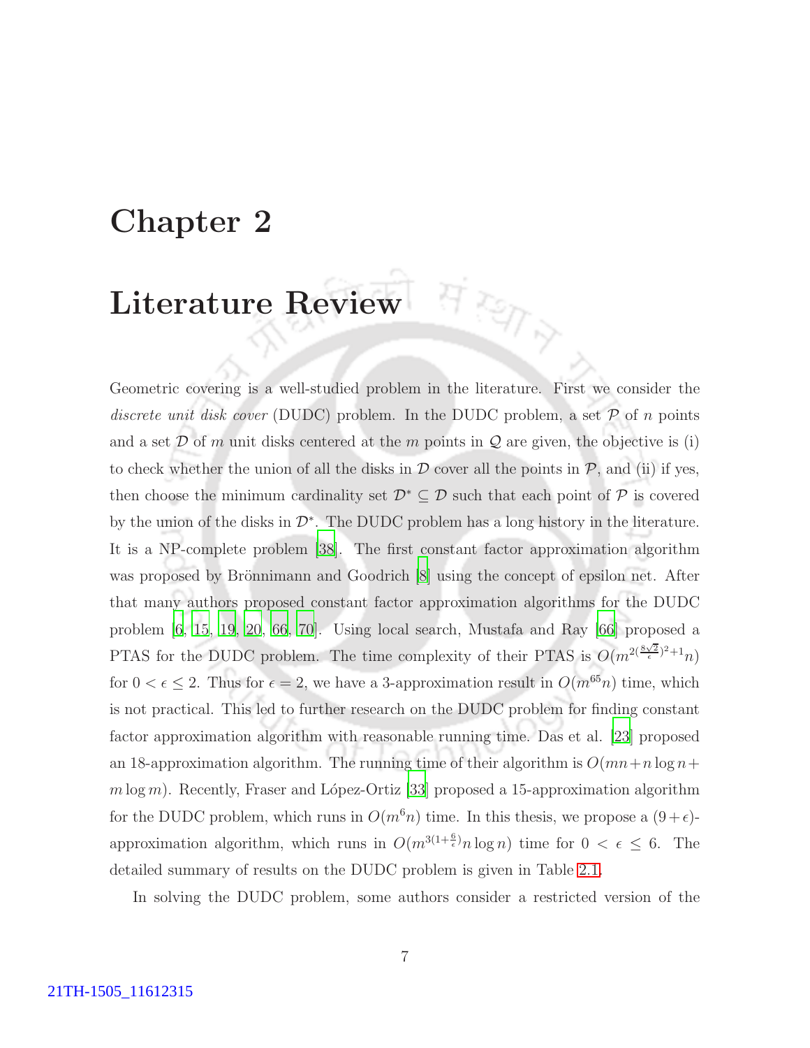# Chapter 2

# Literature Review

Geometric covering is a well-studied problem in the literature. First we consider the *discrete unit disk cover* (DUDC) problem. In the DUDC problem, a set $\mathcal{P}$ of $n$ points and a set $\mathcal{D}$ of $m$ unit disks centered at the $m$ points in $\mathcal{Q}$ are given, the objective is (i) to check whether the union of all the disks in $\mathcal{D}$ cover all the points in $\mathcal{P}$, and (ii) if yes, then choose the minimum cardinality set $\mathcal{D}^* \subseteq \mathcal{D}$ such that each point of $\mathcal{P}$ is covered by the union of the disks in $\mathcal{D}^*$. The DUDC problem has a long history in the literature. It is a NP-complete problem [38]. The first constant factor approximation algorithm was proposed by Brönnimann and Goodrich [8] using the concept of epsilon net. After that many authors proposed constant factor approximation algorithms for the DUDC problem [6, 15, 19, 20, 66, 70]. Using local search, Mustafa and Ray [66] proposed a PTAS for the DUDC problem. The time complexity of their PTAS is $O(m^{2(\frac{8\sqrt{2}}{\epsilon})^2+1}n)$ for $0 < \epsilon \leq 2$. Thus for $\epsilon = 2$, we have a 3-approximation result in $O(m^{65}n)$ time, which is not practical. This led to further research on the DUDC problem for finding constant factor approximation algorithm with reasonable running time. Das et al. [23] proposed an 18-approximation algorithm. The running time of their algorithm is $O(mn+n\log n+m\log m)$. Recently, Fraser and López-Ortiz [33] proposed a 15-approximation algorithm for the DUDC problem, which runs in $O(m^6 n)$ time. In this thesis, we propose a $(9+\epsilon)$-approximation algorithm, which runs in $O(m^{3(1+\frac{6}{\epsilon})}n\log n)$ time for $0 < \epsilon \leq 6$. The detailed summary of results on the DUDC problem is given in Table 2.1.

In solving the DUDC problem, some authors consider a restricted version of the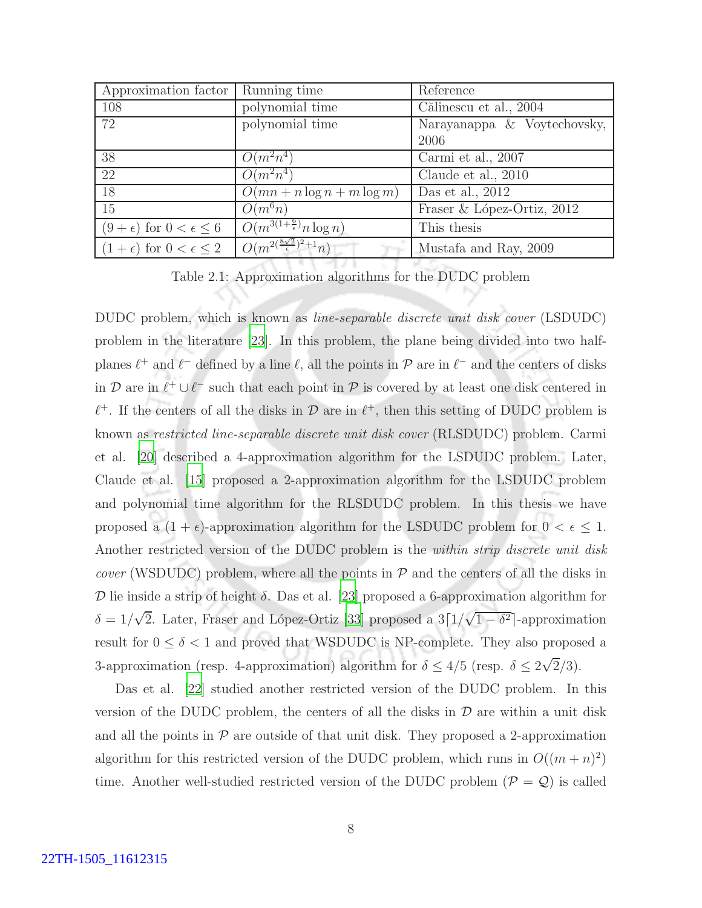| Approximation factor | Running time | Reference |
|---|---|---|
| 108 | polynomial time | Călinescu et al., 2004 |
| 72 | polynomial time | Narayanappa & Voytechovsky, 2006 |
| 38 | $O(m^2n^4)$ | Carmi et al., 2007 |
| 22 | $O(m^2n^4)$ | Claude et al., 2010 |
| 18 | $O(mn + n\log n + m\log m)$ | Das et al., 2012 |
| 15 | $O(m^6n)$ | Fraser & López-Ortiz, 2012 |
| $(9+\epsilon)$ for $0 < \epsilon \leq 6$ | $O(m^{3(1+\frac{6}{\epsilon})}n\log n)$ | This thesis |
| $(1+\epsilon)$ for $0 < \epsilon \leq 2$ | $O(m^{2(\frac{8\sqrt{2}}{\epsilon})^2+1}n)$ | Mustafa and Ray, 2009 |

Table 2.1: Approximation algorithms for the DUDC problem

DUDC problem, which is known as *line-separable discrete unit disk cover* (LSDUDC) problem in the literature [23]. In this problem, the plane being divided into two half-planes $\ell^+$ and $\ell^-$ defined by a line $\ell$, all the points in $\mathcal{P}$ are in $\ell^-$ and the centers of disks in $\mathcal{D}$ are in $\ell^+ \cup \ell^-$ such that each point in $\mathcal{P}$ is covered by at least one disk centered in $\ell^+$. If the centers of all the disks in $\mathcal{D}$ are in $\ell^+$, then this setting of DUDC problem is known as *restricted line-separable discrete unit disk cover* (RLSDUDC) problem. Carmi et al. [20] described a 4-approximation algorithm for the LSDUDC problem. Later, Claude et al. [15] proposed a 2-approximation algorithm for the LSDUDC problem and polynomial time algorithm for the RLSDUDC problem. In this thesis we have proposed a $(1+\epsilon)$-approximation algorithm for the LSDUDC problem for $0 < \epsilon \leq 1$. Another restricted version of the DUDC problem is the *within strip discrete unit disk cover* (WSDUDC) problem, where all the points in $\mathcal{P}$ and the centers of all the disks in $\mathcal{D}$ lie inside a strip of height $\delta$. Das et al. [23] proposed a 6-approximation algorithm for $\delta = 1/\sqrt{2}$. Later, Fraser and López-Ortiz [33] proposed a $3\lceil 1/\sqrt{1-\delta^2}\rceil$-approximation result for $0 \leq \delta < 1$ and proved that WSDUDC is NP-complete. They also proposed a 3-approximation (resp. 4-approximation) algorithm for $\delta \leq 4/5$ (resp. $\delta \leq 2\sqrt{2}/3$).

Das et al. [22] studied another restricted version of the DUDC problem. In this version of the DUDC problem, the centers of all the disks in $\mathcal{D}$ are within a unit disk and all the points in $\mathcal{P}$ are outside of that unit disk. They proposed a 2-approximation algorithm for this restricted version of the DUDC problem, which runs in $O((m+n)^2)$ time. Another well-studied restricted version of the DUDC problem ($\mathcal{P} = \mathcal{Q}$) is called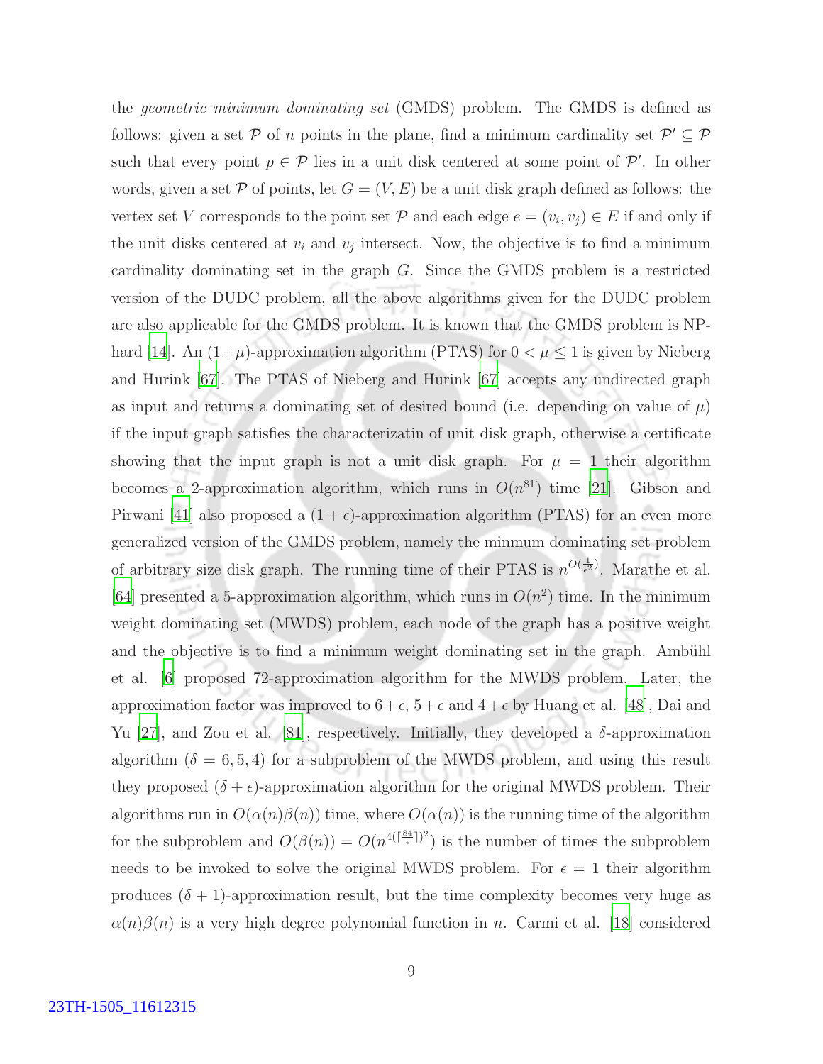the *geometric minimum dominating set* (GMDS) problem. The GMDS is defined as follows: given a set $\mathcal{P}$ of $n$ points in the plane, find a minimum cardinality set $\mathcal{P}' \subseteq \mathcal{P}$ such that every point $p \in \mathcal{P}$ lies in a unit disk centered at some point of $\mathcal{P}'$. In other words, given a set $\mathcal{P}$ of points, let $G = (V, E)$ be a unit disk graph defined as follows: the vertex set $V$ corresponds to the point set $\mathcal{P}$ and each edge $e = (v_i, v_j) \in E$ if and only if the unit disks centered at $v_i$ and $v_j$ intersect. Now, the objective is to find a minimum cardinality dominating set in the graph $G$. Since the GMDS problem is a restricted version of the DUDC problem, all the above algorithms given for the DUDC problem are also applicable for the GMDS problem. It is known that the GMDS problem is NP-hard [14]. An $(1+\mu)$-approximation algorithm (PTAS) for $0 < \mu \leq 1$ is given by Nieberg and Hurink [67]. The PTAS of Nieberg and Hurink [67] accepts any undirected graph as input and returns a dominating set of desired bound (i.e. depending on value of $\mu$) if the input graph satisfies the characterizatin of unit disk graph, otherwise a certificate showing that the input graph is not a unit disk graph. For $\mu = 1$ their algorithm becomes a 2-approximation algorithm, which runs in $O(n^{81})$ time [21]. Gibson and Pirwani [41] also proposed a $(1+\epsilon)$-approximation algorithm (PTAS) for an even more generalized version of the GMDS problem, namely the minmum dominating set problem of arbitrary size disk graph. The running time of their PTAS is $n^{O(\frac{1}{\epsilon^2})}$. Marathe et al. [64] presented a 5-approximation algorithm, which runs in $O(n^2)$ time. In the minimum weight dominating set (MWDS) problem, each node of the graph has a positive weight and the objective is to find a minimum weight dominating set in the graph. Ambühl et al. [6] proposed 72-approximation algorithm for the MWDS problem. Later, the approximation factor was improved to $6+\epsilon$, $5+\epsilon$ and $4+\epsilon$ by Huang et al. [48], Dai and Yu [27], and Zou et al. [81], respectively. Initially, they developed a $\delta$-approximation algorithm ($\delta = 6, 5, 4$) for a subproblem of the MWDS problem, and using this result they proposed $(\delta + \epsilon)$-approximation algorithm for the original MWDS problem. Their algorithms run in $O(\alpha(n)\beta(n))$ time, where $O(\alpha(n))$ is the running time of the algorithm for the subproblem and $O(\beta(n)) = O(n^{4(\lceil \frac{84}{\epsilon} \rceil)^2})$ is the number of times the subproblem needs to be invoked to solve the original MWDS problem. For $\epsilon = 1$ their algorithm produces $(\delta + 1)$-approximation result, but the time complexity becomes very huge as $\alpha(n)\beta(n)$ is a very high degree polynomial function in $n$. Carmi et al. [18] considered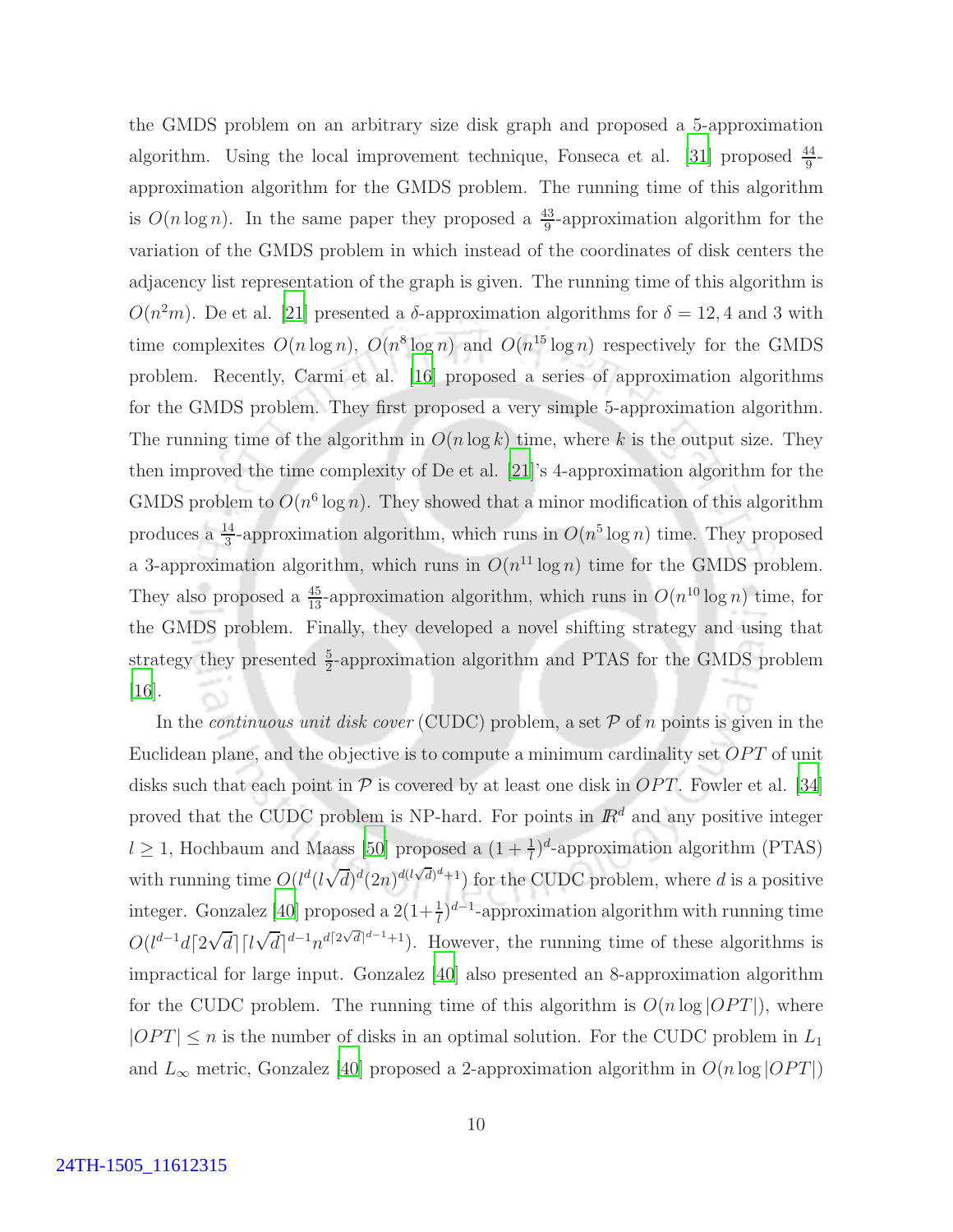the GMDS problem on an arbitrary size disk graph and proposed a 5-approximation algorithm. Using the local improvement technique, Fonseca et al. [31] proposed $\frac{44}{9}$-approximation algorithm for the GMDS problem. The running time of this algorithm is $O(n \log n)$. In the same paper they proposed a $\frac{43}{9}$-approximation algorithm for the variation of the GMDS problem in which instead of the coordinates of disk centers the adjacency list representation of the graph is given. The running time of this algorithm is $O(n^2 m)$. De et al. [21] presented a $\delta$-approximation algorithms for $\delta = 12, 4$ and 3 with time complexites $O(n \log n)$, $O(n^8 \log n)$ and $O(n^{15} \log n)$ respectively for the GMDS problem. Recently, Carmi et al. [16] proposed a series of approximation algorithms for the GMDS problem. They first proposed a very simple 5-approximation algorithm. The running time of the algorithm in $O(n \log k)$ time, where $k$ is the output size. They then improved the time complexity of De et al. [21]'s 4-approximation algorithm for the GMDS problem to $O(n^6 \log n)$. They showed that a minor modification of this algorithm produces a $\frac{14}{3}$-approximation algorithm, which runs in $O(n^5 \log n)$ time. They proposed a 3-approximation algorithm, which runs in $O(n^{11} \log n)$ time for the GMDS problem. They also proposed a $\frac{45}{13}$-approximation algorithm, which runs in $O(n^{10} \log n)$ time, for the GMDS problem. Finally, they developed a novel shifting strategy and using that strategy they presented $\frac{5}{2}$-approximation algorithm and PTAS for the GMDS problem [16].

In the *continuous unit disk cover* (CUDC) problem, a set $\mathcal{P}$ of $n$ points is given in the Euclidean plane, and the objective is to compute a minimum cardinality set $OPT$ of unit disks such that each point in $\mathcal{P}$ is covered by at least one disk in $OPT$. Fowler et al. [34] proved that the CUDC problem is NP-hard. For points in $\mathbb{R}^d$ and any positive integer $l \geq 1$, Hochbaum and Maass [50] proposed a $(1 + \frac{1}{l})^d$-approximation algorithm (PTAS) with running time $O(l^d (l\sqrt{d})^d (2n)^{d(l\sqrt{d})^d + 1})$ for the CUDC problem, where $d$ is a positive integer. Gonzalez [40] proposed a $2(1+\frac{1}{l})^{d-1}$-approximation algorithm with running time $O(l^{d-1} d \lceil 2\sqrt{d} \rceil \lceil l\sqrt{d} \rceil^{d-1} n^{d\lceil 2\sqrt{d} \rceil^{d-1}+1})$. However, the running time of these algorithms is impractical for large input. Gonzalez [40] also presented an 8-approximation algorithm for the CUDC problem. The running time of this algorithm is $O(n \log |OPT|)$, where $|OPT| \leq n$ is the number of disks in an optimal solution. For the CUDC problem in $L_1$ and $L_\infty$ metric, Gonzalez [40] proposed a 2-approximation algorithm in $O(n \log |OPT|)$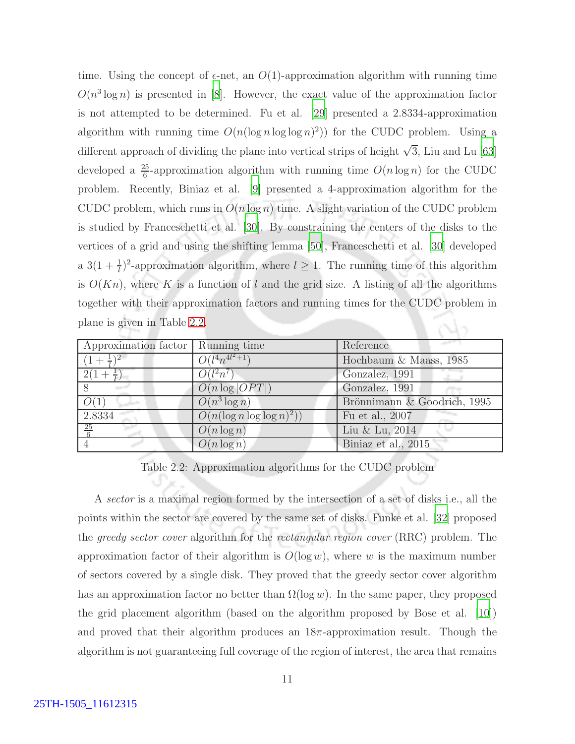time. Using the concept of $\epsilon$-net, an $O(1)$-approximation algorithm with running time $O(n^3 \log n)$ is presented in [8]. However, the exact value of the approximation factor is not attempted to be determined. Fu et al. [29] presented a 2.8334-approximation algorithm with running time $O(n(\log n \log\log n)^2))$ for the CUDC problem. Using a different approach of dividing the plane into vertical strips of height $\sqrt{3}$, Liu and Lu [63] developed a $\frac{25}{6}$-approximation algorithm with running time $O(n \log n)$ for the CUDC problem. Recently, Biniaz et al. [9] presented a 4-approximation algorithm for the CUDC problem, which runs in $O(n \log n)$ time. A slight variation of the CUDC problem is studied by Franceschetti et al. [30]. By constraining the centers of the disks to the vertices of a grid and using the shifting lemma [50], Franceschetti et al. [30] developed a $3(1 + \frac{1}{l})^2$-approximation algorithm, where $l \geq 1$. The running time of this algorithm is $O(Kn)$, where $K$ is a function of $l$ and the grid size. A listing of all the algorithms together with their approximation factors and running times for the CUDC problem in plane is given in Table 2.2.

| Approximation factor | Running time | Reference |
|---|---|---|
| $(1 + \frac{1}{l})^2$ | $O(l^4 n^{4l^2+1})$ | Hochbaum & Maass, 1985 |
| $2(1 + \frac{1}{l})$ | $O(l^2 n^7)$ | Gonzalez, 1991 |
| 8 | $O(n \log \lvert OPT \rvert)$ | Gonzalez, 1991 |
| $O(1)$ | $O(n^3 \log n)$ | Brönnimann & Goodrich, 1995 |
| 2.8334 | $O(n(\log n \log\log n)^2))$ | Fu et al., 2007 |
| $\frac{25}{6}$ | $O(n \log n)$ | Liu & Lu, 2014 |
| 4 | $O(n \log n)$ | Biniaz et al., 2015 |

Table 2.2: Approximation algorithms for the CUDC problem

A *sector* is a maximal region formed by the intersection of a set of disks i.e., all the points within the sector are covered by the same set of disks. Funke et al. [32] proposed the *greedy sector cover* algorithm for the *rectangular region cover* (RRC) problem. The approximation factor of their algorithm is $O(\log w)$, where $w$ is the maximum number of sectors covered by a single disk. They proved that the greedy sector cover algorithm has an approximation factor no better than $\Omega(\log w)$. In the same paper, they proposed the grid placement algorithm (based on the algorithm proposed by Bose et al. [10]) and proved that their algorithm produces an $18\pi$-approximation result. Though the algorithm is not guaranteeing full coverage of the region of interest, the area that remains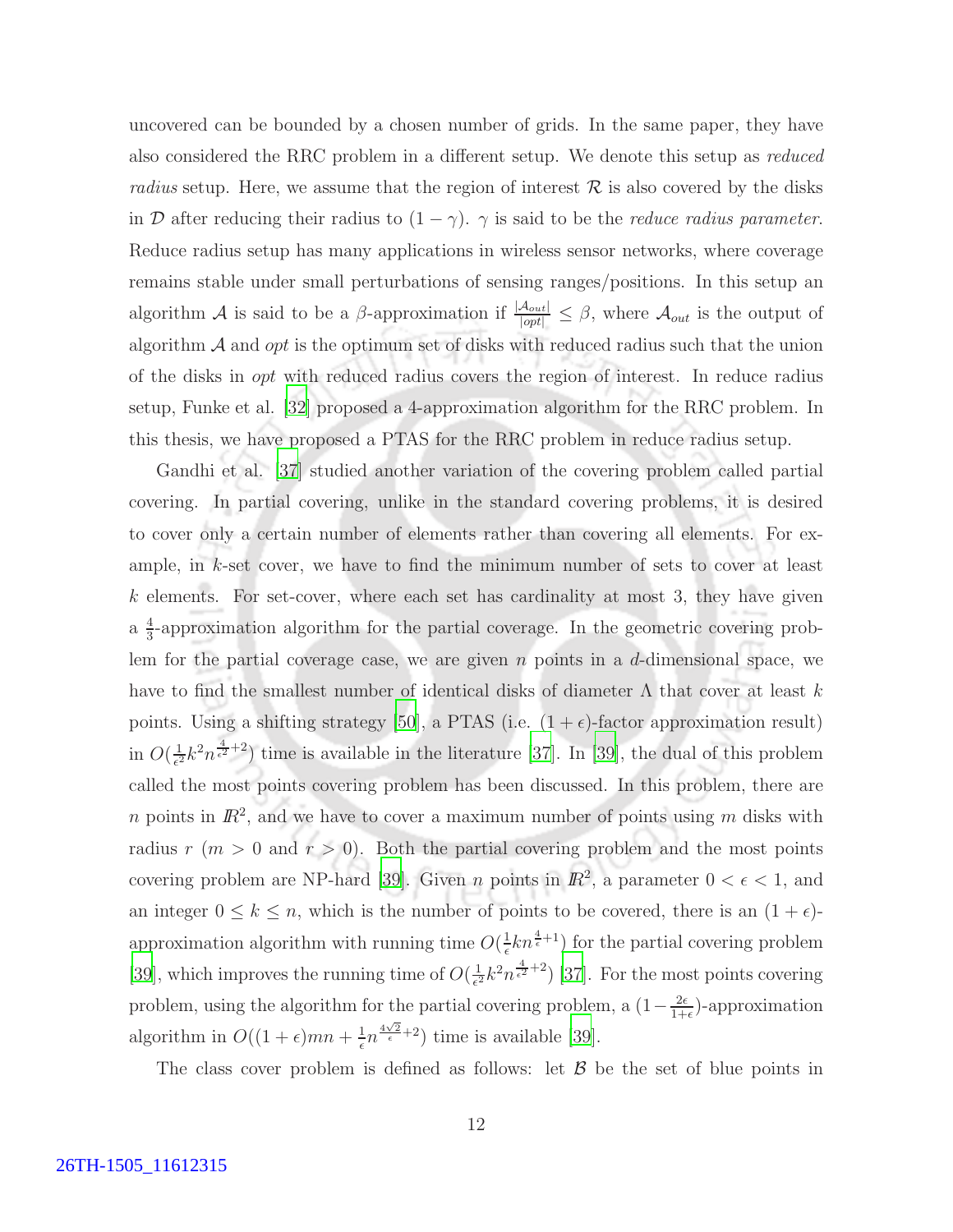uncovered can be bounded by a chosen number of grids. In the same paper, they have also considered the RRC problem in a different setup. We denote this setup as *reduced radius* setup. Here, we assume that the region of interest $\mathcal{R}$ is also covered by the disks in $\mathcal{D}$ after reducing their radius to $(1-\gamma)$. $\gamma$ is said to be the *reduce radius parameter*. Reduce radius setup has many applications in wireless sensor networks, where coverage remains stable under small perturbations of sensing ranges/positions. In this setup an algorithm $\mathcal{A}$ is said to be a $\beta$-approximation if $\frac{|\mathcal{A}_{out}|}{|opt|} \leq \beta$, where $\mathcal{A}_{out}$ is the output of algorithm $\mathcal{A}$ and *opt* is the optimum set of disks with reduced radius such that the union of the disks in *opt* with reduced radius covers the region of interest. In reduce radius setup, Funke et al. [32] proposed a 4-approximation algorithm for the RRC problem. In this thesis, we have proposed a PTAS for the RRC problem in reduce radius setup.

Gandhi et al. [37] studied another variation of the covering problem called partial covering. In partial covering, unlike in the standard covering problems, it is desired to cover only a certain number of elements rather than covering all elements. For example, in $k$-set cover, we have to find the minimum number of sets to cover at least $k$ elements. For set-cover, where each set has cardinality at most 3, they have given a $\frac{4}{3}$-approximation algorithm for the partial coverage. In the geometric covering problem for the partial coverage case, we are given $n$ points in a $d$-dimensional space, we have to find the smallest number of identical disks of diameter $\Lambda$ that cover at least $k$ points. Using a shifting strategy [50], a PTAS (i.e. $(1+\epsilon)$-factor approximation result) in $O(\frac{1}{\epsilon^2}k^2n^{\frac{4}{\epsilon^2}+2})$ time is available in the literature [37]. In [39], the dual of this problem called the most points covering problem has been discussed. In this problem, there are $n$ points in $I\!R^2$, and we have to cover a maximum number of points using $m$ disks with radius $r$ ($m > 0$ and $r > 0$). Both the partial covering problem and the most points covering problem are NP-hard [39]. Given $n$ points in $I\!R^2$, a parameter $0 < \epsilon < 1$, and an integer $0 \leq k \leq n$, which is the number of points to be covered, there is an $(1+\epsilon)$-approximation algorithm with running time $O(\frac{1}{\epsilon}kn^{\frac{4}{\epsilon}+1})$ for the partial covering problem [39], which improves the running time of $O(\frac{1}{\epsilon^2}k^2n^{\frac{4}{\epsilon^2}+2})$ [37]. For the most points covering problem, using the algorithm for the partial covering problem, a $(1-\frac{2\epsilon}{1+\epsilon})$-approximation algorithm in $O((1+\epsilon)mn + \frac{1}{\epsilon}n^{\frac{4\sqrt{2}}{\epsilon}+2})$ time is available [39].

The class cover problem is defined as follows: let $\mathcal{B}$ be the set of blue points in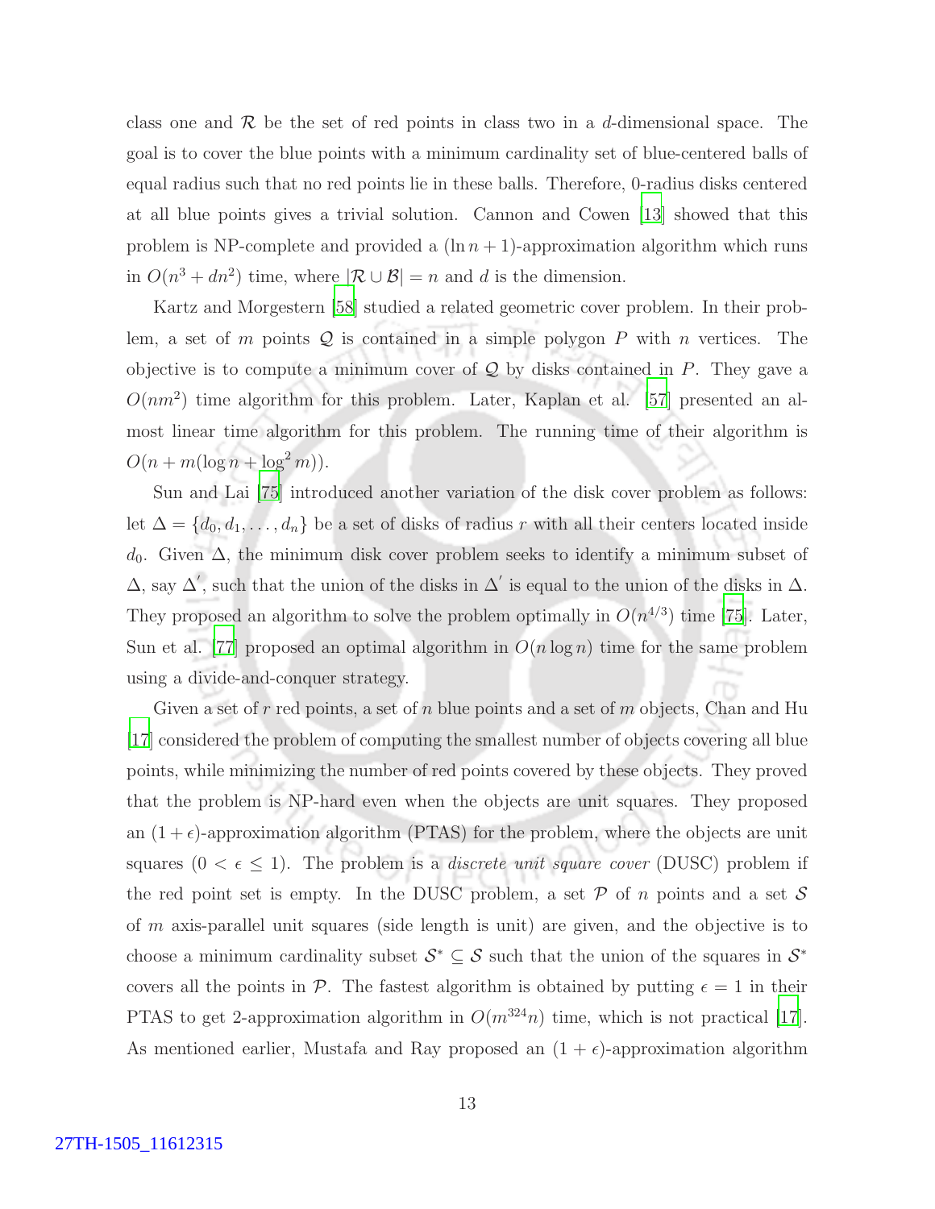class one and $\mathcal{R}$ be the set of red points in class two in a $d$-dimensional space. The goal is to cover the blue points with a minimum cardinality set of blue-centered balls of equal radius such that no red points lie in these balls. Therefore, 0-radius disks centered at all blue points gives a trivial solution. Cannon and Cowen [13] showed that this problem is NP-complete and provided a $(\ln n + 1)$-approximation algorithm which runs in $O(n^3 + dn^2)$ time, where $|\mathcal{R} \cup \mathcal{B}| = n$ and $d$ is the dimension.

Kartz and Morgestern [58] studied a related geometric cover problem. In their problem, a set of $m$ points $\mathcal{Q}$ is contained in a simple polygon $P$ with $n$ vertices. The objective is to compute a minimum cover of $\mathcal{Q}$ by disks contained in $P$. They gave a $O(nm^2)$ time algorithm for this problem. Later, Kaplan et al. [57] presented an almost linear time algorithm for this problem. The running time of their algorithm is $O(n + m(\log n + \log^2 m))$.

Sun and Lai [75] introduced another variation of the disk cover problem as follows: let $\Delta = \{d_0, d_1, \ldots, d_n\}$ be a set of disks of radius $r$ with all their centers located inside $d_0$. Given $\Delta$, the minimum disk cover problem seeks to identify a minimum subset of $\Delta$, say $\Delta'$, such that the union of the disks in $\Delta'$ is equal to the union of the disks in $\Delta$. They proposed an algorithm to solve the problem optimally in $O(n^{4/3})$ time [75]. Later, Sun et al. [77] proposed an optimal algorithm in $O(n \log n)$ time for the same problem using a divide-and-conquer strategy.

Given a set of $r$ red points, a set of $n$ blue points and a set of $m$ objects, Chan and Hu [17] considered the problem of computing the smallest number of objects covering all blue points, while minimizing the number of red points covered by these objects. They proved that the problem is NP-hard even when the objects are unit squares. They proposed an $(1 + \epsilon)$-approximation algorithm (PTAS) for the problem, where the objects are unit squares ($0 < \epsilon \leq 1$). The problem is a *discrete unit square cover* (DUSC) problem if the red point set is empty. In the DUSC problem, a set $\mathcal{P}$ of $n$ points and a set $\mathcal{S}$ of $m$ axis-parallel unit squares (side length is unit) are given, and the objective is to choose a minimum cardinality subset $\mathcal{S}^* \subseteq \mathcal{S}$ such that the union of the squares in $\mathcal{S}^*$ covers all the points in $\mathcal{P}$. The fastest algorithm is obtained by putting $\epsilon = 1$ in their PTAS to get 2-approximation algorithm in $O(m^{324}n)$ time, which is not practical [17]. As mentioned earlier, Mustafa and Ray proposed an $(1 + \epsilon)$-approximation algorithm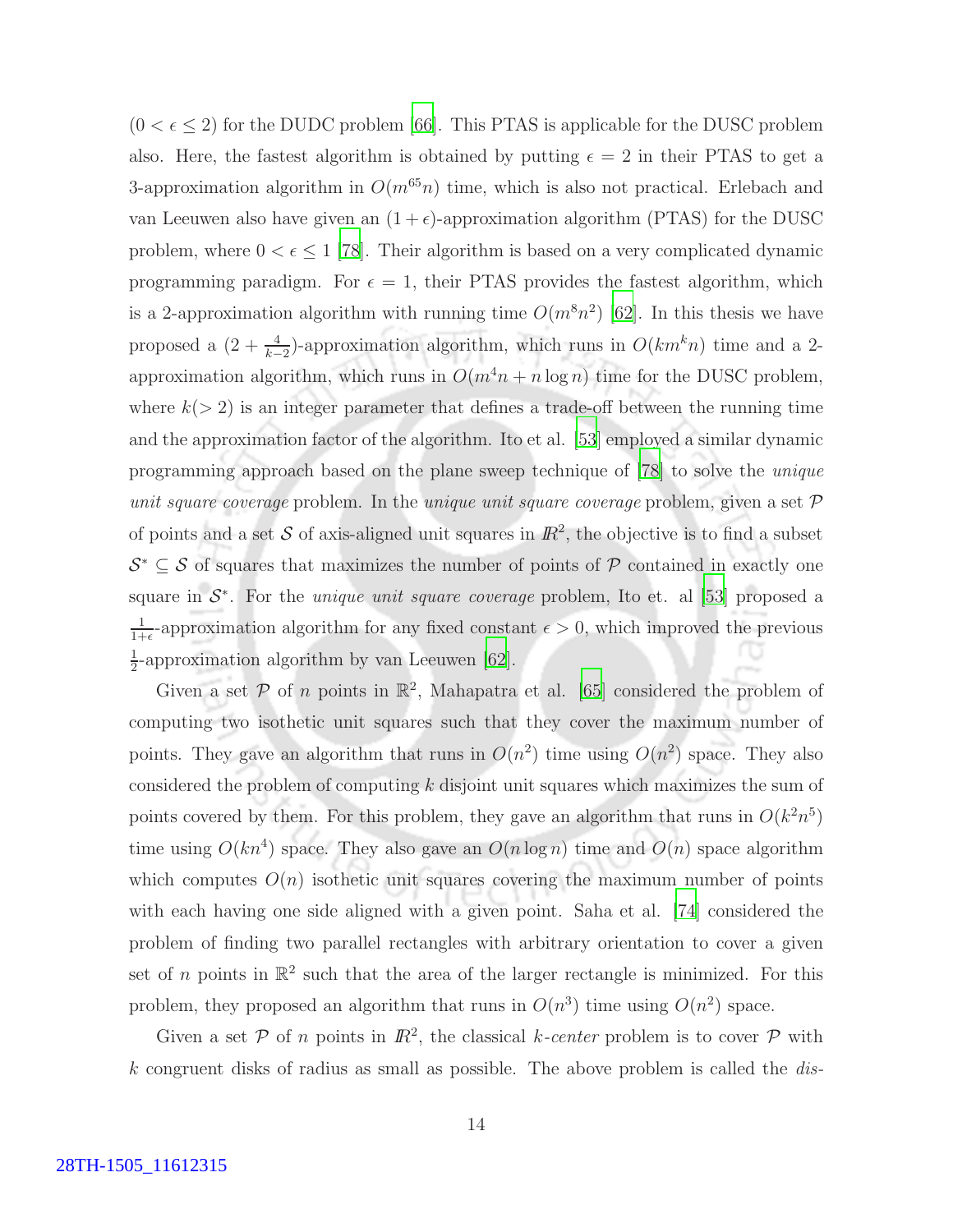$(0 < \epsilon \leq 2)$ for the DUDC problem [66]. This PTAS is applicable for the DUSC problem also. Here, the fastest algorithm is obtained by putting $\epsilon = 2$ in their PTAS to get a 3-approximation algorithm in $O(m^{65}n)$ time, which is also not practical. Erlebach and van Leeuwen also have given an $(1+\epsilon)$-approximation algorithm (PTAS) for the DUSC problem, where $0 < \epsilon \leq 1$ [78]. Their algorithm is based on a very complicated dynamic programming paradigm. For $\epsilon = 1$, their PTAS provides the fastest algorithm, which is a 2-approximation algorithm with running time $O(m^8n^2)$ [62]. In this thesis we have proposed a $(2 + \frac{4}{k-2})$-approximation algorithm, which runs in $O(km^kn)$ time and a 2-approximation algorithm, which runs in $O(m^4n + n\log n)$ time for the DUSC problem, where $k(>2)$ is an integer parameter that defines a trade-off between the running time and the approximation factor of the algorithm. Ito et al. [53] employed a similar dynamic programming approach based on the plane sweep technique of [78] to solve the *unique unit square coverage* problem. In the *unique unit square coverage* problem, given a set $\mathcal{P}$ of points and a set $\mathcal{S}$ of axis-aligned unit squares in $I\!R^2$, the objective is to find a subset $\mathcal{S}^* \subseteq \mathcal{S}$ of squares that maximizes the number of points of $\mathcal{P}$ contained in exactly one square in $\mathcal{S}^*$. For the *unique unit square coverage* problem, Ito et. al [53] proposed a $\frac{1}{1+\epsilon}$-approximation algorithm for any fixed constant $\epsilon > 0$, which improved the previous $\frac{1}{2}$-approximation algorithm by van Leeuwen [62].

Given a set $\mathcal{P}$ of $n$ points in $\mathbb{R}^2$, Mahapatra et al. [65] considered the problem of computing two isothetic unit squares such that they cover the maximum number of points. They gave an algorithm that runs in $O(n^2)$ time using $O(n^2)$ space. They also considered the problem of computing $k$ disjoint unit squares which maximizes the sum of points covered by them. For this problem, they gave an algorithm that runs in $O(k^2n^5)$ time using $O(kn^4)$ space. They also gave an $O(n\log n)$ time and $O(n)$ space algorithm which computes $O(n)$ isothetic unit squares covering the maximum number of points with each having one side aligned with a given point. Saha et al. [74] considered the problem of finding two parallel rectangles with arbitrary orientation to cover a given set of $n$ points in $\mathbb{R}^2$ such that the area of the larger rectangle is minimized. For this problem, they proposed an algorithm that runs in $O(n^3)$ time using $O(n^2)$ space.

Given a set $\mathcal{P}$ of $n$ points in $I\!R^2$, the classical *k-center* problem is to cover $\mathcal{P}$ with $k$ congruent disks of radius as small as possible. The above problem is called the *dis-*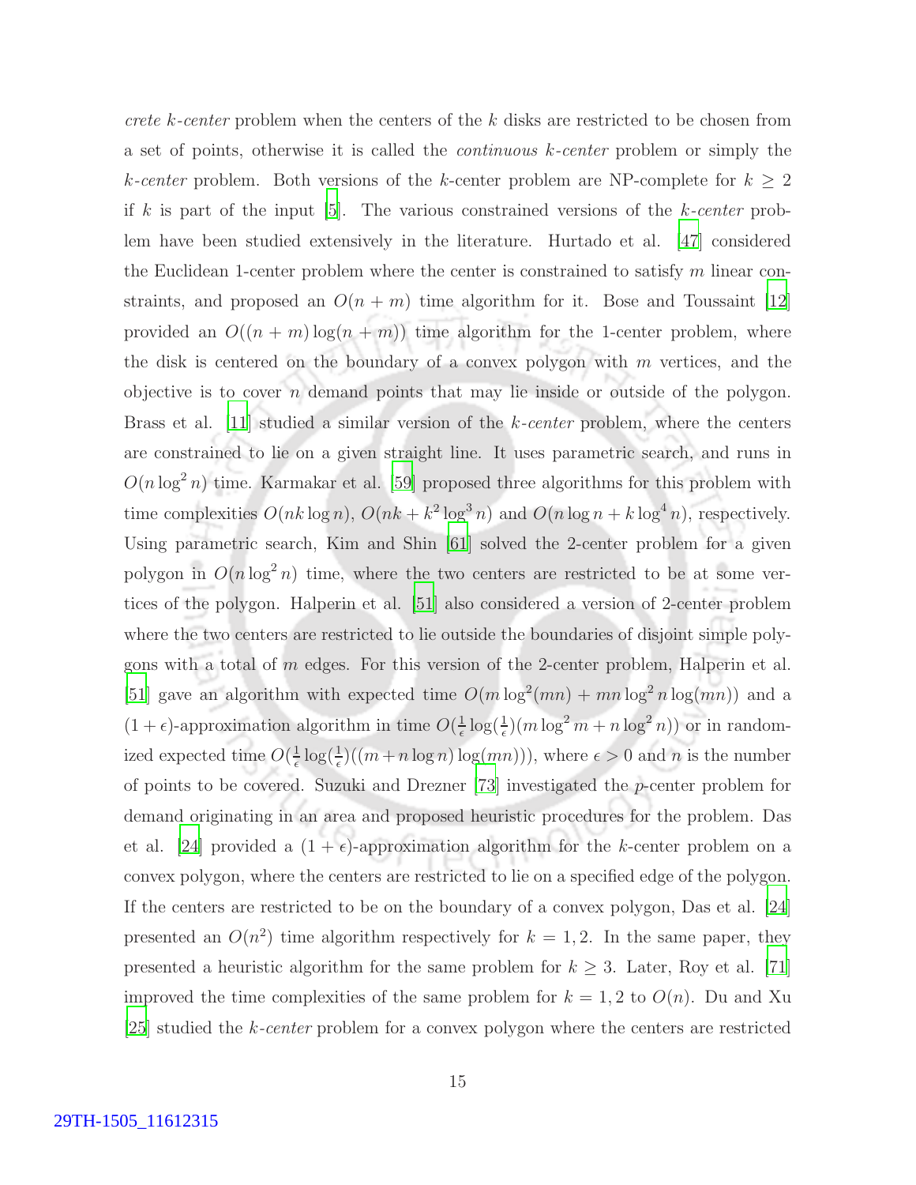*crete k-center* problem when the centers of the $k$ disks are restricted to be chosen from a set of points, otherwise it is called the *continuous k-center* problem or simply the *k-center* problem. Both versions of the $k$-center problem are NP-complete for $k \geq 2$ if $k$ is part of the input [5]. The various constrained versions of the *k-center* problem have been studied extensively in the literature. Hurtado et al. [47] considered the Euclidean 1-center problem where the center is constrained to satisfy $m$ linear constraints, and proposed an $O(n + m)$ time algorithm for it. Bose and Toussaint [12] provided an $O((n + m)\log(n + m))$ time algorithm for the 1-center problem, where the disk is centered on the boundary of a convex polygon with $m$ vertices, and the objective is to cover $n$ demand points that may lie inside or outside of the polygon. Brass et al. [11] studied a similar version of the *k-center* problem, where the centers are constrained to lie on a given straight line. It uses parametric search, and runs in $O(n \log^2 n)$ time. Karmakar et al. [59] proposed three algorithms for this problem with time complexities $O(nk \log n)$, $O(nk + k^2 \log^3 n)$ and $O(n \log n + k \log^4 n)$, respectively. Using parametric search, Kim and Shin [61] solved the 2-center problem for a given polygon in $O(n \log^2 n)$ time, where the two centers are restricted to be at some vertices of the polygon. Halperin et al. [51] also considered a version of 2-center problem where the two centers are restricted to lie outside the boundaries of disjoint simple polygons with a total of $m$ edges. For this version of the 2-center problem, Halperin et al. [51] gave an algorithm with expected time $O(m \log^2(mn) + mn \log^2 n \log(mn))$ and a $(1+\epsilon)$-approximation algorithm in time $O(\frac{1}{\epsilon}\log(\frac{1}{\epsilon})(m \log^2 m + n \log^2 n))$ or in randomized expected time $O(\frac{1}{\epsilon}\log(\frac{1}{\epsilon})((m + n \log n)\log(mn)))$, where $\epsilon > 0$ and $n$ is the number of points to be covered. Suzuki and Drezner [73] investigated the $p$-center problem for demand originating in an area and proposed heuristic procedures for the problem. Das et al. [24] provided a $(1+\epsilon)$-approximation algorithm for the $k$-center problem on a convex polygon, where the centers are restricted to lie on a specified edge of the polygon. If the centers are restricted to be on the boundary of a convex polygon, Das et al. [24] presented an $O(n^2)$ time algorithm respectively for $k = 1, 2$. In the same paper, they presented a heuristic algorithm for the same problem for $k \geq 3$. Later, Roy et al. [71] improved the time complexities of the same problem for $k = 1, 2$ to $O(n)$. Du and Xu [25] studied the *k-center* problem for a convex polygon where the centers are restricted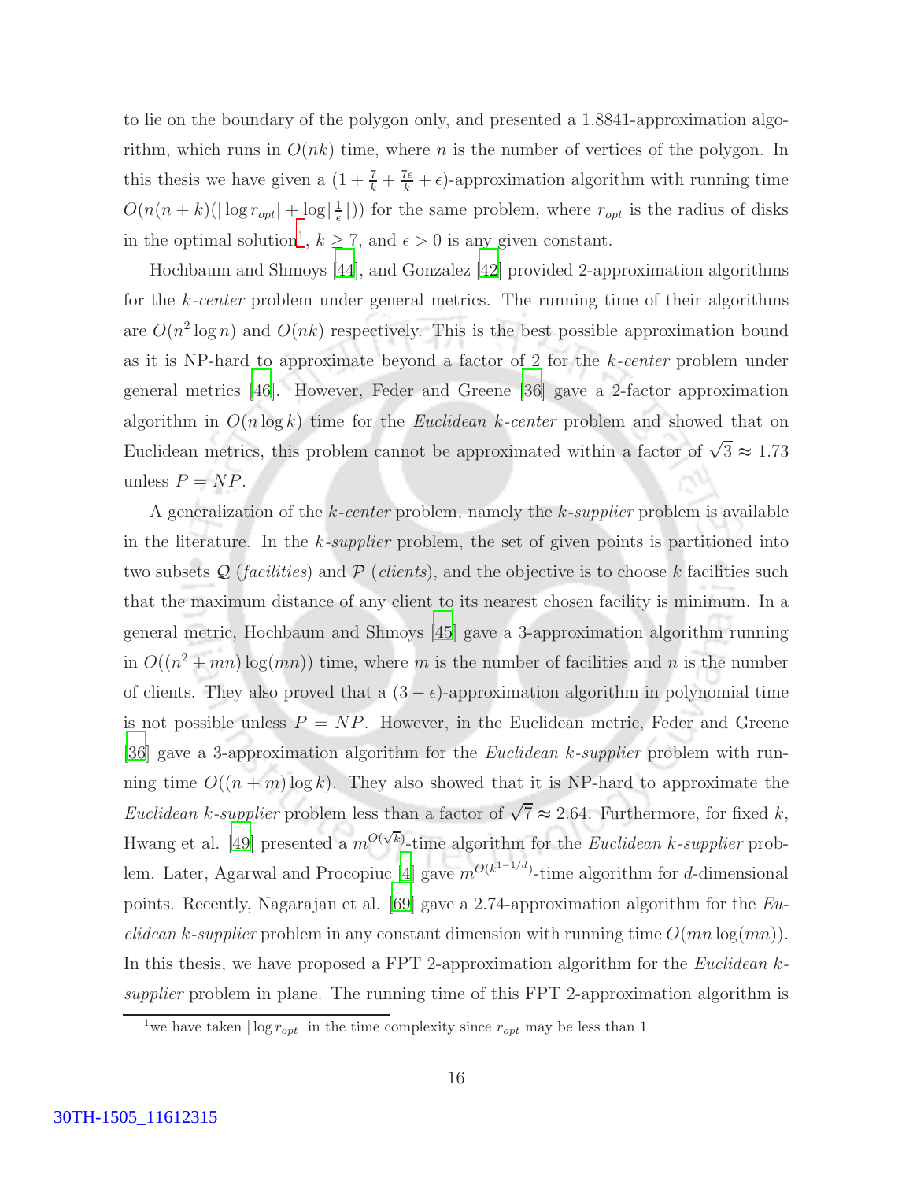to lie on the boundary of the polygon only, and presented a 1.8841-approximation algorithm, which runs in $O(nk)$ time, where $n$ is the number of vertices of the polygon. In this thesis we have given a $(1 + \frac{7}{k} + \frac{7\epsilon}{k} + \epsilon)$-approximation algorithm with running time $O(n(n+k)(|\log r_{opt}| + \log\lceil\frac{1}{\epsilon}\rceil))$ for the same problem, where $r_{opt}$ is the radius of disks in the optimal solution[1], $k \geq 7$, and $\epsilon > 0$ is any given constant.

Hochbaum and Shmoys [44], and Gonzalez [42] provided 2-approximation algorithms for the *k-center* problem under general metrics. The running time of their algorithms are $O(n^2 \log n)$ and $O(nk)$ respectively. This is the best possible approximation bound as it is NP-hard to approximate beyond a factor of 2 for the *k-center* problem under general metrics [46]. However, Feder and Greene [36] gave a 2-factor approximation algorithm in $O(n \log k)$ time for the *Euclidean k-center* problem and showed that on Euclidean metrics, this problem cannot be approximated within a factor of $\sqrt{3} \approx 1.73$ unless $P = NP$.

A generalization of the *k-center* problem, namely the *k-supplier* problem is available in the literature. In the *k-supplier* problem, the set of given points is partitioned into two subsets $\mathcal{Q}$ (*facilities*) and $\mathcal{P}$ (*clients*), and the objective is to choose $k$ facilities such that the maximum distance of any client to its nearest chosen facility is minimum. In a general metric, Hochbaum and Shmoys [45] gave a 3-approximation algorithm running in $O((n^2 + mn)\log(mn))$ time, where $m$ is the number of facilities and $n$ is the number of clients. They also proved that a $(3 - \epsilon)$-approximation algorithm in polynomial time is not possible unless $P = NP$. However, in the Euclidean metric, Feder and Greene [36] gave a 3-approximation algorithm for the *Euclidean k-supplier* problem with running time $O((n + m)\log k)$. They also showed that it is NP-hard to approximate the *Euclidean k-supplier* problem less than a factor of $\sqrt{7} \approx 2.64$. Furthermore, for fixed $k$, Hwang et al. [49] presented a $m^{O(\sqrt{k})}$-time algorithm for the *Euclidean k-supplier* problem. Later, Agarwal and Procopiuc [4] gave $m^{O(k^{1-1/d})}$-time algorithm for $d$-dimensional points. Recently, Nagarajan et al. [69] gave a 2.74-approximation algorithm for the *Euclidean k-supplier* problem in any constant dimension with running time $O(mn \log(mn))$. In this thesis, we have proposed a FPT 2-approximation algorithm for the *Euclidean k-supplier* problem in plane. The running time of this FPT 2-approximation algorithm is

[1] we have taken $|\log r_{opt}|$ in the time complexity since $r_{opt}$ may be less than 1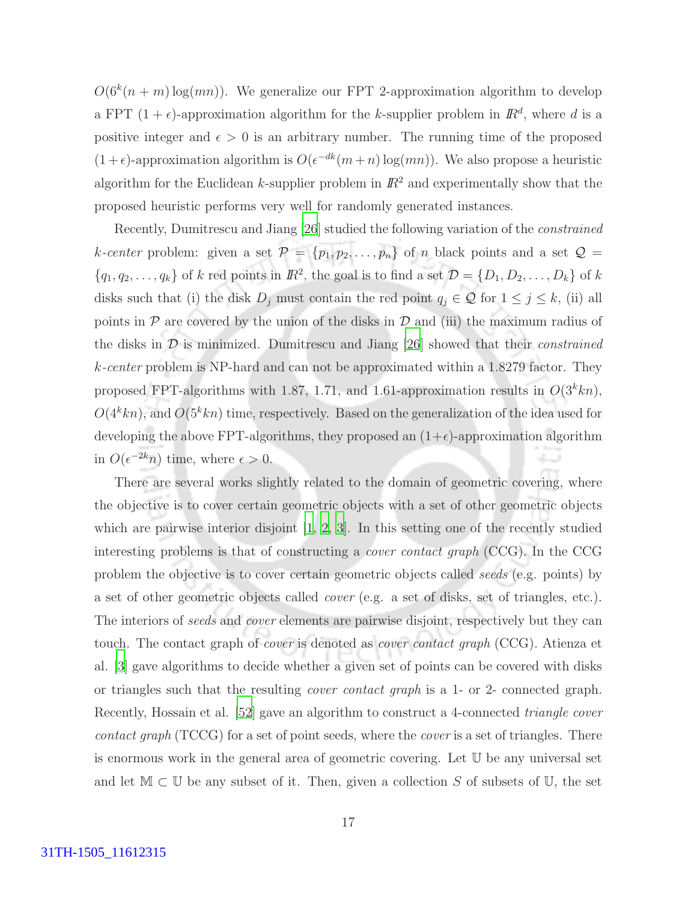$O(6^k(n+m)\log(mn))$. We generalize our FPT 2-approximation algorithm to develop a FPT $(1+\epsilon)$-approximation algorithm for the $k$-supplier problem in $\mathbb{R}^d$, where $d$ is a positive integer and $\epsilon > 0$ is an arbitrary number. The running time of the proposed $(1+\epsilon)$-approximation algorithm is $O(\epsilon^{-dk}(m+n)\log(mn))$. We also propose a heuristic algorithm for the Euclidean $k$-supplier problem in $\mathbb{R}^2$ and experimentally show that the proposed heuristic performs very well for randomly generated instances.

Recently, Dumitrescu and Jiang [26] studied the following variation of the *constrained k-center* problem: given a set $\mathcal{P} = \{p_1, p_2, \ldots, p_n\}$ of $n$ black points and a set $\mathcal{Q} = \{q_1, q_2, \ldots, q_k\}$ of $k$ red points in $\mathbb{R}^2$, the goal is to find a set $\mathcal{D} = \{D_1, D_2, \ldots, D_k\}$ of $k$ disks such that (i) the disk $D_j$ must contain the red point $q_j \in \mathcal{Q}$ for $1 \leq j \leq k$, (ii) all points in $\mathcal{P}$ are covered by the union of the disks in $\mathcal{D}$ and (iii) the maximum radius of the disks in $\mathcal{D}$ is minimized. Dumitrescu and Jiang [26] showed that their *constrained k-center* problem is NP-hard and can not be approximated within a 1.8279 factor. They proposed FPT-algorithms with 1.87, 1.71, and 1.61-approximation results in $O(3^k kn)$, $O(4^k kn)$, and $O(5^k kn)$ time, respectively. Based on the generalization of the idea used for developing the above FPT-algorithms, they proposed an $(1+\epsilon)$-approximation algorithm in $O(\epsilon^{-2k}n)$ time, where $\epsilon > 0$.

There are several works slightly related to the domain of geometric covering, where the objective is to cover certain geometric objects with a set of other geometric objects which are pairwise interior disjoint [1, 2, 3]. In this setting one of the recently studied interesting problems is that of constructing a *cover contact graph* (CCG). In the CCG problem the objective is to cover certain geometric objects called *seeds* (e.g. points) by a set of other geometric objects called *cover* (e.g. a set of disks, set of triangles, etc.). The interiors of *seeds* and *cover* elements are pairwise disjoint, respectively but they can touch. The contact graph of *cover* is denoted as *cover contact graph* (CCG). Atienza et al. [3] gave algorithms to decide whether a given set of points can be covered with disks or triangles such that the resulting *cover contact graph* is a 1- or 2- connected graph. Recently, Hossain et al. [52] gave an algorithm to construct a 4-connected *triangle cover contact graph* (TCCG) for a set of point seeds, where the *cover* is a set of triangles. There is enormous work in the general area of geometric covering. Let $\mathbb{U}$ be any universal set and let $\mathbb{M} \subset \mathbb{U}$ be any subset of it. Then, given a collection $S$ of subsets of $\mathbb{U}$, the set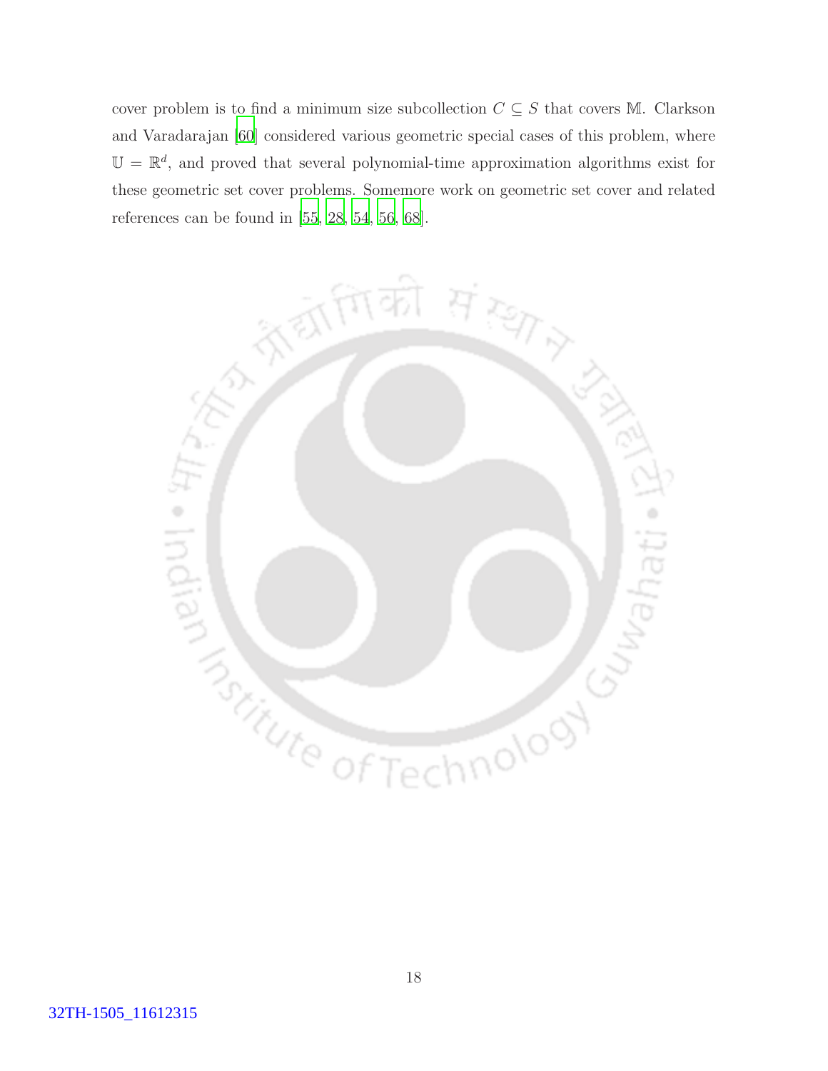cover problem is to find a minimum size subcollection $C \subseteq S$ that covers $\mathbb{M}$. Clarkson and Varadarajan [60] considered various geometric special cases of this problem, where $\mathbb{U} = \mathbb{R}^d$, and proved that several polynomial-time approximation algorithms exist for these geometric set cover problems. Somemore work on geometric set cover and related references can be found in [55, 28, 54, 56, 68].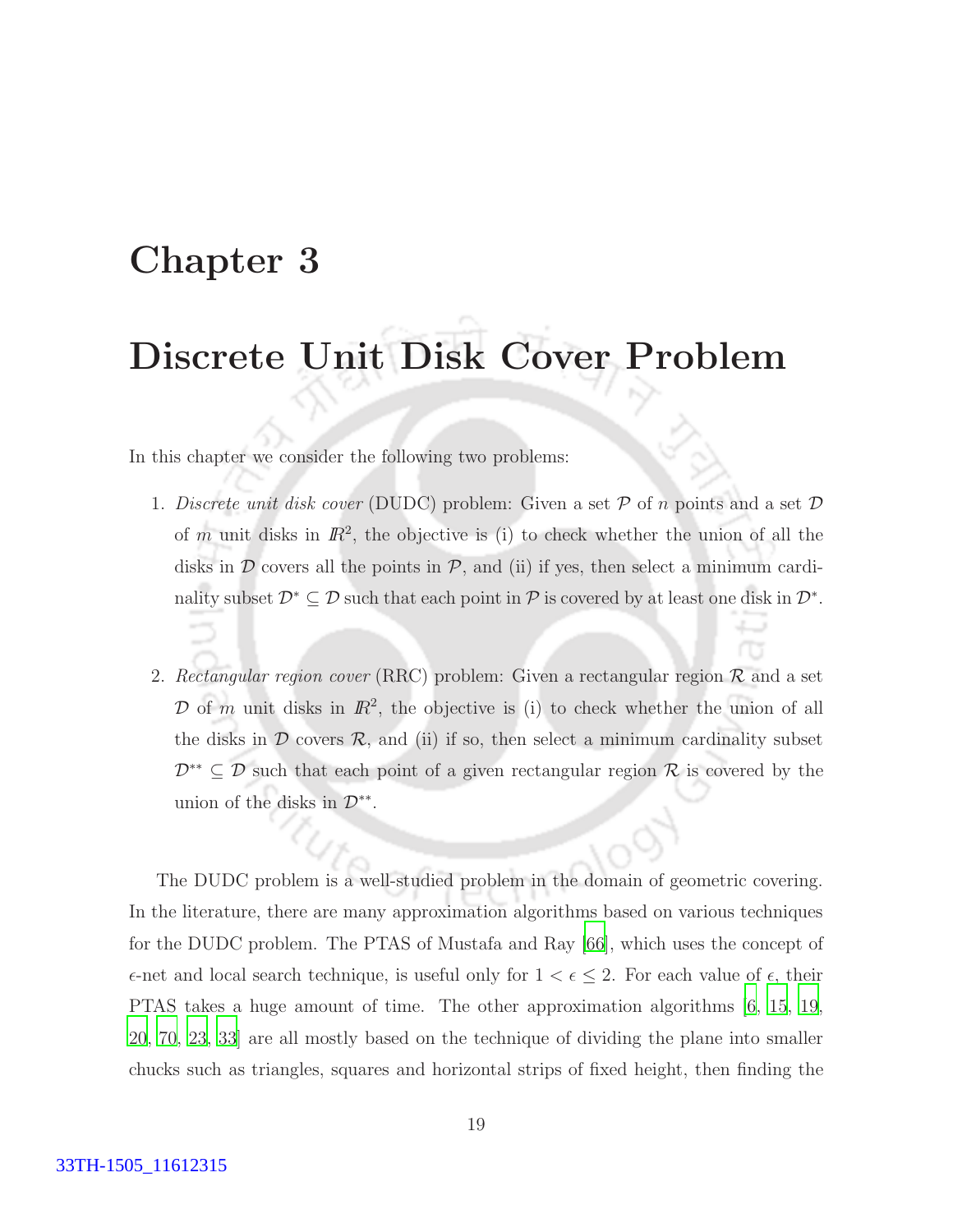# Chapter 3

# Discrete Unit Disk Cover Problem

In this chapter we consider the following two problems:

1. *Discrete unit disk cover* (DUDC) problem: Given a set $\mathcal{P}$ of $n$ points and a set $\mathcal{D}$ of $m$ unit disks in $\mathbb{R}^2$, the objective is (i) to check whether the union of all the disks in $\mathcal{D}$ covers all the points in $\mathcal{P}$, and (ii) if yes, then select a minimum cardinality subset $\mathcal{D}^* \subseteq \mathcal{D}$ such that each point in $\mathcal{P}$ is covered by at least one disk in $\mathcal{D}^*$.

2. *Rectangular region cover* (RRC) problem: Given a rectangular region $\mathcal{R}$ and a set $\mathcal{D}$ of $m$ unit disks in $\mathbb{R}^2$, the objective is (i) to check whether the union of all the disks in $\mathcal{D}$ covers $\mathcal{R}$, and (ii) if so, then select a minimum cardinality subset $\mathcal{D}^{**} \subseteq \mathcal{D}$ such that each point of a given rectangular region $\mathcal{R}$ is covered by the union of the disks in $\mathcal{D}^{**}$.

The DUDC problem is a well-studied problem in the domain of geometric covering. In the literature, there are many approximation algorithms based on various techniques for the DUDC problem. The PTAS of Mustafa and Ray [66], which uses the concept of $\epsilon$-net and local search technique, is useful only for $1 < \epsilon \leq 2$. For each value of $\epsilon$, their PTAS takes a huge amount of time. The other approximation algorithms [6, 15, 19, 20, 70, 23, 33] are all mostly based on the technique of dividing the plane into smaller chucks such as triangles, squares and horizontal strips of fixed height, then finding the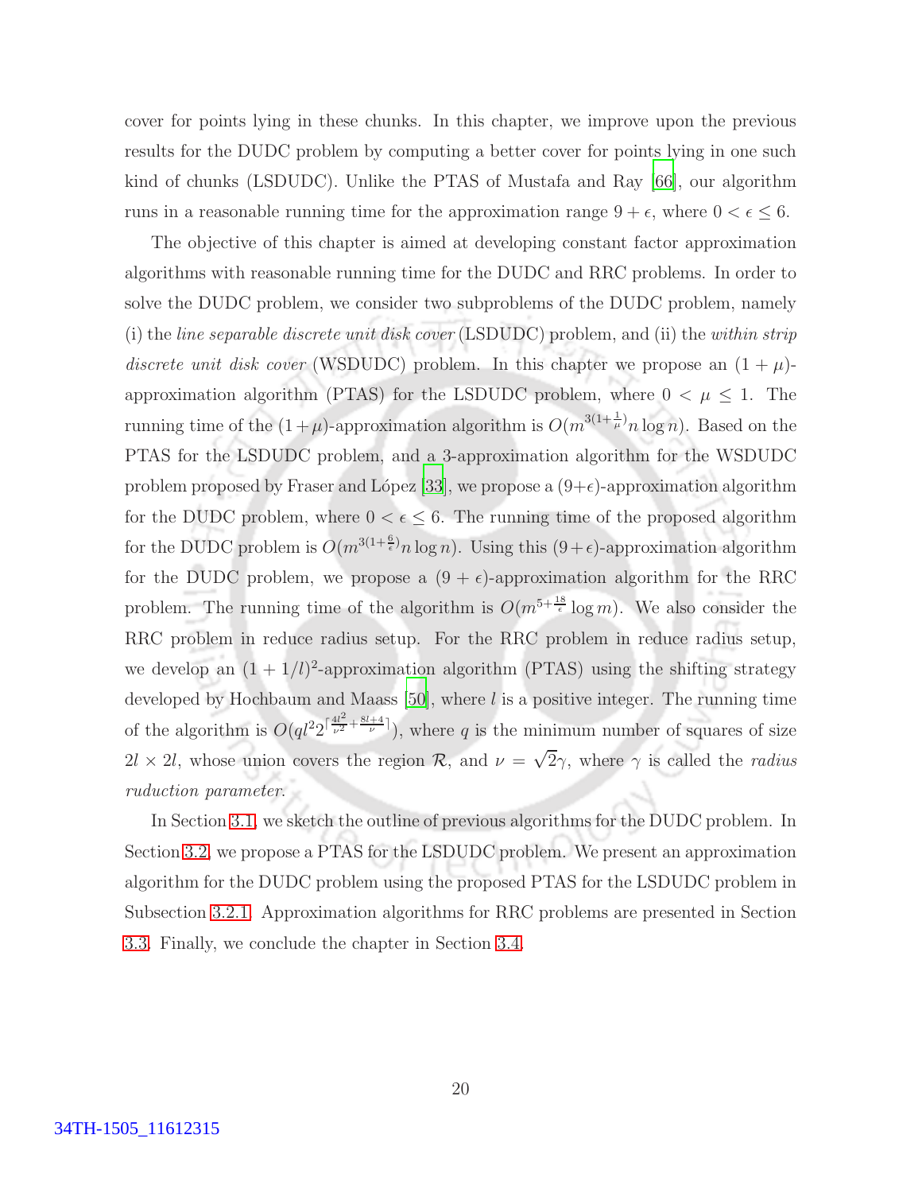cover for points lying in these chunks. In this chapter, we improve upon the previous results for the DUDC problem by computing a better cover for points lying in one such kind of chunks (LSDUDC). Unlike the PTAS of Mustafa and Ray [66], our algorithm runs in a reasonable running time for the approximation range $9 + \epsilon$, where $0 < \epsilon \leq 6$.

The objective of this chapter is aimed at developing constant factor approximation algorithms with reasonable running time for the DUDC and RRC problems. In order to solve the DUDC problem, we consider two subproblems of the DUDC problem, namely (i) the *line separable discrete unit disk cover* (LSDUDC) problem, and (ii) the *within strip discrete unit disk cover* (WSDUDC) problem. In this chapter we propose an $(1 + \mu)$-approximation algorithm (PTAS) for the LSDUDC problem, where $0 < \mu \leq 1$. The running time of the $(1+\mu)$-approximation algorithm is $O(m^{3(1+\frac{1}{\mu})} n \log n)$. Based on the PTAS for the LSDUDC problem, and a 3-approximation algorithm for the WSDUDC problem proposed by Fraser and López [33], we propose a $(9+\epsilon)$-approximation algorithm for the DUDC problem, where $0 < \epsilon \leq 6$. The running time of the proposed algorithm for the DUDC problem is $O(m^{3(1+\frac{6}{\epsilon})} n \log n)$. Using this $(9+\epsilon)$-approximation algorithm for the DUDC problem, we propose a $(9 + \epsilon)$-approximation algorithm for the RRC problem. The running time of the algorithm is $O(m^{5+\frac{18}{\epsilon}} \log m)$. We also consider the RRC problem in reduce radius setup. For the RRC problem in reduce radius setup, we develop an $(1 + 1/l)^2$-approximation algorithm (PTAS) using the shifting strategy developed by Hochbaum and Maass [50], where $l$ is a positive integer. The running time of the algorithm is $O(ql^2 2^{\lceil \frac{4l^2}{\nu^2} + \frac{8l+4}{\nu} \rceil})$, where $q$ is the minimum number of squares of size $2l \times 2l$, whose union covers the region $\mathcal{R}$, and $\nu = \sqrt{2}\gamma$, where $\gamma$ is called the *radius ruduction parameter*.

In Section 3.1, we sketch the outline of previous algorithms for the DUDC problem. In Section 3.2, we propose a PTAS for the LSDUDC problem. We present an approximation algorithm for the DUDC problem using the proposed PTAS for the LSDUDC problem in Subsection 3.2.1. Approximation algorithms for RRC problems are presented in Section 3.3. Finally, we conclude the chapter in Section 3.4.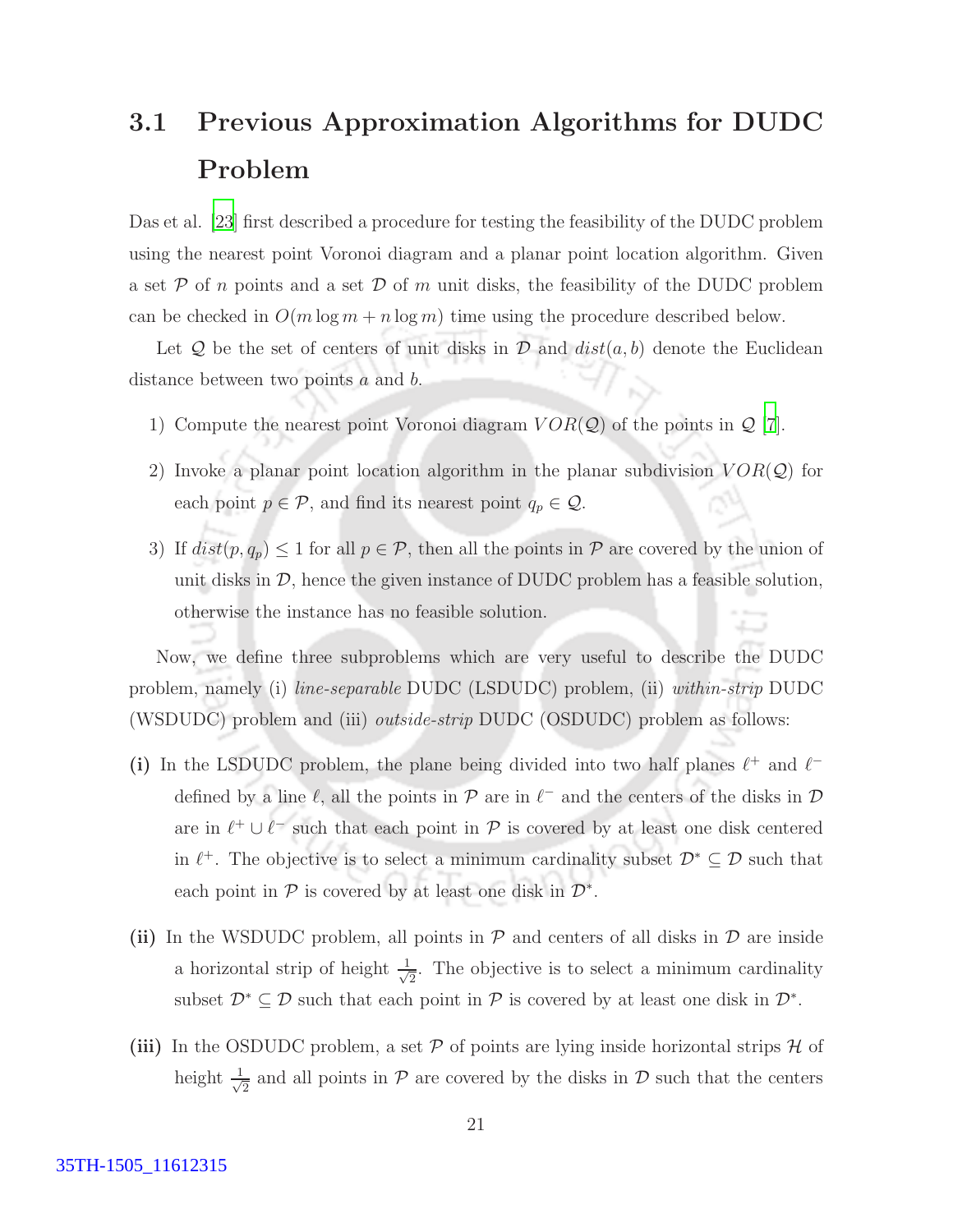## 3.1 Previous Approximation Algorithms for DUDC Problem

Das et al. [23] first described a procedure for testing the feasibility of the DUDC problem using the nearest point Voronoi diagram and a planar point location algorithm. Given a set $\mathcal{P}$ of $n$ points and a set $\mathcal{D}$ of $m$ unit disks, the feasibility of the DUDC problem can be checked in $O(m \log m + n \log m)$ time using the procedure described below.

Let $\mathcal{Q}$ be the set of centers of unit disks in $\mathcal{D}$ and $dist(a, b)$ denote the Euclidean distance between two points $a$ and $b$.

1) Compute the nearest point Voronoi diagram $VOR(\mathcal{Q})$ of the points in $\mathcal{Q}$ [7].

2) Invoke a planar point location algorithm in the planar subdivision $VOR(\mathcal{Q})$ for each point $p \in \mathcal{P}$, and find its nearest point $q_p \in \mathcal{Q}$.

3) If $dist(p, q_p) \leq 1$ for all $p \in \mathcal{P}$, then all the points in $\mathcal{P}$ are covered by the union of unit disks in $\mathcal{D}$, hence the given instance of DUDC problem has a feasible solution, otherwise the instance has no feasible solution.

Now, we define three subproblems which are very useful to describe the DUDC problem, namely (i) *line-separable* DUDC (LSDUDC) problem, (ii) *within-strip* DUDC (WSDUDC) problem and (iii) *outside-strip* DUDC (OSDUDC) problem as follows:

**(i)** In the LSDUDC problem, the plane being divided into two half planes $\ell^+$ and $\ell^-$ defined by a line $\ell$, all the points in $\mathcal{P}$ are in $\ell^-$ and the centers of the disks in $\mathcal{D}$ are in $\ell^+ \cup \ell^-$ such that each point in $\mathcal{P}$ is covered by at least one disk centered in $\ell^+$. The objective is to select a minimum cardinality subset $\mathcal{D}^* \subseteq \mathcal{D}$ such that each point in $\mathcal{P}$ is covered by at least one disk in $\mathcal{D}^*$.

**(ii)** In the WSDUDC problem, all points in $\mathcal{P}$ and centers of all disks in $\mathcal{D}$ are inside a horizontal strip of height $\frac{1}{\sqrt{2}}$. The objective is to select a minimum cardinality subset $\mathcal{D}^* \subseteq \mathcal{D}$ such that each point in $\mathcal{P}$ is covered by at least one disk in $\mathcal{D}^*$.

**(iii)** In the OSDUDC problem, a set $\mathcal{P}$ of points are lying inside horizontal strips $\mathcal{H}$ of height $\frac{1}{\sqrt{2}}$ and all points in $\mathcal{P}$ are covered by the disks in $\mathcal{D}$ such that the centers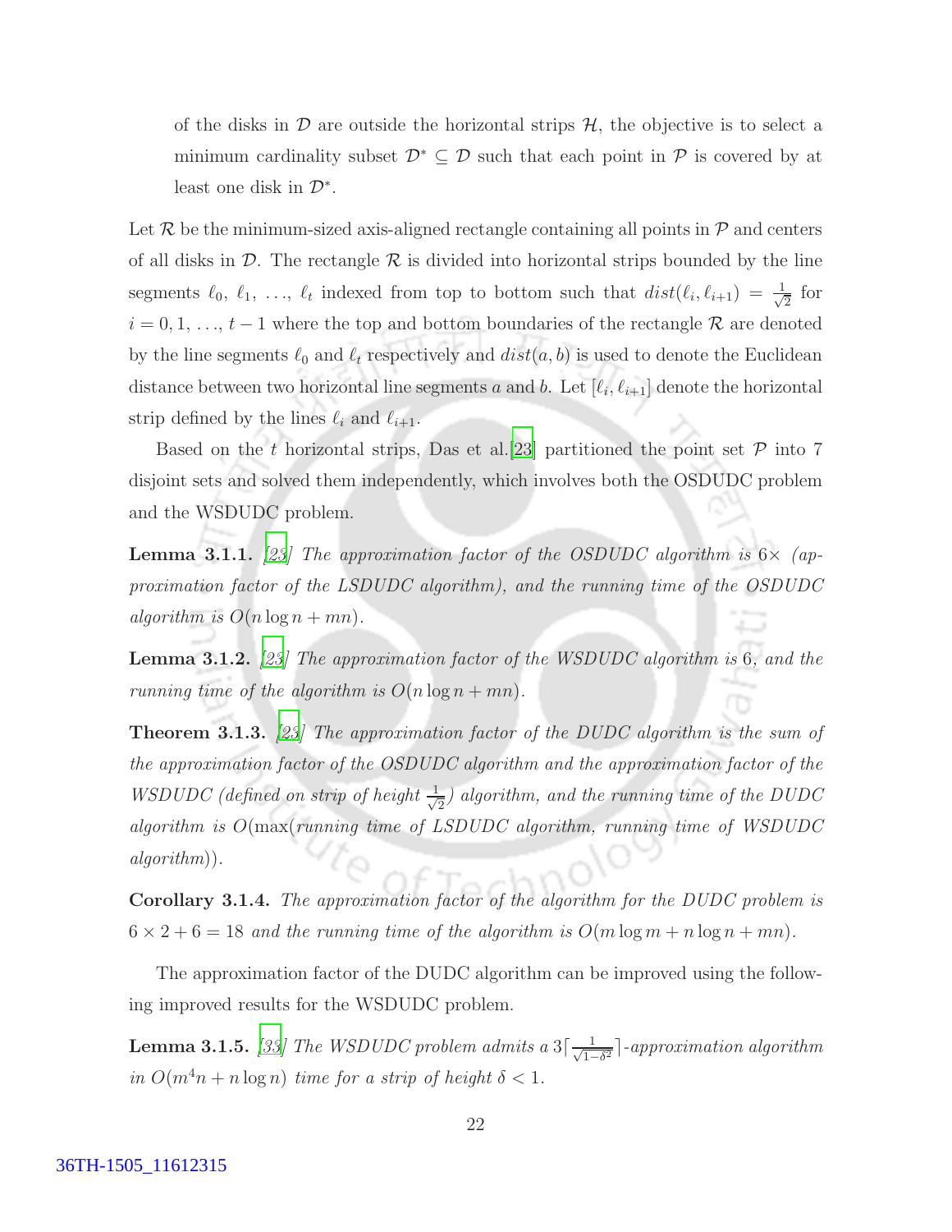of the disks in $\mathcal{D}$ are outside the horizontal strips $\mathcal{H}$, the objective is to select a minimum cardinality subset $\mathcal{D}^* \subseteq \mathcal{D}$ such that each point in $\mathcal{P}$ is covered by at least one disk in $\mathcal{D}^*$.

Let $\mathcal{R}$ be the minimum-sized axis-aligned rectangle containing all points in $\mathcal{P}$ and centers of all disks in $\mathcal{D}$. The rectangle $\mathcal{R}$ is divided into horizontal strips bounded by the line segments $\ell_0, \ell_1, \ldots, \ell_t$ indexed from top to bottom such that $dist(\ell_i, \ell_{i+1}) = \frac{1}{\sqrt{2}}$ for $i = 0, 1, \ldots, t-1$ where the top and bottom boundaries of the rectangle $\mathcal{R}$ are denoted by the line segments $\ell_0$ and $\ell_t$ respectively and $dist(a, b)$ is used to denote the Euclidean distance between two horizontal line segments $a$ and $b$. Let $[\ell_i, \ell_{i+1}]$ denote the horizontal strip defined by the lines $\ell_i$ and $\ell_{i+1}$.

Based on the $t$ horizontal strips, Das et al.[23] partitioned the point set $\mathcal{P}$ into 7 disjoint sets and solved them independently, which involves both the OSDUDC problem and the WSDUDC problem.

**Lemma 3.1.1.** *[23] The approximation factor of the OSDUDC algorithm is $6\times$ (approximation factor of the LSDUDC algorithm), and the running time of the OSDUDC algorithm is $O(n \log n + mn)$.*

**Lemma 3.1.2.** *[23] The approximation factor of the WSDUDC algorithm is 6, and the running time of the algorithm is $O(n \log n + mn)$.*

**Theorem 3.1.3.** *[23] The approximation factor of the DUDC algorithm is the sum of the approximation factor of the OSDUDC algorithm and the approximation factor of the WSDUDC (defined on strip of height $\frac{1}{\sqrt{2}}$) algorithm, and the running time of the DUDC algorithm is $O(\max($running time of LSDUDC algorithm, running time of WSDUDC algorithm$))$.*

**Corollary 3.1.4.** *The approximation factor of the algorithm for the DUDC problem is $6 \times 2 + 6 = 18$ and the running time of the algorithm is $O(m \log m + n \log n + mn)$.*

The approximation factor of the DUDC algorithm can be improved using the following improved results for the WSDUDC problem.

**Lemma 3.1.5.** *[33] The WSDUDC problem admits a $3\lceil \frac{1}{\sqrt{1-\delta^2}} \rceil$-approximation algorithm in $O(m^4 n + n \log n)$ time for a strip of height $\delta < 1$.*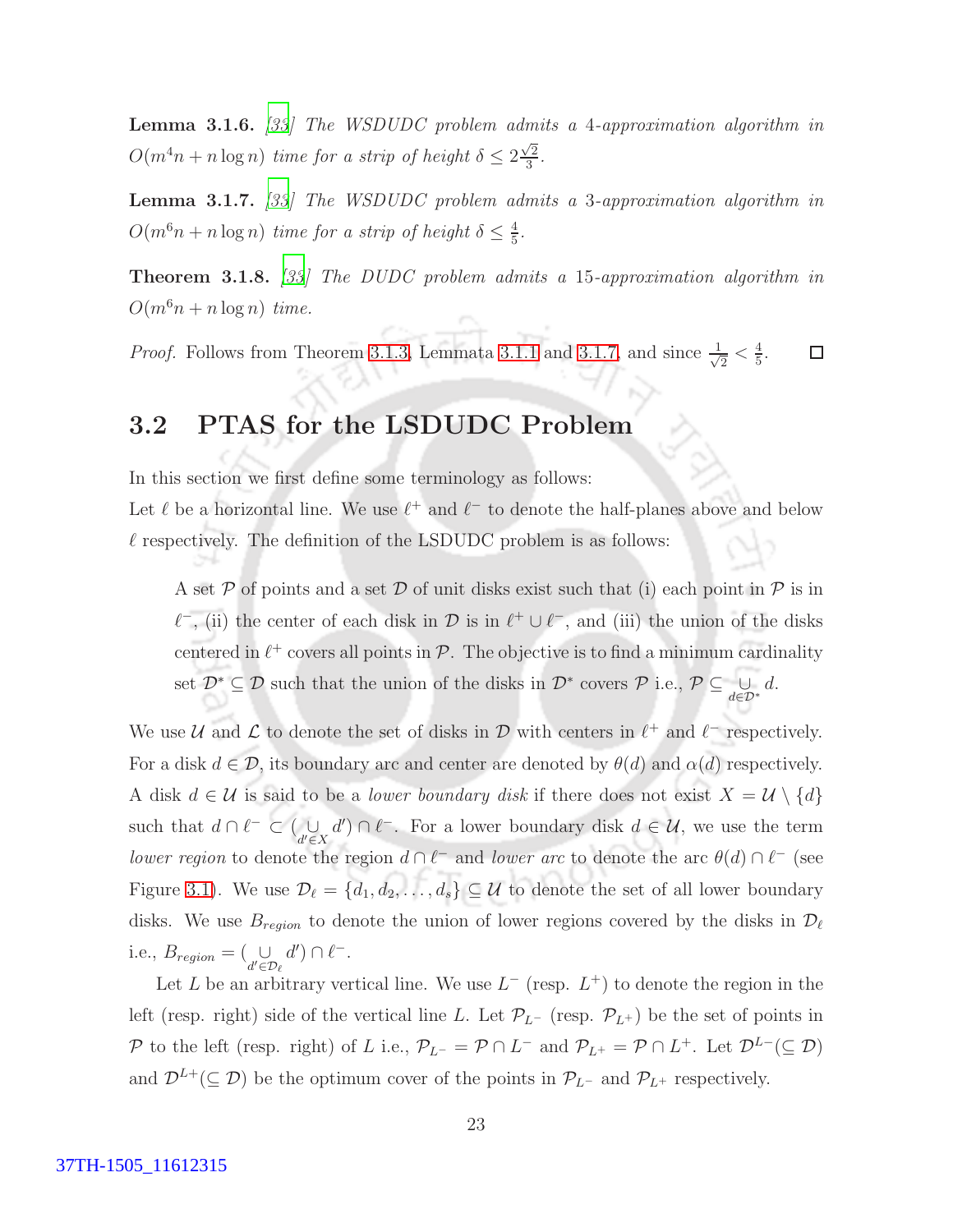**Lemma 3.1.6.** *[33] The WSDUDC problem admits a 4-approximation algorithm in $O(m^4 n + n\log n)$ time for a strip of height $\delta \leq 2\frac{\sqrt{2}}{3}$.*

**Lemma 3.1.7.** *[33] The WSDUDC problem admits a 3-approximation algorithm in $O(m^6 n + n\log n)$ time for a strip of height $\delta \leq \frac{4}{5}$.*

**Theorem 3.1.8.** *[33] The DUDC problem admits a 15-approximation algorithm in $O(m^6 n + n\log n)$ time.*

*Proof.* Follows from Theorem 3.1.3, Lemmata 3.1.1 and 3.1.7, and since $\frac{1}{\sqrt{2}} < \frac{4}{5}$. $\square$

## 3.2 PTAS for the LSDUDC Problem

In this section we first define some terminology as follows:
Let $\ell$ be a horizontal line. We use $\ell^+$ and $\ell^-$ to denote the half-planes above and below $\ell$ respectively. The definition of the LSDUDC problem is as follows:

> A set $\mathcal{P}$ of points and a set $\mathcal{D}$ of unit disks exist such that (i) each point in $\mathcal{P}$ is in $\ell^-$, (ii) the center of each disk in $\mathcal{D}$ is in $\ell^+ \cup \ell^-$, and (iii) the union of the disks centered in $\ell^+$ covers all points in $\mathcal{P}$. The objective is to find a minimum cardinality set $\mathcal{D}^* \subseteq \mathcal{D}$ such that the union of the disks in $\mathcal{D}^*$ covers $\mathcal{P}$ i.e., $\mathcal{P} \subseteq \bigcup_{d \in \mathcal{D}^*} d$.

We use $\mathcal{U}$ and $\mathcal{L}$ to denote the set of disks in $\mathcal{D}$ with centers in $\ell^+$ and $\ell^-$ respectively. For a disk $d \in \mathcal{D}$, its boundary arc and center are denoted by $\theta(d)$ and $\alpha(d)$ respectively. A disk $d \in \mathcal{U}$ is said to be a *lower boundary disk* if there does not exist $X = \mathcal{U} \setminus \{d\}$ such that $d \cap \ell^- \subset (\bigcup_{d' \in X} d') \cap \ell^-$. For a lower boundary disk $d \in \mathcal{U}$, we use the term *lower region* to denote the region $d \cap \ell^-$ and *lower arc* to denote the arc $\theta(d) \cap \ell^-$ (see Figure 3.1). We use $\mathcal{D}_\ell = \{d_1, d_2, \ldots, d_s\} \subseteq \mathcal{U}$ to denote the set of all lower boundary disks. We use $B_{region}$ to denote the union of lower regions covered by the disks in $\mathcal{D}_\ell$ i.e., $B_{region} = (\bigcup_{d' \in \mathcal{D}_\ell} d') \cap \ell^-$.

Let $L$ be an arbitrary vertical line. We use $L^-$ (resp. $L^+$) to denote the region in the left (resp. right) side of the vertical line $L$. Let $\mathcal{P}_{L^-}$ (resp. $\mathcal{P}_{L^+}$) be the set of points in $\mathcal{P}$ to the left (resp. right) of $L$ i.e., $\mathcal{P}_{L^-} = \mathcal{P} \cap L^-$ and $\mathcal{P}_{L^+} = \mathcal{P} \cap L^+$. Let $\mathcal{D}^{L-} (\subseteq \mathcal{D})$ and $\mathcal{D}^{L+} (\subseteq \mathcal{D})$ be the optimum cover of the points in $\mathcal{P}_{L^-}$ and $\mathcal{P}_{L^+}$ respectively.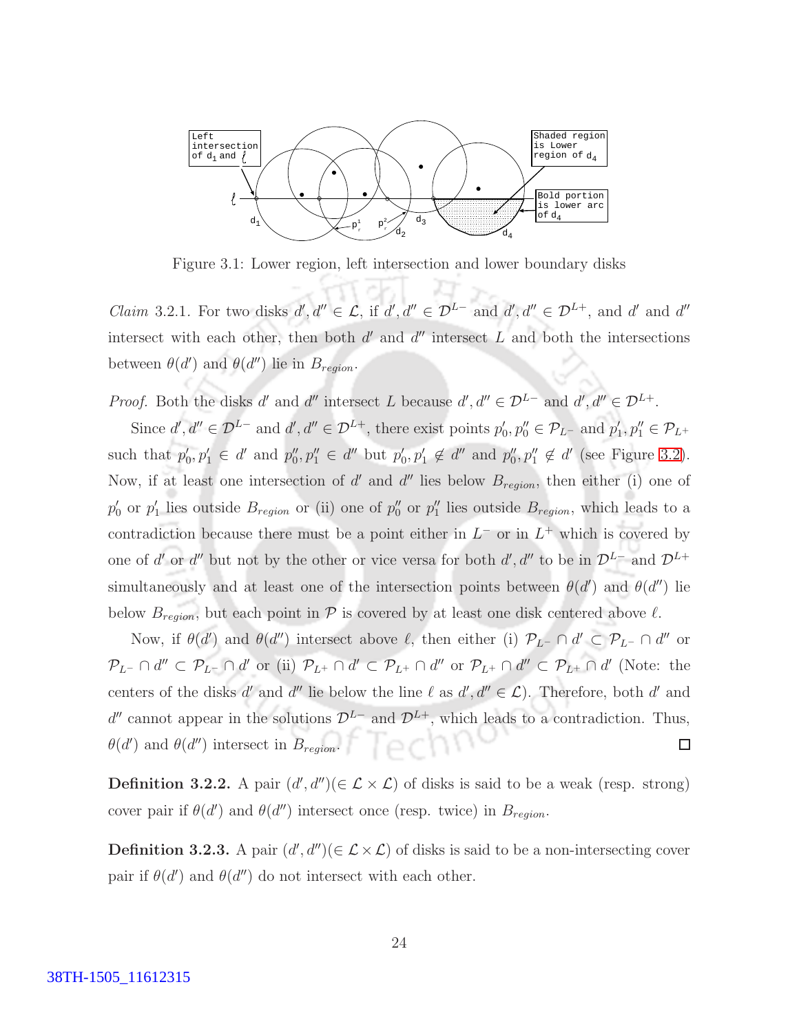Figure 3.1: Lower region, left intersection and lower boundary disks

*Claim* 3.2.1. For two disks $d', d'' \in \mathcal{L}$, if $d', d'' \in \mathcal{D}^{L-}$ and $d', d'' \in \mathcal{D}^{L+}$, and $d'$ and $d''$ intersect with each other, then both $d'$ and $d''$ intersect $L$ and both the intersections between $\theta(d')$ and $\theta(d'')$ lie in $B_{region}$.

*Proof.* Both the disks $d'$ and $d''$ intersect $L$ because $d', d'' \in \mathcal{D}^{L-}$ and $d', d'' \in \mathcal{D}^{L+}$.

Since $d', d'' \in \mathcal{D}^{L-}$ and $d', d'' \in \mathcal{D}^{L+}$, there exist points $p'_0, p''_0 \in \mathcal{P}_{L^-}$ and $p'_1, p''_1 \in \mathcal{P}_{L^+}$ such that $p'_0, p'_1 \in d'$ and $p''_0, p''_1 \in d''$ but $p'_0, p'_1 \notin d''$ and $p''_0, p''_1 \notin d'$ (see Figure 3.2). Now, if at least one intersection of $d'$ and $d''$ lies below $B_{region}$, then either (i) one of $p'_0$ or $p'_1$ lies outside $B_{region}$ or (ii) one of $p''_0$ or $p''_1$ lies outside $B_{region}$, which leads to a contradiction because there must be a point either in $L^-$ or in $L^+$ which is covered by one of $d'$ or $d''$ but not by the other or vice versa for both $d', d''$ to be in $\mathcal{D}^{L-}$ and $\mathcal{D}^{L+}$ simultaneously and at least one of the intersection points between $\theta(d')$ and $\theta(d'')$ lie below $B_{region}$, but each point in $\mathcal{P}$ is covered by at least one disk centered above $\ell$.

Now, if $\theta(d')$ and $\theta(d'')$ intersect above $\ell$, then either (i) $\mathcal{P}_{L^-} \cap d' \subset \mathcal{P}_{L^-} \cap d''$ or $\mathcal{P}_{L^-} \cap d'' \subset \mathcal{P}_{L^-} \cap d'$ or (ii) $\mathcal{P}_{L^+} \cap d' \subset \mathcal{P}_{L^+} \cap d''$ or $\mathcal{P}_{L^+} \cap d'' \subset \mathcal{P}_{L^+} \cap d'$ (Note: the centers of the disks $d'$ and $d''$ lie below the line $\ell$ as $d', d'' \in \mathcal{L}$). Therefore, both $d'$ and $d''$ cannot appear in the solutions $\mathcal{D}^{L-}$ and $\mathcal{D}^{L+}$, which leads to a contradiction. Thus, $\theta(d')$ and $\theta(d'')$ intersect in $B_{region}$. □

**Definition 3.2.2.** A pair $(d', d'')(\in \mathcal{L} \times \mathcal{L})$ of disks is said to be a weak (resp. strong) cover pair if $\theta(d')$ and $\theta(d'')$ intersect once (resp. twice) in $B_{region}$.

**Definition 3.2.3.** A pair $(d', d'')(\in \mathcal{L} \times \mathcal{L})$ of disks is said to be a non-intersecting cover pair if $\theta(d')$ and $\theta(d'')$ do not intersect with each other.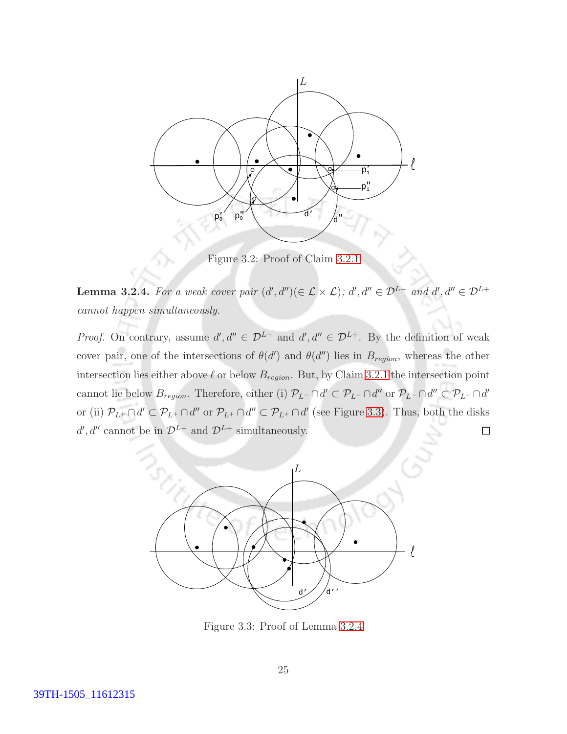Figure 3.2: Proof of Claim 3.2.1

**Lemma 3.2.4.** *For a weak cover pair $(d', d'')(\in \mathcal{L} \times \mathcal{L})$; $d', d'' \in \mathcal{D}^{L-}$ and $d', d'' \in \mathcal{D}^{L+}$ cannot happen simultaneously.*

*Proof.* On contrary, assume $d', d'' \in \mathcal{D}^{L-}$ and $d', d'' \in \mathcal{D}^{L+}$. By the definition of weak cover pair, one of the intersections of $\theta(d')$ and $\theta(d'')$ lies in $B_{region}$, whereas the other intersection lies either above $\ell$ or below $B_{region}$. But, by Claim 3.2.1 the intersection point cannot lie below $B_{region}$. Therefore, either (i) $\mathcal{P}_{L^-} \cap d' \subset \mathcal{P}_{L^-} \cap d''$ or $\mathcal{P}_{L^-} \cap d'' \subset \mathcal{P}_{L^-} \cap d'$ or (ii) $\mathcal{P}_{L^+} \cap d' \subset \mathcal{P}_{L^+} \cap d''$ or $\mathcal{P}_{L^+} \cap d'' \subset \mathcal{P}_{L^+} \cap d'$ (see Figure 3.3). Thus, both the disks $d', d''$ cannot be in $\mathcal{D}^{L-}$ and $\mathcal{D}^{L+}$ simultaneously. $\square$

Figure 3.3: Proof of Lemma 3.2.4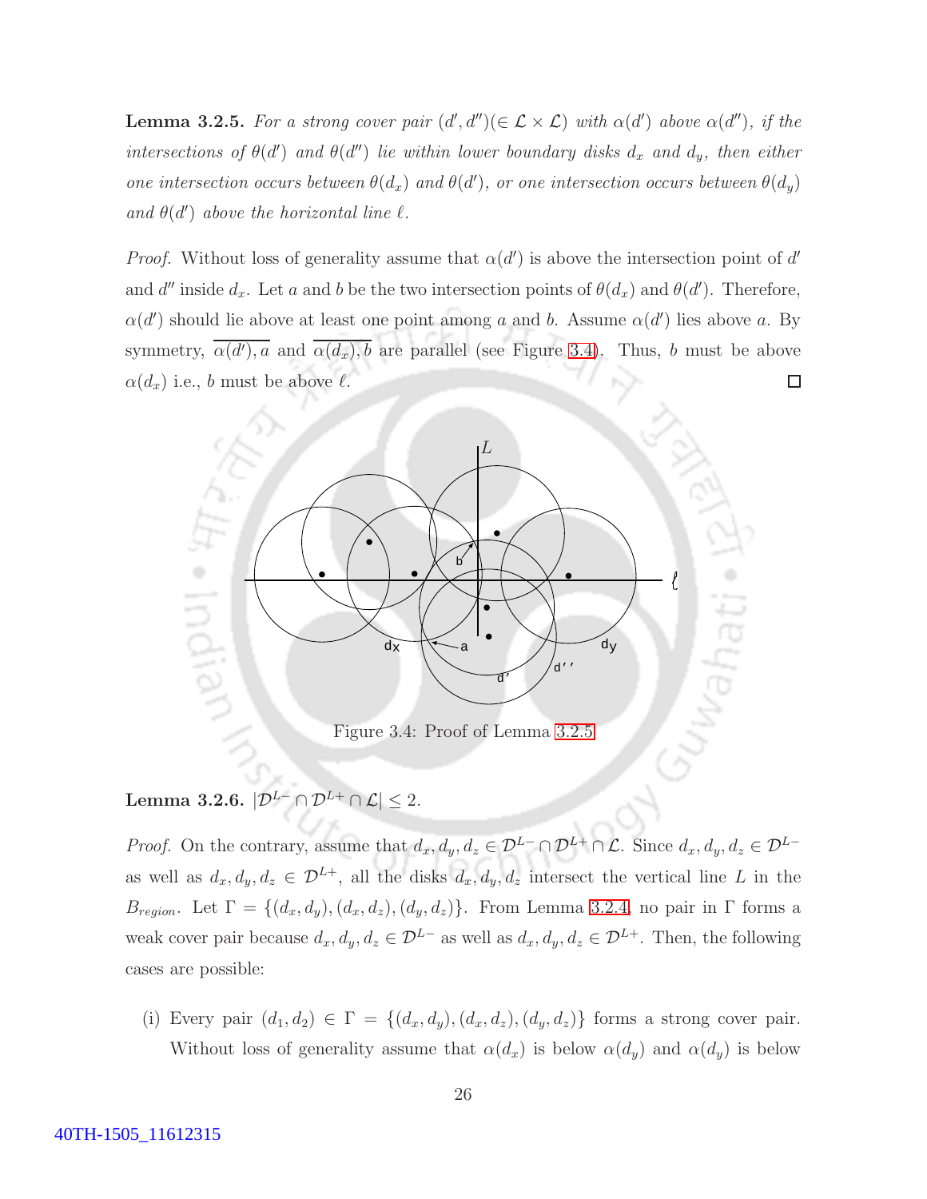**Lemma 3.2.5.** *For a strong cover pair $(d', d'')(\in \mathcal{L} \times \mathcal{L})$ with $\alpha(d')$ above $\alpha(d'')$, if the intersections of $\theta(d')$ and $\theta(d'')$ lie within lower boundary disks $d_x$ and $d_y$, then either one intersection occurs between $\theta(d_x)$ and $\theta(d')$, or one intersection occurs between $\theta(d_y)$ and $\theta(d')$ above the horizontal line $\ell$.*

*Proof.* Without loss of generality assume that $\alpha(d')$ is above the intersection point of $d'$ and $d''$ inside $d_x$. Let $a$ and $b$ be the two intersection points of $\theta(d_x)$ and $\theta(d')$. Therefore, $\alpha(d')$ should lie above at least one point among $a$ and $b$. Assume $\alpha(d')$ lies above $a$. By symmetry, $\overline{\alpha(d'), a}$ and $\overline{\alpha(d_x), b}$ are parallel (see Figure 3.4). Thus, $b$ must be above $\alpha(d_x)$ i.e., $b$ must be above $\ell$. □

Figure 3.4: Proof of Lemma 3.2.5

**Lemma 3.2.6.** $|\mathcal{D}^{L-} \cap \mathcal{D}^{L+} \cap \mathcal{L}| \leq 2$.

*Proof.* On the contrary, assume that $d_x, d_y, d_z \in \mathcal{D}^{L-} \cap \mathcal{D}^{L+} \cap \mathcal{L}$. Since $d_x, d_y, d_z \in \mathcal{D}^{L-}$ as well as $d_x, d_y, d_z \in \mathcal{D}^{L+}$, all the disks $d_x, d_y, d_z$ intersect the vertical line $L$ in the $B_{region}$. Let $\Gamma = \{(d_x, d_y), (d_x, d_z), (d_y, d_z)\}$. From Lemma 3.2.4, no pair in $\Gamma$ forms a weak cover pair because $d_x, d_y, d_z \in \mathcal{D}^{L-}$ as well as $d_x, d_y, d_z \in \mathcal{D}^{L+}$. Then, the following cases are possible:

(i) Every pair $(d_1, d_2) \in \Gamma = \{(d_x, d_y), (d_x, d_z), (d_y, d_z)\}$ forms a strong cover pair. Without loss of generality assume that $\alpha(d_x)$ is below $\alpha(d_y)$ and $\alpha(d_y)$ is below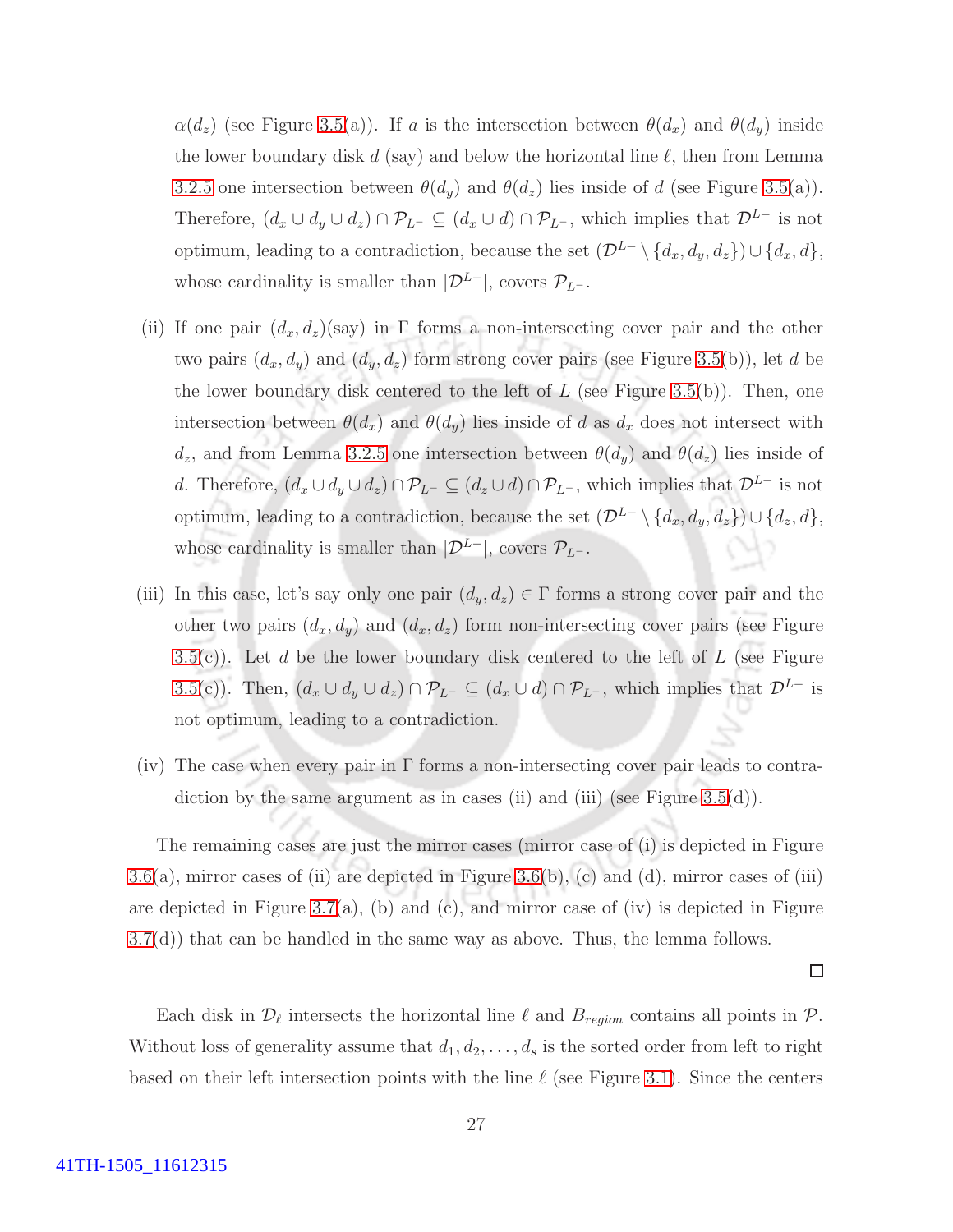$\alpha(d_z)$ (see Figure 3.5(a)). If $a$ is the intersection between $\theta(d_x)$ and $\theta(d_y)$ inside the lower boundary disk $d$ (say) and below the horizontal line $\ell$, then from Lemma 3.2.5 one intersection between $\theta(d_y)$ and $\theta(d_z)$ lies inside of $d$ (see Figure 3.5(a)). Therefore, $(d_x \cup d_y \cup d_z) \cap \mathcal{P}_{L^-} \subseteq (d_x \cup d) \cap \mathcal{P}_{L^-}$, which implies that $\mathcal{D}^{L-}$ is not optimum, leading to a contradiction, because the set $(\mathcal{D}^{L-} \setminus \{d_x, d_y, d_z\}) \cup \{d_x, d\}$, whose cardinality is smaller than $|\mathcal{D}^{L-}|$, covers $\mathcal{P}_{L^-}$.

(ii) If one pair $(d_x, d_z)$(say) in $\Gamma$ forms a non-intersecting cover pair and the other two pairs $(d_x, d_y)$ and $(d_y, d_z)$ form strong cover pairs (see Figure 3.5(b)), let $d$ be the lower boundary disk centered to the left of $L$ (see Figure 3.5(b)). Then, one intersection between $\theta(d_x)$ and $\theta(d_y)$ lies inside of $d$ as $d_x$ does not intersect with $d_z$, and from Lemma 3.2.5 one intersection between $\theta(d_y)$ and $\theta(d_z)$ lies inside of $d$. Therefore, $(d_x \cup d_y \cup d_z) \cap \mathcal{P}_{L^-} \subseteq (d_z \cup d) \cap \mathcal{P}_{L^-}$, which implies that $\mathcal{D}^{L-}$ is not optimum, leading to a contradiction, because the set $(\mathcal{D}^{L-} \setminus \{d_x, d_y, d_z\}) \cup \{d_z, d\}$, whose cardinality is smaller than $|\mathcal{D}^{L-}|$, covers $\mathcal{P}_{L^-}$.

(iii) In this case, let's say only one pair $(d_y, d_z) \in \Gamma$ forms a strong cover pair and the other two pairs $(d_x, d_y)$ and $(d_x, d_z)$ form non-intersecting cover pairs (see Figure 3.5(c)). Let $d$ be the lower boundary disk centered to the left of $L$ (see Figure 3.5(c)). Then, $(d_x \cup d_y \cup d_z) \cap \mathcal{P}_{L^-} \subseteq (d_x \cup d) \cap \mathcal{P}_{L^-}$, which implies that $\mathcal{D}^{L-}$ is not optimum, leading to a contradiction.

(iv) The case when every pair in $\Gamma$ forms a non-intersecting cover pair leads to contradiction by the same argument as in cases (ii) and (iii) (see Figure 3.5(d)).

The remaining cases are just the mirror cases (mirror case of (i) is depicted in Figure 3.6(a), mirror cases of (ii) are depicted in Figure 3.6(b), (c) and (d), mirror cases of (iii) are depicted in Figure 3.7(a), (b) and (c), and mirror case of (iv) is depicted in Figure 3.7(d)) that can be handled in the same way as above. Thus, the lemma follows.

□

Each disk in $\mathcal{D}_\ell$ intersects the horizontal line $\ell$ and $B_{region}$ contains all points in $\mathcal{P}$. Without loss of generality assume that $d_1, d_2, \ldots, d_s$ is the sorted order from left to right based on their left intersection points with the line $\ell$ (see Figure 3.1). Since the centers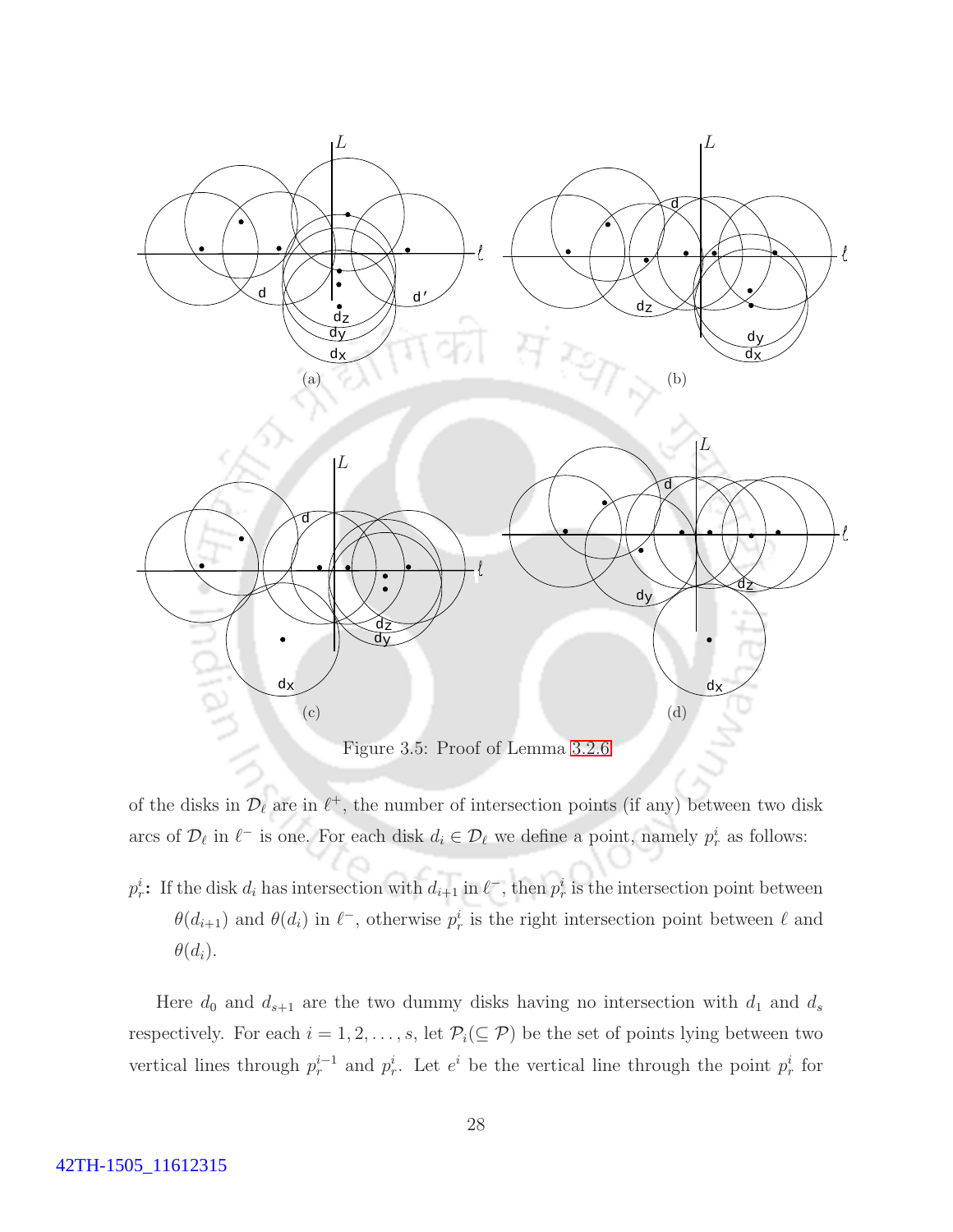Figure 3.5: Proof of Lemma 3.2.6

of the disks in $\mathcal{D}_\ell$ are in $\ell^+$, the number of intersection points (if any) between two disk arcs of $\mathcal{D}_\ell$ in $\ell^-$ is one. For each disk $d_i \in \mathcal{D}_\ell$ we define a point, namely $p_r^i$ as follows:

$p_r^i$**:** If the disk $d_i$ has intersection with $d_{i+1}$ in $\ell^-$, then $p_r^i$ is the intersection point between $\theta(d_{i+1})$ and $\theta(d_i)$ in $\ell^-$, otherwise $p_r^i$ is the right intersection point between $\ell$ and $\theta(d_i)$.

Here $d_0$ and $d_{s+1}$ are the two dummy disks having no intersection with $d_1$ and $d_s$ respectively. For each $i = 1, 2, \ldots, s$, let $\mathcal{P}_i (\subseteq \mathcal{P})$ be the set of points lying between two vertical lines through $p_r^{i-1}$ and $p_r^i$. Let $e^i$ be the vertical line through the point $p_r^i$ for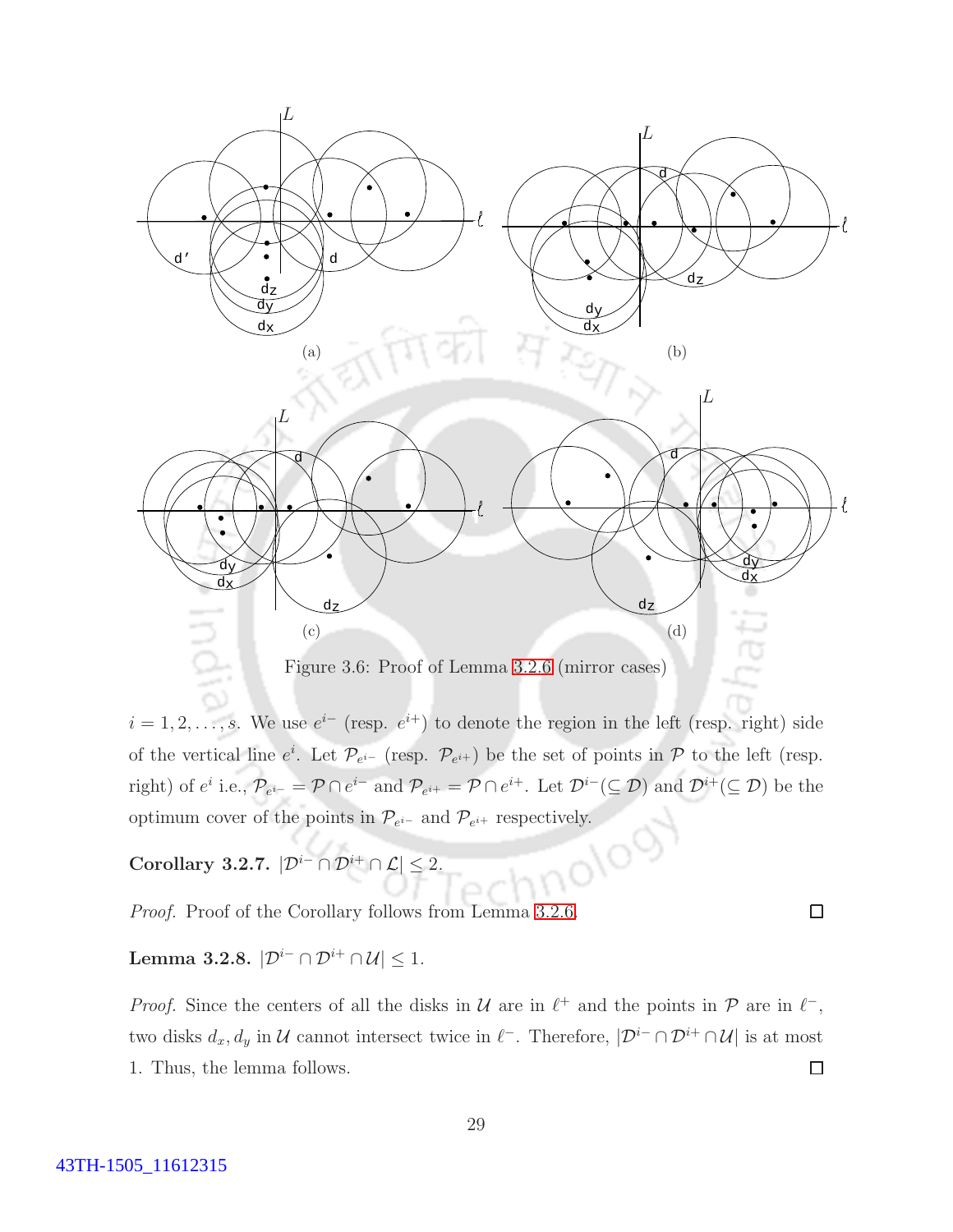(a)

(b)

(c)

(d)

Figure 3.6: Proof of Lemma 3.2.6 (mirror cases)

$i = 1, 2, \ldots, s$. We use $e^{i-}$ (resp. $e^{i+}$) to denote the region in the left (resp. right) side of the vertical line $e^i$. Let $\mathcal{P}_{e^{i-}}$ (resp. $\mathcal{P}_{e^{i+}}$) be the set of points in $\mathcal{P}$ to the left (resp. right) of $e^i$ i.e., $\mathcal{P}_{e^{i-}} = \mathcal{P} \cap e^{i-}$ and $\mathcal{P}_{e^{i+}} = \mathcal{P} \cap e^{i+}$. Let $\mathcal{D}^{i-} (\subseteq \mathcal{D})$ and $\mathcal{D}^{i+} (\subseteq \mathcal{D})$ be the optimum cover of the points in $\mathcal{P}_{e^{i-}}$ and $\mathcal{P}_{e^{i+}}$ respectively.

**Corollary 3.2.7.** $|\mathcal{D}^{i-} \cap \mathcal{D}^{i+} \cap \mathcal{L}| \leq 2$.

*Proof.* Proof of the Corollary follows from Lemma 3.2.6. □

**Lemma 3.2.8.** $|\mathcal{D}^{i-} \cap \mathcal{D}^{i+} \cap \mathcal{U}| \leq 1$.

*Proof.* Since the centers of all the disks in $\mathcal{U}$ are in $\ell^+$ and the points in $\mathcal{P}$ are in $\ell^-$, two disks $d_x, d_y$ in $\mathcal{U}$ cannot intersect twice in $\ell^-$. Therefore, $|\mathcal{D}^{i-} \cap \mathcal{D}^{i+} \cap \mathcal{U}|$ is at most 1. Thus, the lemma follows. □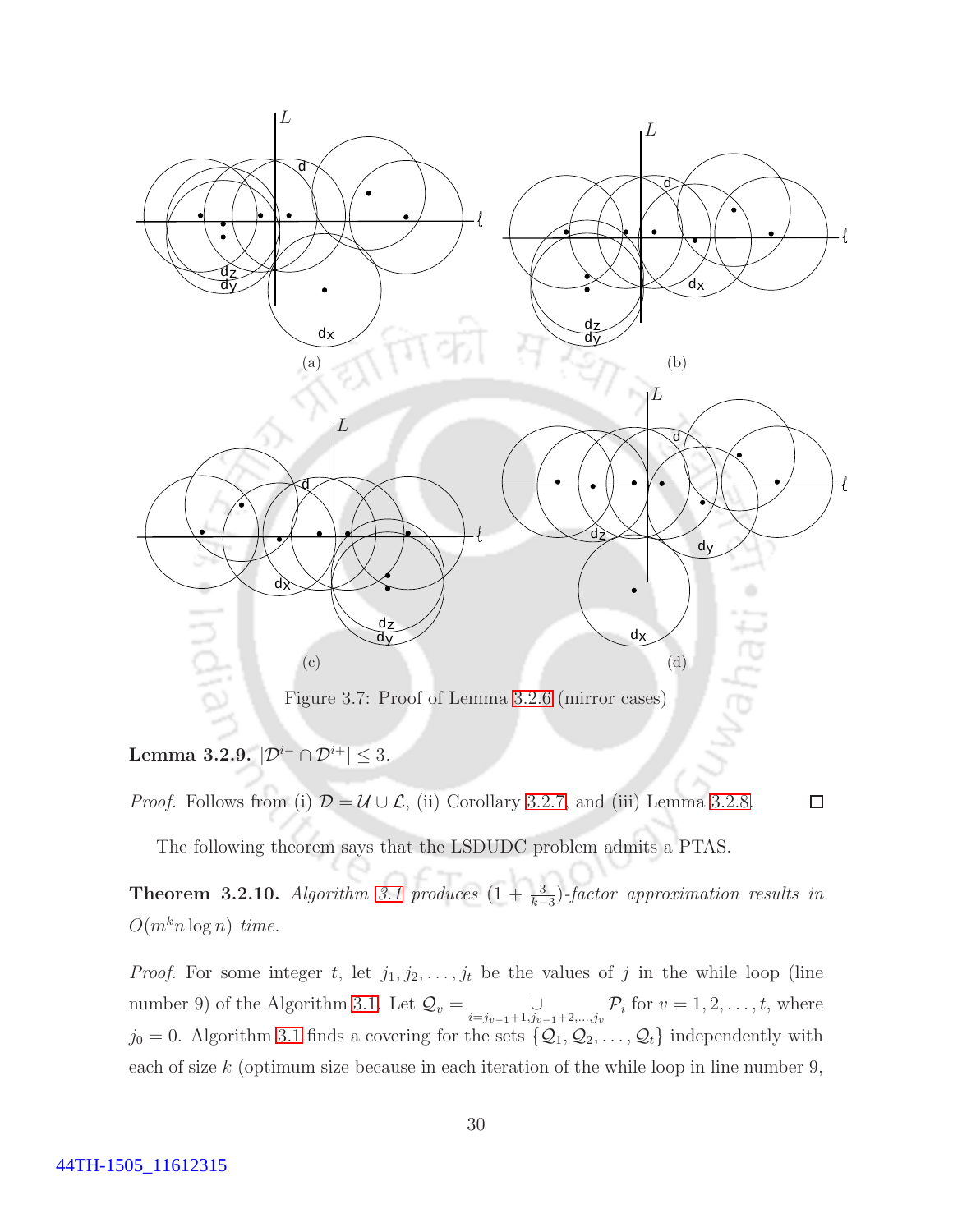(a)

(b)

(c)

(d)

Figure 3.7: Proof of Lemma 3.2.6 (mirror cases)

**Lemma 3.2.9.** $|\mathcal{D}^{i-} \cap \mathcal{D}^{i+}| \leq 3$.

*Proof.* Follows from (i) $\mathcal{D} = \mathcal{U} \cup \mathcal{L}$, (ii) Corollary 3.2.7, and (iii) Lemma 3.2.8. □

The following theorem says that the LSDUDC problem admits a PTAS.

**Theorem 3.2.10.** *Algorithm 3.1 produces $(1 + \frac{3}{k-3})$-factor approximation results in $O(m^k n \log n)$ time.*

*Proof.* For some integer $t$, let $j_1, j_2, \ldots, j_t$ be the values of $j$ in the while loop (line number 9) of the Algorithm 3.1. Let $\mathcal{Q}_v = \bigcup_{i=j_{v-1}+1, j_{v-1}+2, \ldots, j_v} \mathcal{P}_i$ for $v = 1, 2, \ldots, t$, where $j_0 = 0$. Algorithm 3.1 finds a covering for the sets $\{\mathcal{Q}_1, \mathcal{Q}_2, \ldots, \mathcal{Q}_t\}$ independently with each of size $k$ (optimum size because in each iteration of the while loop in line number 9,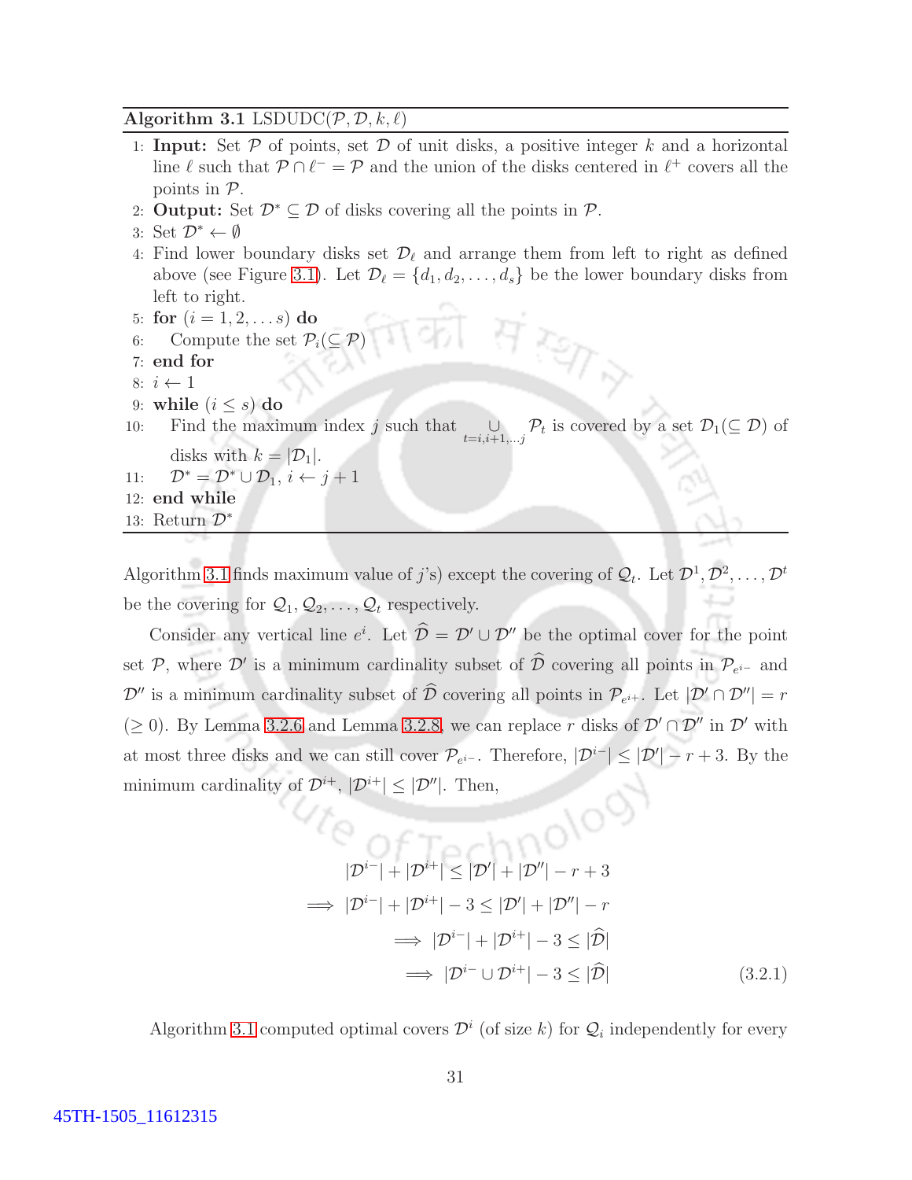**Algorithm 3.1** LSDUDC($\mathcal{P}, \mathcal{D}, k, \ell$)

1: **Input:** Set $\mathcal{P}$ of points, set $\mathcal{D}$ of unit disks, a positive integer $k$ and a horizontal line $\ell$ such that $\mathcal{P} \cap \ell^- = \mathcal{P}$ and the union of the disks centered in $\ell^+$ covers all the points in $\mathcal{P}$.
2: **Output:** Set $\mathcal{D}^* \subseteq \mathcal{D}$ of disks covering all the points in $\mathcal{P}$.
3: Set $\mathcal{D}^* \leftarrow \emptyset$
4: Find lower boundary disks set $\mathcal{D}_\ell$ and arrange them from left to right as defined above (see Figure 3.1). Let $\mathcal{D}_\ell = \{d_1, d_2, \ldots, d_s\}$ be the lower boundary disks from left to right.
5: **for** ($i = 1, 2, \ldots s$) **do**
6: &nbsp;&nbsp;&nbsp;&nbsp;Compute the set $\mathcal{P}_i (\subseteq \mathcal{P})$
7: **end for**
8: $i \leftarrow 1$
9: **while** ($i \leq s$) **do**
10: &nbsp;&nbsp;&nbsp;&nbsp;Find the maximum index $j$ such that $\underset{t=i,i+1,\ldots j}{\cup} \mathcal{P}_t$ is covered by a set $\mathcal{D}_1 (\subseteq \mathcal{D})$ of disks with $k = |\mathcal{D}_1|$.
11: &nbsp;&nbsp;&nbsp;&nbsp;$\mathcal{D}^* = \mathcal{D}^* \cup \mathcal{D}_1$, $i \leftarrow j + 1$
12: **end while**
13: Return $\mathcal{D}^*$

Algorithm 3.1 finds maximum value of $j$'s) except the covering of $\mathcal{Q}_t$. Let $\mathcal{D}^1, \mathcal{D}^2, \ldots, \mathcal{D}^t$ be the covering for $\mathcal{Q}_1, \mathcal{Q}_2, \ldots, \mathcal{Q}_t$ respectively.

Consider any vertical line $e^i$. Let $\widehat{\mathcal{D}} = \mathcal{D}' \cup \mathcal{D}''$ be the optimal cover for the point set $\mathcal{P}$, where $\mathcal{D}'$ is a minimum cardinality subset of $\widehat{\mathcal{D}}$ covering all points in $\mathcal{P}_{e^{i-}}$ and $\mathcal{D}''$ is a minimum cardinality subset of $\widehat{\mathcal{D}}$ covering all points in $\mathcal{P}_{e^{i+}}$. Let $|\mathcal{D}' \cap \mathcal{D}''| = r$ ($\geq 0$). By Lemma 3.2.6 and Lemma 3.2.8, we can replace $r$ disks of $\mathcal{D}' \cap \mathcal{D}''$ in $\mathcal{D}'$ with at most three disks and we can still cover $\mathcal{P}_{e^{i-}}$. Therefore, $|\mathcal{D}^{i-}| \leq |\mathcal{D}'| - r + 3$. By the minimum cardinality of $\mathcal{D}^{i+}$, $|\mathcal{D}^{i+}| \leq |\mathcal{D}''|$. Then,

$$
\begin{aligned}
|\mathcal{D}^{i-}| + |\mathcal{D}^{i+}| &\leq |\mathcal{D}'| + |\mathcal{D}''| - r + 3 \\
\implies |\mathcal{D}^{i-}| + |\mathcal{D}^{i+}| - 3 &\leq |\mathcal{D}'| + |\mathcal{D}''| - r \\
\implies |\mathcal{D}^{i-}| + |\mathcal{D}^{i+}| - 3 &\leq |\widehat{\mathcal{D}}| \\
\implies |\mathcal{D}^{i-} \cup \mathcal{D}^{i+}| - 3 &\leq |\widehat{\mathcal{D}}| \qquad (3.2.1)
\end{aligned}
$$

Algorithm 3.1 computed optimal covers $\mathcal{D}^i$ (of size $k$) for $\mathcal{Q}_i$ independently for every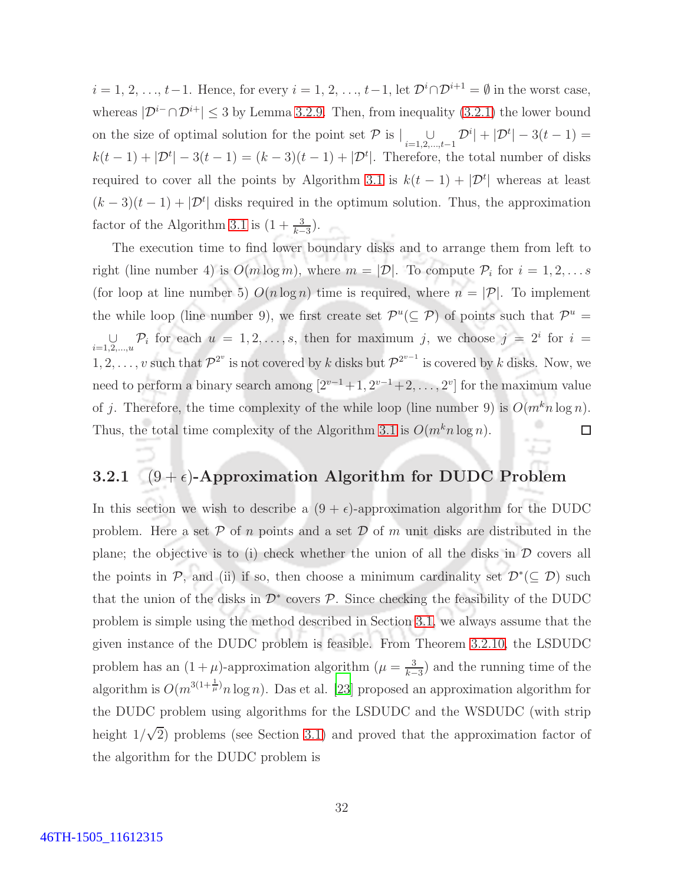$i = 1, 2, \ldots, t-1$. Hence, for every $i = 1, 2, \ldots, t-1$, let $\mathcal{D}^i \cap \mathcal{D}^{i+1} = \emptyset$ in the worst case, whereas $|\mathcal{D}^{i-} \cap \mathcal{D}^{i+}| \leq 3$ by Lemma 3.2.9. Then, from inequality (3.2.1) the lower bound on the size of optimal solution for the point set $\mathcal{P}$ is $|\bigcup_{i=1,2,\ldots,t-1} \mathcal{D}^i| + |\mathcal{D}^t| - 3(t-1) = k(t-1) + |\mathcal{D}^t| - 3(t-1) = (k-3)(t-1) + |\mathcal{D}^t|$. Therefore, the total number of disks required to cover all the points by Algorithm 3.1 is $k(t-1) + |\mathcal{D}^t|$ whereas at least $(k-3)(t-1) + |\mathcal{D}^t|$ disks required in the optimum solution. Thus, the approximation factor of the Algorithm 3.1 is $(1 + \frac{3}{k-3})$.

The execution time to find lower boundary disks and to arrange them from left to right (line number 4) is $O(m \log m)$, where $m = |\mathcal{D}|$. To compute $\mathcal{P}_i$ for $i = 1, 2, \ldots s$ (for loop at line number 5) $O(n \log n)$ time is required, where $n = |\mathcal{P}|$. To implement the while loop (line number 9), we first create set $\mathcal{P}^u (\subseteq \mathcal{P})$ of points such that $\mathcal{P}^u = \bigcup_{i=1,2,\ldots,u} \mathcal{P}_i$ for each $u = 1, 2, \ldots, s$, then for maximum $j$, we choose $j = 2^i$ for $i = 1, 2, \ldots, v$ such that $\mathcal{P}^{2^v}$ is not covered by $k$ disks but $\mathcal{P}^{2^{v-1}}$ is covered by $k$ disks. Now, we need to perform a binary search among $[2^{v-1}+1, 2^{v-1}+2, \ldots, 2^v]$ for the maximum value of $j$. Therefore, the time complexity of the while loop (line number 9) is $O(m^k n \log n)$. Thus, the total time complexity of the Algorithm 3.1 is $O(m^k n \log n)$. □

### 3.2.1 $(9 + \epsilon)$-Approximation Algorithm for DUDC Problem

In this section we wish to describe a $(9 + \epsilon)$-approximation algorithm for the DUDC problem. Here a set $\mathcal{P}$ of $n$ points and a set $\mathcal{D}$ of $m$ unit disks are distributed in the plane; the objective is to (i) check whether the union of all the disks in $\mathcal{D}$ covers all the points in $\mathcal{P}$, and (ii) if so, then choose a minimum cardinality set $\mathcal{D}^* (\subseteq \mathcal{D})$ such that the union of the disks in $\mathcal{D}^*$ covers $\mathcal{P}$. Since checking the feasibility of the DUDC problem is simple using the method described in Section 3.1, we always assume that the given instance of the DUDC problem is feasible. From Theorem 3.2.10, the LSDUDC problem has an $(1 + \mu)$-approximation algorithm ($\mu = \frac{3}{k-3}$) and the running time of the algorithm is $O(m^{3(1+\frac{1}{\mu})} n \log n)$. Das et al. [23] proposed an approximation algorithm for the DUDC problem using algorithms for the LSDUDC and the WSDUDC (with strip height $1/\sqrt{2}$) problems (see Section 3.1) and proved that the approximation factor of the algorithm for the DUDC problem is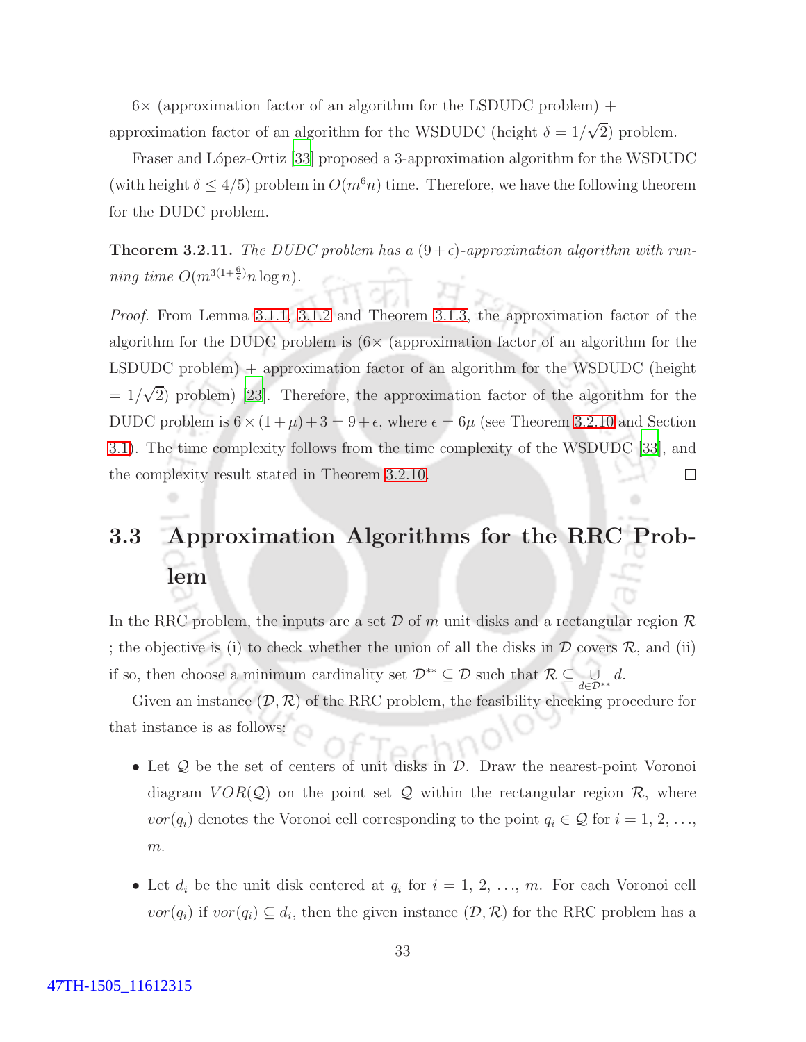$6\times$ (approximation factor of an algorithm for the LSDUDC problem) + approximation factor of an algorithm for the WSDUDC (height $\delta = 1/\sqrt{2}$) problem.

Fraser and López-Ortiz [33] proposed a 3-approximation algorithm for the WSDUDC (with height $\delta \leq 4/5$) problem in $O(m^6 n)$ time. Therefore, we have the following theorem for the DUDC problem.

**Theorem 3.2.11.** *The DUDC problem has a $(9+\epsilon)$-approximation algorithm with running time $O(m^{3(1+\frac{6}{\epsilon})} n \log n)$.*

*Proof.* From Lemma 3.1.1, 3.1.2 and Theorem 3.1.3, the approximation factor of the algorithm for the DUDC problem is ($6\times$ (approximation factor of an algorithm for the LSDUDC problem) + approximation factor of an algorithm for the WSDUDC (height $= 1/\sqrt{2}$) problem) [23]. Therefore, the approximation factor of the algorithm for the DUDC problem is $6 \times (1+\mu) + 3 = 9 + \epsilon$, where $\epsilon = 6\mu$ (see Theorem 3.2.10 and Section 3.1). The time complexity follows from the time complexity of the WSDUDC [33], and the complexity result stated in Theorem 3.2.10. □

## 3.3 Approximation Algorithms for the RRC Problem

In the RRC problem, the inputs are a set $\mathcal{D}$ of $m$ unit disks and a rectangular region $\mathcal{R}$ ; the objective is (i) to check whether the union of all the disks in $\mathcal{D}$ covers $\mathcal{R}$, and (ii) if so, then choose a minimum cardinality set $\mathcal{D}^{**} \subseteq \mathcal{D}$ such that $\mathcal{R} \subseteq \bigcup_{d \in \mathcal{D}^{**}} d$.

Given an instance $(\mathcal{D}, \mathcal{R})$ of the RRC problem, the feasibility checking procedure for that instance is as follows:

- Let $\mathcal{Q}$ be the set of centers of unit disks in $\mathcal{D}$. Draw the nearest-point Voronoi diagram $VOR(\mathcal{Q})$ on the point set $\mathcal{Q}$ within the rectangular region $\mathcal{R}$, where $vor(q_i)$ denotes the Voronoi cell corresponding to the point $q_i \in \mathcal{Q}$ for $i = 1, 2, \ldots, m$.
- Let $d_i$ be the unit disk centered at $q_i$ for $i = 1, 2, \ldots, m$. For each Voronoi cell $vor(q_i)$ if $vor(q_i) \subseteq d_i$, then the given instance $(\mathcal{D}, \mathcal{R})$ for the RRC problem has a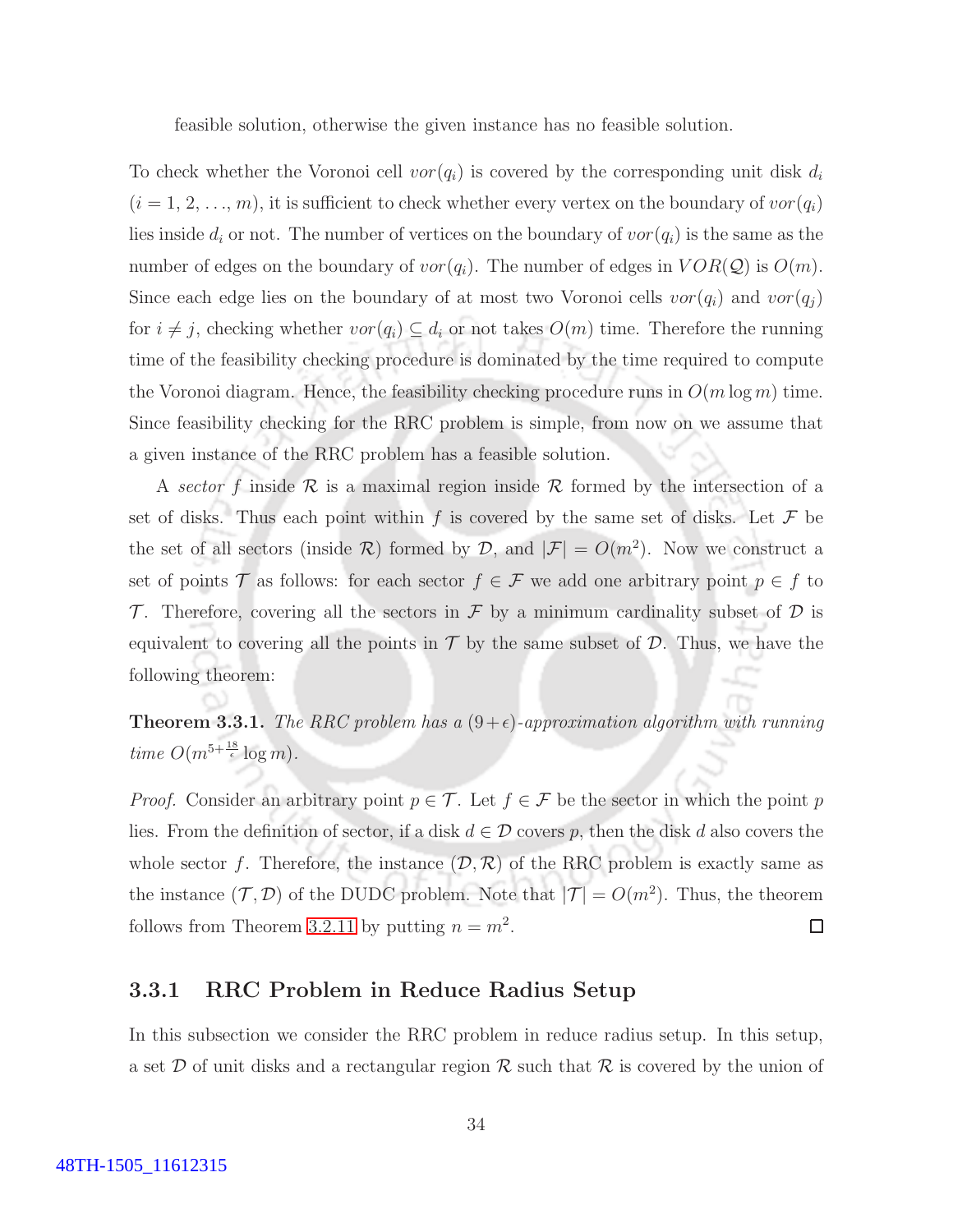feasible solution, otherwise the given instance has no feasible solution.

To check whether the Voronoi cell $vor(q_i)$ is covered by the corresponding unit disk $d_i$ ($i = 1, 2, \ldots, m$), it is sufficient to check whether every vertex on the boundary of $vor(q_i)$ lies inside $d_i$ or not. The number of vertices on the boundary of $vor(q_i)$ is the same as the number of edges on the boundary of $vor(q_i)$. The number of edges in $VOR(\mathcal{Q})$ is $O(m)$. Since each edge lies on the boundary of at most two Voronoi cells $vor(q_i)$ and $vor(q_j)$ for $i \neq j$, checking whether $vor(q_i) \subseteq d_i$ or not takes $O(m)$ time. Therefore the running time of the feasibility checking procedure is dominated by the time required to compute the Voronoi diagram. Hence, the feasibility checking procedure runs in $O(m \log m)$ time. Since feasibility checking for the RRC problem is simple, from now on we assume that a given instance of the RRC problem has a feasible solution.

A *sector* $f$ inside $\mathcal{R}$ is a maximal region inside $\mathcal{R}$ formed by the intersection of a set of disks. Thus each point within $f$ is covered by the same set of disks. Let $\mathcal{F}$ be the set of all sectors (inside $\mathcal{R}$) formed by $\mathcal{D}$, and $|\mathcal{F}| = O(m^2)$. Now we construct a set of points $\mathcal{T}$ as follows: for each sector $f \in \mathcal{F}$ we add one arbitrary point $p \in f$ to $\mathcal{T}$. Therefore, covering all the sectors in $\mathcal{F}$ by a minimum cardinality subset of $\mathcal{D}$ is equivalent to covering all the points in $\mathcal{T}$ by the same subset of $\mathcal{D}$. Thus, we have the following theorem:

**Theorem 3.3.1.** *The RRC problem has a $(9+\epsilon)$-approximation algorithm with running time $O(m^{5+\frac{18}{\epsilon}} \log m)$.*

*Proof.* Consider an arbitrary point $p \in \mathcal{T}$. Let $f \in \mathcal{F}$ be the sector in which the point $p$ lies. From the definition of sector, if a disk $d \in \mathcal{D}$ covers $p$, then the disk $d$ also covers the whole sector $f$. Therefore, the instance $(\mathcal{D}, \mathcal{R})$ of the RRC problem is exactly same as the instance $(\mathcal{T}, \mathcal{D})$ of the DUDC problem. Note that $|\mathcal{T}| = O(m^2)$. Thus, the theorem follows from Theorem 3.2.11 by putting $n = m^2$. □

### 3.3.1 RRC Problem in Reduce Radius Setup

In this subsection we consider the RRC problem in reduce radius setup. In this setup, a set $\mathcal{D}$ of unit disks and a rectangular region $\mathcal{R}$ such that $\mathcal{R}$ is covered by the union of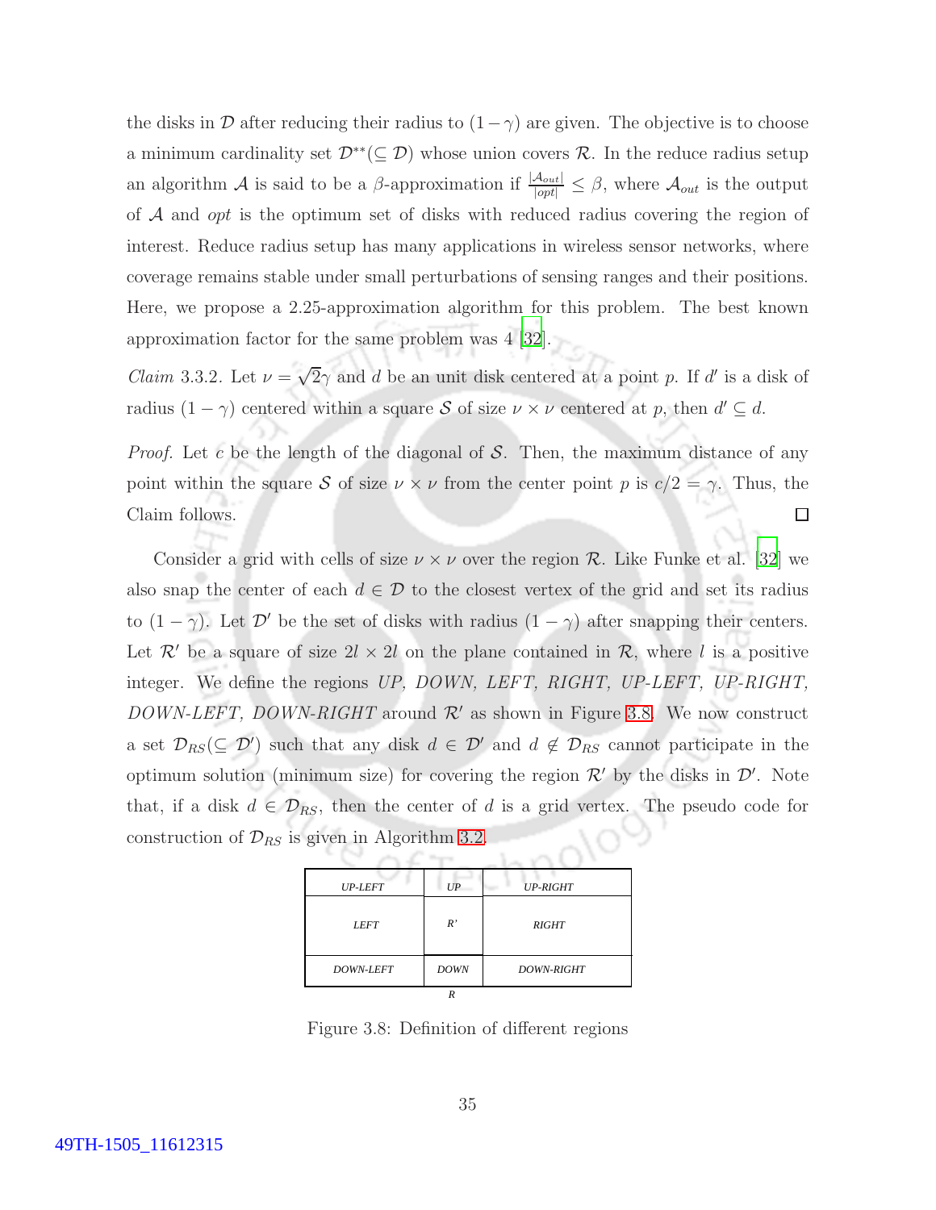the disks in $\mathcal{D}$ after reducing their radius to $(1-\gamma)$ are given. The objective is to choose a minimum cardinality set $\mathcal{D}^{**}(\subseteq \mathcal{D})$ whose union covers $\mathcal{R}$. In the reduce radius setup an algorithm $\mathcal{A}$ is said to be a $\beta$-approximation if $\frac{|\mathcal{A}_{out}|}{|opt|} \leq \beta$, where $\mathcal{A}_{out}$ is the output of $\mathcal{A}$ and *opt* is the optimum set of disks with reduced radius covering the region of interest. Reduce radius setup has many applications in wireless sensor networks, where coverage remains stable under small perturbations of sensing ranges and their positions. Here, we propose a 2.25-approximation algorithm for this problem. The best known approximation factor for the same problem was 4 [32].

*Claim* 3.3.2. Let $\nu = \sqrt{2}\gamma$ and $d$ be an unit disk centered at a point $p$. If $d'$ is a disk of radius $(1-\gamma)$ centered within a square $\mathcal{S}$ of size $\nu \times \nu$ centered at $p$, then $d' \subseteq d$.

*Proof.* Let $c$ be the length of the diagonal of $\mathcal{S}$. Then, the maximum distance of any point within the square $\mathcal{S}$ of size $\nu \times \nu$ from the center point $p$ is $c/2 = \gamma$. Thus, the Claim follows. □

Consider a grid with cells of size $\nu \times \nu$ over the region $\mathcal{R}$. Like Funke et al. [32] we also snap the center of each $d \in \mathcal{D}$ to the closest vertex of the grid and set its radius to $(1-\gamma)$. Let $\mathcal{D}'$ be the set of disks with radius $(1-\gamma)$ after snapping their centers. Let $\mathcal{R}'$ be a square of size $2l \times 2l$ on the plane contained in $\mathcal{R}$, where $l$ is a positive integer. We define the regions *UP, DOWN, LEFT, RIGHT, UP-LEFT, UP-RIGHT, DOWN-LEFT, DOWN-RIGHT* around $\mathcal{R}'$ as shown in Figure 3.8. We now construct a set $\mathcal{D}_{RS}(\subseteq \mathcal{D}')$ such that any disk $d \in \mathcal{D}'$ and $d \notin \mathcal{D}_{RS}$ cannot participate in the optimum solution (minimum size) for covering the region $\mathcal{R}'$ by the disks in $\mathcal{D}'$. Note that, if a disk $d \in \mathcal{D}_{RS}$, then the center of $d$ is a grid vertex. The pseudo code for construction of $\mathcal{D}_{RS}$ is given in Algorithm 3.2.

| UP-LEFT | UP | UP-RIGHT |
|---|---|---|
| LEFT | R' | RIGHT |
| DOWN-LEFT | DOWN | DOWN-RIGHT |

R

Figure 3.8: Definition of different regions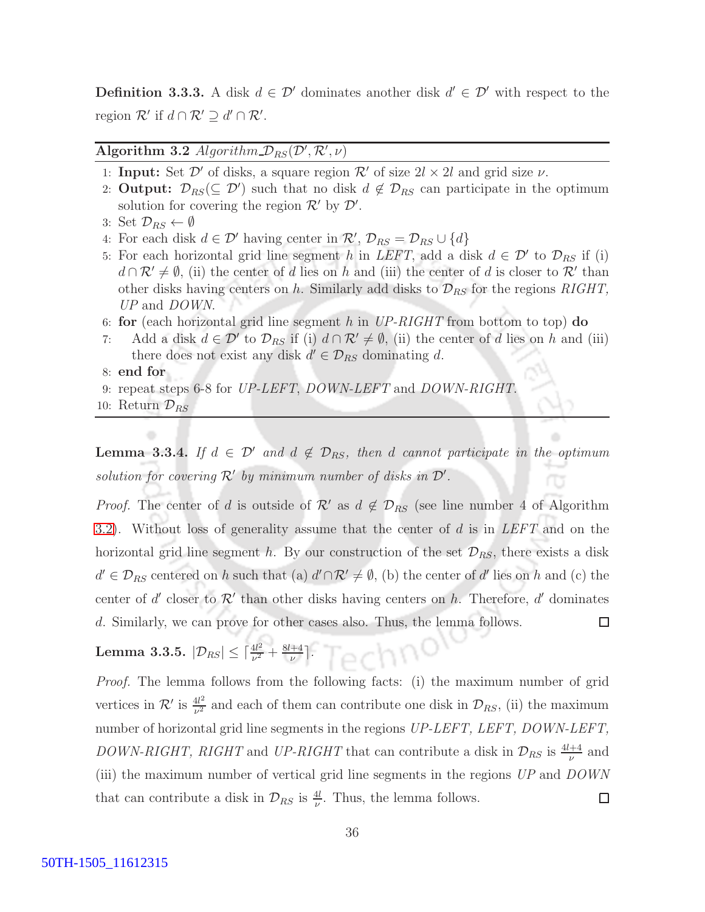**Definition 3.3.3.** A disk $d \in \mathcal{D}'$ dominates another disk $d' \in \mathcal{D}'$ with respect to the region $\mathcal{R}'$ if $d \cap \mathcal{R}' \supseteq d' \cap \mathcal{R}'$.

---

**Algorithm 3.2** *Algorithm*_$\mathcal{D}_{RS}(\mathcal{D}', \mathcal{R}', \nu)$

---

1: **Input:** Set $\mathcal{D}'$ of disks, a square region $\mathcal{R}'$ of size $2l \times 2l$ and grid size $\nu$.
2: **Output:** $\mathcal{D}_{RS}(\subseteq \mathcal{D}')$ such that no disk $d \notin \mathcal{D}_{RS}$ can participate in the optimum solution for covering the region $\mathcal{R}'$ by $\mathcal{D}'$.
3: Set $\mathcal{D}_{RS} \leftarrow \emptyset$
4: For each disk $d \in \mathcal{D}'$ having center in $\mathcal{R}'$, $\mathcal{D}_{RS} = \mathcal{D}_{RS} \cup \{d\}$
5: For each horizontal grid line segment $h$ in *LEFT*, add a disk $d \in \mathcal{D}'$ to $\mathcal{D}_{RS}$ if (i) $d \cap \mathcal{R}' \neq \emptyset$, (ii) the center of $d$ lies on $h$ and (iii) the center of $d$ is closer to $\mathcal{R}'$ than other disks having centers on $h$. Similarly add disks to $\mathcal{D}_{RS}$ for the regions *RIGHT, UP* and *DOWN*.
6: **for** (each horizontal grid line segment $h$ in *UP-RIGHT* from bottom to top) **do**
7: Add a disk $d \in \mathcal{D}'$ to $\mathcal{D}_{RS}$ if (i) $d \cap \mathcal{R}' \neq \emptyset$, (ii) the center of $d$ lies on $h$ and (iii) there does not exist any disk $d' \in \mathcal{D}_{RS}$ dominating $d$.
8: **end for**
9: repeat steps 6-8 for *UP-LEFT*, *DOWN-LEFT* and *DOWN-RIGHT*.
10: Return $\mathcal{D}_{RS}$

---

**Lemma 3.3.4.** *If $d \in \mathcal{D}'$ and $d \notin \mathcal{D}_{RS}$, then $d$ cannot participate in the optimum solution for covering $\mathcal{R}'$ by minimum number of disks in $\mathcal{D}'$.*

*Proof.* The center of $d$ is outside of $\mathcal{R}'$ as $d \notin \mathcal{D}_{RS}$ (see line number 4 of Algorithm 3.2). Without loss of generality assume that the center of $d$ is in *LEFT* and on the horizontal grid line segment $h$. By our construction of the set $\mathcal{D}_{RS}$, there exists a disk $d' \in \mathcal{D}_{RS}$ centered on $h$ such that (a) $d' \cap \mathcal{R}' \neq \emptyset$, (b) the center of $d'$ lies on $h$ and (c) the center of $d'$ closer to $\mathcal{R}'$ than other disks having centers on $h$. Therefore, $d'$ dominates $d$. Similarly, we can prove for other cases also. Thus, the lemma follows. □

**Lemma 3.3.5.** $|\mathcal{D}_{RS}| \leq \lceil \frac{4l^2}{\nu^2} + \frac{8l+4}{\nu} \rceil$.

*Proof.* The lemma follows from the following facts: (i) the maximum number of grid vertices in $\mathcal{R}'$ is $\frac{4l^2}{\nu^2}$ and each of them can contribute one disk in $\mathcal{D}_{RS}$, (ii) the maximum number of horizontal grid line segments in the regions *UP-LEFT, LEFT, DOWN-LEFT, DOWN-RIGHT, RIGHT* and *UP-RIGHT* that can contribute a disk in $\mathcal{D}_{RS}$ is $\frac{4l+4}{\nu}$ and (iii) the maximum number of vertical grid line segments in the regions *UP* and *DOWN* that can contribute a disk in $\mathcal{D}_{RS}$ is $\frac{4l}{\nu}$. Thus, the lemma follows. □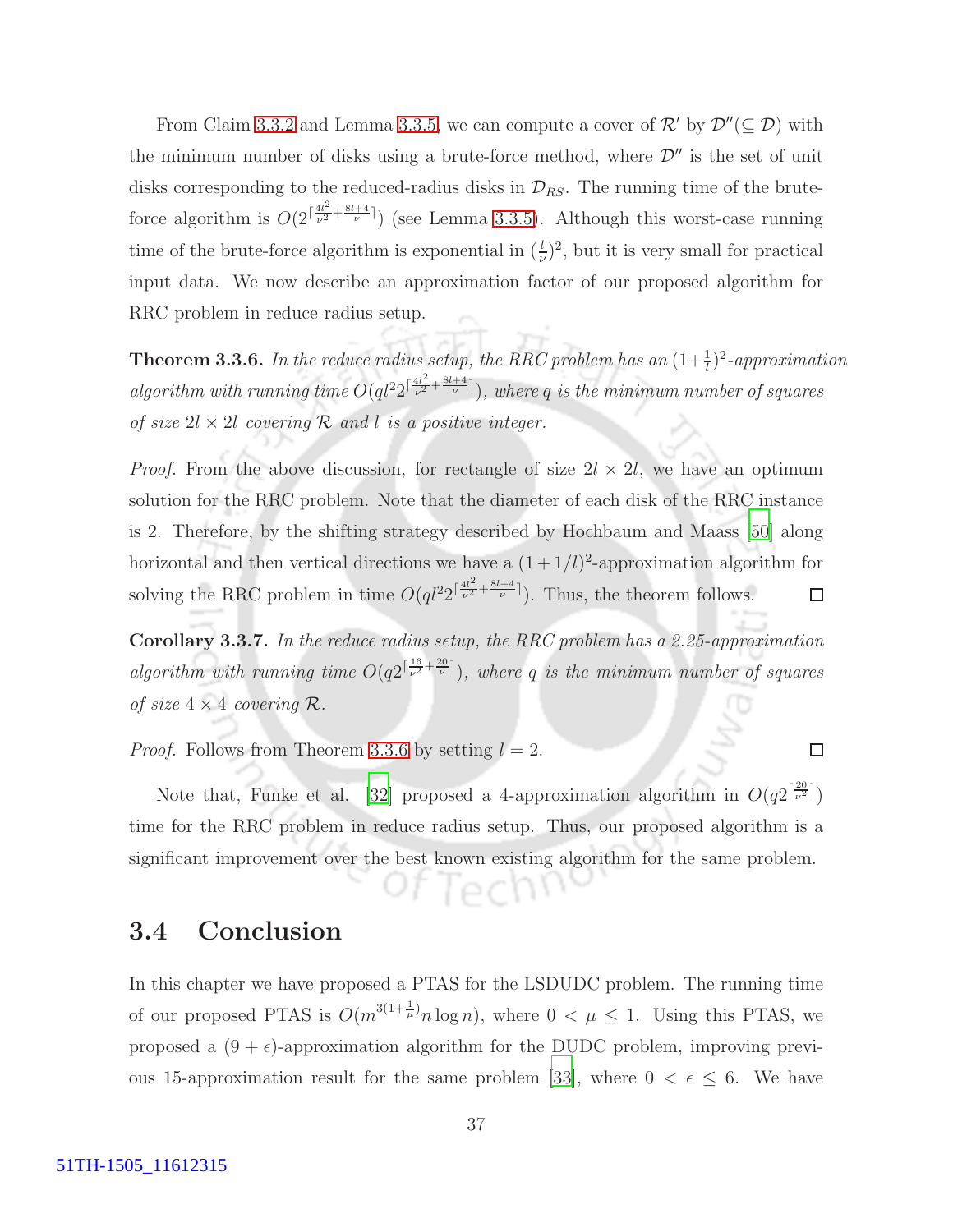From Claim 3.3.2 and Lemma 3.3.5, we can compute a cover of $\mathcal{R}'$ by $\mathcal{D}''(\subseteq \mathcal{D})$ with the minimum number of disks using a brute-force method, where $\mathcal{D}''$ is the set of unit disks corresponding to the reduced-radius disks in $\mathcal{D}_{RS}$. The running time of the brute-force algorithm is $O(2^{\lceil \frac{4l^2}{\nu^2} + \frac{8l+4}{\nu} \rceil})$ (see Lemma 3.3.5). Although this worst-case running time of the brute-force algorithm is exponential in $(\frac{l}{\nu})^2$, but it is very small for practical input data. We now describe an approximation factor of our proposed algorithm for RRC problem in reduce radius setup.

**Theorem 3.3.6.** *In the reduce radius setup, the RRC problem has an* $(1+\frac{1}{l})^2$*-approximation algorithm with running time* $O(ql^2 2^{\lceil \frac{4l^2}{\nu^2} + \frac{8l+4}{\nu} \rceil})$*, where* $q$ *is the minimum number of squares of size* $2l \times 2l$ *covering* $\mathcal{R}$ *and* $l$ *is a positive integer.*

*Proof.* From the above discussion, for rectangle of size $2l \times 2l$, we have an optimum solution for the RRC problem. Note that the diameter of each disk of the RRC instance is 2. Therefore, by the shifting strategy described by Hochbaum and Maass [50] along horizontal and then vertical directions we have a $(1+1/l)^2$-approximation algorithm for solving the RRC problem in time $O(ql^2 2^{\lceil \frac{4l^2}{\nu^2} + \frac{8l+4}{\nu} \rceil})$. Thus, the theorem follows. □

**Corollary 3.3.7.** *In the reduce radius setup, the RRC problem has a 2.25-approximation algorithm with running time* $O(q2^{\lceil \frac{16}{\nu^2} + \frac{20}{\nu} \rceil})$*, where* $q$ *is the minimum number of squares of size* $4 \times 4$ *covering* $\mathcal{R}$*.*

*Proof.* Follows from Theorem 3.3.6 by setting $l = 2$. □

Note that, Funke et al. [32] proposed a 4-approximation algorithm in $O(q2^{\lceil \frac{20}{\nu^2} \rceil})$ time for the RRC problem in reduce radius setup. Thus, our proposed algorithm is a significant improvement over the best known existing algorithm for the same problem.

## 3.4 Conclusion

In this chapter we have proposed a PTAS for the LSDUDC problem. The running time of our proposed PTAS is $O(m^{3(1+\frac{1}{\mu})} n \log n)$, where $0 < \mu \leq 1$. Using this PTAS, we proposed a $(9+\epsilon)$-approximation algorithm for the DUDC problem, improving previous 15-approximation result for the same problem [33], where $0 < \epsilon \leq 6$. We have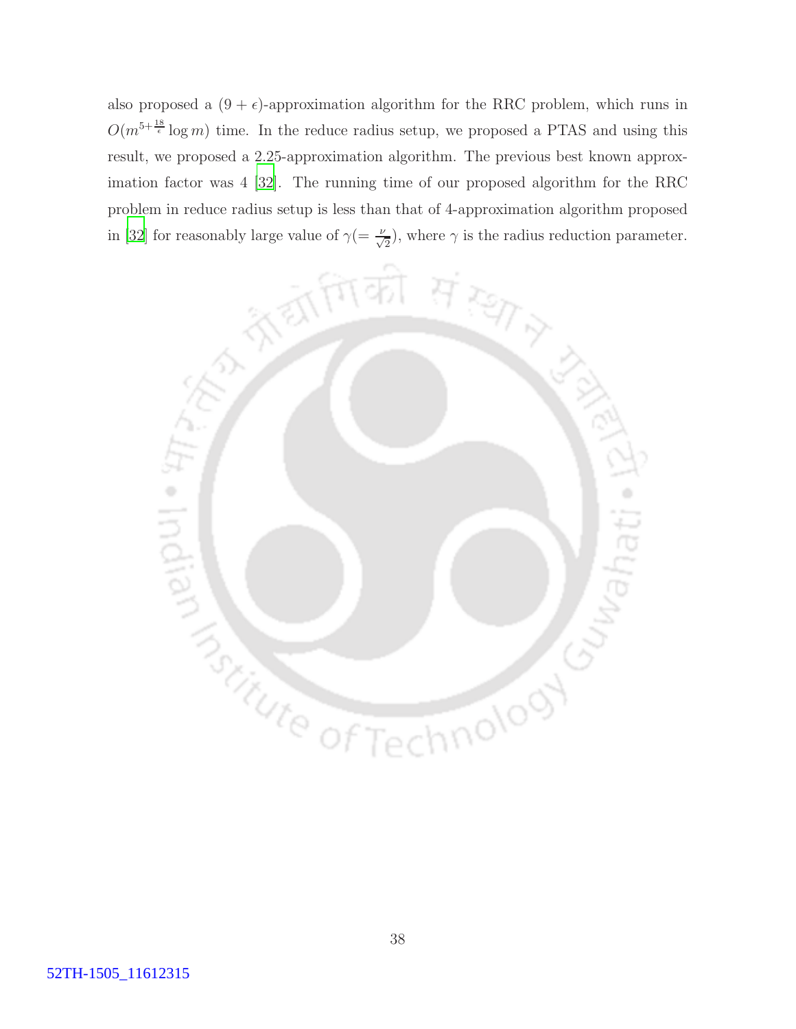also proposed a $(9 + \epsilon)$-approximation algorithm for the RRC problem, which runs in $O(m^{5+\frac{18}{\epsilon}} \log m)$ time. In the reduce radius setup, we proposed a PTAS and using this result, we proposed a 2.25-approximation algorithm. The previous best known approximation factor was 4 [32]. The running time of our proposed algorithm for the RRC problem in reduce radius setup is less than that of 4-approximation algorithm proposed in [32] for reasonably large value of $\gamma (= \frac{\nu}{\sqrt{2}})$, where $\gamma$ is the radius reduction parameter.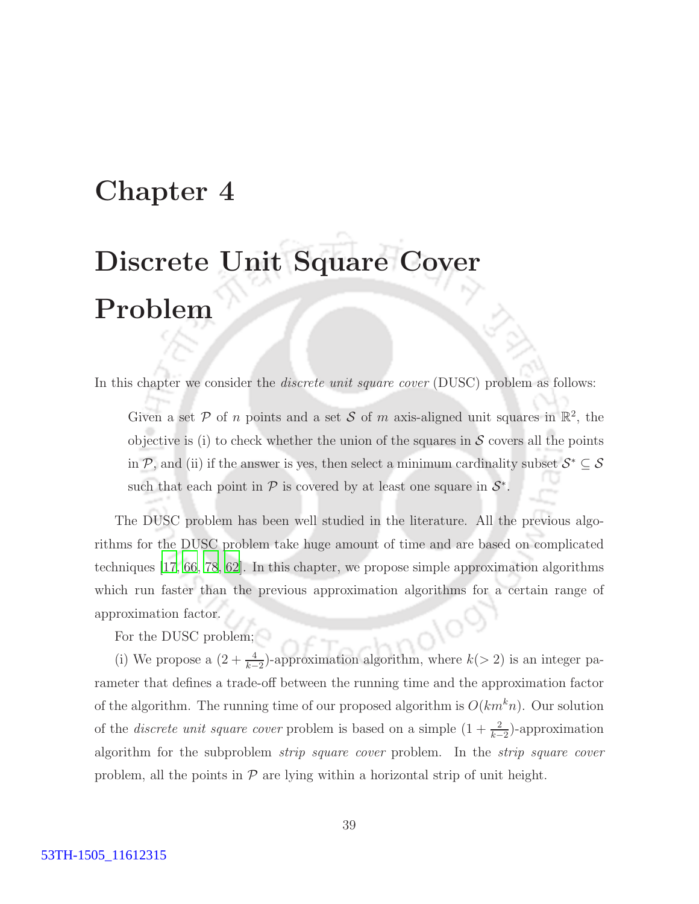# Chapter 4

# Discrete Unit Square Cover Problem

In this chapter we consider the *discrete unit square cover* (DUSC) problem as follows:

> Given a set $\mathcal{P}$ of $n$ points and a set $\mathcal{S}$ of $m$ axis-aligned unit squares in $\mathbb{R}^2$, the objective is (i) to check whether the union of the squares in $\mathcal{S}$ covers all the points in $\mathcal{P}$, and (ii) if the answer is yes, then select a minimum cardinality subset $\mathcal{S}^* \subseteq \mathcal{S}$ such that each point in $\mathcal{P}$ is covered by at least one square in $\mathcal{S}^*$.

The DUSC problem has been well studied in the literature. All the previous algorithms for the DUSC problem take huge amount of time and are based on complicated techniques [17, 66, 78, 62]. In this chapter, we propose simple approximation algorithms which run faster than the previous approximation algorithms for a certain range of approximation factor.

For the DUSC problem;

(i) We propose a $(2 + \frac{4}{k-2})$-approximation algorithm, where $k(> 2)$ is an integer parameter that defines a trade-off between the running time and the approximation factor of the algorithm. The running time of our proposed algorithm is $O(km^k n)$. Our solution of the *discrete unit square cover* problem is based on a simple $(1 + \frac{2}{k-2})$-approximation algorithm for the subproblem *strip square cover* problem. In the *strip square cover* problem, all the points in $\mathcal{P}$ are lying within a horizontal strip of unit height.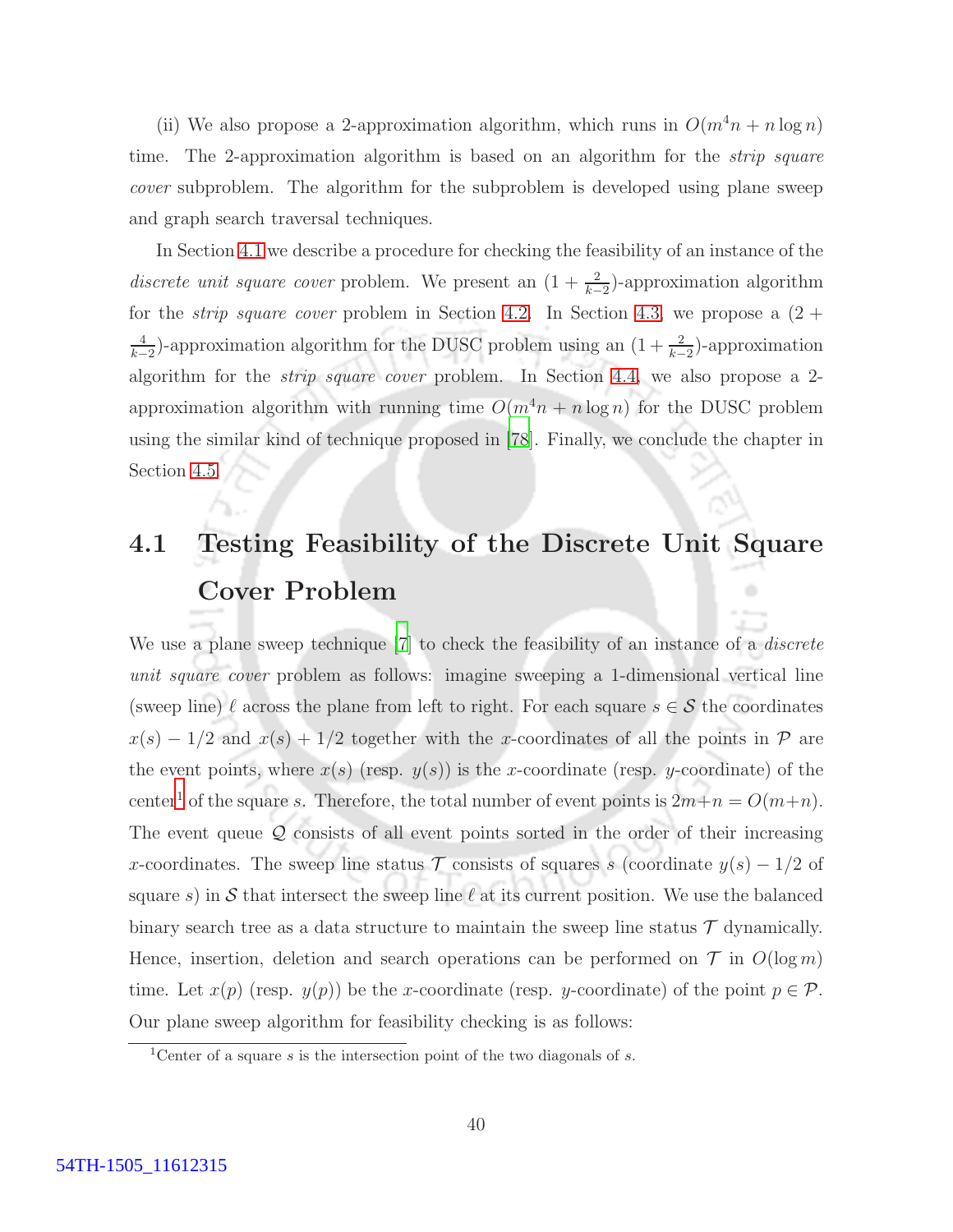(ii) We also propose a 2-approximation algorithm, which runs in $O(m^4 n + n \log n)$ time. The 2-approximation algorithm is based on an algorithm for the *strip square cover* subproblem. The algorithm for the subproblem is developed using plane sweep and graph search traversal techniques.

In Section 4.1 we describe a procedure for checking the feasibility of an instance of the *discrete unit square cover* problem. We present an $(1 + \frac{2}{k-2})$-approximation algorithm for the *strip square cover* problem in Section 4.2. In Section 4.3, we propose a $(2 + \frac{4}{k-2})$-approximation algorithm for the DUSC problem using an $(1 + \frac{2}{k-2})$-approximation algorithm for the *strip square cover* problem. In Section 4.4, we also propose a 2-approximation algorithm with running time $O(m^4 n + n \log n)$ for the DUSC problem using the similar kind of technique proposed in [78]. Finally, we conclude the chapter in Section 4.5.

## 4.1 Testing Feasibility of the Discrete Unit Square Cover Problem

We use a plane sweep technique [7] to check the feasibility of an instance of a *discrete unit square cover* problem as follows: imagine sweeping a 1-dimensional vertical line (sweep line) $\ell$ across the plane from left to right. For each square $s \in \mathcal{S}$ the coordinates $x(s) - 1/2$ and $x(s) + 1/2$ together with the $x$-coordinates of all the points in $\mathcal{P}$ are the event points, where $x(s)$ (resp. $y(s)$) is the $x$-coordinate (resp. $y$-coordinate) of the center[1] of the square $s$. Therefore, the total number of event points is $2m+n = O(m+n)$. The event queue $\mathcal{Q}$ consists of all event points sorted in the order of their increasing $x$-coordinates. The sweep line status $\mathcal{T}$ consists of squares $s$ (coordinate $y(s) - 1/2$ of square $s$) in $\mathcal{S}$ that intersect the sweep line $\ell$ at its current position. We use the balanced binary search tree as a data structure to maintain the sweep line status $\mathcal{T}$ dynamically. Hence, insertion, deletion and search operations can be performed on $\mathcal{T}$ in $O(\log m)$ time. Let $x(p)$ (resp. $y(p)$) be the $x$-coordinate (resp. $y$-coordinate) of the point $p \in \mathcal{P}$. Our plane sweep algorithm for feasibility checking is as follows:

[1] Center of a square $s$ is the intersection point of the two diagonals of $s$.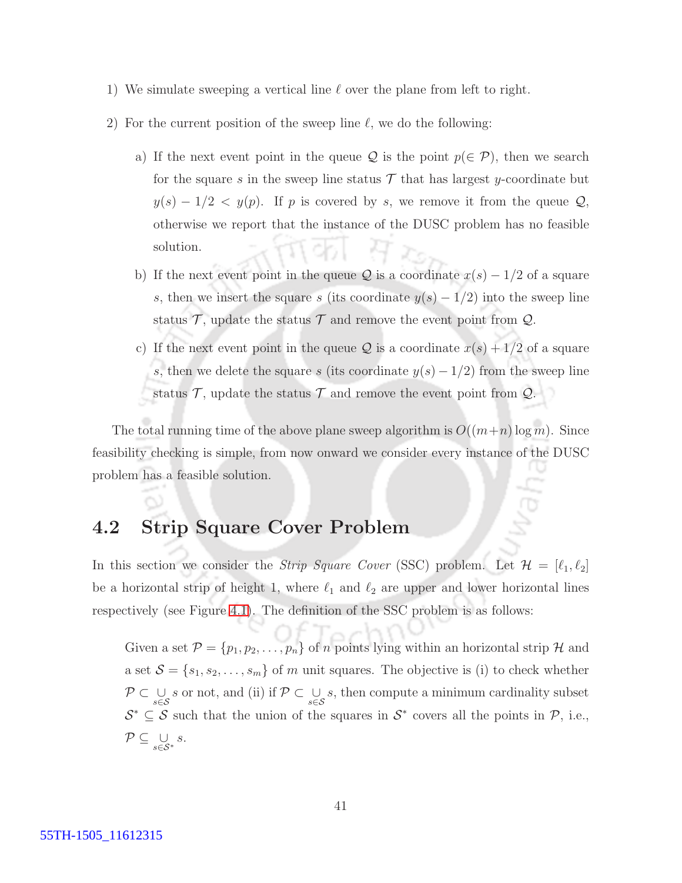1) We simulate sweeping a vertical line $\ell$ over the plane from left to right.

2) For the current position of the sweep line $\ell$, we do the following:

   a) If the next event point in the queue $\mathcal{Q}$ is the point $p(\in \mathcal{P})$, then we search for the square $s$ in the sweep line status $\mathcal{T}$ that has largest $y$-coordinate but $y(s) - 1/2 < y(p)$. If $p$ is covered by $s$, we remove it from the queue $\mathcal{Q}$, otherwise we report that the instance of the DUSC problem has no feasible solution.

   b) If the next event point in the queue $\mathcal{Q}$ is a coordinate $x(s) - 1/2$ of a square $s$, then we insert the square $s$ (its coordinate $y(s) - 1/2$) into the sweep line status $\mathcal{T}$, update the status $\mathcal{T}$ and remove the event point from $\mathcal{Q}$.

   c) If the next event point in the queue $\mathcal{Q}$ is a coordinate $x(s) + 1/2$ of a square $s$, then we delete the square $s$ (its coordinate $y(s) - 1/2$) from the sweep line status $\mathcal{T}$, update the status $\mathcal{T}$ and remove the event point from $\mathcal{Q}$.

The total running time of the above plane sweep algorithm is $O((m+n)\log m)$. Since feasibility checking is simple, from now onward we consider every instance of the DUSC problem has a feasible solution.

## 4.2 Strip Square Cover Problem

In this section we consider the *Strip Square Cover* (SSC) problem. Let $\mathcal{H} = [\ell_1, \ell_2]$ be a horizontal strip of height 1, where $\ell_1$ and $\ell_2$ are upper and lower horizontal lines respectively (see Figure 4.1). The definition of the SSC problem is as follows:

> Given a set $\mathcal{P} = \{p_1, p_2, \ldots, p_n\}$ of $n$ points lying within an horizontal strip $\mathcal{H}$ and a set $\mathcal{S} = \{s_1, s_2, \ldots, s_m\}$ of $m$ unit squares. The objective is (i) to check whether $\mathcal{P} \subset \bigcup_{s \in \mathcal{S}} s$ or not, and (ii) if $\mathcal{P} \subset \bigcup_{s \in \mathcal{S}} s$, then compute a minimum cardinality subset $\mathcal{S}^* \subseteq \mathcal{S}$ such that the union of the squares in $\mathcal{S}^*$ covers all the points in $\mathcal{P}$, i.e., $\mathcal{P} \subseteq \bigcup_{s \in \mathcal{S}^*} s$.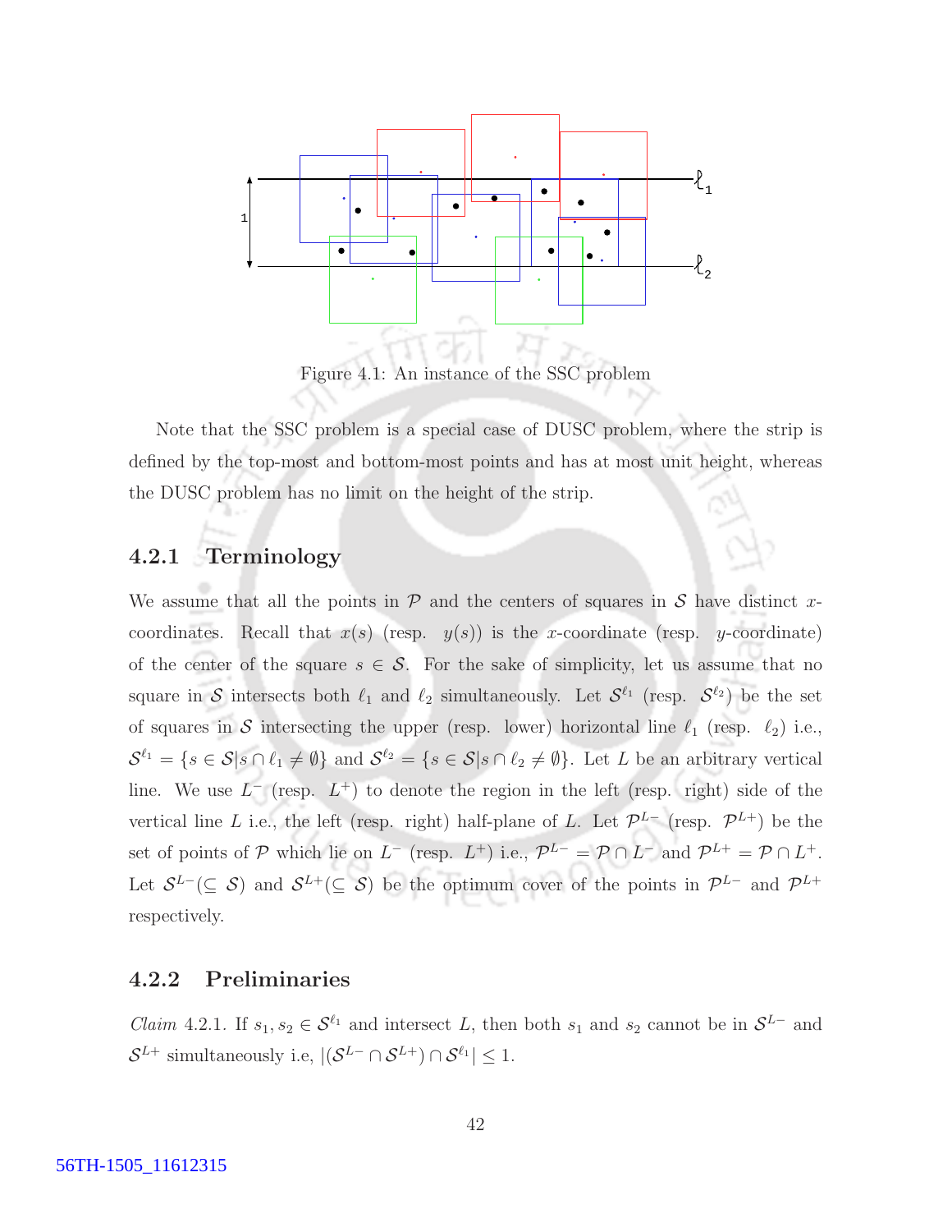Figure 4.1: An instance of the SSC problem

Note that the SSC problem is a special case of DUSC problem, where the strip is defined by the top-most and bottom-most points and has at most unit height, whereas the DUSC problem has no limit on the height of the strip.

### 4.2.1 Terminology

We assume that all the points in $\mathcal{P}$ and the centers of squares in $\mathcal{S}$ have distinct $x$-coordinates. Recall that $x(s)$ (resp. $y(s)$) is the $x$-coordinate (resp. $y$-coordinate) of the center of the square $s \in \mathcal{S}$. For the sake of simplicity, let us assume that no square in $\mathcal{S}$ intersects both $\ell_1$ and $\ell_2$ simultaneously. Let $\mathcal{S}^{\ell_1}$ (resp. $\mathcal{S}^{\ell_2}$) be the set of squares in $\mathcal{S}$ intersecting the upper (resp. lower) horizontal line $\ell_1$ (resp. $\ell_2$) i.e., $\mathcal{S}^{\ell_1} = \{s \in \mathcal{S} | s \cap \ell_1 \neq \emptyset\}$ and $\mathcal{S}^{\ell_2} = \{s \in \mathcal{S} | s \cap \ell_2 \neq \emptyset\}$. Let $L$ be an arbitrary vertical line. We use $L^-$ (resp. $L^+$) to denote the region in the left (resp. right) side of the vertical line $L$ i.e., the left (resp. right) half-plane of $L$. Let $\mathcal{P}^{L-}$ (resp. $\mathcal{P}^{L+}$) be the set of points of $\mathcal{P}$ which lie on $L^-$ (resp. $L^+$) i.e., $\mathcal{P}^{L-} = \mathcal{P} \cap L^-$ and $\mathcal{P}^{L+} = \mathcal{P} \cap L^+$. Let $\mathcal{S}^{L-}(\subseteq \mathcal{S})$ and $\mathcal{S}^{L+}(\subseteq \mathcal{S})$ be the optimum cover of the points in $\mathcal{P}^{L-}$ and $\mathcal{P}^{L+}$ respectively.

### 4.2.2 Preliminaries

*Claim* 4.2.1. If $s_1, s_2 \in \mathcal{S}^{\ell_1}$ and intersect $L$, then both $s_1$ and $s_2$ cannot be in $\mathcal{S}^{L-}$ and $\mathcal{S}^{L+}$ simultaneously i.e, $|(\mathcal{S}^{L-} \cap \mathcal{S}^{L+}) \cap \mathcal{S}^{\ell_1}| \leq 1$.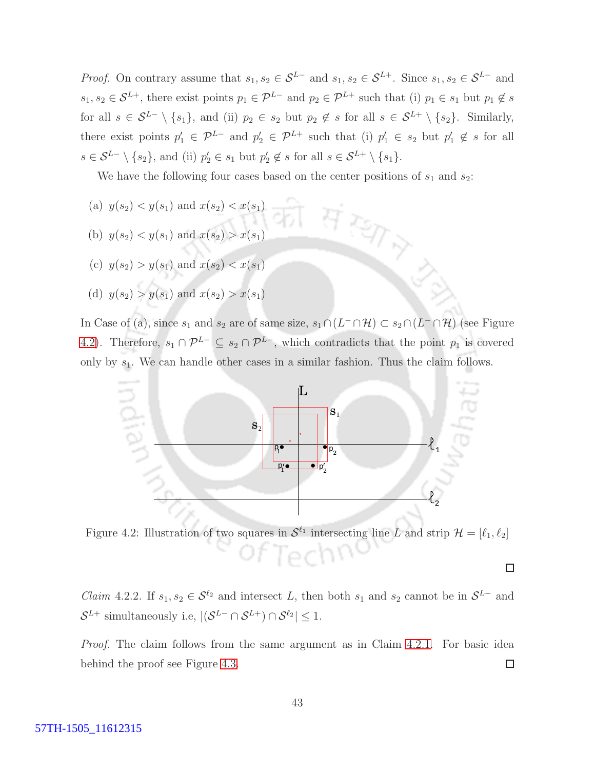*Proof.* On contrary assume that $s_1, s_2 \in \mathcal{S}^{L-}$ and $s_1, s_2 \in \mathcal{S}^{L+}$. Since $s_1, s_2 \in \mathcal{S}^{L-}$ and $s_1, s_2 \in \mathcal{S}^{L+}$, there exist points $p_1 \in \mathcal{P}^{L-}$ and $p_2 \in \mathcal{P}^{L+}$ such that (i) $p_1 \in s_1$ but $p_1 \notin s$ for all $s \in \mathcal{S}^{L-} \setminus \{s_1\}$, and (ii) $p_2 \in s_2$ but $p_2 \notin s$ for all $s \in \mathcal{S}^{L+} \setminus \{s_2\}$. Similarly, there exist points $p'_1 \in \mathcal{P}^{L-}$ and $p'_2 \in \mathcal{P}^{L+}$ such that (i) $p'_1 \in s_2$ but $p'_1 \notin s$ for all $s \in \mathcal{S}^{L-} \setminus \{s_2\}$, and (ii) $p'_2 \in s_1$ but $p'_2 \notin s$ for all $s \in \mathcal{S}^{L+} \setminus \{s_1\}$.

We have the following four cases based on the center positions of $s_1$ and $s_2$:

(a) $y(s_2) < y(s_1)$ and $x(s_2) < x(s_1)$

(b) $y(s_2) < y(s_1)$ and $x(s_2) > x(s_1)$

(c) $y(s_2) > y(s_1)$ and $x(s_2) < x(s_1)$

(d) $y(s_2) > y(s_1)$ and $x(s_2) > x(s_1)$

In Case of (a), since $s_1$ and $s_2$ are of same size, $s_1 \cap (L^- \cap \mathcal{H}) \subset s_2 \cap (L^- \cap \mathcal{H})$ (see Figure 4.2). Therefore, $s_1 \cap \mathcal{P}^{L-} \subseteq s_2 \cap \mathcal{P}^{L-}$, which contradicts that the point $p_1$ is covered only by $s_1$. We can handle other cases in a similar fashion. Thus the claim follows.

Figure 4.2: Illustration of two squares in $\mathcal{S}^{\ell_1}$ intersecting line $L$ and strip $\mathcal{H} = [\ell_1, \ell_2]$

□

*Claim* 4.2.2. If $s_1, s_2 \in \mathcal{S}^{\ell_2}$ and intersect $L$, then both $s_1$ and $s_2$ cannot be in $\mathcal{S}^{L-}$ and $\mathcal{S}^{L+}$ simultaneously i.e, $|(\mathcal{S}^{L-} \cap \mathcal{S}^{L+}) \cap \mathcal{S}^{\ell_2}| \leq 1$.

*Proof.* The claim follows from the same argument as in Claim 4.2.1. For basic idea behind the proof see Figure 4.3. □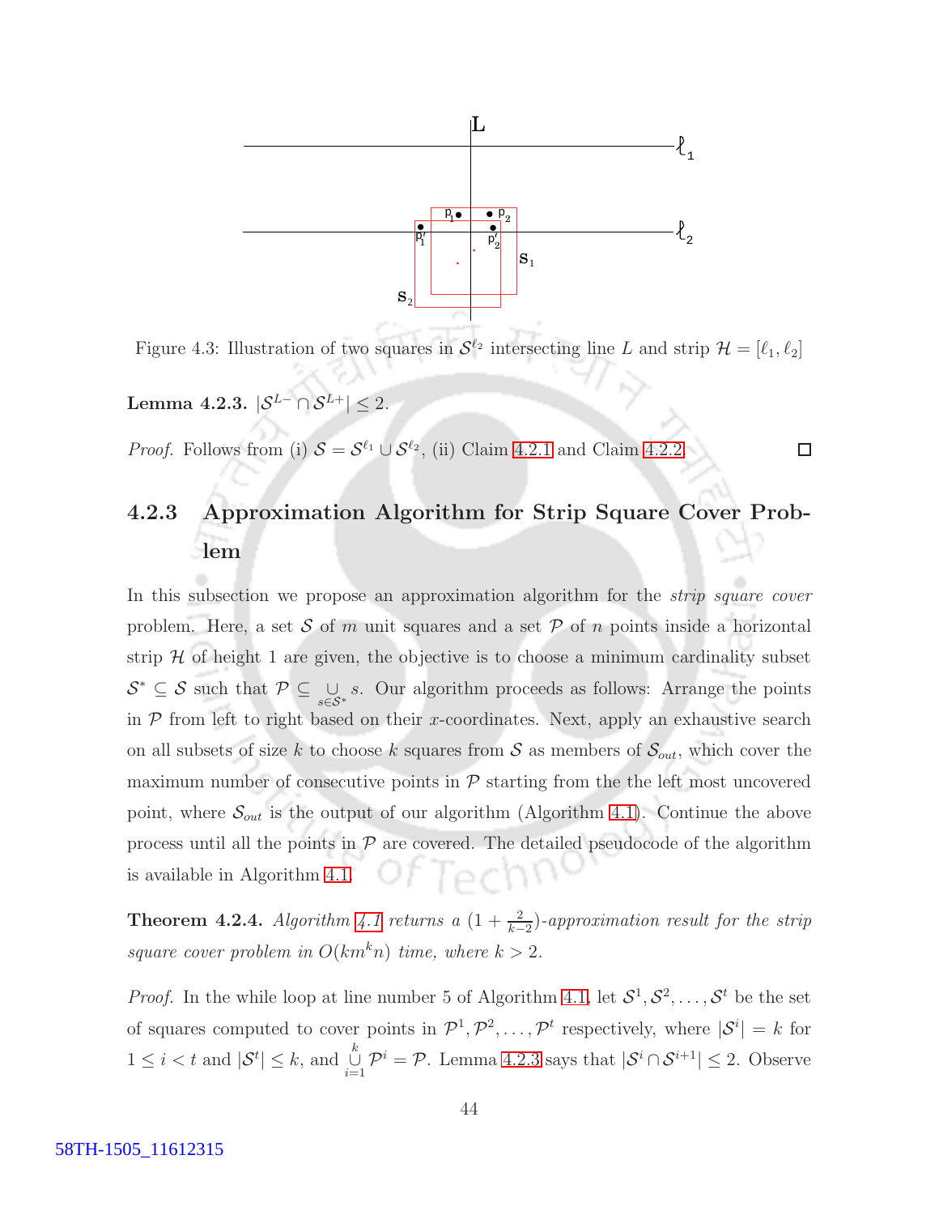Figure 4.3: Illustration of two squares in $\mathcal{S}^{\ell_2}$ intersecting line $L$ and strip $\mathcal{H} = [\ell_1, \ell_2]$

**Lemma 4.2.3.** $|\mathcal{S}^{L-} \cap \mathcal{S}^{L+}| \leq 2$.

*Proof.* Follows from (i) $\mathcal{S} = \mathcal{S}^{\ell_1} \cup \mathcal{S}^{\ell_2}$, (ii) Claim 4.2.1 and Claim 4.2.2. □

### 4.2.3 Approximation Algorithm for Strip Square Cover Problem

In this subsection we propose an approximation algorithm for the *strip square cover* problem. Here, a set $\mathcal{S}$ of $m$ unit squares and a set $\mathcal{P}$ of $n$ points inside a horizontal strip $\mathcal{H}$ of height 1 are given, the objective is to choose a minimum cardinality subset $\mathcal{S}^* \subseteq \mathcal{S}$ such that $\mathcal{P} \subseteq \bigcup_{s \in \mathcal{S}^*} s$. Our algorithm proceeds as follows: Arrange the points in $\mathcal{P}$ from left to right based on their $x$-coordinates. Next, apply an exhaustive search on all subsets of size $k$ to choose $k$ squares from $\mathcal{S}$ as members of $\mathcal{S}_{out}$, which cover the maximum number of consecutive points in $\mathcal{P}$ starting from the the left most uncovered point, where $\mathcal{S}_{out}$ is the output of our algorithm (Algorithm 4.1). Continue the above process until all the points in $\mathcal{P}$ are covered. The detailed pseudocode of the algorithm is available in Algorithm 4.1.

**Theorem 4.2.4.** *Algorithm 4.1 returns a* $(1 + \frac{2}{k-2})$*-approximation result for the strip square cover problem in* $O(km^k n)$ *time, where* $k > 2$.

*Proof.* In the while loop at line number 5 of Algorithm 4.1, let $\mathcal{S}^1, \mathcal{S}^2, \ldots, \mathcal{S}^t$ be the set of squares computed to cover points in $\mathcal{P}^1, \mathcal{P}^2, \ldots, \mathcal{P}^t$ respectively, where $|\mathcal{S}^i| = k$ for $1 \leq i < t$ and $|\mathcal{S}^t| \leq k$, and $\bigcup_{i=1}^{k} \mathcal{P}^i = \mathcal{P}$. Lemma 4.2.3 says that $|\mathcal{S}^i \cap \mathcal{S}^{i+1}| \leq 2$. Observe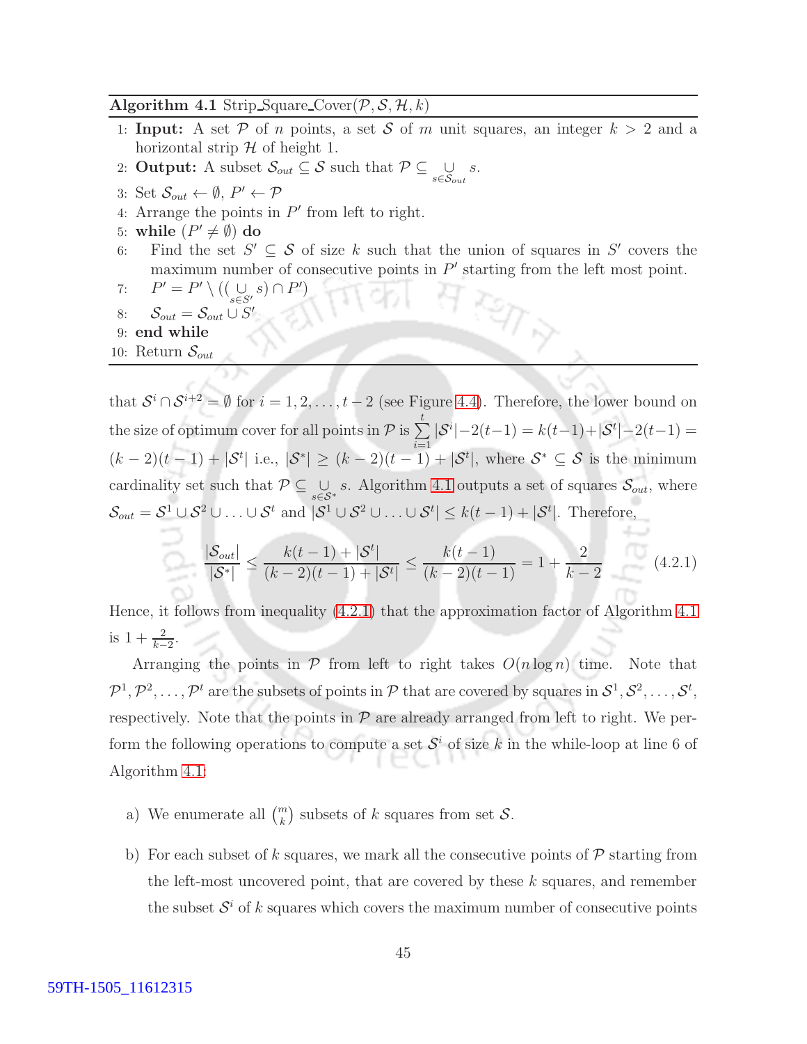**Algorithm 4.1** Strip_Square_Cover($\mathcal{P}, \mathcal{S}, \mathcal{H}, k$)

1: **Input:** A set $\mathcal{P}$ of $n$ points, a set $\mathcal{S}$ of $m$ unit squares, an integer $k > 2$ and a horizontal strip $\mathcal{H}$ of height 1.
2: **Output:** A subset $\mathcal{S}_{out} \subseteq \mathcal{S}$ such that $\mathcal{P} \subseteq \bigcup_{s \in \mathcal{S}_{out}} s$.
3: Set $\mathcal{S}_{out} \leftarrow \emptyset$, $P' \leftarrow \mathcal{P}$
4: Arrange the points in $P'$ from left to right.
5: **while** $(P' \neq \emptyset)$ **do**
6: &nbsp;&nbsp;&nbsp;&nbsp;Find the set $S' \subseteq \mathcal{S}$ of size $k$ such that the union of squares in $S'$ covers the maximum number of consecutive points in $P'$ starting from the left most point.
7: &nbsp;&nbsp;&nbsp;&nbsp;$P' = P' \setminus ((\bigcup_{s \in S'} s) \cap P')$
8: &nbsp;&nbsp;&nbsp;&nbsp;$\mathcal{S}_{out} = \mathcal{S}_{out} \cup S'$
9: **end while**
10: Return $\mathcal{S}_{out}$

that $\mathcal{S}^i \cap \mathcal{S}^{i+2} = \emptyset$ for $i = 1, 2, \ldots, t-2$ (see Figure 4.4). Therefore, the lower bound on the size of optimum cover for all points in $\mathcal{P}$ is $\sum_{i=1}^{t} |\mathcal{S}^i| - 2(t-1) = k(t-1) + |\mathcal{S}^t| - 2(t-1) = (k-2)(t-1) + |\mathcal{S}^t|$ i.e., $|\mathcal{S}^*| \geq (k-2)(t-1) + |\mathcal{S}^t|$, where $\mathcal{S}^* \subseteq \mathcal{S}$ is the minimum cardinality set such that $\mathcal{P} \subseteq \bigcup_{s \in \mathcal{S}^*} s$. Algorithm 4.1 outputs a set of squares $\mathcal{S}_{out}$, where $\mathcal{S}_{out} = \mathcal{S}^1 \cup \mathcal{S}^2 \cup \ldots \cup \mathcal{S}^t$ and $|\mathcal{S}^1 \cup \mathcal{S}^2 \cup \ldots \cup \mathcal{S}^t| \leq k(t-1) + |\mathcal{S}^t|$. Therefore,

$$\frac{|\mathcal{S}_{out}|}{|\mathcal{S}^*|} \leq \frac{k(t-1) + |\mathcal{S}^t|}{(k-2)(t-1) + |\mathcal{S}^t|} \leq \frac{k(t-1)}{(k-2)(t-1)} = 1 + \frac{2}{k-2} \tag{4.2.1}$$

Hence, it follows from inequality (4.2.1) that the approximation factor of Algorithm 4.1 is $1 + \frac{2}{k-2}$.

Arranging the points in $\mathcal{P}$ from left to right takes $O(n \log n)$ time. Note that $\mathcal{P}^1, \mathcal{P}^2, \ldots, \mathcal{P}^t$ are the subsets of points in $\mathcal{P}$ that are covered by squares in $\mathcal{S}^1, \mathcal{S}^2, \ldots, \mathcal{S}^t$, respectively. Note that the points in $\mathcal{P}$ are already arranged from left to right. We perform the following operations to compute a set $\mathcal{S}^i$ of size $k$ in the while-loop at line 6 of Algorithm 4.1:

a) We enumerate all $\binom{m}{k}$ subsets of $k$ squares from set $\mathcal{S}$.

b) For each subset of $k$ squares, we mark all the consecutive points of $\mathcal{P}$ starting from the left-most uncovered point, that are covered by these $k$ squares, and remember the subset $\mathcal{S}^i$ of $k$ squares which covers the maximum number of consecutive points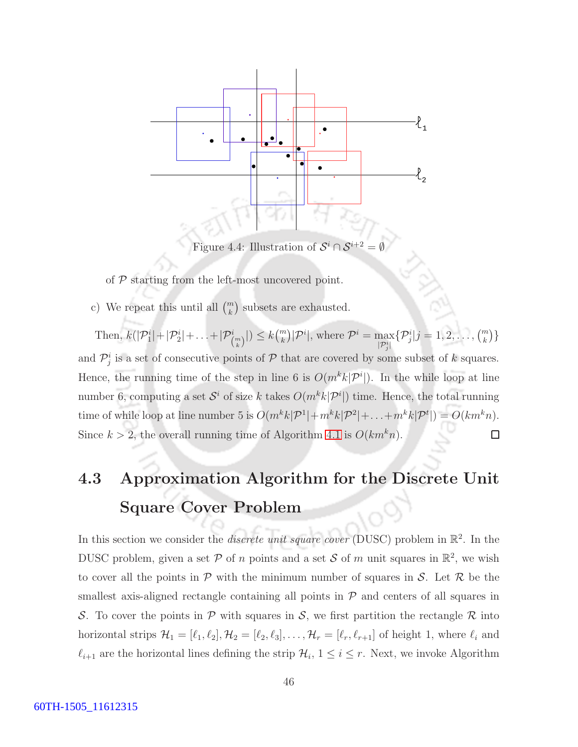Figure 4.4: Illustration of $\mathcal{S}^i \cap \mathcal{S}^{i+2} = \emptyset$

of $\mathcal{P}$ starting from the left-most uncovered point.

c) We repeat this until all $\binom{m}{k}$ subsets are exhausted.

Then, $k(|\mathcal{P}_1^i|+|\mathcal{P}_2^i|+\ldots+|\mathcal{P}_{\binom{m}{k}}^i|) \leq k\binom{m}{k}|\mathcal{P}^i|$, where $\mathcal{P}^i = \max\limits_{|\mathcal{P}_j^i|}\{\mathcal{P}_j^i | j = 1, 2, \ldots, \binom{m}{k}\}$ and $\mathcal{P}_j^i$ is a set of consecutive points of $\mathcal{P}$ that are covered by some subset of $k$ squares. Hence, the running time of the step in line 6 is $O(m^k k|\mathcal{P}^i|)$. In the while loop at line number 6, computing a set $\mathcal{S}^i$ of size $k$ takes $O(m^k k|\mathcal{P}^i|)$ time. Hence, the total running time of while loop at line number 5 is $O(m^k k|\mathcal{P}^1|+m^k k|\mathcal{P}^2|+\ldots+m^k k|\mathcal{P}^t|) = O(km^k n)$. Since $k > 2$, the overall running time of Algorithm 4.1 is $O(km^k n)$. □

## 4.3 Approximation Algorithm for the Discrete Unit Square Cover Problem

In this section we consider the *discrete unit square cover* (DUSC) problem in $\mathbb{R}^2$. In the DUSC problem, given a set $\mathcal{P}$ of $n$ points and a set $\mathcal{S}$ of $m$ unit squares in $\mathbb{R}^2$, we wish to cover all the points in $\mathcal{P}$ with the minimum number of squares in $\mathcal{S}$. Let $\mathcal{R}$ be the smallest axis-aligned rectangle containing all points in $\mathcal{P}$ and centers of all squares in $\mathcal{S}$. To cover the points in $\mathcal{P}$ with squares in $\mathcal{S}$, we first partition the rectangle $\mathcal{R}$ into horizontal strips $\mathcal{H}_1 = [\ell_1, \ell_2], \mathcal{H}_2 = [\ell_2, \ell_3], \ldots, \mathcal{H}_r = [\ell_r, \ell_{r+1}]$ of height 1, where $\ell_i$ and $\ell_{i+1}$ are the horizontal lines defining the strip $\mathcal{H}_i$, $1 \leq i \leq r$. Next, we invoke Algorithm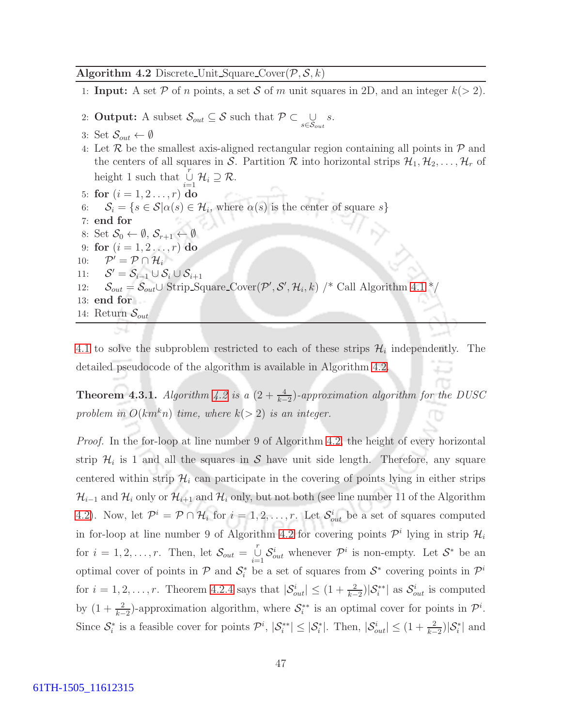**Algorithm 4.2** Discrete_Unit_Square_Cover($\mathcal{P}, \mathcal{S}, k$)

1: **Input:** A set $\mathcal{P}$ of $n$ points, a set $\mathcal{S}$ of $m$ unit squares in 2D, and an integer $k(> 2)$.

2: **Output:** A subset $\mathcal{S}_{out} \subseteq \mathcal{S}$ such that $\mathcal{P} \subset \bigcup_{s \in \mathcal{S}_{out}} s$.

3: Set $\mathcal{S}_{out} \leftarrow \emptyset$

4: Let $\mathcal{R}$ be the smallest axis-aligned rectangular region containing all points in $\mathcal{P}$ and the centers of all squares in $\mathcal{S}$. Partition $\mathcal{R}$ into horizontal strips $\mathcal{H}_1, \mathcal{H}_2, \ldots, \mathcal{H}_r$ of height 1 such that $\bigcup_{i=1}^{r} \mathcal{H}_i \supseteq \mathcal{R}$.

5: **for** $(i = 1, 2 \ldots, r)$ **do**

6: $\quad$ $\mathcal{S}_i = \{s \in \mathcal{S} | \alpha(s) \in \mathcal{H}_i$, where $\alpha(s)$ is the center of square $s\}$

7: **end for**

8: Set $\mathcal{S}_0 \leftarrow \emptyset$, $\mathcal{S}_{r+1} \leftarrow \emptyset$

9: **for** $(i = 1, 2 \ldots, r)$ **do**

10: $\quad$ $\mathcal{P}' = \mathcal{P} \cap \mathcal{H}_i$

11: $\quad$ $\mathcal{S}' = \mathcal{S}_{i-1} \cup \mathcal{S}_i \cup \mathcal{S}_{i+1}$

12: $\quad$ $\mathcal{S}_{out} = \mathcal{S}_{out} \cup$ Strip_Square_Cover($\mathcal{P}', \mathcal{S}', \mathcal{H}_i, k$) /* Call Algorithm 4.1 */

13: **end for**

14: Return $\mathcal{S}_{out}$

4.1 to solve the subproblem restricted to each of these strips $\mathcal{H}_i$ independently. The detailed pseudocode of the algorithm is available in Algorithm 4.2.

**Theorem 4.3.1.** *Algorithm 4.2 is a $(2 + \frac{4}{k-2})$-approximation algorithm for the DUSC problem in $O(km^k n)$ time, where $k(> 2)$ is an integer.*

*Proof.* In the for-loop at line number 9 of Algorithm 4.2, the height of every horizontal strip $\mathcal{H}_i$ is 1 and all the squares in $\mathcal{S}$ have unit side length. Therefore, any square centered within strip $\mathcal{H}_i$ can participate in the covering of points lying in either strips $\mathcal{H}_{i-1}$ and $\mathcal{H}_i$ only or $\mathcal{H}_{i+1}$ and $\mathcal{H}_i$ only, but not both (see line number 11 of the Algorithm 4.2). Now, let $\mathcal{P}^i = \mathcal{P} \cap \mathcal{H}_i$ for $i = 1, 2, \ldots, r$. Let $\mathcal{S}_{out}^i$ be a set of squares computed in for-loop at line number 9 of Algorithm 4.2 for covering points $\mathcal{P}^i$ lying in strip $\mathcal{H}_i$ for $i = 1, 2, \ldots, r$. Then, let $\mathcal{S}_{out} = \bigcup_{i=1}^{r} \mathcal{S}_{out}^i$ whenever $\mathcal{P}^i$ is non-empty. Let $\mathcal{S}^*$ be an optimal cover of points in $\mathcal{P}$ and $\mathcal{S}_i^*$ be a set of squares from $\mathcal{S}^*$ covering points in $\mathcal{P}^i$ for $i = 1, 2, \ldots, r$. Theorem 4.2.4 says that $|\mathcal{S}_{out}^i| \leq (1 + \frac{2}{k-2})|\mathcal{S}_i^{**}|$ as $\mathcal{S}_{out}^i$ is computed by $(1 + \frac{2}{k-2})$-approximation algorithm, where $\mathcal{S}_i^{**}$ is an optimal cover for points in $\mathcal{P}^i$. Since $\mathcal{S}_i^*$ is a feasible cover for points $\mathcal{P}^i$, $|\mathcal{S}_i^{**}| \leq |\mathcal{S}_i^*|$. Then, $|\mathcal{S}_{out}^i| \leq (1 + \frac{2}{k-2})|\mathcal{S}_i^*|$ and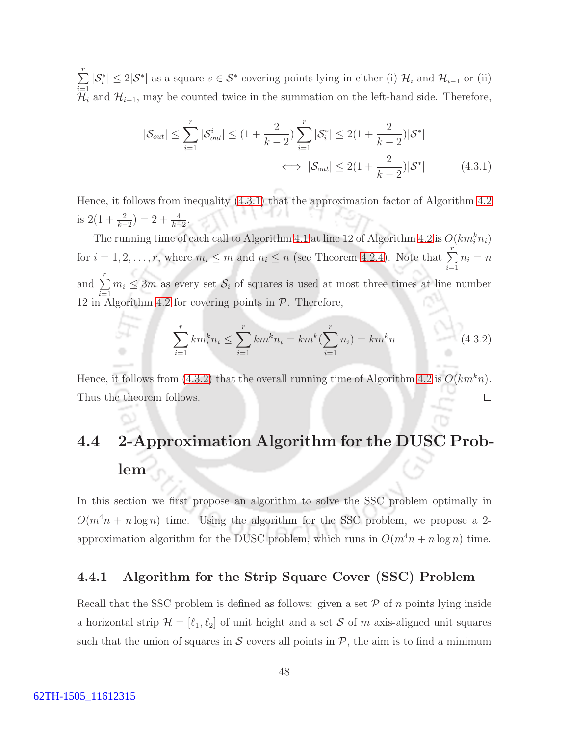$\sum_{i=1}^{r} |\mathcal{S}_i^*| \leq 2|\mathcal{S}^*|$ as a square $s \in \mathcal{S}^*$ covering points lying in either (i) $\mathcal{H}_i$ and $\mathcal{H}_{i-1}$ or (ii) $\mathcal{H}_i$ and $\mathcal{H}_{i+1}$, may be counted twice in the summation on the left-hand side. Therefore,

$$|\mathcal{S}_{out}| \leq \sum_{i=1}^{r} |\mathcal{S}_{out}^i| \leq (1 + \frac{2}{k-2}) \sum_{i=1}^{r} |\mathcal{S}_i^*| \leq 2(1 + \frac{2}{k-2})|\mathcal{S}^*|$$

$$\iff |\mathcal{S}_{out}| \leq 2(1 + \frac{2}{k-2})|\mathcal{S}^*| \qquad (4.3.1)$$

Hence, it follows from inequality (4.3.1) that the approximation factor of Algorithm 4.2 is $2(1 + \frac{2}{k-2}) = 2 + \frac{4}{k-2}$.

The running time of each call to Algorithm 4.1 at line 12 of Algorithm 4.2 is $O(km_i^k n_i)$ for $i = 1, 2, \ldots, r$, where $m_i \leq m$ and $n_i \leq n$ (see Theorem 4.2.4). Note that $\sum_{i=1}^{r} n_i = n$ and $\sum_{i=1}^{r} m_i \leq 3m$ as every set $\mathcal{S}_i$ of squares is used at most three times at line number 12 in Algorithm 4.2 for covering points in $\mathcal{P}$. Therefore,

$$\sum_{i=1}^{r} km_i^k n_i \leq \sum_{i=1}^{r} km^k n_i = km^k(\sum_{i=1}^{r} n_i) = km^k n \qquad (4.3.2)$$

Hence, it follows from (4.3.2) that the overall running time of Algorithm 4.2 is $O(km^k n)$. Thus the theorem follows. □

## 4.4 2-Approximation Algorithm for the DUSC Problem

In this section we first propose an algorithm to solve the SSC problem optimally in $O(m^4 n + n \log n)$ time. Using the algorithm for the SSC problem, we propose a 2-approximation algorithm for the DUSC problem, which runs in $O(m^4 n + n \log n)$ time.

### 4.4.1 Algorithm for the Strip Square Cover (SSC) Problem

Recall that the SSC problem is defined as follows: given a set $\mathcal{P}$ of $n$ points lying inside a horizontal strip $\mathcal{H} = [\ell_1, \ell_2]$ of unit height and a set $\mathcal{S}$ of $m$ axis-aligned unit squares such that the union of squares in $\mathcal{S}$ covers all points in $\mathcal{P}$, the aim is to find a minimum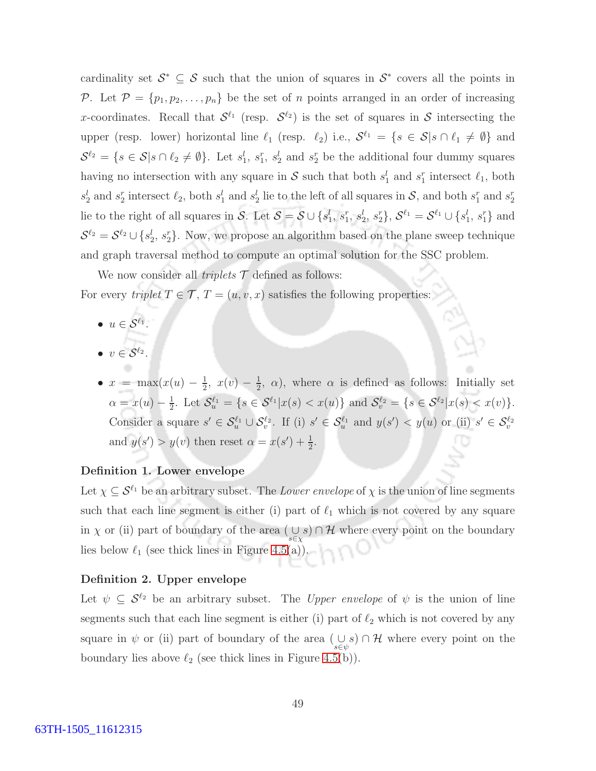cardinality set $\mathcal{S}^* \subseteq \mathcal{S}$ such that the union of squares in $\mathcal{S}^*$ covers all the points in $\mathcal{P}$. Let $\mathcal{P} = \{p_1, p_2, \ldots, p_n\}$ be the set of $n$ points arranged in an order of increasing $x$-coordinates. Recall that $\mathcal{S}^{\ell_1}$ (resp. $\mathcal{S}^{\ell_2}$) is the set of squares in $\mathcal{S}$ intersecting the upper (resp. lower) horizontal line $\ell_1$ (resp. $\ell_2$) i.e., $\mathcal{S}^{\ell_1} = \{s \in \mathcal{S} | s \cap \ell_1 \neq \emptyset\}$ and $\mathcal{S}^{\ell_2} = \{s \in \mathcal{S} | s \cap \ell_2 \neq \emptyset\}$. Let $s_1^l$, $s_1^r$, $s_2^l$ and $s_2^r$ be the additional four dummy squares having no intersection with any square in $\mathcal{S}$ such that both $s_1^l$ and $s_1^r$ intersect $\ell_1$, both $s_2^l$ and $s_2^r$ intersect $\ell_2$, both $s_1^l$ and $s_2^l$ lie to the left of all squares in $\mathcal{S}$, and both $s_1^r$ and $s_2^r$ lie to the right of all squares in $\mathcal{S}$. Let $\mathcal{S} = \mathcal{S} \cup \{s_1^l, s_1^r, s_2^l, s_2^r\}$, $\mathcal{S}^{\ell_1} = \mathcal{S}^{\ell_1} \cup \{s_1^l, s_1^r\}$ and $\mathcal{S}^{\ell_2} = \mathcal{S}^{\ell_2} \cup \{s_2^l, s_2^r\}$. Now, we propose an algorithm based on the plane sweep technique and graph traversal method to compute an optimal solution for the SSC problem.

We now consider all *triplets* $\mathcal{T}$ defined as follows:
For every *triplet* $T \in \mathcal{T}$, $T = (u, v, x)$ satisfies the following properties:

- $u \in \mathcal{S}^{\ell_1}$.
- $v \in \mathcal{S}^{\ell_2}$.
- $x = \max(x(u) - \frac{1}{2},\ x(v) - \frac{1}{2},\ \alpha)$, where $\alpha$ is defined as follows: Initially set $\alpha = x(u) - \frac{1}{2}$. Let $\mathcal{S}_u^{\ell_1} = \{s \in \mathcal{S}^{\ell_1} | x(s) < x(u)\}$ and $\mathcal{S}_v^{\ell_2} = \{s \in \mathcal{S}^{\ell_2} | x(s) < x(v)\}$. Consider a square $s' \in \mathcal{S}_u^{\ell_1} \cup \mathcal{S}_v^{\ell_2}$. If (i) $s' \in \mathcal{S}_u^{\ell_1}$ and $y(s') < y(u)$ or (ii) $s' \in \mathcal{S}_v^{\ell_2}$ and $y(s') > y(v)$ then reset $\alpha = x(s') + \frac{1}{2}$.

**Definition 1. Lower envelope**

Let $\chi \subseteq \mathcal{S}^{\ell_1}$ be an arbitrary subset. The *Lower envelope* of $\chi$ is the union of line segments such that each line segment is either (i) part of $\ell_1$ which is not covered by any square in $\chi$ or (ii) part of boundary of the area $(\underset{s \in \chi}{\cup} s) \cap \mathcal{H}$ where every point on the boundary lies below $\ell_1$ (see thick lines in Figure 4.5(a)).

**Definition 2. Upper envelope**

Let $\psi \subseteq \mathcal{S}^{\ell_2}$ be an arbitrary subset. The *Upper envelope* of $\psi$ is the union of line segments such that each line segment is either (i) part of $\ell_2$ which is not covered by any square in $\psi$ or (ii) part of boundary of the area $(\underset{s \in \psi}{\cup} s) \cap \mathcal{H}$ where every point on the boundary lies above $\ell_2$ (see thick lines in Figure 4.5(b)).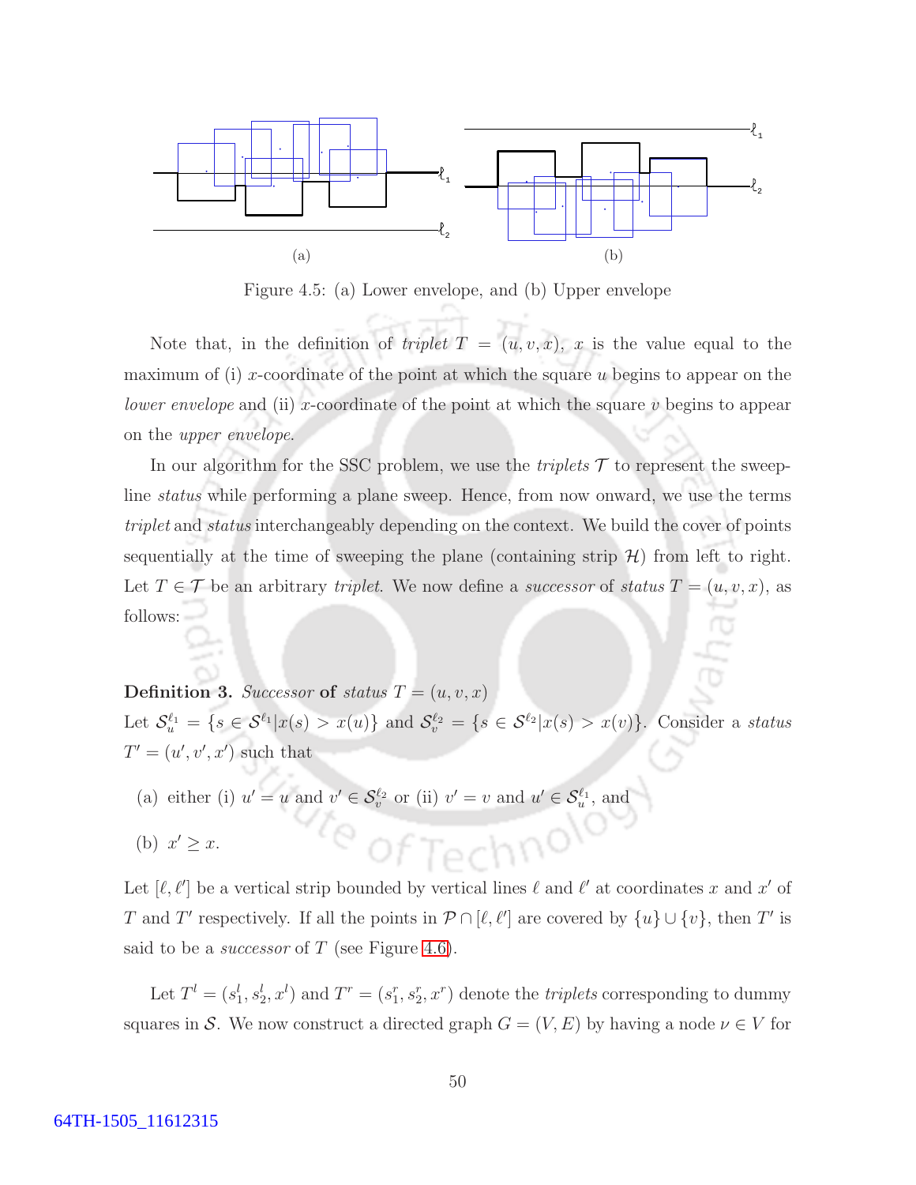Figure 4.5: (a) Lower envelope, and (b) Upper envelope

Note that, in the definition of *triplet* $T = (u, v, x)$, $x$ is the value equal to the maximum of (i) $x$-coordinate of the point at which the square $u$ begins to appear on the *lower envelope* and (ii) $x$-coordinate of the point at which the square $v$ begins to appear on the *upper envelope*.

In our algorithm for the SSC problem, we use the *triplets* $\mathcal{T}$ to represent the sweep-line *status* while performing a plane sweep. Hence, from now onward, we use the terms *triplet* and *status* interchangeably depending on the context. We build the cover of points sequentially at the time of sweeping the plane (containing strip $\mathcal{H}$) from left to right. Let $T \in \mathcal{T}$ be an arbitrary *triplet*. We now define a *successor* of *status* $T = (u, v, x)$, as follows:

**Definition 3.** *Successor* **of** *status* $T = (u, v, x)$

Let $\mathcal{S}_u^{\ell_1} = \{s \in \mathcal{S}^{\ell_1} | x(s) > x(u)\}$ and $\mathcal{S}_v^{\ell_2} = \{s \in \mathcal{S}^{\ell_2} | x(s) > x(v)\}$. Consider a *status* $T' = (u', v', x')$ such that

(a) either (i) $u' = u$ and $v' \in \mathcal{S}_v^{\ell_2}$ or (ii) $v' = v$ and $u' \in \mathcal{S}_u^{\ell_1}$, and

(b) $x' \geq x$.

Let $[\ell, \ell']$ be a vertical strip bounded by vertical lines $\ell$ and $\ell'$ at coordinates $x$ and $x'$ of $T$ and $T'$ respectively. If all the points in $\mathcal{P} \cap [\ell, \ell']$ are covered by $\{u\} \cup \{v\}$, then $T'$ is said to be a *successor* of $T$ (see Figure 4.6).

Let $T^l = (s_1^l, s_2^l, x^l)$ and $T^r = (s_1^r, s_2^r, x^r)$ denote the *triplets* corresponding to dummy squares in $\mathcal{S}$. We now construct a directed graph $G = (V, E)$ by having a node $\nu \in V$ for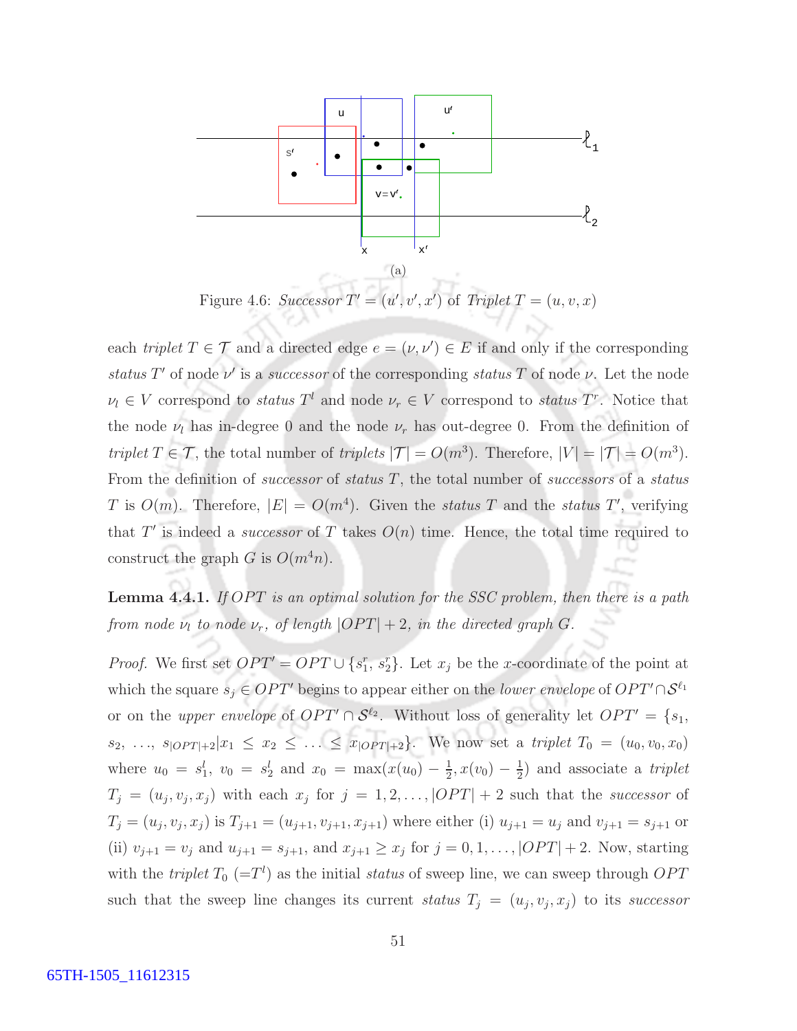(a)

Figure 4.6: *Successor* $T' = (u', v', x')$ of *Triplet* $T = (u, v, x)$

each *triplet* $T \in \mathcal{T}$ and a directed edge $e = (\nu, \nu') \in E$ if and only if the corresponding *status* $T'$ of node $\nu'$ is a *successor* of the corresponding *status* $T$ of node $\nu$. Let the node $\nu_l \in V$ correspond to *status* $T^l$ and node $\nu_r \in V$ correspond to *status* $T^r$. Notice that the node $\nu_l$ has in-degree 0 and the node $\nu_r$ has out-degree 0. From the definition of *triplet* $T \in \mathcal{T}$, the total number of *triplets* $|\mathcal{T}| = O(m^3)$. Therefore, $|V| = |\mathcal{T}| = O(m^3)$. From the definition of *successor* of *status* $T$, the total number of *successors* of a *status* $T$ is $O(m)$. Therefore, $|E| = O(m^4)$. Given the *status* $T$ and the *status* $T'$, verifying that $T'$ is indeed a *successor* of $T$ takes $O(n)$ time. Hence, the total time required to construct the graph $G$ is $O(m^4 n)$.

**Lemma 4.4.1.** *If $OPT$ is an optimal solution for the SSC problem, then there is a path from node $\nu_l$ to node $\nu_r$, of length $|OPT| + 2$, in the directed graph $G$.*

*Proof.* We first set $OPT' = OPT \cup \{s_1^r, s_2^r\}$. Let $x_j$ be the $x$-coordinate of the point at which the square $s_j \in OPT'$ begins to appear either on the *lower envelope* of $OPT' \cap \mathcal{S}^{\ell_1}$ or on the *upper envelope* of $OPT' \cap \mathcal{S}^{\ell_2}$. Without loss of generality let $OPT' = \{s_1, s_2, \ldots, s_{|OPT|+2} | x_1 \leq x_2 \leq \ldots \leq x_{|OPT|+2}\}$. We now set a *triplet* $T_0 = (u_0, v_0, x_0)$ where $u_0 = s_1^l$, $v_0 = s_2^l$ and $x_0 = \max(x(u_0) - \frac{1}{2}, x(v_0) - \frac{1}{2})$ and associate a *triplet* $T_j = (u_j, v_j, x_j)$ with each $x_j$ for $j = 1, 2, \ldots, |OPT| + 2$ such that the *successor* of $T_j = (u_j, v_j, x_j)$ is $T_{j+1} = (u_{j+1}, v_{j+1}, x_{j+1})$ where either (i) $u_{j+1} = u_j$ and $v_{j+1} = s_{j+1}$ or (ii) $v_{j+1} = v_j$ and $u_{j+1} = s_{j+1}$, and $x_{j+1} \geq x_j$ for $j = 0, 1, \ldots, |OPT| + 2$. Now, starting with the *triplet* $T_0$ ($=T^l$) as the initial *status* of sweep line, we can sweep through $OPT$ such that the sweep line changes its current *status* $T_j = (u_j, v_j, x_j)$ to its *successor*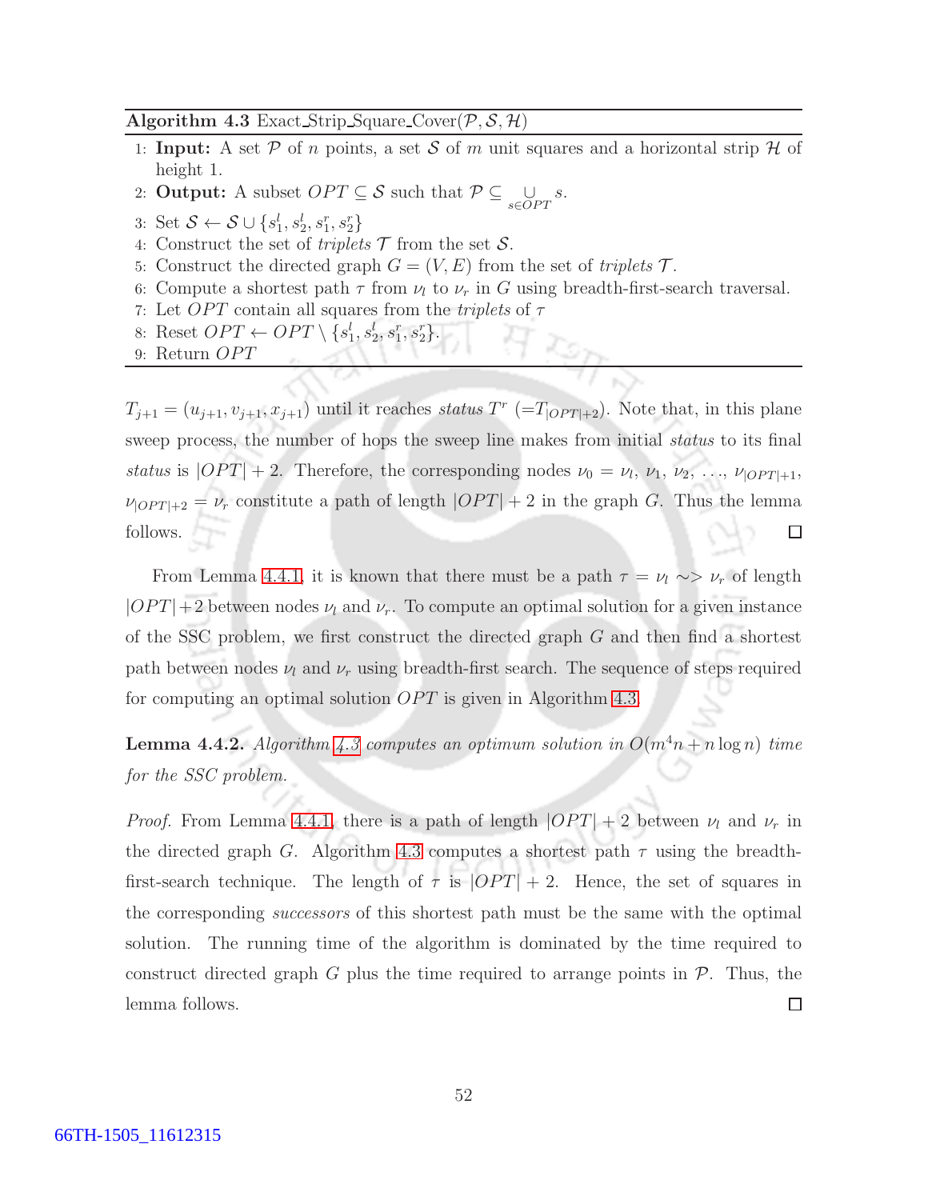**Algorithm 4.3** Exact_Strip_Square_Cover($\mathcal{P}, \mathcal{S}, \mathcal{H}$)

1: **Input:** A set $\mathcal{P}$ of $n$ points, a set $\mathcal{S}$ of $m$ unit squares and a horizontal strip $\mathcal{H}$ of height 1.
2: **Output:** A subset $OPT \subseteq \mathcal{S}$ such that $\mathcal{P} \subseteq \bigcup_{s \in OPT} s$.
3: Set $\mathcal{S} \leftarrow \mathcal{S} \cup \{s_1^l, s_2^l, s_1^r, s_2^r\}$
4: Construct the set of *triplets* $\mathcal{T}$ from the set $\mathcal{S}$.
5: Construct the directed graph $G = (V, E)$ from the set of *triplets* $\mathcal{T}$.
6: Compute a shortest path $\tau$ from $\nu_l$ to $\nu_r$ in $G$ using breadth-first-search traversal.
7: Let $OPT$ contain all squares from the *triplets* of $\tau$
8: Reset $OPT \leftarrow OPT \setminus \{s_1^l, s_2^l, s_1^r, s_2^r\}$.
9: Return $OPT$

$T_{j+1} = (u_{j+1}, v_{j+1}, x_{j+1})$ until it reaches *status* $T^r$ $(=T_{|OPT|+2})$. Note that, in this plane sweep process, the number of hops the sweep line makes from initial *status* to its final *status* is $|OPT| + 2$. Therefore, the corresponding nodes $\nu_0 = \nu_l, \nu_1, \nu_2, \ldots, \nu_{|OPT|+1}, \nu_{|OPT|+2} = \nu_r$ constitute a path of length $|OPT| + 2$ in the graph $G$. Thus the lemma follows. □

From Lemma 4.4.1, it is known that there must be a path $\tau = \nu_l \rightsquigarrow \nu_r$ of length $|OPT|+2$ between nodes $\nu_l$ and $\nu_r$. To compute an optimal solution for a given instance of the SSC problem, we first construct the directed graph $G$ and then find a shortest path between nodes $\nu_l$ and $\nu_r$ using breadth-first search. The sequence of steps required for computing an optimal solution $OPT$ is given in Algorithm 4.3.

**Lemma 4.4.2.** *Algorithm 4.3 computes an optimum solution in $O(m^4 n + n \log n)$ time for the SSC problem.*

*Proof.* From Lemma 4.4.1, there is a path of length $|OPT| + 2$ between $\nu_l$ and $\nu_r$ in the directed graph $G$. Algorithm 4.3 computes a shortest path $\tau$ using the breadth-first-search technique. The length of $\tau$ is $|OPT| + 2$. Hence, the set of squares in the corresponding *successors* of this shortest path must be the same with the optimal solution. The running time of the algorithm is dominated by the time required to construct directed graph $G$ plus the time required to arrange points in $\mathcal{P}$. Thus, the lemma follows. □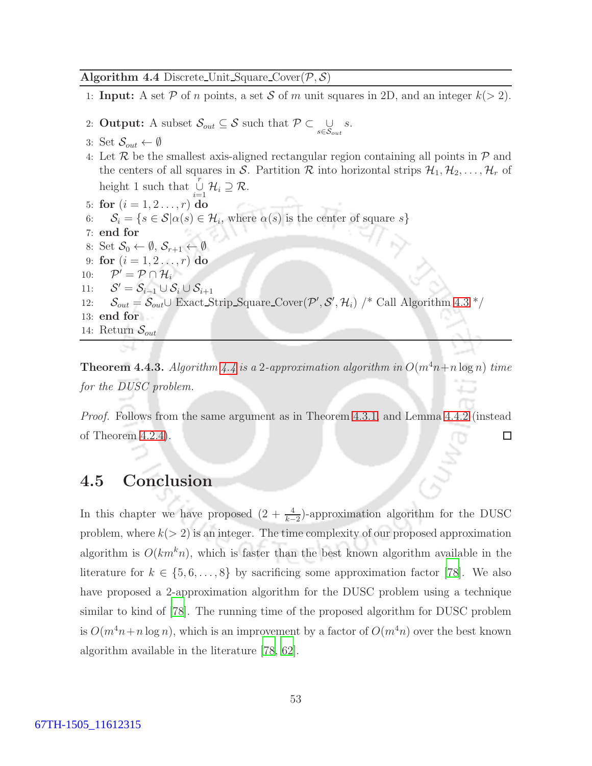**Algorithm 4.4** Discrete_Unit_Square_Cover($\mathcal{P}, \mathcal{S}$)

1: **Input:** A set $\mathcal{P}$ of $n$ points, a set $\mathcal{S}$ of $m$ unit squares in 2D, and an integer $k(>2)$.

2: **Output:** A subset $\mathcal{S}_{out} \subseteq \mathcal{S}$ such that $\mathcal{P} \subset \bigcup_{s \in \mathcal{S}_{out}} s$.

3: Set $\mathcal{S}_{out} \leftarrow \emptyset$

4: Let $\mathcal{R}$ be the smallest axis-aligned rectangular region containing all points in $\mathcal{P}$ and the centers of all squares in $\mathcal{S}$. Partition $\mathcal{R}$ into horizontal strips $\mathcal{H}_1, \mathcal{H}_2, \ldots, \mathcal{H}_r$ of height 1 such that $\bigcup_{i=1}^{r} \mathcal{H}_i \supseteq \mathcal{R}$.

5: **for** $(i = 1, 2 \ldots, r)$ **do**

6: $\quad$ $\mathcal{S}_i = \{s \in \mathcal{S} | \alpha(s) \in \mathcal{H}_i$, where $\alpha(s)$ is the center of square $s\}$

7: **end for**

8: Set $\mathcal{S}_0 \leftarrow \emptyset$, $\mathcal{S}_{r+1} \leftarrow \emptyset$

9: **for** $(i = 1, 2 \ldots, r)$ **do**

10: $\quad$ $\mathcal{P}' = \mathcal{P} \cap \mathcal{H}_i$

11: $\quad$ $\mathcal{S}' = \mathcal{S}_{i-1} \cup \mathcal{S}_i \cup \mathcal{S}_{i+1}$

12: $\quad$ $\mathcal{S}_{out} = \mathcal{S}_{out} \cup$ Exact_Strip_Square_Cover($\mathcal{P}', \mathcal{S}', \mathcal{H}_i$) /* Call Algorithm 4.3 */

13: **end for**

14: Return $\mathcal{S}_{out}$

**Theorem 4.4.3.** *Algorithm 4.4 is a 2-approximation algorithm in $O(m^4 n + n \log n)$ time for the DUSC problem.*

*Proof.* Follows from the same argument as in Theorem 4.3.1, and Lemma 4.4.2 (instead of Theorem 4.2.4). □

## 4.5 Conclusion

In this chapter we have proposed $(2 + \frac{4}{k-2})$-approximation algorithm for the DUSC problem, where $k(>2)$ is an integer. The time complexity of our proposed approximation algorithm is $O(km^k n)$, which is faster than the best known algorithm available in the literature for $k \in \{5, 6, \ldots, 8\}$ by sacrificing some approximation factor [78]. We also have proposed a 2-approximation algorithm for the DUSC problem using a technique similar to kind of [78]. The running time of the proposed algorithm for DUSC problem is $O(m^4 n + n \log n)$, which is an improvement by a factor of $O(m^4 n)$ over the best known algorithm available in the literature [78, 62].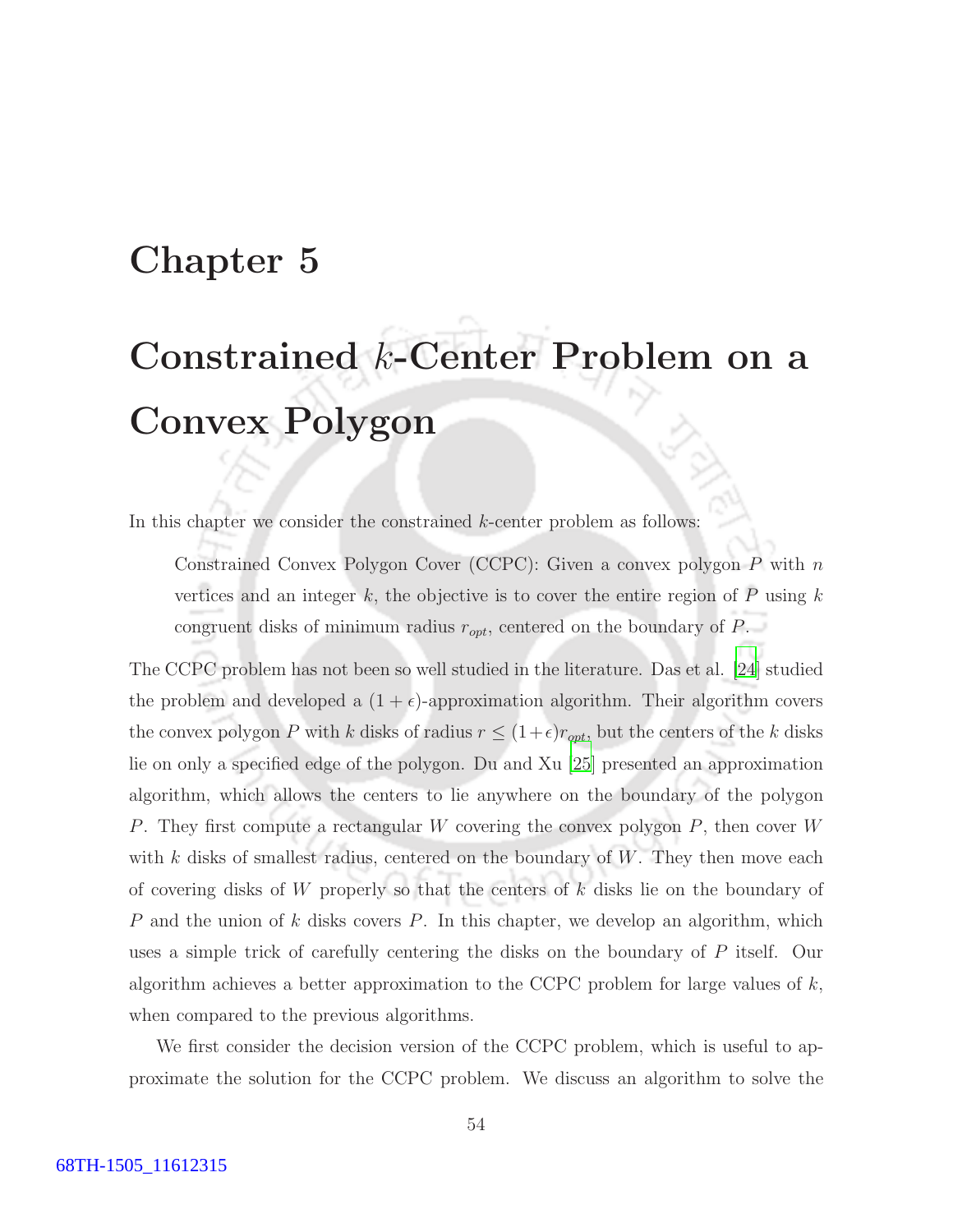# Chapter 5

# Constrained $k$-Center Problem on a Convex Polygon

In this chapter we consider the constrained $k$-center problem as follows:

> Constrained Convex Polygon Cover (CCPC): Given a convex polygon $P$ with $n$ vertices and an integer $k$, the objective is to cover the entire region of $P$ using $k$ congruent disks of minimum radius $r_{opt}$, centered on the boundary of $P$.

The CCPC problem has not been so well studied in the literature. Das et al. [24] studied the problem and developed a $(1 + \epsilon)$-approximation algorithm. Their algorithm covers the convex polygon $P$ with $k$ disks of radius $r \leq (1+\epsilon)r_{opt}$, but the centers of the $k$ disks lie on only a specified edge of the polygon. Du and Xu [25] presented an approximation algorithm, which allows the centers to lie anywhere on the boundary of the polygon $P$. They first compute a rectangular $W$ covering the convex polygon $P$, then cover $W$ with $k$ disks of smallest radius, centered on the boundary of $W$. They then move each of covering disks of $W$ properly so that the centers of $k$ disks lie on the boundary of $P$ and the union of $k$ disks covers $P$. In this chapter, we develop an algorithm, which uses a simple trick of carefully centering the disks on the boundary of $P$ itself. Our algorithm achieves a better approximation to the CCPC problem for large values of $k$, when compared to the previous algorithms.

We first consider the decision version of the CCPC problem, which is useful to approximate the solution for the CCPC problem. We discuss an algorithm to solve the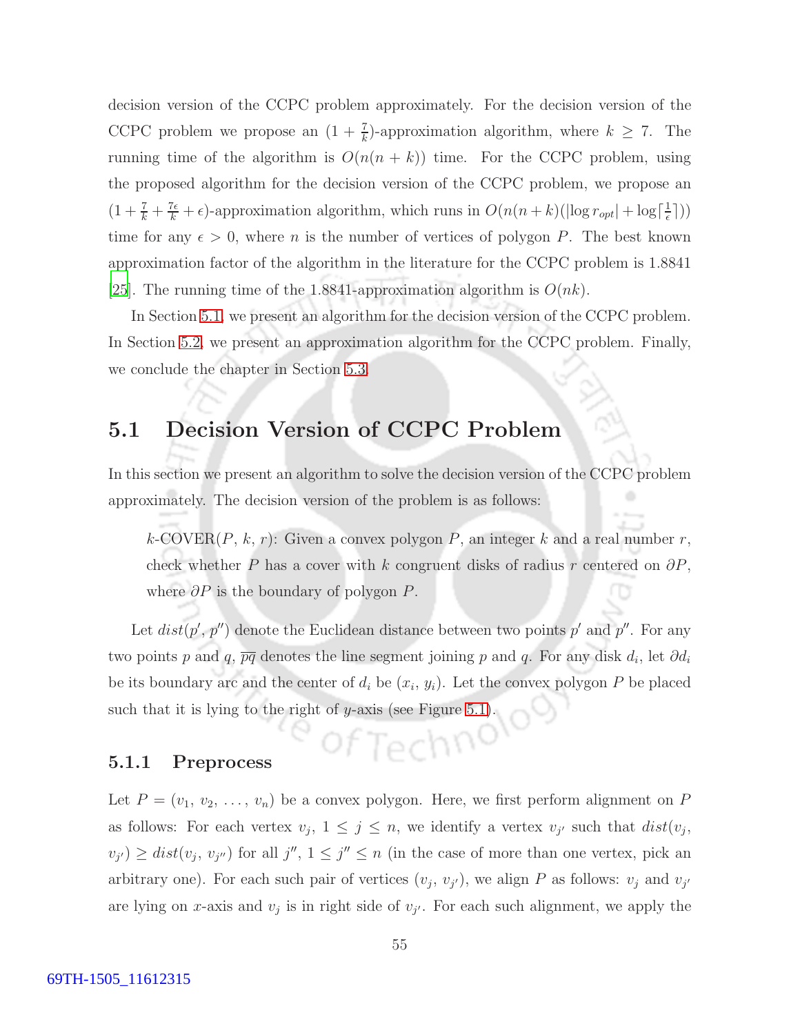decision version of the CCPC problem approximately. For the decision version of the CCPC problem we propose an $(1 + \frac{7}{k})$-approximation algorithm, where $k \geq 7$. The running time of the algorithm is $O(n(n + k))$ time. For the CCPC problem, using the proposed algorithm for the decision version of the CCPC problem, we propose an $(1 + \frac{7}{k} + \frac{7\epsilon}{k} + \epsilon)$-approximation algorithm, which runs in $O(n(n+k)(|\log r_{opt}| + \log\lceil\frac{1}{\epsilon}\rceil))$ time for any $\epsilon > 0$, where $n$ is the number of vertices of polygon $P$. The best known approximation factor of the algorithm in the literature for the CCPC problem is 1.8841 [25]. The running time of the 1.8841-approximation algorithm is $O(nk)$.

In Section 5.1, we present an algorithm for the decision version of the CCPC problem. In Section 5.2, we present an approximation algorithm for the CCPC problem. Finally, we conclude the chapter in Section 5.3.

## 5.1 Decision Version of CCPC Problem

In this section we present an algorithm to solve the decision version of the CCPC problem approximately. The decision version of the problem is as follows:

> $k$-COVER($P$, $k$, $r$): Given a convex polygon $P$, an integer $k$ and a real number $r$, check whether $P$ has a cover with $k$ congruent disks of radius $r$ centered on $\partial P$, where $\partial P$ is the boundary of polygon $P$.

Let $dist(p', p'')$ denote the Euclidean distance between two points $p'$ and $p''$. For any two points $p$ and $q$, $\overline{pq}$ denotes the line segment joining $p$ and $q$. For any disk $d_i$, let $\partial d_i$ be its boundary arc and the center of $d_i$ be $(x_i, y_i)$. Let the convex polygon $P$ be placed such that it is lying to the right of $y$-axis (see Figure 5.1).

### 5.1.1 Preprocess

Let $P = (v_1, v_2, \ldots, v_n)$ be a convex polygon. Here, we first perform alignment on $P$ as follows: For each vertex $v_j$, $1 \leq j \leq n$, we identify a vertex $v_{j'}$ such that $dist(v_j, v_{j'}) \geq dist(v_j, v_{j''})$ for all $j''$, $1 \leq j'' \leq n$ (in the case of more than one vertex, pick an arbitrary one). For each such pair of vertices $(v_j, v_{j'})$, we align $P$ as follows: $v_j$ and $v_{j'}$ are lying on $x$-axis and $v_j$ is in right side of $v_{j'}$. For each such alignment, we apply the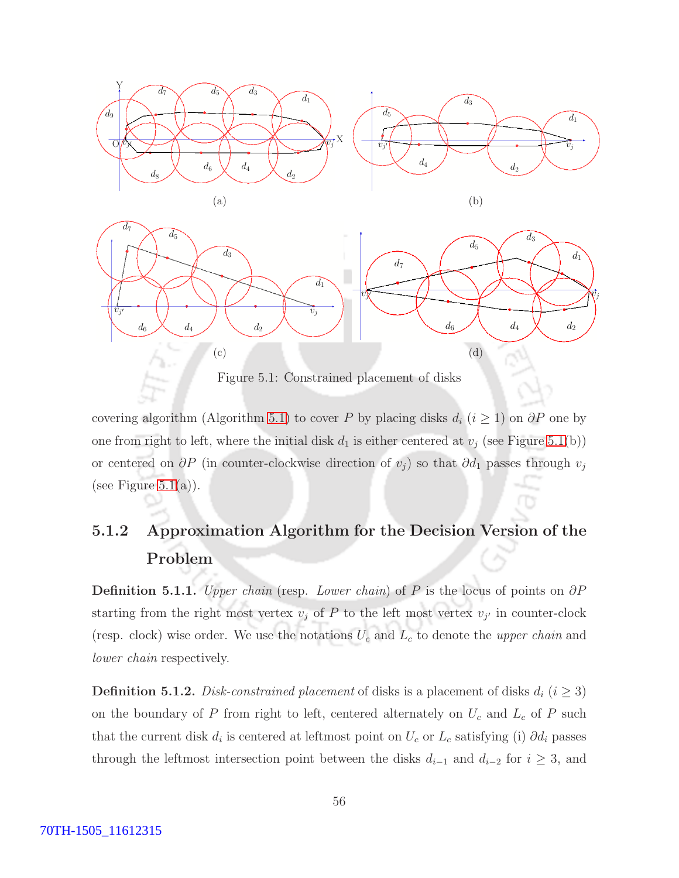Figure 5.1: Constrained placement of disks

covering algorithm (Algorithm 5.1) to cover $P$ by placing disks $d_i$ ($i \geq 1$) on $\partial P$ one by one from right to left, where the initial disk $d_1$ is either centered at $v_j$ (see Figure 5.1(b)) or centered on $\partial P$ (in counter-clockwise direction of $v_j$) so that $\partial d_1$ passes through $v_j$ (see Figure 5.1(a)).

### 5.1.2 Approximation Algorithm for the Decision Version of the Problem

**Definition 5.1.1.** *Upper chain* (resp. *Lower chain*) of $P$ is the locus of points on $\partial P$ starting from the right most vertex $v_j$ of $P$ to the left most vertex $v_{j'}$ in counter-clock (resp. clock) wise order. We use the notations $U_c$ and $L_c$ to denote the *upper chain* and *lower chain* respectively.

**Definition 5.1.2.** *Disk-constrained placement* of disks is a placement of disks $d_i$ ($i \geq 3$) on the boundary of $P$ from right to left, centered alternately on $U_c$ and $L_c$ of $P$ such that the current disk $d_i$ is centered at leftmost point on $U_c$ or $L_c$ satisfying (i) $\partial d_i$ passes through the leftmost intersection point between the disks $d_{i-1}$ and $d_{i-2}$ for $i \geq 3$, and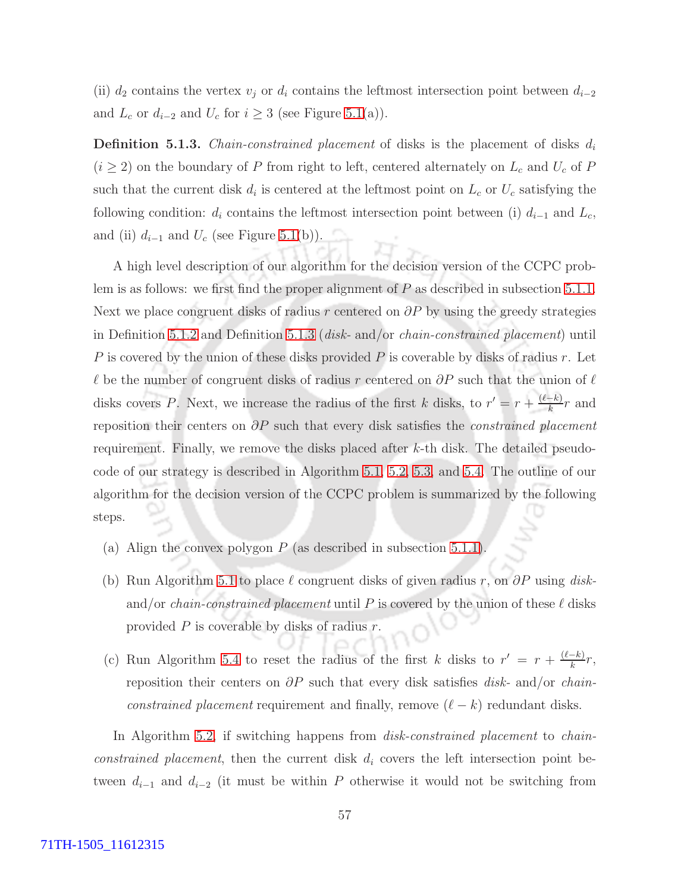(ii) $d_2$ contains the vertex $v_j$ or $d_i$ contains the leftmost intersection point between $d_{i-2}$ and $L_c$ or $d_{i-2}$ and $U_c$ for $i \geq 3$ (see Figure 5.1(a)).

**Definition 5.1.3.** *Chain-constrained placement of disks is the placement of disks $d_i$ ($i \geq 2$) on the boundary of $P$ from right to left, centered alternately on $L_c$ and $U_c$ of $P$ such that the current disk $d_i$ is centered at the leftmost point on $L_c$ or $U_c$ satisfying the following condition: $d_i$ contains the leftmost intersection point between (i) $d_{i-1}$ and $L_c$, and (ii) $d_{i-1}$ and $U_c$ (see Figure 5.1(b)).*

A high level description of our algorithm for the decision version of the CCPC problem is as follows: we first find the proper alignment of $P$ as described in subsection 5.1.1. Next we place congruent disks of radius $r$ centered on $\partial P$ by using the greedy strategies in Definition 5.1.2 and Definition 5.1.3 (*disk-* and/or *chain-constrained placement*) until $P$ is covered by the union of these disks provided $P$ is coverable by disks of radius $r$. Let $\ell$ be the number of congruent disks of radius $r$ centered on $\partial P$ such that the union of $\ell$ disks covers $P$. Next, we increase the radius of the first $k$ disks, to $r' = r + \frac{(\ell-k)}{k}r$ and reposition their centers on $\partial P$ such that every disk satisfies the *constrained placement* requirement. Finally, we remove the disks placed after $k$-th disk. The detailed pseudo-code of our strategy is described in Algorithm 5.1, 5.2, 5.3, and 5.4. The outline of our algorithm for the decision version of the CCPC problem is summarized by the following steps.

(a) Align the convex polygon $P$ (as described in subsection 5.1.1).

(b) Run Algorithm 5.1 to place $\ell$ congruent disks of given radius $r$, on $\partial P$ using *disk-* and/or *chain-constrained placement* until $P$ is covered by the union of these $\ell$ disks provided $P$ is coverable by disks of radius $r$.

(c) Run Algorithm 5.4 to reset the radius of the first $k$ disks to $r' = r + \frac{(\ell-k)}{k}r$, reposition their centers on $\partial P$ such that every disk satisfies *disk-* and/or *chain-constrained placement* requirement and finally, remove $(\ell - k)$ redundant disks.

In Algorithm 5.2, if switching happens from *disk-constrained placement* to *chain-constrained placement*, then the current disk $d_i$ covers the left intersection point between $d_{i-1}$ and $d_{i-2}$ (it must be within $P$ otherwise it would not be switching from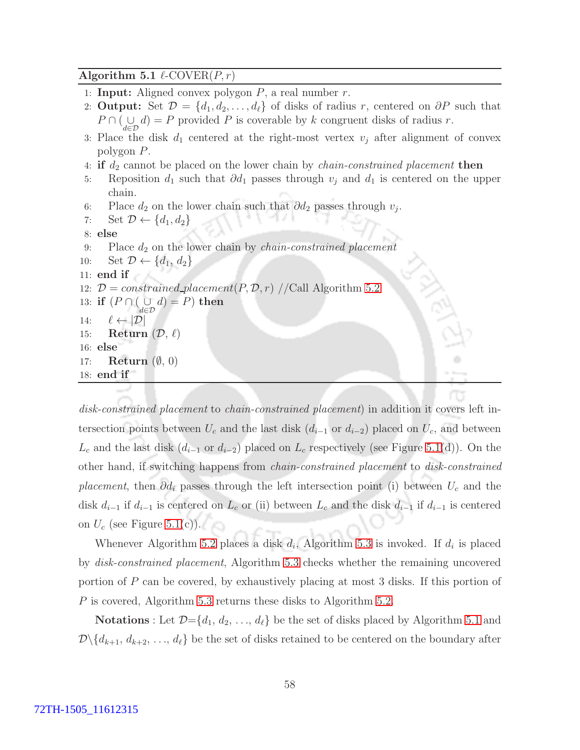**Algorithm 5.1** $\ell$-COVER$(P, r)$

1: **Input:** Aligned convex polygon $P$, a real number $r$.
2: **Output:** Set $\mathcal{D} = \{d_1, d_2, \ldots, d_\ell\}$ of disks of radius $r$, centered on $\partial P$ such that $P \cap (\underset{d \in \mathcal{D}}{\cup} d) = P$ provided $P$ is coverable by $k$ congruent disks of radius $r$.
3: Place the disk $d_1$ centered at the right-most vertex $v_j$ after alignment of convex polygon $P$.
4: **if** $d_2$ cannot be placed on the lower chain by *chain-constrained placement* **then**
5: Reposition $d_1$ such that $\partial d_1$ passes through $v_j$ and $d_1$ is centered on the upper chain.
6: Place $d_2$ on the lower chain such that $\partial d_2$ passes through $v_j$.
7: Set $\mathcal{D} \leftarrow \{d_1, d_2\}$
8: **else**
9: Place $d_2$ on the lower chain by *chain-constrained placement*
10: Set $\mathcal{D} \leftarrow \{d_1, d_2\}$
11: **end if**
12: $\mathcal{D} = constrained\_placement(P, \mathcal{D}, r)$ //Call Algorithm 5.2
13: **if** $(P \cap (\underset{d \in \mathcal{D}}{\cup} d) = P)$ **then**
14: $\ell \leftarrow |\mathcal{D}|$
15: **Return** $(\mathcal{D}, \ell)$
16: **else**
17: **Return** $(\emptyset, 0)$
18: **end if**

*disk-constrained placement* to *chain-constrained placement*) in addition it covers left intersection points between $U_c$ and the last disk ($d_{i-1}$ or $d_{i-2}$) placed on $U_c$, and between $L_c$ and the last disk ($d_{i-1}$ or $d_{i-2}$) placed on $L_c$ respectively (see Figure 5.1(d)). On the other hand, if switching happens from *chain-constrained placement* to *disk-constrained placement*, then $\partial d_i$ passes through the left intersection point (i) between $U_c$ and the disk $d_{i-1}$ if $d_{i-1}$ is centered on $L_c$ or (ii) between $L_c$ and the disk $d_{i-1}$ if $d_{i-1}$ is centered on $U_c$ (see Figure 5.1(c)).

Whenever Algorithm 5.2 places a disk $d_i$, Algorithm 5.3 is invoked. If $d_i$ is placed by *disk-constrained placement*, Algorithm 5.3 checks whether the remaining uncovered portion of $P$ can be covered, by exhaustively placing at most 3 disks. If this portion of $P$ is covered, Algorithm 5.3 returns these disks to Algorithm 5.2.

**Notations** : Let $\mathcal{D}$=$\{d_1, d_2, \ldots, d_\ell\}$ be the set of disks placed by Algorithm 5.1 and $\mathcal{D} \backslash \{d_{k+1}, d_{k+2}, \ldots, d_\ell\}$ be the set of disks retained to be centered on the boundary after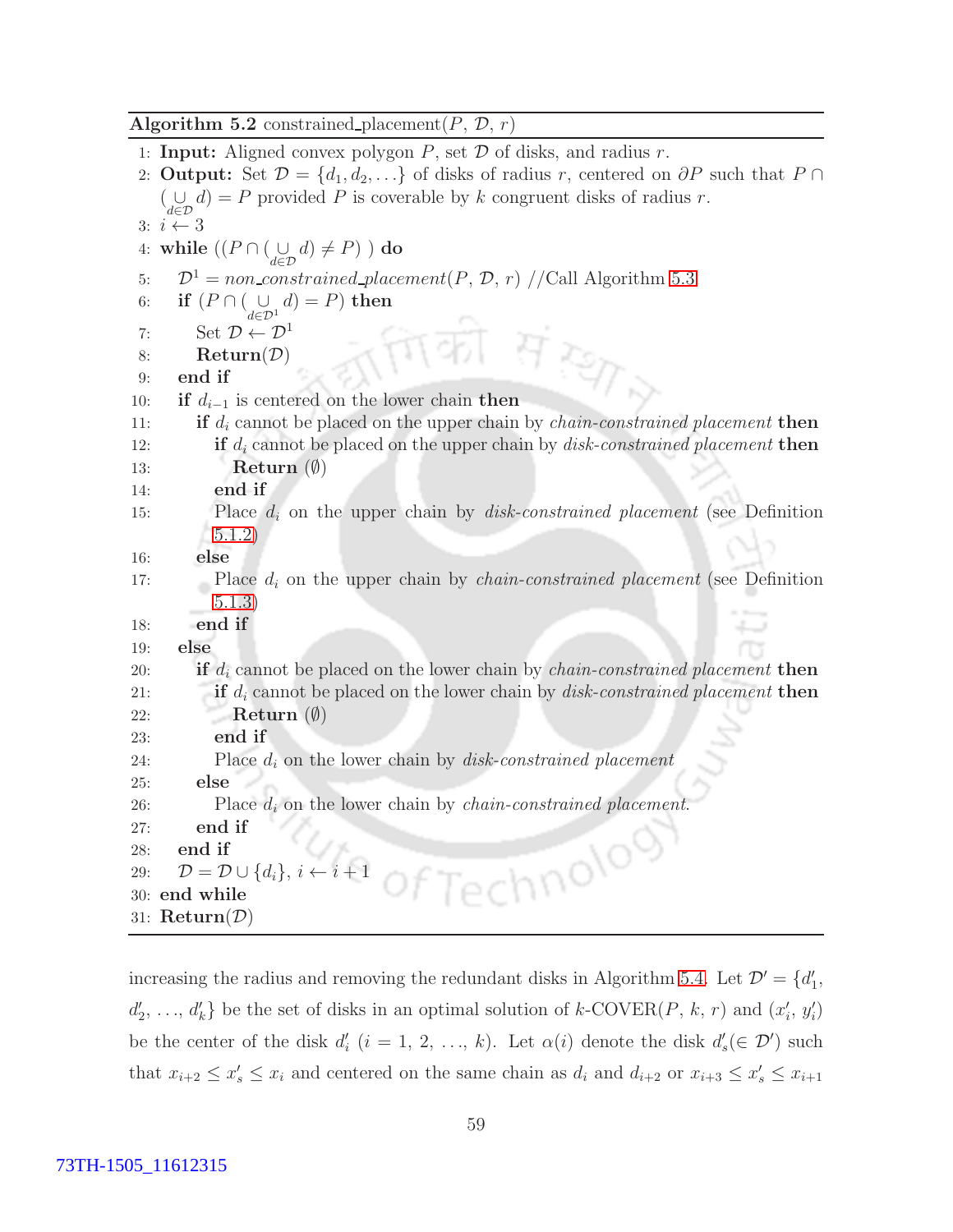**Algorithm 5.2** constrained_placement($P$, $\mathcal{D}$, $r$)

```
1:  Input: Aligned convex polygon P, set 𝒟 of disks, and radius r.
2:  Output: Set 𝒟 = {d_1, d_2, ...} of disks of radius r, centered on ∂P such that P ∩
    (∪_{d∈𝒟} d) = P provided P is coverable by k congruent disks of radius r.
3:  i ← 3
4:  while ((P ∩ (∪_{d∈𝒟} d) ≠ P) ) do
5:     𝒟^1 = non_constrained_placement(P, 𝒟, r) //Call Algorithm 5.3
6:     if (P ∩ (∪_{d∈𝒟^1} d) = P) then
7:        Set 𝒟 ← 𝒟^1
8:        Return(𝒟)
9:     end if
10:    if d_{i−1} is centered on the lower chain then
11:       if d_i cannot be placed on the upper chain by chain-constrained placement then
12:          if d_i cannot be placed on the upper chain by disk-constrained placement then
13:             Return (∅)
14:          end if
15:          Place d_i on the upper chain by disk-constrained placement (see Definition
             5.1.2)
16:       else
17:          Place d_i on the upper chain by chain-constrained placement (see Definition
             5.1.3)
18:       end if
19:    else
20:       if d_i cannot be placed on the lower chain by chain-constrained placement then
21:          if d_i cannot be placed on the lower chain by disk-constrained placement then
22:             Return (∅)
23:          end if
24:          Place d_i on the lower chain by disk-constrained placement
25:       else
26:          Place d_i on the lower chain by chain-constrained placement.
27:       end if
28:    end if
29:    𝒟 = 𝒟 ∪ {d_i}, i ← i + 1
30: end while
31: Return(𝒟)
```

increasing the radius and removing the redundant disks in Algorithm 5.4. Let $\mathcal{D}' = \{d'_1, d'_2, \ldots, d'_k\}$ be the set of disks in an optimal solution of $k$-COVER($P$, $k$, $r$) and $(x'_i, y'_i)$ be the center of the disk $d'_i$ ($i = 1, 2, \ldots, k$). Let $\alpha(i)$ denote the disk $d'_s (\in \mathcal{D}')$ such that $x_{i+2} \leq x'_s \leq x_i$ and centered on the same chain as $d_i$ and $d_{i+2}$ or $x_{i+3} \leq x'_s \leq x_{i+1}$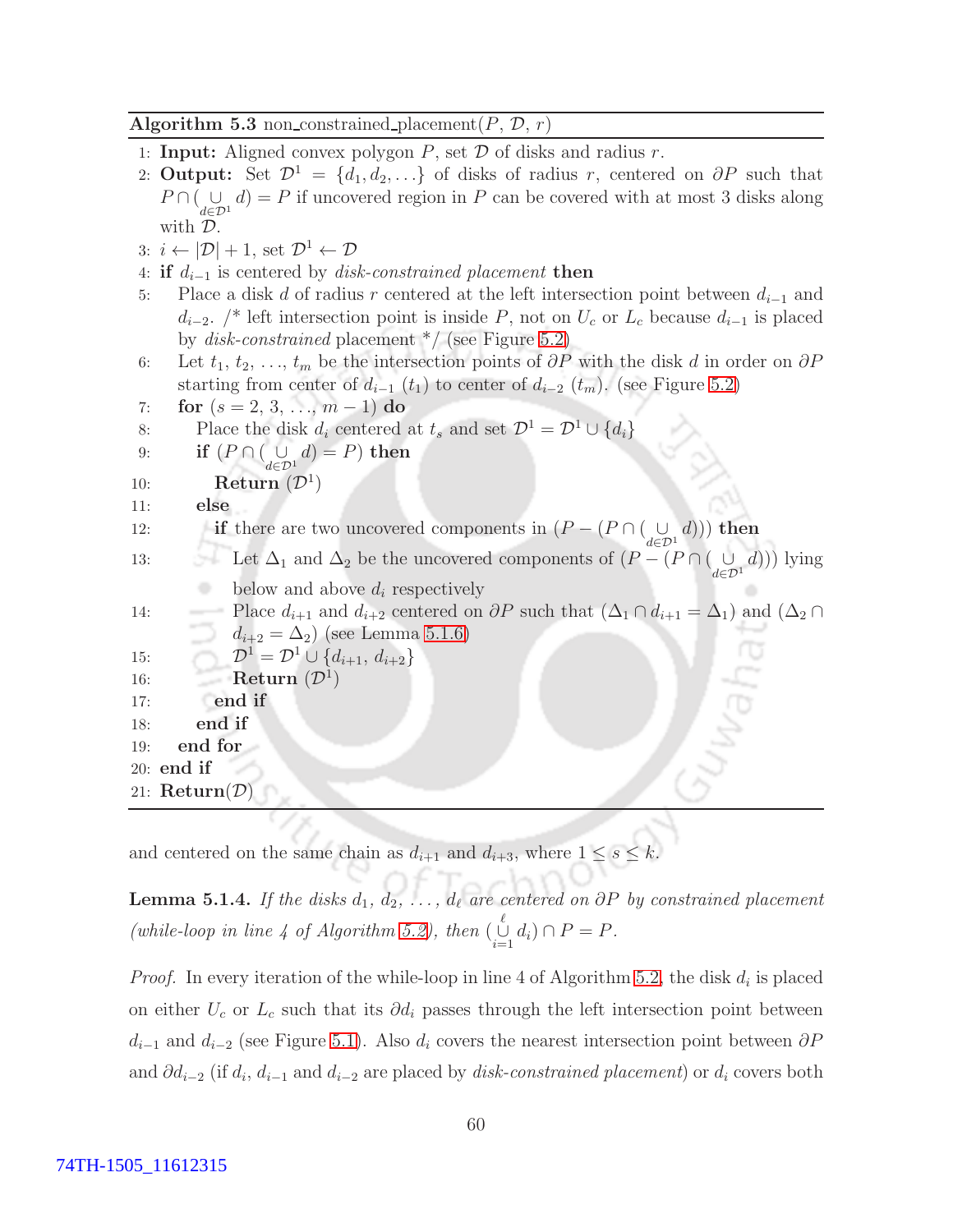**Algorithm 5.3** non_constrained_placement($P$, $\mathcal{D}$, $r$)

```
1: Input: Aligned convex polygon P, set D of disks and radius r.
2: Output: Set D^1 = {d_1, d_2, ...} of disks of radius r, centered on ∂P such that
   P ∩ ( ∪_{d∈D^1} d) = P if uncovered region in P can be covered with at most 3 disks along
   with D.
3: i ← |D| + 1, set D^1 ← D
4: if d_{i−1} is centered by disk-constrained placement then
5:    Place a disk d of radius r centered at the left intersection point between d_{i−1} and
      d_{i−2}. /* left intersection point is inside P, not on U_c or L_c because d_{i−1} is placed
      by disk-constrained placement */ (see Figure 5.2)
6:    Let t_1, t_2, ..., t_m be the intersection points of ∂P with the disk d in order on ∂P
      starting from center of d_{i−1} (t_1) to center of d_{i−2} (t_m). (see Figure 5.2)
7:    for (s = 2, 3, ..., m − 1) do
8:       Place the disk d_i centered at t_s and set D^1 = D^1 ∪ {d_i}
9:       if (P ∩ ( ∪_{d∈D^1} d) = P) then
10:         Return (D^1)
11:      else
12:         if there are two uncovered components in (P − (P ∩ ( ∪_{d∈D^1} d))) then
13:            Let Δ_1 and Δ_2 be the uncovered components of (P − (P ∩ ( ∪_{d∈D^1} d))) lying
               below and above d_i respectively
14:            Place d_{i+1} and d_{i+2} centered on ∂P such that (Δ_1 ∩ d_{i+1} = Δ_1) and (Δ_2 ∩
               d_{i+2} = Δ_2) (see Lemma 5.1.6)
15:            D^1 = D^1 ∪ {d_{i+1}, d_{i+2}}
16:            Return (D^1)
17:         end if
18:      end if
19:   end for
20: end if
21: Return(D)
```

and centered on the same chain as $d_{i+1}$ and $d_{i+3}$, where $1 \leq s \leq k$.

**Lemma 5.1.4.** *If the disks $d_1, d_2, \ldots, d_\ell$ are centered on $\partial P$ by constrained placement (while-loop in line 4 of Algorithm 5.2), then $(\bigcup_{i=1}^{\ell} d_i) \cap P = P$.*

*Proof.* In every iteration of the while-loop in line 4 of Algorithm 5.2, the disk $d_i$ is placed on either $U_c$ or $L_c$ such that its $\partial d_i$ passes through the left intersection point between $d_{i-1}$ and $d_{i-2}$ (see Figure 5.1). Also $d_i$ covers the nearest intersection point between $\partial P$ and $\partial d_{i-2}$ (if $d_i$, $d_{i-1}$ and $d_{i-2}$ are placed by *disk-constrained placement*) or $d_i$ covers both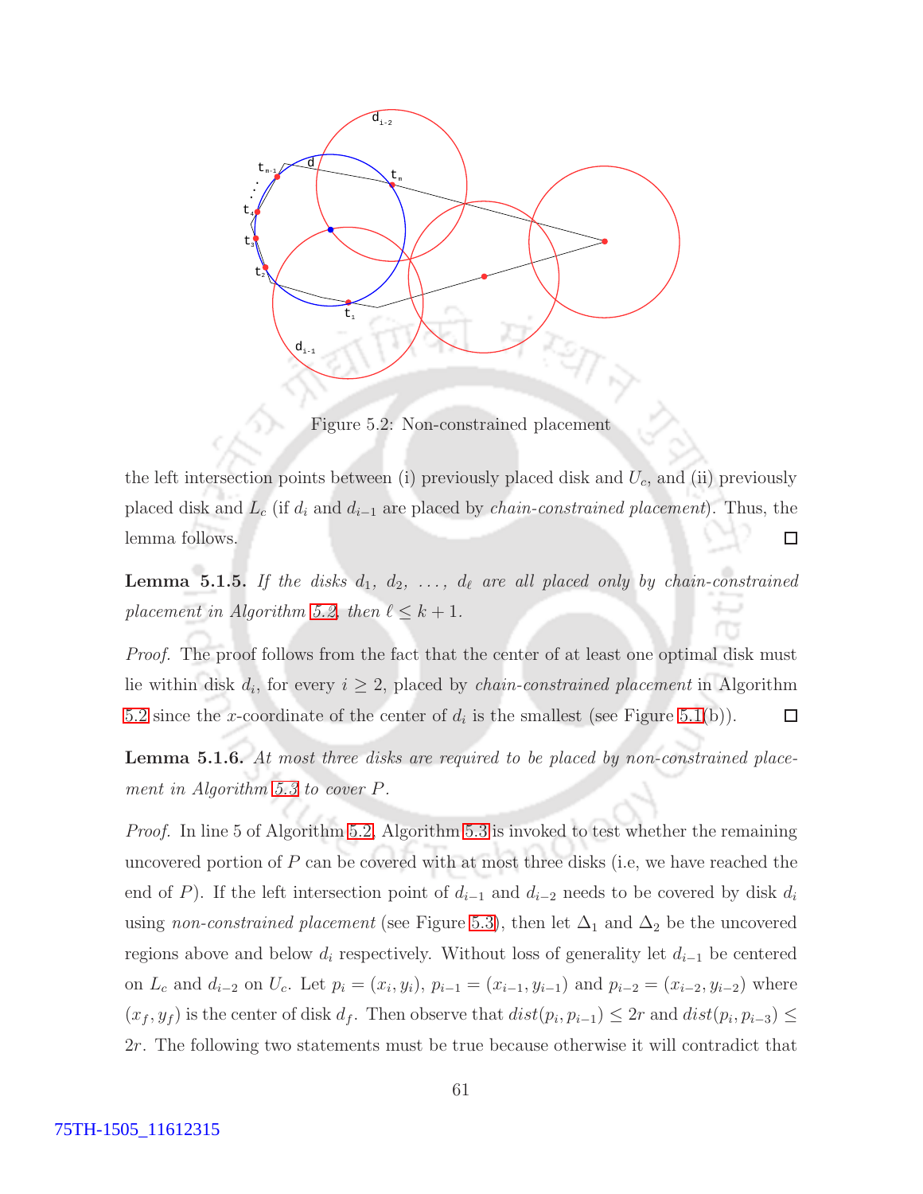Figure 5.2: Non-constrained placement

the left intersection points between (i) previously placed disk and $U_c$, and (ii) previously placed disk and $L_c$ (if $d_i$ and $d_{i-1}$ are placed by *chain-constrained placement*). Thus, the lemma follows. □

**Lemma 5.1.5.** *If the disks $d_1$, $d_2$, ..., $d_\ell$ are all placed only by chain-constrained placement in Algorithm 5.2, then $\ell \leq k+1$.*

*Proof.* The proof follows from the fact that the center of at least one optimal disk must lie within disk $d_i$, for every $i \geq 2$, placed by *chain-constrained placement* in Algorithm 5.2 since the $x$-coordinate of the center of $d_i$ is the smallest (see Figure 5.1(b)). □

**Lemma 5.1.6.** *At most three disks are required to be placed by non-constrained placement in Algorithm 5.3 to cover $P$.*

*Proof.* In line 5 of Algorithm 5.2, Algorithm 5.3 is invoked to test whether the remaining uncovered portion of $P$ can be covered with at most three disks (i.e, we have reached the end of $P$). If the left intersection point of $d_{i-1}$ and $d_{i-2}$ needs to be covered by disk $d_i$ using *non-constrained placement* (see Figure 5.3), then let $\Delta_1$ and $\Delta_2$ be the uncovered regions above and below $d_i$ respectively. Without loss of generality let $d_{i-1}$ be centered on $L_c$ and $d_{i-2}$ on $U_c$. Let $p_i = (x_i, y_i)$, $p_{i-1} = (x_{i-1}, y_{i-1})$ and $p_{i-2} = (x_{i-2}, y_{i-2})$ where $(x_f, y_f)$ is the center of disk $d_f$. Then observe that $dist(p_i, p_{i-1}) \leq 2r$ and $dist(p_i, p_{i-3}) \leq 2r$. The following two statements must be true because otherwise it will contradict that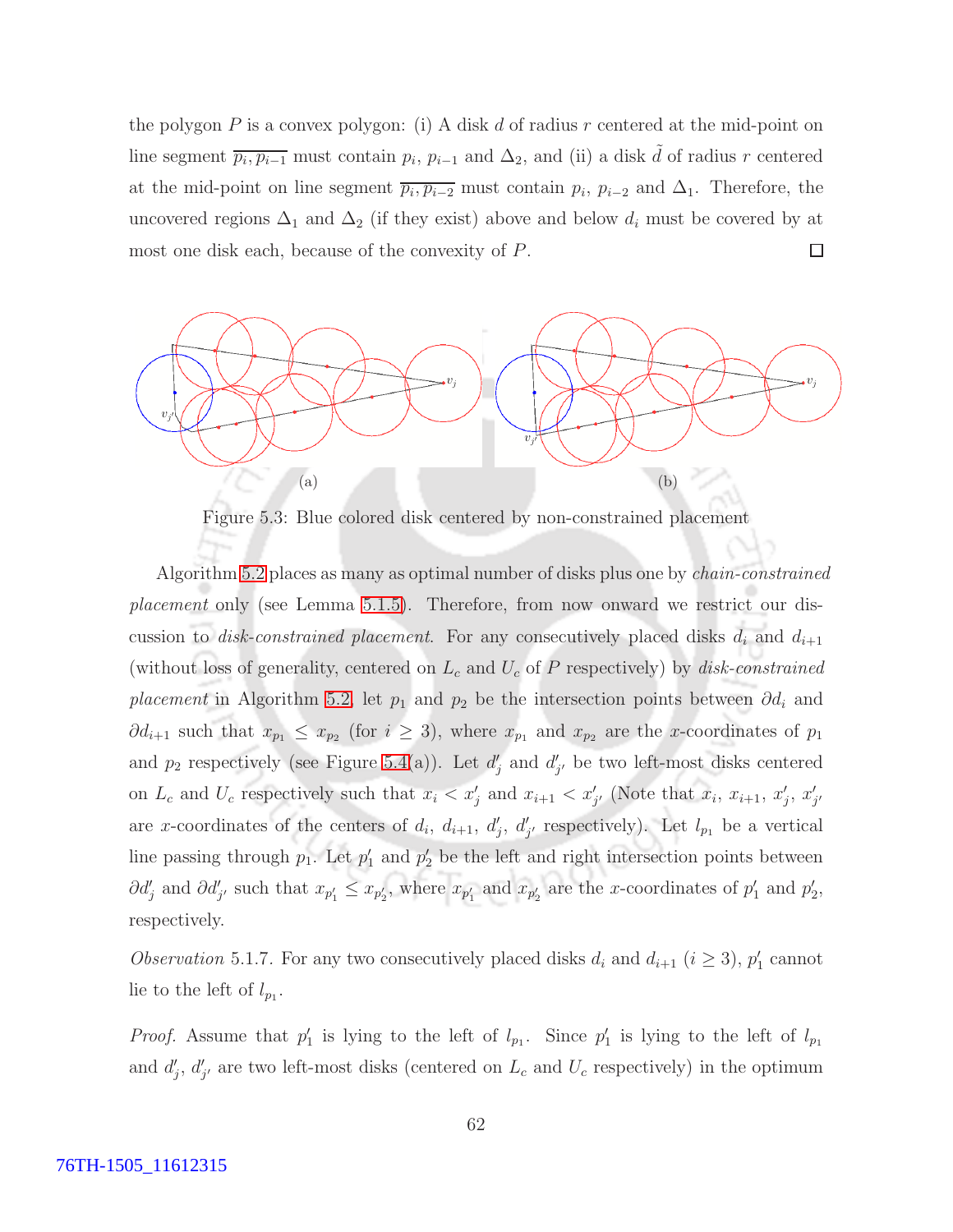the polygon $P$ is a convex polygon: (i) A disk $d$ of radius $r$ centered at the mid-point on line segment $\overline{p_i, p_{i-1}}$ must contain $p_i$, $p_{i-1}$ and $\Delta_2$, and (ii) a disk $\tilde{d}$ of radius $r$ centered at the mid-point on line segment $\overline{p_i, p_{i-2}}$ must contain $p_i$, $p_{i-2}$ and $\Delta_1$. Therefore, the uncovered regions $\Delta_1$ and $\Delta_2$ (if they exist) above and below $d_i$ must be covered by at most one disk each, because of the convexity of $P$. □

Figure 5.3: Blue colored disk centered by non-constrained placement

Algorithm 5.2 places as many as optimal number of disks plus one by *chain-constrained placement* only (see Lemma 5.1.5). Therefore, from now onward we restrict our discussion to *disk-constrained placement*. For any consecutively placed disks $d_i$ and $d_{i+1}$ (without loss of generality, centered on $L_c$ and $U_c$ of $P$ respectively) by *disk-constrained placement* in Algorithm 5.2, let $p_1$ and $p_2$ be the intersection points between $\partial d_i$ and $\partial d_{i+1}$ such that $x_{p_1} \leq x_{p_2}$ (for $i \geq 3$), where $x_{p_1}$ and $x_{p_2}$ are the $x$-coordinates of $p_1$ and $p_2$ respectively (see Figure 5.4(a)). Let $d'_j$ and $d'_{j'}$ be two left-most disks centered on $L_c$ and $U_c$ respectively such that $x_i < x'_j$ and $x_{i+1} < x'_{j'}$ (Note that $x_i$, $x_{i+1}$, $x'_j$, $x'_{j'}$ are $x$-coordinates of the centers of $d_i$, $d_{i+1}$, $d'_j$, $d'_{j'}$ respectively). Let $l_{p_1}$ be a vertical line passing through $p_1$. Let $p'_1$ and $p'_2$ be the left and right intersection points between $\partial d'_j$ and $\partial d'_{j'}$ such that $x_{p'_1} \leq x_{p'_2}$, where $x_{p'_1}$ and $x_{p'_2}$ are the $x$-coordinates of $p'_1$ and $p'_2$, respectively.

*Observation* 5.1.7. For any two consecutively placed disks $d_i$ and $d_{i+1}$ ($i \geq 3$), $p'_1$ cannot lie to the left of $l_{p_1}$.

*Proof.* Assume that $p'_1$ is lying to the left of $l_{p_1}$. Since $p'_1$ is lying to the left of $l_{p_1}$ and $d'_j$, $d'_{j'}$ are two left-most disks (centered on $L_c$ and $U_c$ respectively) in the optimum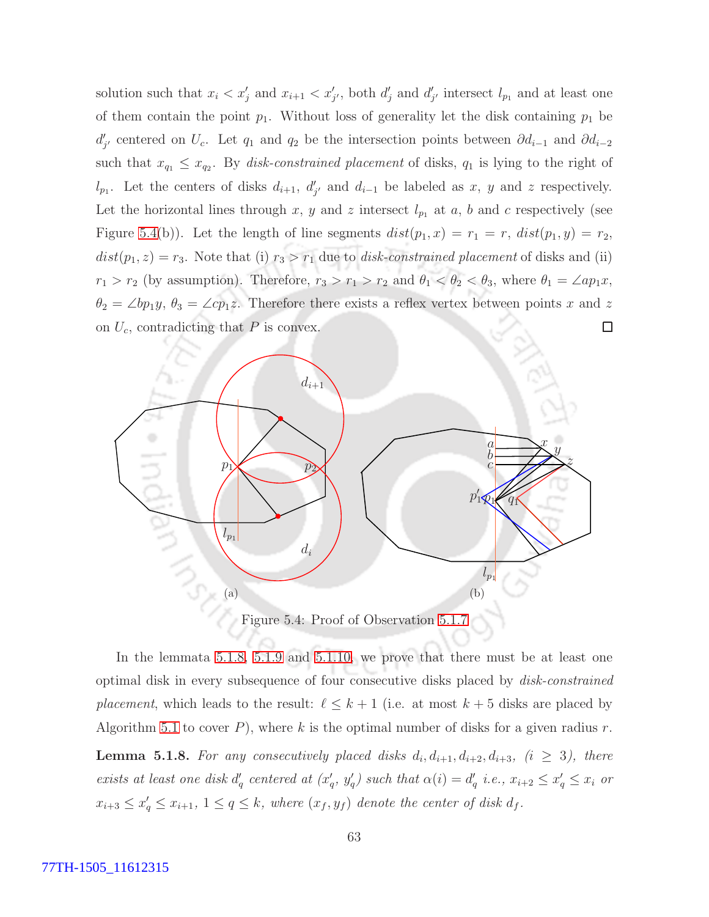solution such that $x_i < x'_j$ and $x_{i+1} < x'_{j'}$, both $d'_j$ and $d'_{j'}$ intersect $l_{p_1}$ and at least one of them contain the point $p_1$. Without loss of generality let the disk containing $p_1$ be $d'_{j'}$ centered on $U_c$. Let $q_1$ and $q_2$ be the intersection points between $\partial d_{i-1}$ and $\partial d_{i-2}$ such that $x_{q_1} \le x_{q_2}$. By *disk-constrained placement* of disks, $q_1$ is lying to the right of $l_{p_1}$. Let the centers of disks $d_{i+1}$, $d'_{j'}$ and $d_{i-1}$ be labeled as $x$, $y$ and $z$ respectively. Let the horizontal lines through $x$, $y$ and $z$ intersect $l_{p_1}$ at $a$, $b$ and $c$ respectively (see Figure 5.4(b)). Let the length of line segments $dist(p_1, x) = r_1 = r$, $dist(p_1, y) = r_2$, $dist(p_1, z) = r_3$. Note that (i) $r_3 > r_1$ due to *disk-constrained placement* of disks and (ii) $r_1 > r_2$ (by assumption). Therefore, $r_3 > r_1 > r_2$ and $\theta_1 < \theta_2 < \theta_3$, where $\theta_1 = \angle ap_1x$, $\theta_2 = \angle bp_1y$, $\theta_3 = \angle cp_1z$. Therefore there exists a reflex vertex between points $x$ and $z$ on $U_c$, contradicting that $P$ is convex. □

Figure 5.4: Proof of Observation 5.1.7

In the lemmata 5.1.8, 5.1.9 and 5.1.10, we prove that there must be at least one optimal disk in every subsequence of four consecutive disks placed by *disk-constrained placement*, which leads to the result: $\ell \le k+1$ (i.e. at most $k+5$ disks are placed by Algorithm 5.1 to cover $P$), where $k$ is the optimal number of disks for a given radius $r$.

**Lemma 5.1.8.** *For any consecutively placed disks $d_i, d_{i+1}, d_{i+2}, d_{i+3}$, $(i \ge 3)$, there exists at least one disk $d'_q$ centered at $(x'_q, y'_q)$ such that $\alpha(i) = d'_q$ i.e., $x_{i+2} \le x'_q \le x_i$ or $x_{i+3} \le x'_q \le x_{i+1}$, $1 \le q \le k$, where $(x_f, y_f)$ denote the center of disk $d_f$.*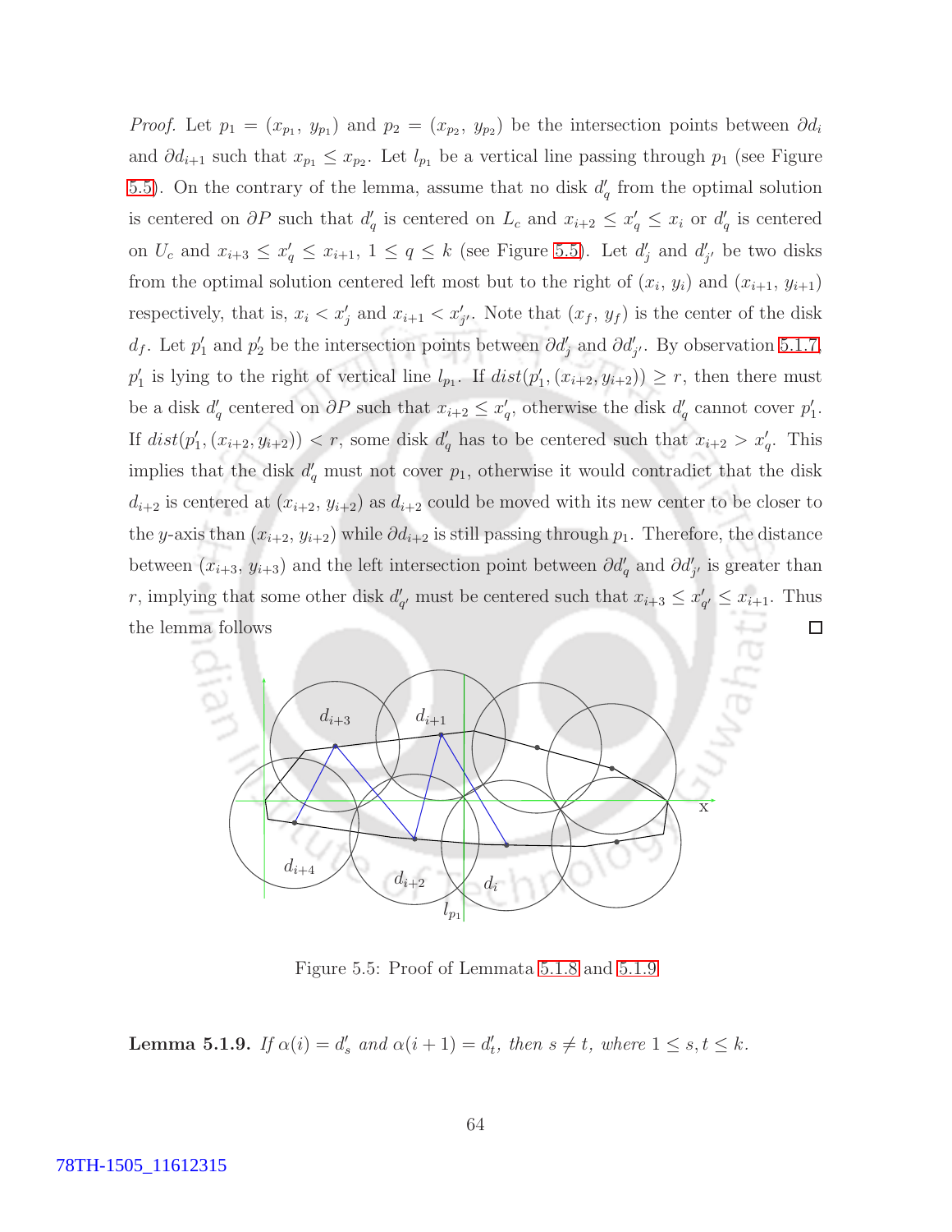*Proof.* Let $p_1 = (x_{p_1},\, y_{p_1})$ and $p_2 = (x_{p_2},\, y_{p_2})$ be the intersection points between $\partial d_i$ and $\partial d_{i+1}$ such that $x_{p_1} \leq x_{p_2}$. Let $l_{p_1}$ be a vertical line passing through $p_1$ (see Figure 5.5). On the contrary of the lemma, assume that no disk $d'_q$ from the optimal solution is centered on $\partial P$ such that $d'_q$ is centered on $L_c$ and $x_{i+2} \leq x'_q \leq x_i$ or $d'_q$ is centered on $U_c$ and $x_{i+3} \leq x'_q \leq x_{i+1}$, $1 \leq q \leq k$ (see Figure 5.5). Let $d'_j$ and $d'_{j'}$ be two disks from the optimal solution centered left most but to the right of $(x_i,\, y_i)$ and $(x_{i+1},\, y_{i+1})$ respectively, that is, $x_i < x'_j$ and $x_{i+1} < x'_{j'}$. Note that $(x_f,\, y_f)$ is the center of the disk $d_f$. Let $p'_1$ and $p'_2$ be the intersection points between $\partial d'_j$ and $\partial d'_{j'}$. By observation 5.1.7, $p'_1$ is lying to the right of vertical line $l_{p_1}$. If $dist(p'_1, (x_{i+2}, y_{i+2})) \geq r$, then there must be a disk $d'_q$ centered on $\partial P$ such that $x_{i+2} \leq x'_q$, otherwise the disk $d'_q$ cannot cover $p'_1$. If $dist(p'_1, (x_{i+2}, y_{i+2})) < r$, some disk $d'_q$ has to be centered such that $x_{i+2} > x'_q$. This implies that the disk $d'_q$ must not cover $p_1$, otherwise it would contradict that the disk $d_{i+2}$ is centered at $(x_{i+2},\, y_{i+2})$ as $d_{i+2}$ could be moved with its new center to be closer to the $y$-axis than $(x_{i+2},\, y_{i+2})$ while $\partial d_{i+2}$ is still passing through $p_1$. Therefore, the distance between $(x_{i+3},\, y_{i+3})$ and the left intersection point between $\partial d'_q$ and $\partial d'_{j'}$ is greater than $r$, implying that some other disk $d'_{q'}$ must be centered such that $x_{i+3} \leq x'_{q'} \leq x_{i+1}$. Thus the lemma follows $\square$

Figure 5.5: Proof of Lemmata 5.1.8 and 5.1.9

**Lemma 5.1.9.** *If $\alpha(i) = d'_s$ and $\alpha(i+1) = d'_t$, then $s \neq t$, where $1 \leq s, t \leq k$.*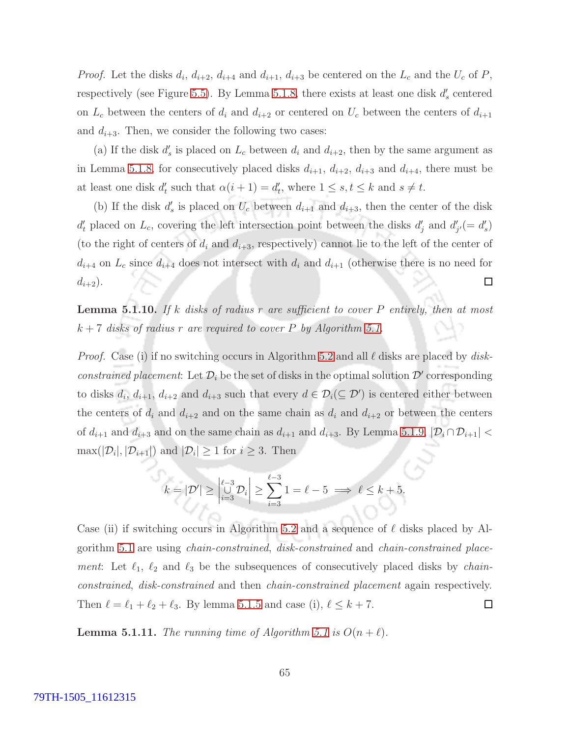*Proof.* Let the disks $d_i$, $d_{i+2}$, $d_{i+4}$ and $d_{i+1}$, $d_{i+3}$ be centered on the $L_c$ and the $U_c$ of $P$, respectively (see Figure 5.5). By Lemma 5.1.8, there exists at least one disk $d'_s$ centered on $L_c$ between the centers of $d_i$ and $d_{i+2}$ or centered on $U_c$ between the centers of $d_{i+1}$ and $d_{i+3}$. Then, we consider the following two cases:

(a) If the disk $d'_s$ is placed on $L_c$ between $d_i$ and $d_{i+2}$, then by the same argument as in Lemma 5.1.8, for consecutively placed disks $d_{i+1}$, $d_{i+2}$, $d_{i+3}$ and $d_{i+4}$, there must be at least one disk $d'_t$ such that $\alpha(i+1) = d'_t$, where $1 \leq s, t \leq k$ and $s \neq t$.

(b) If the disk $d'_s$ is placed on $U_c$ between $d_{i+1}$ and $d_{i+3}$, then the center of the disk $d'_t$ placed on $L_c$, covering the left intersection point between the disks $d'_j$ and $d'_{j'}(= d'_s)$ (to the right of centers of $d_i$ and $d_{i+3}$, respectively) cannot lie to the left of the center of $d_{i+4}$ on $L_c$ since $d_{i+4}$ does not intersect with $d_i$ and $d_{i+1}$ (otherwise there is no need for $d_{i+2}$). □

**Lemma 5.1.10.** *If $k$ disks of radius $r$ are sufficient to cover $P$ entirely, then at most $k+7$ disks of radius $r$ are required to cover $P$ by Algorithm 5.1.*

*Proof.* Case (i) if no switching occurs in Algorithm 5.2 and all $\ell$ disks are placed by *disk-constrained placement*: Let $\mathcal{D}_i$ be the set of disks in the optimal solution $\mathcal{D}'$ corresponding to disks $d_i$, $d_{i+1}$, $d_{i+2}$ and $d_{i+3}$ such that every $d \in \mathcal{D}_i (\subseteq \mathcal{D}')$ is centered either between the centers of $d_i$ and $d_{i+2}$ and on the same chain as $d_i$ and $d_{i+2}$ or between the centers of $d_{i+1}$ and $d_{i+3}$ and on the same chain as $d_{i+1}$ and $d_{i+3}$. By Lemma 5.1.9, $|\mathcal{D}_i \cap \mathcal{D}_{i+1}| < \max(|\mathcal{D}_i|, |\mathcal{D}_{i+1}|)$ and $|\mathcal{D}_i| \geq 1$ for $i \geq 3$. Then

$$k = |\mathcal{D}'| \geq \left| \bigcup_{i=3}^{\ell-3} \mathcal{D}_i \right| \geq \sum_{i=3}^{\ell-3} 1 = \ell - 5 \implies \ell \leq k+5.$$

Case (ii) if switching occurs in Algorithm 5.2 and a sequence of $\ell$ disks placed by Algorithm 5.1 are using *chain-constrained*, *disk-constrained* and *chain-constrained placement*: Let $\ell_1$, $\ell_2$ and $\ell_3$ be the subsequences of consecutively placed disks by *chain-constrained*, *disk-constrained* and then *chain-constrained placement* again respectively. Then $\ell = \ell_1 + \ell_2 + \ell_3$. By lemma 5.1.5 and case (i), $\ell \leq k+7$. □

**Lemma 5.1.11.** *The running time of Algorithm 5.1 is $O(n + \ell)$.*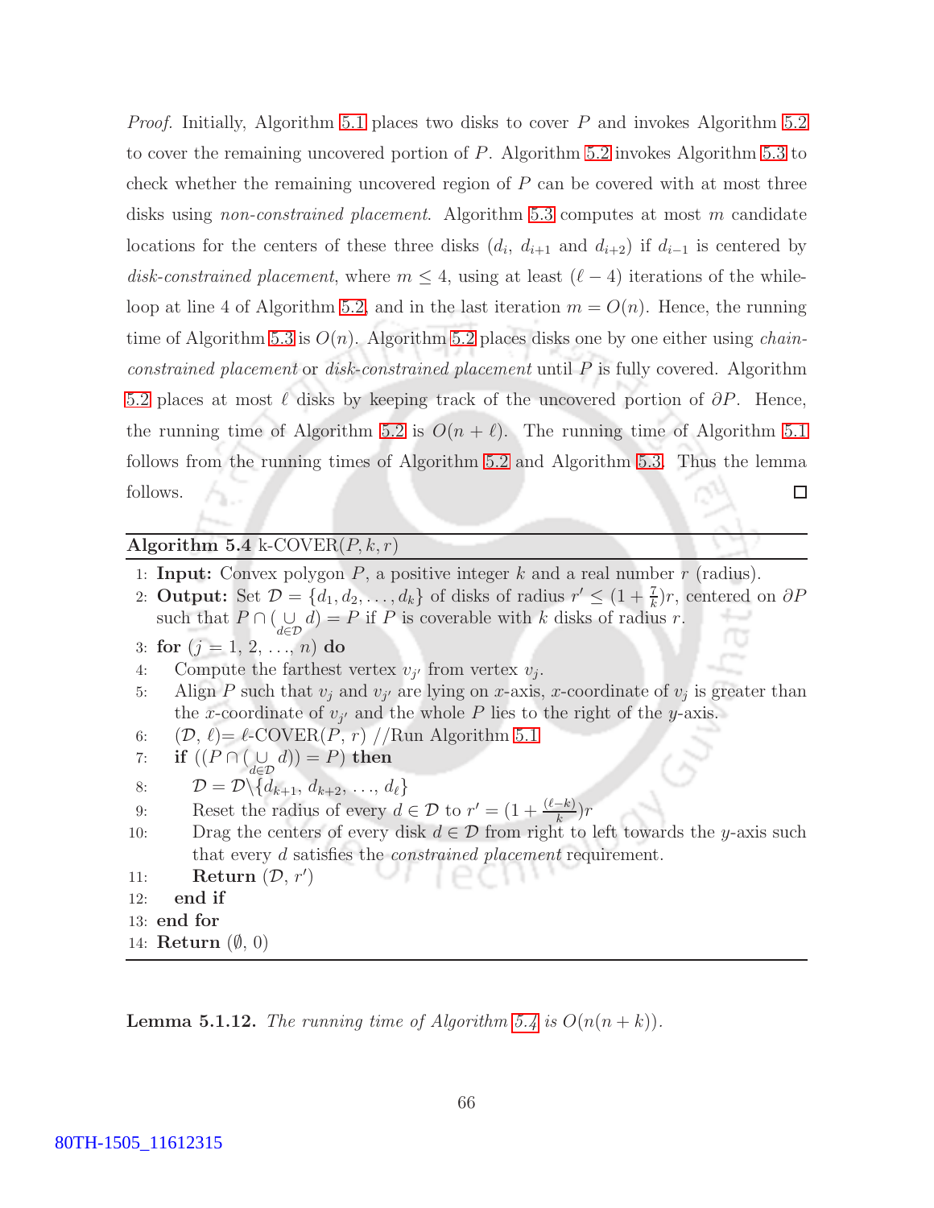*Proof.* Initially, Algorithm 5.1 places two disks to cover $P$ and invokes Algorithm 5.2 to cover the remaining uncovered portion of $P$. Algorithm 5.2 invokes Algorithm 5.3 to check whether the remaining uncovered region of $P$ can be covered with at most three disks using *non-constrained placement*. Algorithm 5.3 computes at most $m$ candidate locations for the centers of these three disks ($d_i$, $d_{i+1}$ and $d_{i+2}$) if $d_{i-1}$ is centered by *disk-constrained placement*, where $m \leq 4$, using at least $(\ell - 4)$ iterations of the while-loop at line 4 of Algorithm 5.2, and in the last iteration $m = O(n)$. Hence, the running time of Algorithm 5.3 is $O(n)$. Algorithm 5.2 places disks one by one either using *chain-constrained placement* or *disk-constrained placement* until $P$ is fully covered. Algorithm 5.2 places at most $\ell$ disks by keeping track of the uncovered portion of $\partial P$. Hence, the running time of Algorithm 5.2 is $O(n + \ell)$. The running time of Algorithm 5.1 follows from the running times of Algorithm 5.2 and Algorithm 5.3. Thus the lemma follows. □

---

**Algorithm 5.4** k-COVER($P, k, r$)

---

1: **Input:** Convex polygon $P$, a positive integer $k$ and a real number $r$ (radius).
2: **Output:** Set $\mathcal{D} = \{d_1, d_2, \ldots, d_k\}$ of disks of radius $r' \leq (1 + \frac{7}{k})r$, centered on $\partial P$ such that $P \cap (\bigcup_{d \in \mathcal{D}} d) = P$ if $P$ is coverable with $k$ disks of radius $r$.
3: **for** ($j = 1, 2, \ldots, n$) **do**
4: Compute the farthest vertex $v_{j'}$ from vertex $v_j$.
5: Align $P$ such that $v_j$ and $v_{j'}$ are lying on $x$-axis, $x$-coordinate of $v_j$ is greater than the $x$-coordinate of $v_{j'}$ and the whole $P$ lies to the right of the $y$-axis.
6: ($\mathcal{D}$, $\ell$)= $\ell$-COVER($P$, $r$) //Run Algorithm 5.1
7: **if** $((P \cap (\bigcup_{d \in \mathcal{D}} d)) = P)$ **then**
8: $\mathcal{D} = \mathcal{D} \setminus \{d_{k+1}, d_{k+2}, \ldots, d_\ell\}$
9: Reset the radius of every $d \in \mathcal{D}$ to $r' = (1 + \frac{(\ell - k)}{k})r$
10: Drag the centers of every disk $d \in \mathcal{D}$ from right to left towards the $y$-axis such that every $d$ satisfies the *constrained placement* requirement.
11: **Return** ($\mathcal{D}$, $r'$)
12: **end if**
13: **end for**
14: **Return** ($\emptyset$, 0)

---

**Lemma 5.1.12.** *The running time of Algorithm 5.4 is $O(n(n + k))$.*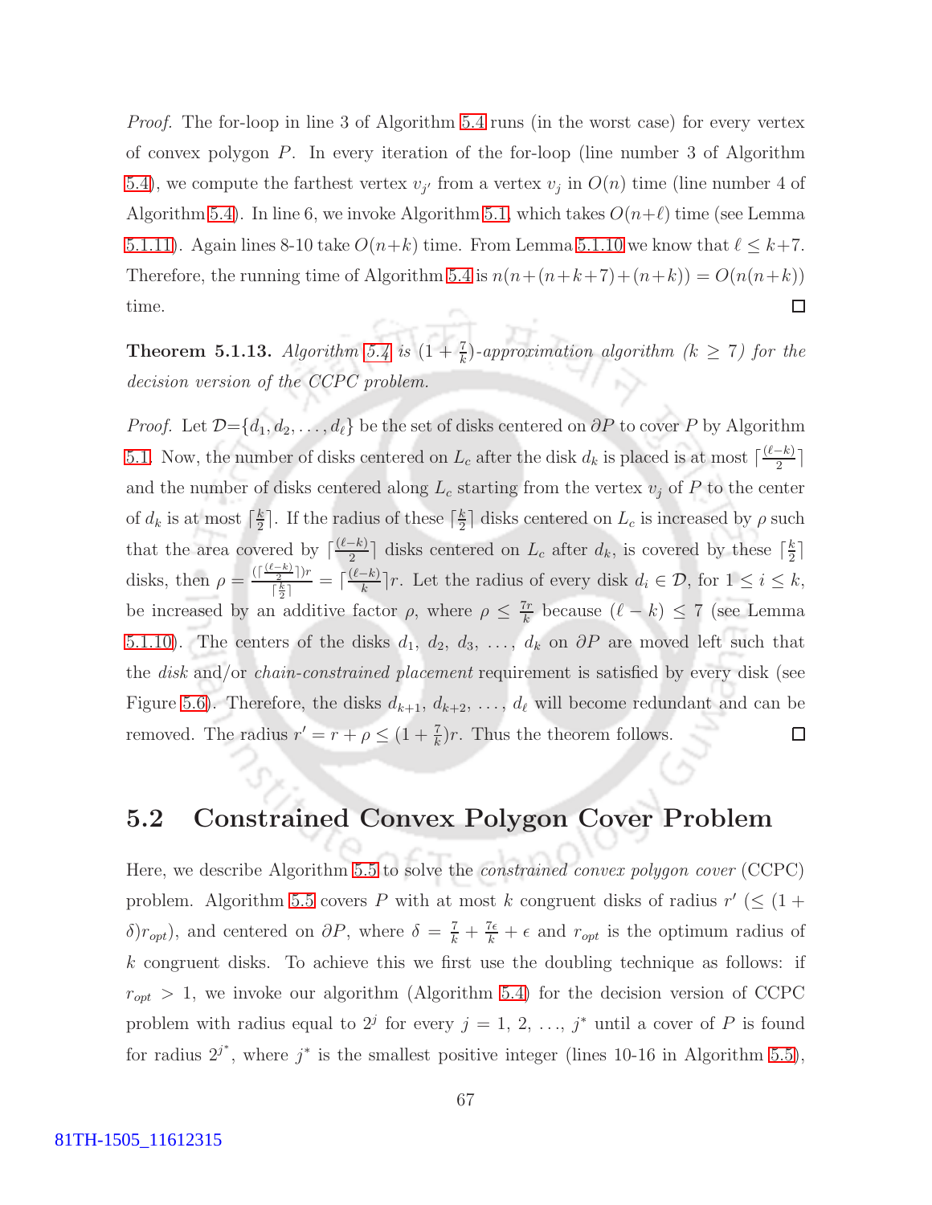*Proof.* The for-loop in line 3 of Algorithm 5.4 runs (in the worst case) for every vertex of convex polygon $P$. In every iteration of the for-loop (line number 3 of Algorithm 5.4), we compute the farthest vertex $v_{j'}$ from a vertex $v_j$ in $O(n)$ time (line number 4 of Algorithm 5.4). In line 6, we invoke Algorithm 5.1, which takes $O(n+\ell)$ time (see Lemma 5.1.11). Again lines 8-10 take $O(n+k)$ time. From Lemma 5.1.10 we know that $\ell \leq k+7$. Therefore, the running time of Algorithm 5.4 is $n(n+(n+k+7)+(n+k)) = O(n(n+k))$ time. □

**Theorem 5.1.13.** *Algorithm 5.4 is $(1+\frac{7}{k})$-approximation algorithm ($k \geq 7$) for the decision version of the CCPC problem.*

*Proof.* Let $\mathcal{D}$=$\{d_1, d_2, \ldots, d_\ell\}$ be the set of disks centered on $\partial P$ to cover $P$ by Algorithm 5.1. Now, the number of disks centered on $L_c$ after the disk $d_k$ is placed is at most $\lceil\frac{(\ell-k)}{2}\rceil$ and the number of disks centered along $L_c$ starting from the vertex $v_j$ of $P$ to the center of $d_k$ is at most $\lceil\frac{k}{2}\rceil$. If the radius of these $\lceil\frac{k}{2}\rceil$ disks centered on $L_c$ is increased by $\rho$ such that the area covered by $\lceil\frac{(\ell-k)}{2}\rceil$ disks centered on $L_c$ after $d_k$, is covered by these $\lceil\frac{k}{2}\rceil$ disks, then $\rho = \frac{(\lceil\frac{(\ell-k)}{2}\rceil)r}{\lceil\frac{k}{2}\rceil} = \lceil\frac{(\ell-k)}{k}\rceil r$. Let the radius of every disk $d_i \in \mathcal{D}$, for $1 \leq i \leq k$, be increased by an additive factor $\rho$, where $\rho \leq \frac{7r}{k}$ because $(\ell-k) \leq 7$ (see Lemma 5.1.10). The centers of the disks $d_1, d_2, d_3, \ldots, d_k$ on $\partial P$ are moved left such that the *disk* and/or *chain-constrained placement* requirement is satisfied by every disk (see Figure 5.6). Therefore, the disks $d_{k+1}, d_{k+2}, \ldots, d_\ell$ will become redundant and can be removed. The radius $r' = r + \rho \leq (1+\frac{7}{k})r$. Thus the theorem follows. □

## 5.2 Constrained Convex Polygon Cover Problem

Here, we describe Algorithm 5.5 to solve the *constrained convex polygon cover* (CCPC) problem. Algorithm 5.5 covers $P$ with at most $k$ congruent disks of radius $r'$ ($\leq (1+\delta)r_{opt}$), and centered on $\partial P$, where $\delta = \frac{7}{k} + \frac{7\epsilon}{k} + \epsilon$ and $r_{opt}$ is the optimum radius of $k$ congruent disks. To achieve this we first use the doubling technique as follows: if $r_{opt} > 1$, we invoke our algorithm (Algorithm 5.4) for the decision version of CCPC problem with radius equal to $2^j$ for every $j = 1, 2, \ldots, j^*$ until a cover of $P$ is found for radius $2^{j^*}$, where $j^*$ is the smallest positive integer (lines 10-16 in Algorithm 5.5),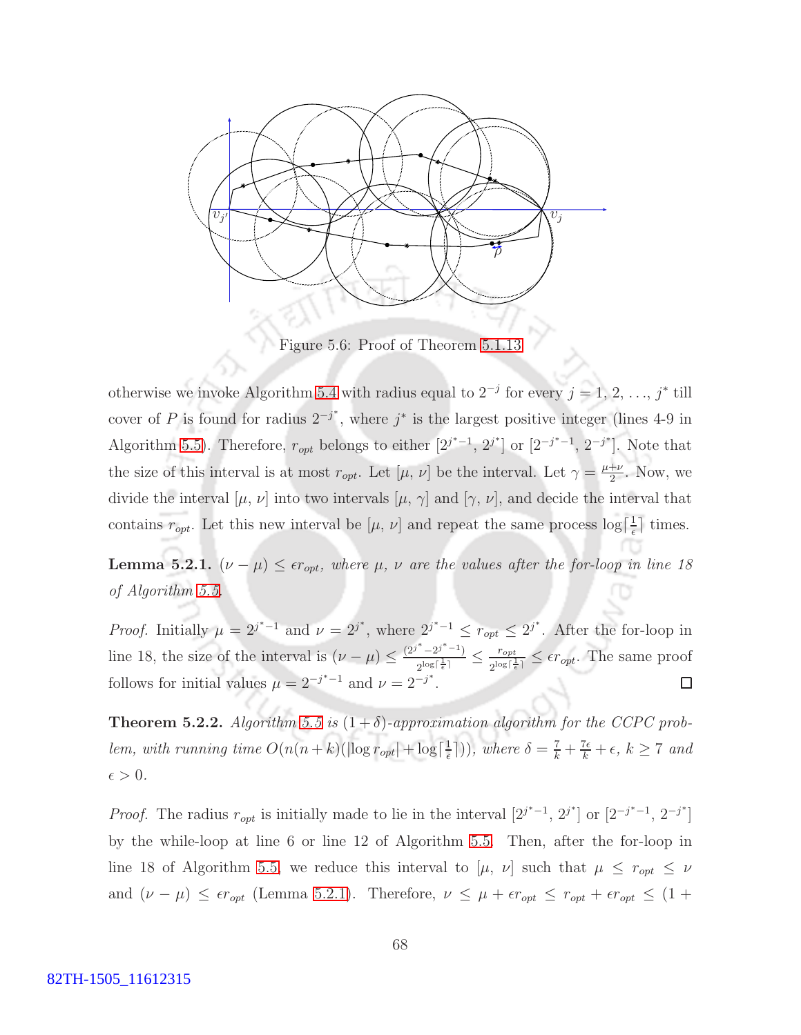Figure 5.6: Proof of Theorem 5.1.13

otherwise we invoke Algorithm 5.4 with radius equal to $2^{-j}$ for every $j = 1, 2, \ldots, j^*$ till cover of $P$ is found for radius $2^{-j^*}$, where $j^*$ is the largest positive integer (lines 4-9 in Algorithm 5.5). Therefore, $r_{opt}$ belongs to either $[2^{j^*-1}, 2^{j^*}]$ or $[2^{-j^*-1}, 2^{-j^*}]$. Note that the size of this interval is at most $r_{opt}$. Let $[\mu, \nu]$ be the interval. Let $\gamma = \frac{\mu+\nu}{2}$. Now, we divide the interval $[\mu, \nu]$ into two intervals $[\mu, \gamma]$ and $[\gamma, \nu]$, and decide the interval that contains $r_{opt}$. Let this new interval be $[\mu, \nu]$ and repeat the same process $\log\lceil\frac{1}{\epsilon}\rceil$ times.

**Lemma 5.2.1.** *$(\nu - \mu) \leq \epsilon r_{opt}$, where $\mu$, $\nu$ are the values after the for-loop in line 18 of Algorithm 5.5.*

*Proof.* Initially $\mu = 2^{j^*-1}$ and $\nu = 2^{j^*}$, where $2^{j^*-1} \leq r_{opt} \leq 2^{j^*}$. After the for-loop in line 18, the size of the interval is $(\nu - \mu) \leq \frac{(2^{j^*} - 2^{j^*-1})}{2^{\log\lceil\frac{1}{\epsilon}\rceil}} \leq \frac{r_{opt}}{2^{\log\lceil\frac{1}{\epsilon}\rceil}} \leq \epsilon r_{opt}$. The same proof follows for initial values $\mu = 2^{-j^*-1}$ and $\nu = 2^{-j^*}$. □

**Theorem 5.2.2.** *Algorithm 5.5 is $(1+\delta)$-approximation algorithm for the CCPC problem, with running time $O(n(n+k)(|\log r_{opt}| + \log\lceil\frac{1}{\epsilon}\rceil))$, where $\delta = \frac{7}{k} + \frac{7\epsilon}{k} + \epsilon$, $k \geq 7$ and $\epsilon > 0$.*

*Proof.* The radius $r_{opt}$ is initially made to lie in the interval $[2^{j^*-1}, 2^{j^*}]$ or $[2^{-j^*-1}, 2^{-j^*}]$ by the while-loop at line 6 or line 12 of Algorithm 5.5. Then, after the for-loop in line 18 of Algorithm 5.5, we reduce this interval to $[\mu, \nu]$ such that $\mu \leq r_{opt} \leq \nu$ and $(\nu - \mu) \leq \epsilon r_{opt}$ (Lemma 5.2.1). Therefore, $\nu \leq \mu + \epsilon r_{opt} \leq r_{opt} + \epsilon r_{opt} \leq (1 +$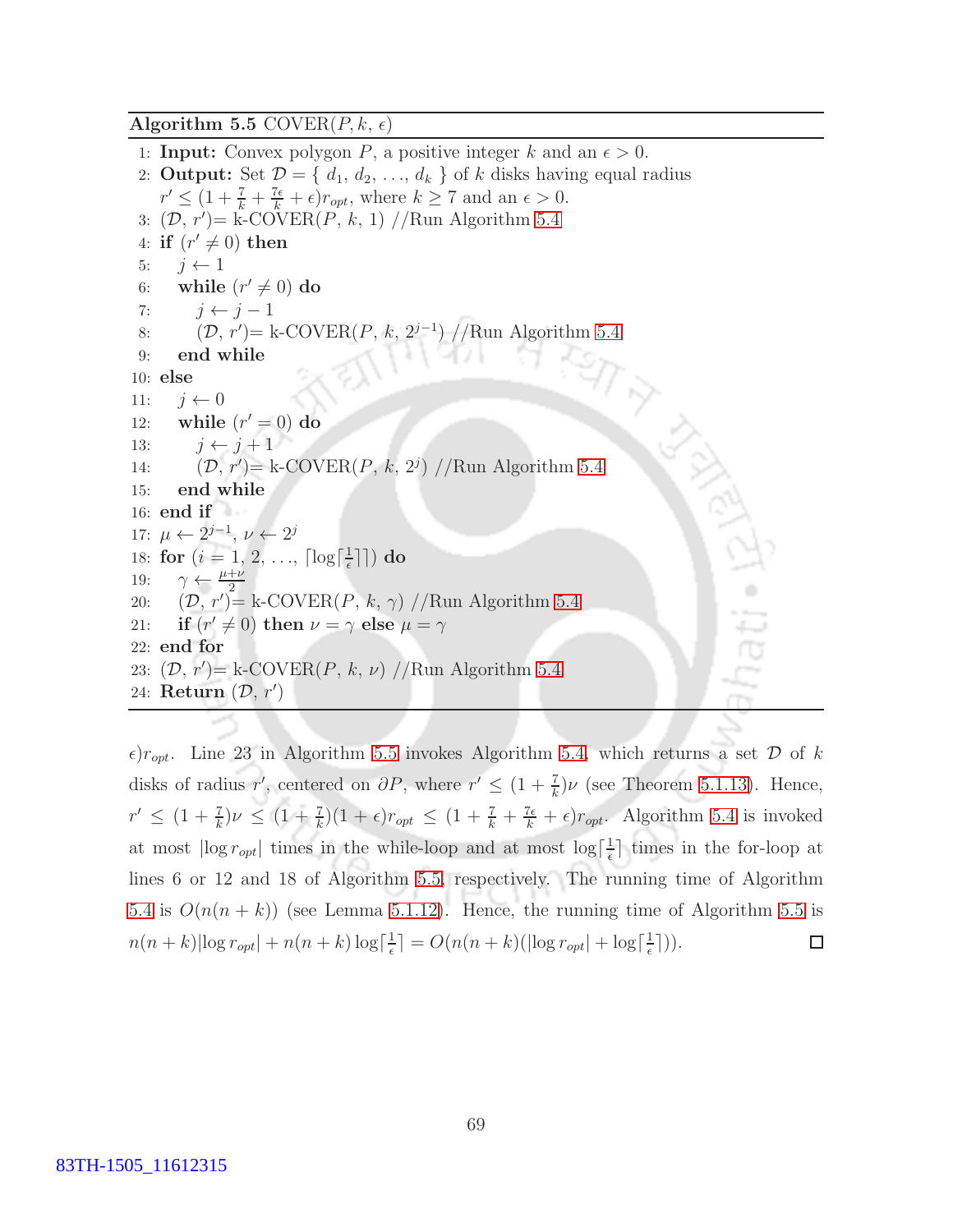**Algorithm 5.5** COVER($P, k, \epsilon$)

```
1: Input: Convex polygon P, a positive integer k and an ε > 0.
2: Output: Set D = { d_1, d_2, ..., d_k } of k disks having equal radius
   r' ≤ (1 + 7/k + 7ε/k + ε) r_opt, where k ≥ 7 and an ε > 0.
3: (D, r')= k-COVER(P, k, 1) //Run Algorithm 5.4
4: if (r' ≠ 0) then
5:    j ← 1
6:    while (r' ≠ 0) do
7:       j ← j − 1
8:       (D, r')= k-COVER(P, k, 2^{j−1}) //Run Algorithm 5.4
9:    end while
10: else
11:    j ← 0
12:    while (r' = 0) do
13:       j ← j + 1
14:       (D, r')= k-COVER(P, k, 2^j) //Run Algorithm 5.4
15:    end while
16: end if
17: μ ← 2^{j−1}, ν ← 2^j
18: for (i = 1, 2, ..., ⌈log⌈1/ε⌉⌉) do
19:    γ ← (μ+ν)/2
20:    (D, r')= k-COVER(P, k, γ) //Run Algorithm 5.4
21:    if (r' ≠ 0) then ν = γ else μ = γ
22: end for
23: (D, r')= k-COVER(P, k, ν) //Run Algorithm 5.4
24: Return (D, r')
```

$\epsilon)r_{opt}$. Line 23 in Algorithm 5.5 invokes Algorithm 5.4, which returns a set $\mathcal{D}$ of $k$ disks of radius $r'$, centered on $\partial P$, where $r' \leq (1 + \frac{7}{k})\nu$ (see Theorem 5.1.13). Hence, $r' \leq (1 + \frac{7}{k})\nu \leq (1 + \frac{7}{k})(1 + \epsilon)r_{opt} \leq (1 + \frac{7}{k} + \frac{7\epsilon}{k} + \epsilon)r_{opt}$. Algorithm 5.4 is invoked at most $|\log r_{opt}|$ times in the while-loop and at most $\log\lceil\frac{1}{\epsilon}\rceil$ times in the for-loop at lines 6 or 12 and 18 of Algorithm 5.5, respectively. The running time of Algorithm 5.4 is $O(n(n + k))$ (see Lemma 5.1.12). Hence, the running time of Algorithm 5.5 is $n(n + k)|\log r_{opt}| + n(n + k)\log\lceil\frac{1}{\epsilon}\rceil = O(n(n + k)(|\log r_{opt}| + \log\lceil\frac{1}{\epsilon}\rceil))$. $\square$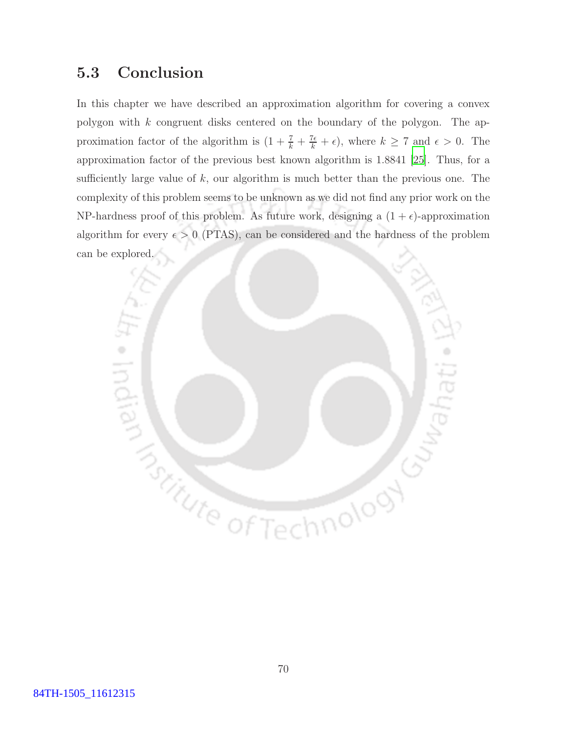## 5.3 Conclusion

In this chapter we have described an approximation algorithm for covering a convex polygon with $k$ congruent disks centered on the boundary of the polygon. The approximation factor of the algorithm is $(1 + \frac{7}{k} + \frac{7\epsilon}{k} + \epsilon)$, where $k \geq 7$ and $\epsilon > 0$. The approximation factor of the previous best known algorithm is 1.8841 [25]. Thus, for a sufficiently large value of $k$, our algorithm is much better than the previous one. The complexity of this problem seems to be unknown as we did not find any prior work on the NP-hardness proof of this problem. As future work, designing a $(1 + \epsilon)$-approximation algorithm for every $\epsilon > 0$ (PTAS), can be considered and the hardness of the problem can be explored.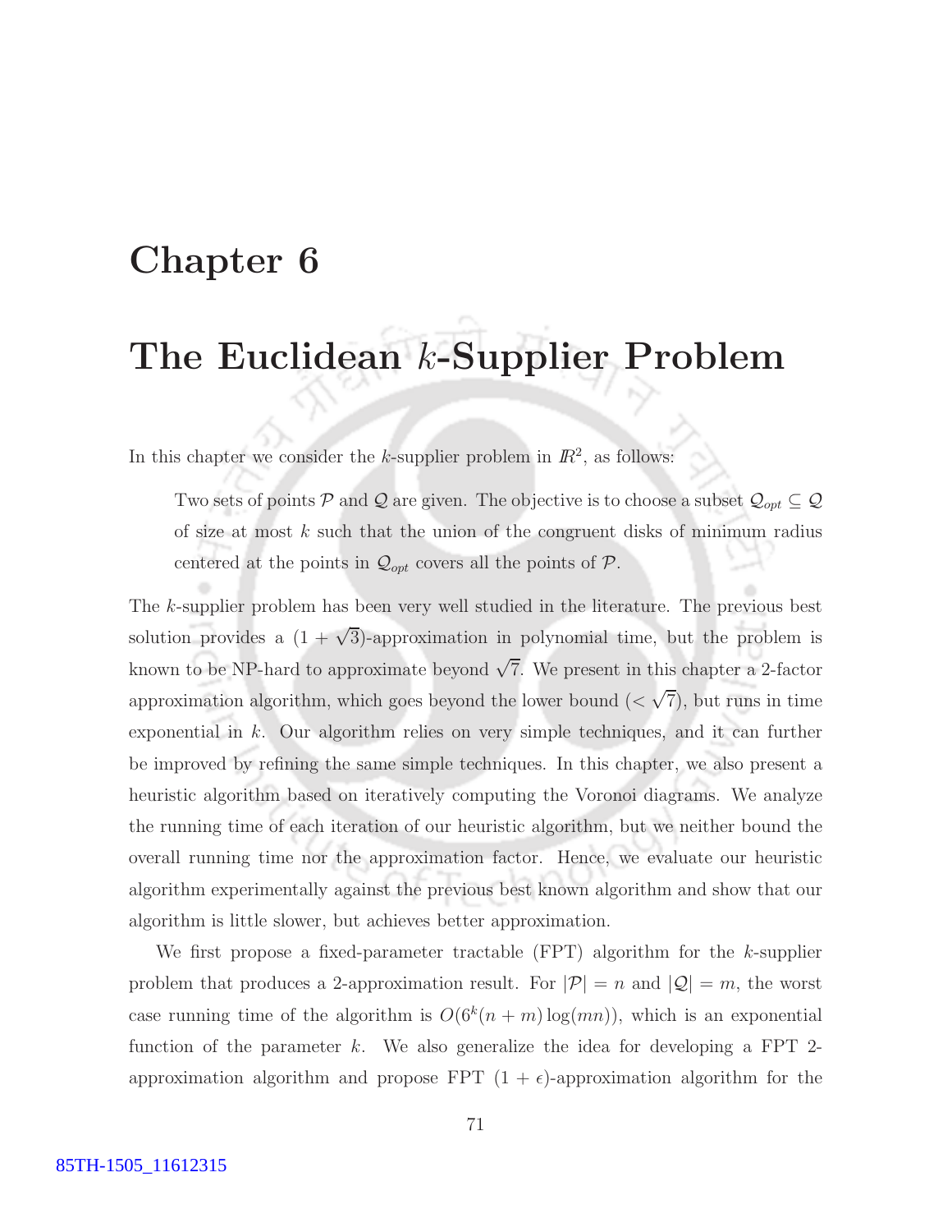# Chapter 6

# The Euclidean $k$-Supplier Problem

In this chapter we consider the $k$-supplier problem in $\mathbb{R}^2$, as follows:

> Two sets of points $\mathcal{P}$ and $\mathcal{Q}$ are given. The objective is to choose a subset $\mathcal{Q}_{opt} \subseteq \mathcal{Q}$ of size at most $k$ such that the union of the congruent disks of minimum radius centered at the points in $\mathcal{Q}_{opt}$ covers all the points of $\mathcal{P}$.

The $k$-supplier problem has been very well studied in the literature. The previous best solution provides a $(1+\sqrt{3})$-approximation in polynomial time, but the problem is known to be NP-hard to approximate beyond $\sqrt{7}$. We present in this chapter a 2-factor approximation algorithm, which goes beyond the lower bound ($< \sqrt{7}$), but runs in time exponential in $k$. Our algorithm relies on very simple techniques, and it can further be improved by refining the same simple techniques. In this chapter, we also present a heuristic algorithm based on iteratively computing the Voronoi diagrams. We analyze the running time of each iteration of our heuristic algorithm, but we neither bound the overall running time nor the approximation factor. Hence, we evaluate our heuristic algorithm experimentally against the previous best known algorithm and show that our algorithm is little slower, but achieves better approximation.

We first propose a fixed-parameter tractable (FPT) algorithm for the $k$-supplier problem that produces a 2-approximation result. For $|\mathcal{P}| = n$ and $|\mathcal{Q}| = m$, the worst case running time of the algorithm is $O(6^k(n+m)\log(mn))$, which is an exponential function of the parameter $k$. We also generalize the idea for developing a FPT 2-approximation algorithm and propose FPT $(1+\epsilon)$-approximation algorithm for the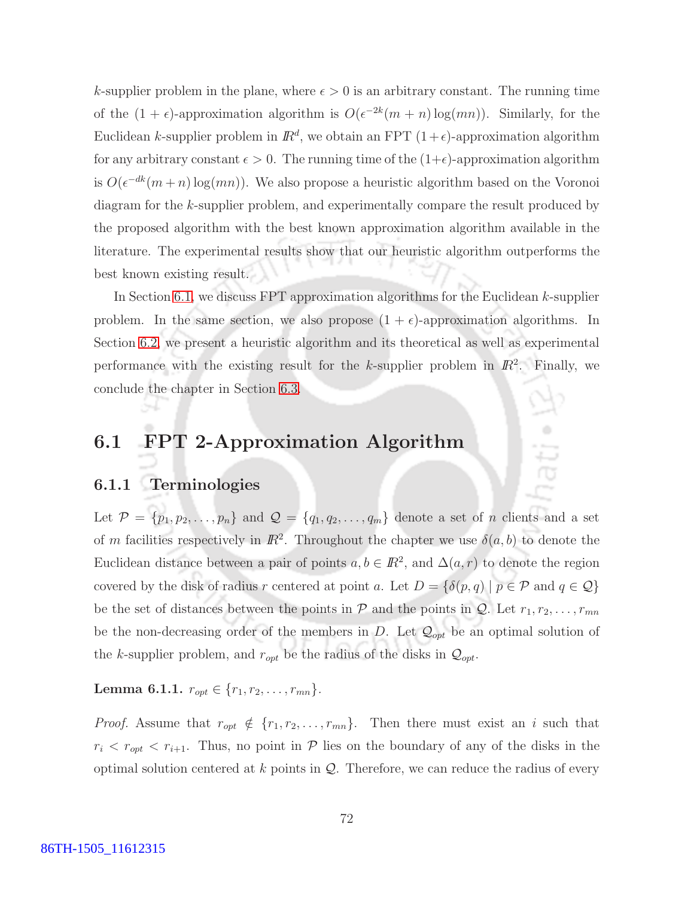$k$-supplier problem in the plane, where $\epsilon > 0$ is an arbitrary constant. The running time of the $(1 + \epsilon)$-approximation algorithm is $O(\epsilon^{-2k}(m + n)\log(mn))$. Similarly, for the Euclidean $k$-supplier problem in $I\!R^d$, we obtain an FPT $(1+\epsilon)$-approximation algorithm for any arbitrary constant $\epsilon > 0$. The running time of the $(1+\epsilon)$-approximation algorithm is $O(\epsilon^{-dk}(m + n)\log(mn))$. We also propose a heuristic algorithm based on the Voronoi diagram for the $k$-supplier problem, and experimentally compare the result produced by the proposed algorithm with the best known approximation algorithm available in the literature. The experimental results show that our heuristic algorithm outperforms the best known existing result.

In Section 6.1, we discuss FPT approximation algorithms for the Euclidean $k$-supplier problem. In the same section, we also propose $(1 + \epsilon)$-approximation algorithms. In Section 6.2, we present a heuristic algorithm and its theoretical as well as experimental performance with the existing result for the $k$-supplier problem in $I\!R^2$. Finally, we conclude the chapter in Section 6.3.

## 6.1 FPT 2-Approximation Algorithm

### 6.1.1 Terminologies

Let $\mathcal{P} = \{p_1, p_2, \ldots, p_n\}$ and $\mathcal{Q} = \{q_1, q_2, \ldots, q_m\}$ denote a set of $n$ clients and a set of $m$ facilities respectively in $I\!R^2$. Throughout the chapter we use $\delta(a, b)$ to denote the Euclidean distance between a pair of points $a, b \in I\!R^2$, and $\Delta(a, r)$ to denote the region covered by the disk of radius $r$ centered at point $a$. Let $D = \{\delta(p, q) \mid p \in \mathcal{P} \text{ and } q \in \mathcal{Q}\}$ be the set of distances between the points in $\mathcal{P}$ and the points in $\mathcal{Q}$. Let $r_1, r_2, \ldots, r_{mn}$ be the non-decreasing order of the members in $D$. Let $\mathcal{Q}_{opt}$ be an optimal solution of the $k$-supplier problem, and $r_{opt}$ be the radius of the disks in $\mathcal{Q}_{opt}$.

**Lemma 6.1.1.** *$r_{opt} \in \{r_1, r_2, \ldots, r_{mn}\}$.*

*Proof.* Assume that $r_{opt} \notin \{r_1, r_2, \ldots, r_{mn}\}$. Then there must exist an $i$ such that $r_i < r_{opt} < r_{i+1}$. Thus, no point in $\mathcal{P}$ lies on the boundary of any of the disks in the optimal solution centered at $k$ points in $\mathcal{Q}$. Therefore, we can reduce the radius of every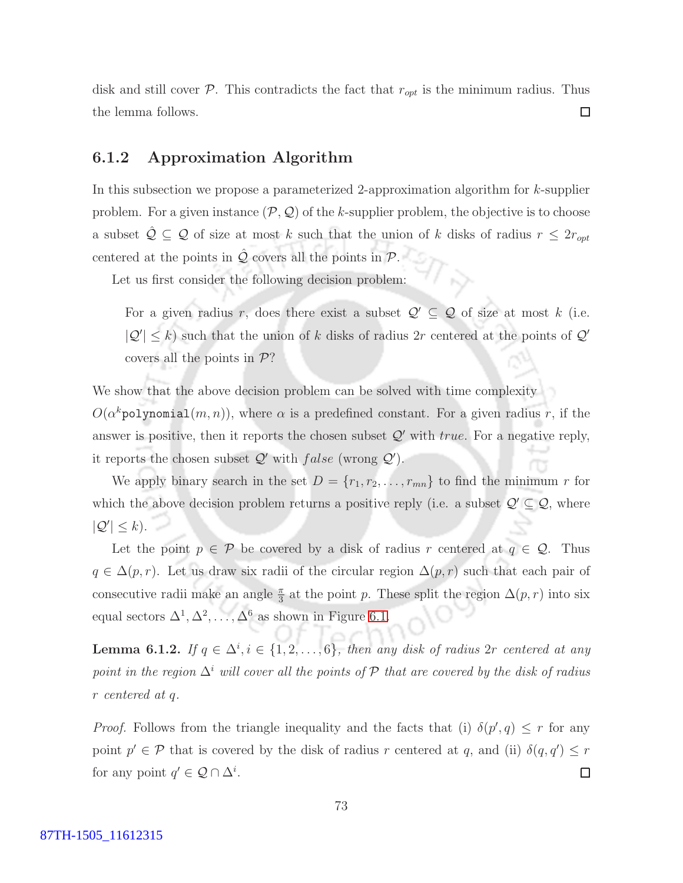disk and still cover $\mathcal{P}$. This contradicts the fact that $r_{opt}$ is the minimum radius. Thus the lemma follows. $\square$

### 6.1.2 Approximation Algorithm

In this subsection we propose a parameterized 2-approximation algorithm for $k$-supplier problem. For a given instance $(\mathcal{P}, \mathcal{Q})$ of the $k$-supplier problem, the objective is to choose a subset $\hat{\mathcal{Q}} \subseteq \mathcal{Q}$ of size at most $k$ such that the union of $k$ disks of radius $r \leq 2r_{opt}$ centered at the points in $\hat{\mathcal{Q}}$ covers all the points in $\mathcal{P}$.

Let us first consider the following decision problem:

> For a given radius $r$, does there exist a subset $\mathcal{Q}' \subseteq \mathcal{Q}$ of size at most $k$ (i.e. $|\mathcal{Q}'| \leq k$) such that the union of $k$ disks of radius $2r$ centered at the points of $\mathcal{Q}'$ covers all the points in $\mathcal{P}$?

We show that the above decision problem can be solved with time complexity $O(\alpha^k \texttt{polynomial}(m, n))$, where $\alpha$ is a predefined constant. For a given radius $r$, if the answer is positive, then it reports the chosen subset $\mathcal{Q}'$ with *true*. For a negative reply, it reports the chosen subset $\mathcal{Q}'$ with $false$ (wrong $\mathcal{Q}'$).

We apply binary search in the set $D = \{r_1, r_2, \ldots, r_{mn}\}$ to find the minimum $r$ for which the above decision problem returns a positive reply (i.e. a subset $\mathcal{Q}' \subseteq \mathcal{Q}$, where $|\mathcal{Q}'| \leq k$).

Let the point $p \in \mathcal{P}$ be covered by a disk of radius $r$ centered at $q \in \mathcal{Q}$. Thus $q \in \Delta(p, r)$. Let us draw six radii of the circular region $\Delta(p, r)$ such that each pair of consecutive radii make an angle $\frac{\pi}{3}$ at the point $p$. These split the region $\Delta(p, r)$ into six equal sectors $\Delta^1, \Delta^2, \ldots, \Delta^6$ as shown in Figure 6.1.

**Lemma 6.1.2.** *If $q \in \Delta^i, i \in \{1, 2, \ldots, 6\}$, then any disk of radius $2r$ centered at any point in the region $\Delta^i$ will cover all the points of $\mathcal{P}$ that are covered by the disk of radius $r$ centered at $q$.*

*Proof.* Follows from the triangle inequality and the facts that (i) $\delta(p', q) \leq r$ for any point $p' \in \mathcal{P}$ that is covered by the disk of radius $r$ centered at $q$, and (ii) $\delta(q, q') \leq r$ for any point $q' \in \mathcal{Q} \cap \Delta^i$. $\square$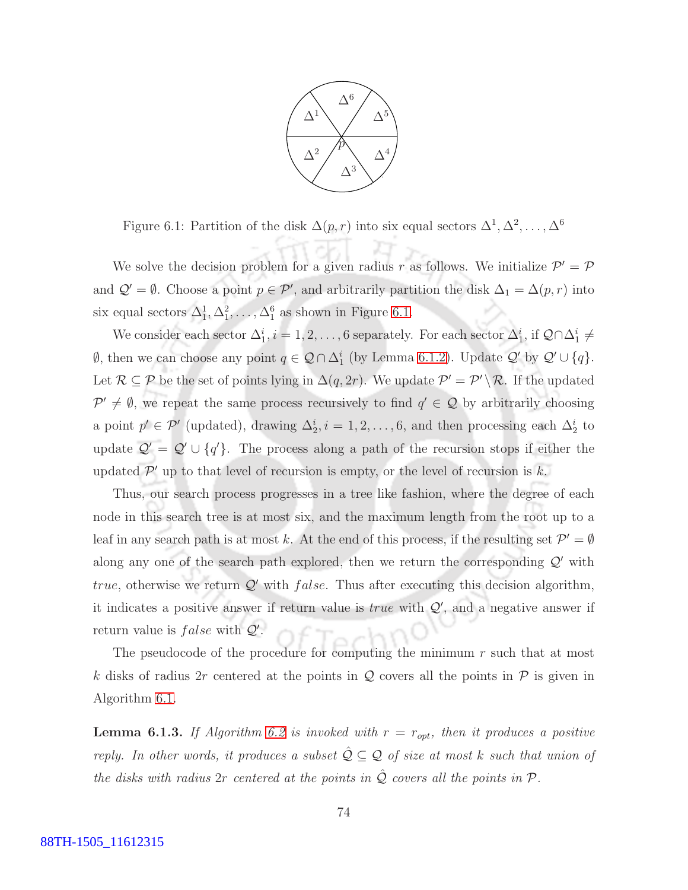Figure 6.1: Partition of the disk $\Delta(p, r)$ into six equal sectors $\Delta^1, \Delta^2, \ldots, \Delta^6$

We solve the decision problem for a given radius $r$ as follows. We initialize $\mathcal{P}' = \mathcal{P}$ and $\mathcal{Q}' = \emptyset$. Choose a point $p \in \mathcal{P}'$, and arbitrarily partition the disk $\Delta_1 = \Delta(p, r)$ into six equal sectors $\Delta_1^1, \Delta_1^2, \ldots, \Delta_1^6$ as shown in Figure 6.1.

We consider each sector $\Delta_1^i, i = 1, 2, \ldots, 6$ separately. For each sector $\Delta_1^i$, if $\mathcal{Q} \cap \Delta_1^i \neq \emptyset$, then we can choose any point $q \in \mathcal{Q} \cap \Delta_1^i$ (by Lemma 6.1.2). Update $\mathcal{Q}'$ by $\mathcal{Q}' \cup \{q\}$. Let $\mathcal{R} \subseteq \mathcal{P}$ be the set of points lying in $\Delta(q, 2r)$. We update $\mathcal{P}' = \mathcal{P}' \setminus \mathcal{R}$. If the updated $\mathcal{P}' \neq \emptyset$, we repeat the same process recursively to find $q' \in \mathcal{Q}$ by arbitrarily choosing a point $p' \in \mathcal{P}'$ (updated), drawing $\Delta_2^i, i = 1, 2, \ldots, 6$, and then processing each $\Delta_2^i$ to update $\mathcal{Q}' = \mathcal{Q}' \cup \{q'\}$. The process along a path of the recursion stops if either the updated $\mathcal{P}'$ up to that level of recursion is empty, or the level of recursion is $k$.

Thus, our search process progresses in a tree like fashion, where the degree of each node in this search tree is at most six, and the maximum length from the root up to a leaf in any search path is at most $k$. At the end of this process, if the resulting set $\mathcal{P}' = \emptyset$ along any one of the search path explored, then we return the corresponding $\mathcal{Q}'$ with *true*, otherwise we return $\mathcal{Q}'$ with *false*. Thus after executing this decision algorithm, it indicates a positive answer if return value is *true* with $\mathcal{Q}'$, and a negative answer if return value is *false* with $\mathcal{Q}'$.

The pseudocode of the procedure for computing the minimum $r$ such that at most $k$ disks of radius $2r$ centered at the points in $\mathcal{Q}$ covers all the points in $\mathcal{P}$ is given in Algorithm 6.1.

**Lemma 6.1.3.** *If Algorithm 6.2 is invoked with $r = r_{opt}$, then it produces a positive reply. In other words, it produces a subset $\hat{\mathcal{Q}} \subseteq \mathcal{Q}$ of size at most $k$ such that union of the disks with radius $2r$ centered at the points in $\hat{\mathcal{Q}}$ covers all the points in $\mathcal{P}$.*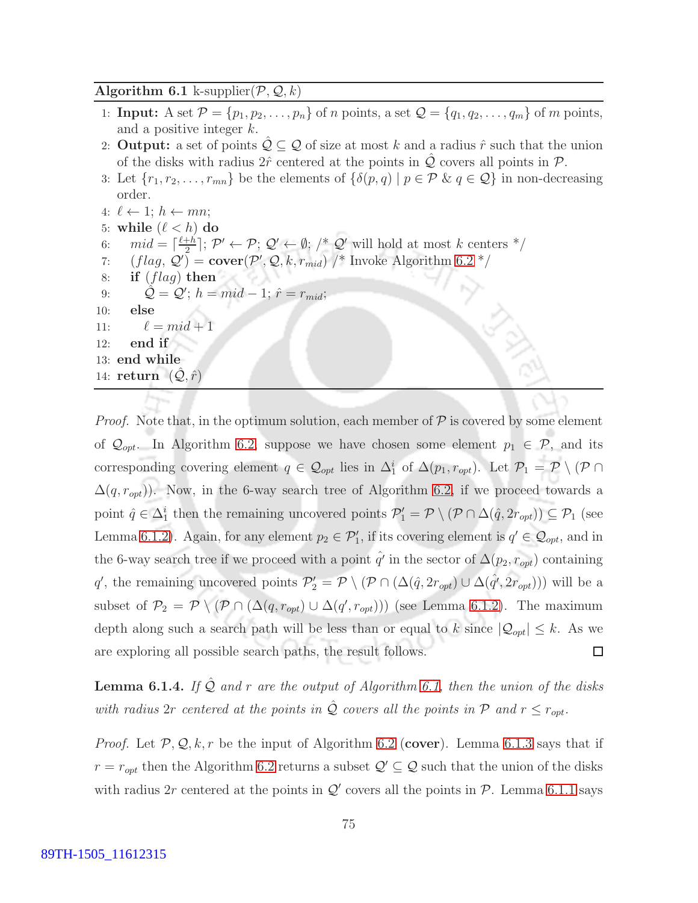**Algorithm 6.1** k-supplier($\mathcal{P}, \mathcal{Q}, k$)

```
1: Input: A set P = {p_1, p_2, ..., p_n} of n points, a set Q = {q_1, q_2, ..., q_m} of m points,
   and a positive integer k.
2: Output: a set of points Q̂ ⊆ Q of size at most k and a radius r̂ such that the union
   of the disks with radius 2r̂ centered at the points in Q̂ covers all points in P.
3: Let {r_1, r_2, ..., r_mn} be the elements of {δ(p, q) | p ∈ P & q ∈ Q} in non-decreasing
   order.
4: ℓ ← 1; h ← mn;
5: while (ℓ < h) do
6:    mid = ⌈(ℓ+h)/2⌉; P' ← P; Q' ← ∅; /* Q' will hold at most k centers */
7:    (flag, Q') = cover(P', Q, k, r_mid) /* Invoke Algorithm 6.2 */
8:    if (flag) then
9:       Q̂ = Q'; h = mid − 1; r̂ = r_mid;
10:   else
11:      ℓ = mid + 1
12:   end if
13: end while
14: return (Q̂, r̂)
```

*Proof.* Note that, in the optimum solution, each member of $\mathcal{P}$ is covered by some element of $\mathcal{Q}_{opt}$. In Algorithm 6.2, suppose we have chosen some element $p_1 \in \mathcal{P}$, and its corresponding covering element $q \in \mathcal{Q}_{opt}$ lies in $\Delta_1^i$ of $\Delta(p_1, r_{opt})$. Let $\mathcal{P}_1 = \mathcal{P} \setminus (\mathcal{P} \cap \Delta(q, r_{opt}))$. Now, in the 6-way search tree of Algorithm 6.2, if we proceed towards a point $\hat{q} \in \Delta_1^i$ then the remaining uncovered points $\mathcal{P}_1' = \mathcal{P} \setminus (\mathcal{P} \cap \Delta(\hat{q}, 2r_{opt})) \subseteq \mathcal{P}_1$ (see Lemma 6.1.2). Again, for any element $p_2 \in \mathcal{P}_1'$, if its covering element is $q' \in \mathcal{Q}_{opt}$, and in the 6-way search tree if we proceed with a point $\hat{q'}$ in the sector of $\Delta(p_2, r_{opt})$ containing $q'$, the remaining uncovered points $\mathcal{P}_2' = \mathcal{P} \setminus (\mathcal{P} \cap (\Delta(\hat{q}, 2r_{opt}) \cup \Delta(\hat{q'}, 2r_{opt})))$ will be a subset of $\mathcal{P}_2 = \mathcal{P} \setminus (\mathcal{P} \cap (\Delta(q, r_{opt}) \cup \Delta(q', r_{opt})))$ (see Lemma 6.1.2). The maximum depth along such a search path will be less than or equal to $k$ since $|\mathcal{Q}_{opt}| \leq k$. As we are exploring all possible search paths, the result follows. □

**Lemma 6.1.4.** *If $\hat{\mathcal{Q}}$ and $r$ are the output of Algorithm 6.1, then the union of the disks with radius $2r$ centered at the points in $\hat{\mathcal{Q}}$ covers all the points in $\mathcal{P}$ and $r \leq r_{opt}$.*

*Proof.* Let $\mathcal{P}, \mathcal{Q}, k, r$ be the input of Algorithm 6.2 (**cover**). Lemma 6.1.3 says that if $r = r_{opt}$ then the Algorithm 6.2 returns a subset $\mathcal{Q}' \subseteq \mathcal{Q}$ such that the union of the disks with radius $2r$ centered at the points in $\mathcal{Q}'$ covers all the points in $\mathcal{P}$. Lemma 6.1.1 says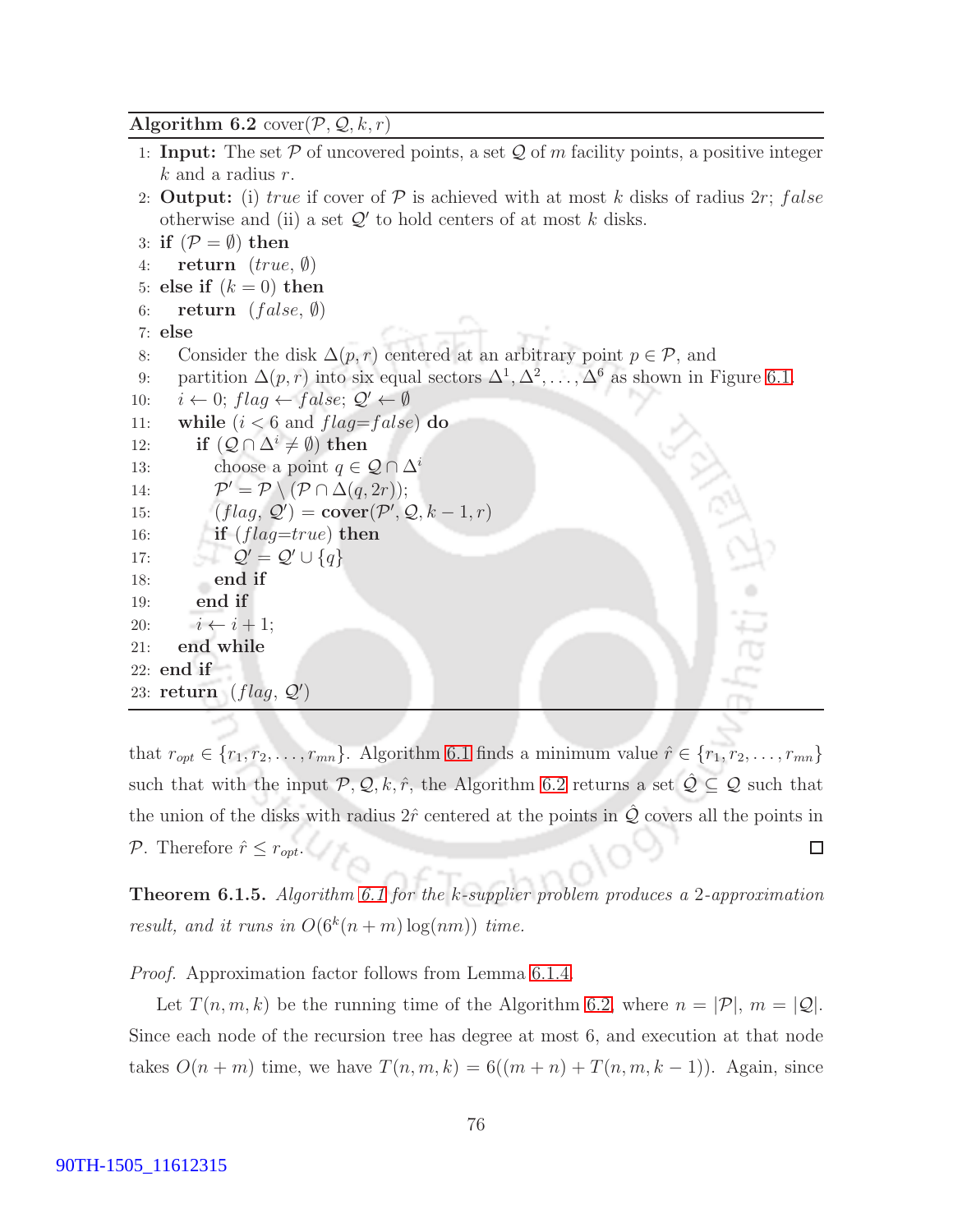**Algorithm 6.2** cover($\mathcal{P}, \mathcal{Q}, k, r$)

```
1:  Input: The set P of uncovered points, a set Q of m facility points, a positive integer
    k and a radius r.
2:  Output: (i) true if cover of P is achieved with at most k disks of radius 2r; false
    otherwise and (ii) a set Q' to hold centers of at most k disks.
3:  if (P = ∅) then
4:      return (true, ∅)
5:  else if (k = 0) then
6:      return (false, ∅)
7:  else
8:      Consider the disk Δ(p, r) centered at an arbitrary point p ∈ P, and
9:      partition Δ(p, r) into six equal sectors Δ^1, Δ^2, ..., Δ^6 as shown in Figure 6.1.
10:     i ← 0; flag ← false; Q' ← ∅
11:     while (i < 6 and flag=false) do
12:         if (Q ∩ Δ^i ≠ ∅) then
13:             choose a point q ∈ Q ∩ Δ^i
14:             P' = P \ (P ∩ Δ(q, 2r));
15:             (flag, Q') = cover(P', Q, k − 1, r)
16:             if (flag=true) then
17:                 Q' = Q' ∪ {q}
18:             end if
19:         end if
20:         i ← i + 1;
21:     end while
22: end if
23: return (flag, Q')
```

that $r_{opt} \in \{r_1, r_2, \ldots, r_{mn}\}$. Algorithm 6.1 finds a minimum value $\hat{r} \in \{r_1, r_2, \ldots, r_{mn}\}$ such that with the input $\mathcal{P}, \mathcal{Q}, k, \hat{r}$, the Algorithm 6.2 returns a set $\hat{\mathcal{Q}} \subseteq \mathcal{Q}$ such that the union of the disks with radius $2\hat{r}$ centered at the points in $\hat{\mathcal{Q}}$ covers all the points in $\mathcal{P}$. Therefore $\hat{r} \leq r_{opt}$. □

**Theorem 6.1.5.** *Algorithm 6.1 for the k-supplier problem produces a 2-approximation result, and it runs in $O(6^k(n+m)\log(nm))$ time.*

*Proof.* Approximation factor follows from Lemma 6.1.4.

Let $T(n, m, k)$ be the running time of the Algorithm 6.2, where $n = |\mathcal{P}|$, $m = |\mathcal{Q}|$. Since each node of the recursion tree has degree at most 6, and execution at that node takes $O(n+m)$ time, we have $T(n, m, k) = 6((m+n) + T(n, m, k-1))$. Again, since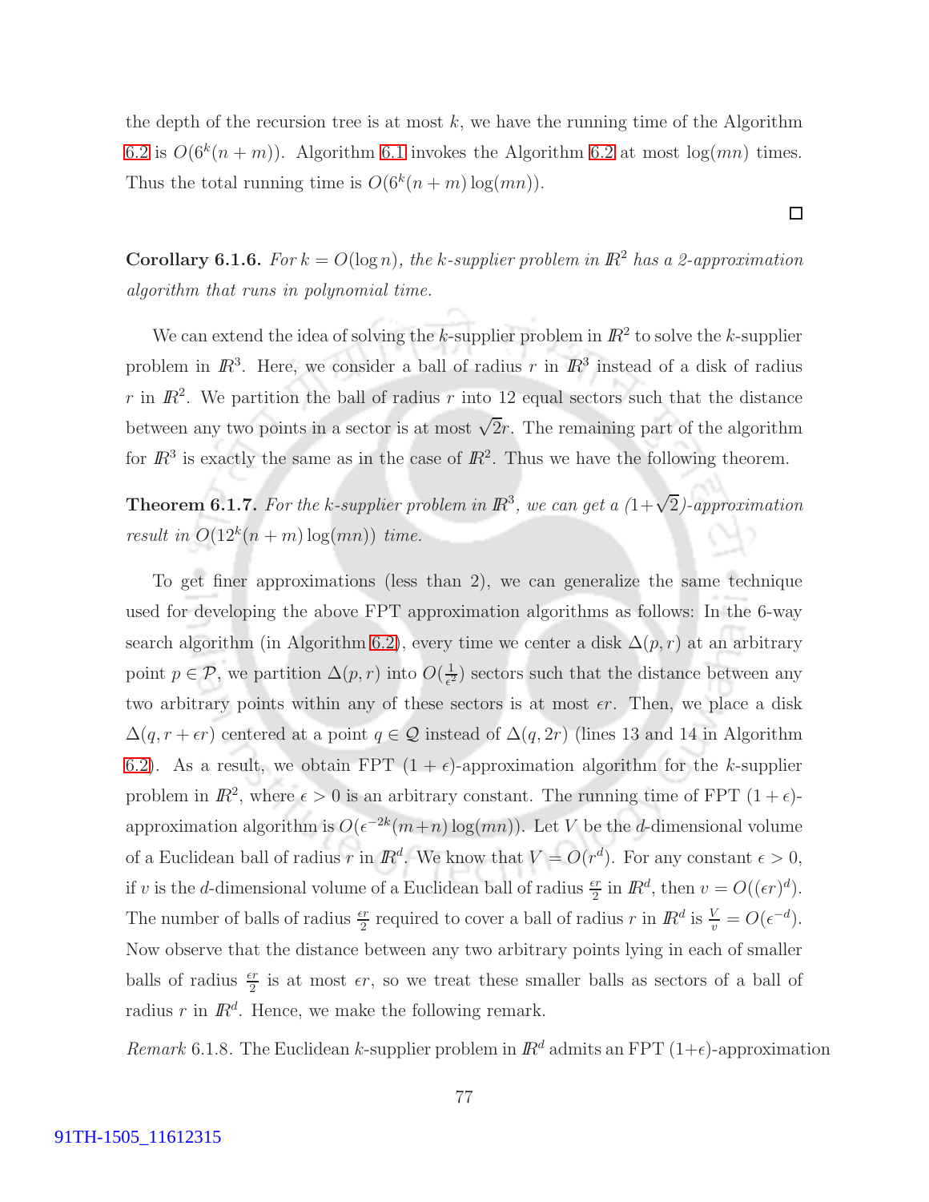the depth of the recursion tree is at most $k$, we have the running time of the Algorithm 6.2 is $O(6^k(n+m))$. Algorithm 6.1 invokes the Algorithm 6.2 at most $\log(mn)$ times. Thus the total running time is $O(6^k(n+m)\log(mn))$.

□

**Corollary 6.1.6.** *For $k = O(\log n)$, the k-supplier problem in $\mathbb{R}^2$ has a 2-approximation algorithm that runs in polynomial time.*

We can extend the idea of solving the $k$-supplier problem in $\mathbb{R}^2$ to solve the $k$-supplier problem in $\mathbb{R}^3$. Here, we consider a ball of radius $r$ in $\mathbb{R}^3$ instead of a disk of radius $r$ in $\mathbb{R}^2$. We partition the ball of radius $r$ into 12 equal sectors such that the distance between any two points in a sector is at most $\sqrt{2}r$. The remaining part of the algorithm for $\mathbb{R}^3$ is exactly the same as in the case of $\mathbb{R}^2$. Thus we have the following theorem.

**Theorem 6.1.7.** *For the k-supplier problem in $\mathbb{R}^3$, we can get a $(1+\sqrt{2})$-approximation result in $O(12^k(n+m)\log(mn))$ time.*

To get finer approximations (less than 2), we can generalize the same technique used for developing the above FPT approximation algorithms as follows: In the 6-way search algorithm (in Algorithm 6.2), every time we center a disk $\Delta(p,r)$ at an arbitrary point $p \in \mathcal{P}$, we partition $\Delta(p,r)$ into $O(\frac{1}{\epsilon^2})$ sectors such that the distance between any two arbitrary points within any of these sectors is at most $\epsilon r$. Then, we place a disk $\Delta(q, r+\epsilon r)$ centered at a point $q \in \mathcal{Q}$ instead of $\Delta(q, 2r)$ (lines 13 and 14 in Algorithm 6.2). As a result, we obtain FPT $(1+\epsilon)$-approximation algorithm for the $k$-supplier problem in $\mathbb{R}^2$, where $\epsilon > 0$ is an arbitrary constant. The running time of FPT $(1+\epsilon)$-approximation algorithm is $O(\epsilon^{-2k}(m+n)\log(mn))$. Let $V$ be the $d$-dimensional volume of a Euclidean ball of radius $r$ in $\mathbb{R}^d$. We know that $V = O(r^d)$. For any constant $\epsilon > 0$, if $v$ is the $d$-dimensional volume of a Euclidean ball of radius $\frac{\epsilon r}{2}$ in $\mathbb{R}^d$, then $v = O((\epsilon r)^d)$. The number of balls of radius $\frac{\epsilon r}{2}$ required to cover a ball of radius $r$ in $\mathbb{R}^d$ is $\frac{V}{v} = O(\epsilon^{-d})$. Now observe that the distance between any two arbitrary points lying in each of smaller balls of radius $\frac{\epsilon r}{2}$ is at most $\epsilon r$, so we treat these smaller balls as sectors of a ball of radius $r$ in $\mathbb{R}^d$. Hence, we make the following remark.

*Remark* 6.1.8. The Euclidean $k$-supplier problem in $\mathbb{R}^d$ admits an FPT $(1+\epsilon)$-approximation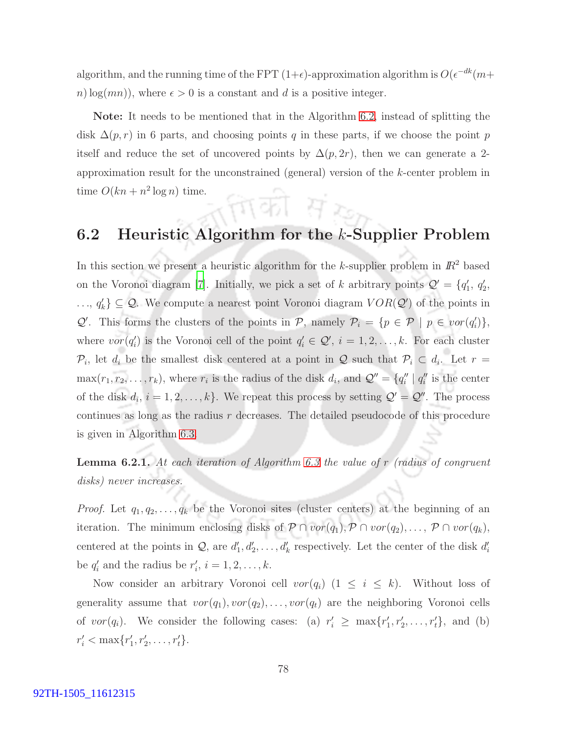algorithm, and the running time of the FPT $(1+\epsilon)$-approximation algorithm is $O(\epsilon^{-dk}(m+n)\log(mn))$, where $\epsilon > 0$ is a constant and $d$ is a positive integer.

**Note:** It needs to be mentioned that in the Algorithm 6.2, instead of splitting the disk $\Delta(p, r)$ in 6 parts, and choosing points $q$ in these parts, if we choose the point $p$ itself and reduce the set of uncovered points by $\Delta(p, 2r)$, then we can generate a 2-approximation result for the unconstrained (general) version of the $k$-center problem in time $O(kn + n^2 \log n)$ time.

## 6.2 Heuristic Algorithm for the $k$-Supplier Problem

In this section we present a heuristic algorithm for the $k$-supplier problem in $I\!R^2$ based on the Voronoi diagram [7]. Initially, we pick a set of $k$ arbitrary points $\mathcal{Q}' = \{q'_1, q'_2, \ldots, q'_k\} \subseteq \mathcal{Q}$. We compute a nearest point Voronoi diagram $VOR(\mathcal{Q}')$ of the points in $\mathcal{Q}'$. This forms the clusters of the points in $\mathcal{P}$, namely $\mathcal{P}_i = \{p \in \mathcal{P} \mid p \in vor(q'_i)\}$, where $vor(q'_i)$ is the Voronoi cell of the point $q'_i \in \mathcal{Q}'$, $i = 1, 2, \ldots, k$. For each cluster $\mathcal{P}_i$, let $d_i$ be the smallest disk centered at a point in $\mathcal{Q}$ such that $\mathcal{P}_i \subset d_i$. Let $r = \max(r_1, r_2, \ldots, r_k)$, where $r_i$ is the radius of the disk $d_i$, and $\mathcal{Q}'' = \{q''_i \mid q''_i$ is the center of the disk $d_i$, $i = 1, 2, \ldots, k\}$. We repeat this process by setting $\mathcal{Q}' = \mathcal{Q}''$. The process continues as long as the radius $r$ decreases. The detailed pseudocode of this procedure is given in Algorithm 6.3.

**Lemma 6.2.1.** *At each iteration of Algorithm 6.3 the value of $r$ (radius of congruent disks) never increases.*

*Proof.* Let $q_1, q_2, \ldots, q_k$ be the Voronoi sites (cluster centers) at the beginning of an iteration. The minimum enclosing disks of $\mathcal{P} \cap vor(q_1), \mathcal{P} \cap vor(q_2), \ldots, \mathcal{P} \cap vor(q_k)$, centered at the points in $\mathcal{Q}$, are $d'_1, d'_2, \ldots, d'_k$ respectively. Let the center of the disk $d'_i$ be $q'_i$ and the radius be $r'_i$, $i = 1, 2, \ldots, k$.

Now consider an arbitrary Voronoi cell $vor(q_i)$ $(1 \leq i \leq k)$. Without loss of generality assume that $vor(q_1), vor(q_2), \ldots, vor(q_t)$ are the neighboring Voronoi cells of $vor(q_i)$. We consider the following cases: (a) $r'_i \geq \max\{r'_1, r'_2, \ldots, r'_t\}$, and (b) $r'_i < \max\{r'_1, r'_2, \ldots, r'_t\}$.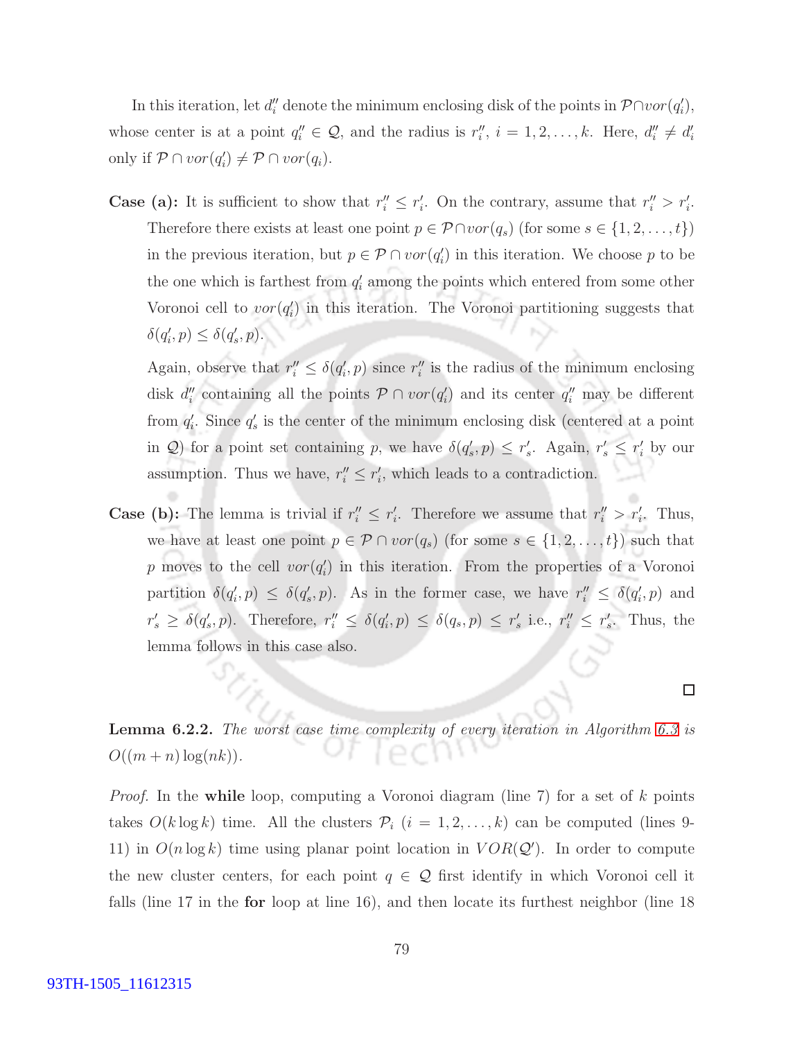In this iteration, let $d_i''$ denote the minimum enclosing disk of the points in $\mathcal{P} \cap vor(q_i')$, whose center is at a point $q_i'' \in \mathcal{Q}$, and the radius is $r_i''$, $i = 1, 2, \ldots, k$. Here, $d_i'' \neq d_i'$ only if $\mathcal{P} \cap vor(q_i') \neq \mathcal{P} \cap vor(q_i)$.

**Case (a):** It is sufficient to show that $r_i'' \leq r_i'$. On the contrary, assume that $r_i'' > r_i'$. Therefore there exists at least one point $p \in \mathcal{P} \cap vor(q_s)$ (for some $s \in \{1, 2, \ldots, t\}$) in the previous iteration, but $p \in \mathcal{P} \cap vor(q_i')$ in this iteration. We choose $p$ to be the one which is farthest from $q_i'$ among the points which entered from some other Voronoi cell to $vor(q_i')$ in this iteration. The Voronoi partitioning suggests that $\delta(q_i', p) \leq \delta(q_s', p)$.

Again, observe that $r_i'' \leq \delta(q_i', p)$ since $r_i''$ is the radius of the minimum enclosing disk $d_i''$ containing all the points $\mathcal{P} \cap vor(q_i')$ and its center $q_i''$ may be different from $q_i'$. Since $q_s'$ is the center of the minimum enclosing disk (centered at a point in $\mathcal{Q}$) for a point set containing $p$, we have $\delta(q_s', p) \leq r_s'$. Again, $r_s' \leq r_i'$ by our assumption. Thus we have, $r_i'' \leq r_i'$, which leads to a contradiction.

**Case (b):** The lemma is trivial if $r_i'' \leq r_i'$. Therefore we assume that $r_i'' > r_i'$. Thus, we have at least one point $p \in \mathcal{P} \cap vor(q_s)$ (for some $s \in \{1, 2, \ldots, t\}$) such that $p$ moves to the cell $vor(q_i')$ in this iteration. From the properties of a Voronoi partition $\delta(q_i', p) \leq \delta(q_s', p)$. As in the former case, we have $r_i'' \leq \delta(q_i', p)$ and $r_s' \geq \delta(q_s', p)$. Therefore, $r_i'' \leq \delta(q_i', p) \leq \delta(q_s, p) \leq r_s'$ i.e., $r_i'' \leq r_s'$. Thus, the lemma follows in this case also.

□

**Lemma 6.2.2.** *The worst case time complexity of every iteration in Algorithm 6.3 is* $O((m + n)\log(nk))$.

*Proof.* In the **while** loop, computing a Voronoi diagram (line 7) for a set of $k$ points takes $O(k \log k)$ time. All the clusters $\mathcal{P}_i$ ($i = 1, 2, \ldots, k$) can be computed (lines 9-11) in $O(n \log k)$ time using planar point location in $VOR(\mathcal{Q}')$. In order to compute the new cluster centers, for each point $q \in \mathcal{Q}$ first identify in which Voronoi cell it falls (line 17 in the **for** loop at line 16), and then locate its furthest neighbor (line 18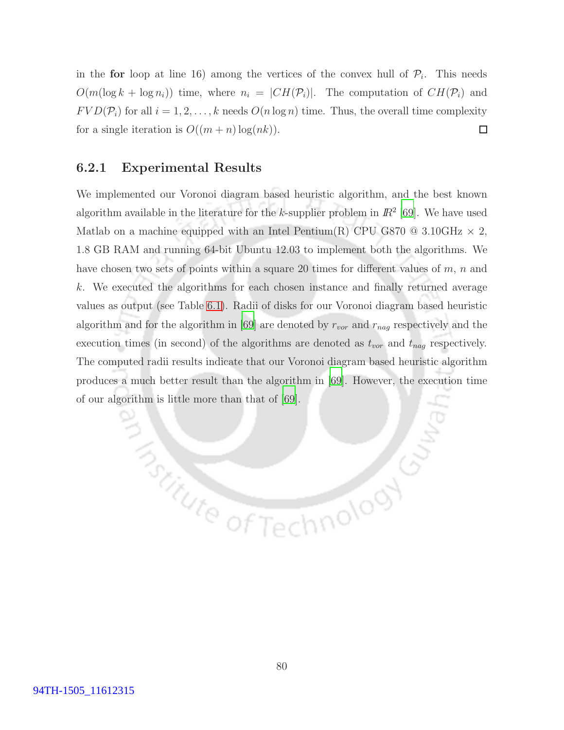in the **for** loop at line 16) among the vertices of the convex hull of $\mathcal{P}_i$. This needs $O(m(\log k + \log n_i))$ time, where $n_i = |CH(\mathcal{P}_i)|$. The computation of $CH(\mathcal{P}_i)$ and $FVD(\mathcal{P}_i)$ for all $i = 1, 2, \ldots, k$ needs $O(n \log n)$ time. Thus, the overall time complexity for a single iteration is $O((m + n)\log(nk))$. □

### 6.2.1 Experimental Results

We implemented our Voronoi diagram based heuristic algorithm, and the best known algorithm available in the literature for the $k$-supplier problem in $I\!R^2$ [69]. We have used Matlab on a machine equipped with an Intel Pentium(R) CPU G870 @ 3.10GHz × 2, 1.8 GB RAM and running 64-bit Ubuntu 12.03 to implement both the algorithms. We have chosen two sets of points within a square 20 times for different values of $m$, $n$ and $k$. We executed the algorithms for each chosen instance and finally returned average values as output (see Table 6.1). Radii of disks for our Voronoi diagram based heuristic algorithm and for the algorithm in [69] are denoted by $r_{vor}$ and $r_{nag}$ respectively and the execution times (in second) of the algorithms are denoted as $t_{vor}$ and $t_{nag}$ respectively. The computed radii results indicate that our Voronoi diagram based heuristic algorithm produces a much better result than the algorithm in [69]. However, the execution time of our algorithm is little more than that of [69].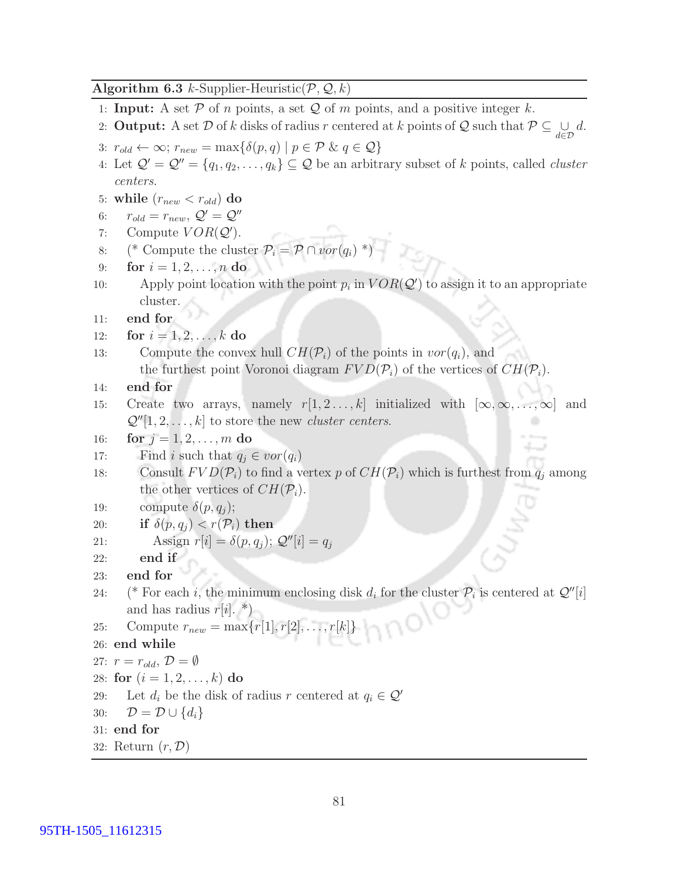**Algorithm 6.3** $k$-Supplier-Heuristic($\mathcal{P}$, $\mathcal{Q}$, $k$)

```
1: Input: A set P of n points, a set Q of m points, and a positive integer k.
2: Output: A set D of k disks of radius r centered at k points of Q such that P ⊆ ∪_{d∈D} d.
3: r_old ← ∞; r_new = max{δ(p, q) | p ∈ P & q ∈ Q}
4: Let Q' = Q'' = {q_1, q_2, ..., q_k} ⊆ Q be an arbitrary subset of k points, called cluster
   centers.
5: while (r_new < r_old) do
6:    r_old = r_new, Q' = Q''
7:    Compute VOR(Q').
8:    (* Compute the cluster P_i = P ∩ vor(q_i) *)
9:    for i = 1, 2, ..., n do
10:      Apply point location with the point p_i in VOR(Q') to assign it to an appropriate
         cluster.
11:   end for
12:   for i = 1, 2, ..., k do
13:      Compute the convex hull CH(P_i) of the points in vor(q_i), and
         the furthest point Voronoi diagram FVD(P_i) of the vertices of CH(P_i).
14:   end for
15:   Create two arrays, namely r[1, 2 ..., k] initialized with [∞, ∞, ..., ∞] and
      Q''[1, 2, ..., k] to store the new cluster centers.
16:   for j = 1, 2, ..., m do
17:      Find i such that q_j ∈ vor(q_i)
18:      Consult FVD(P_i) to find a vertex p of CH(P_i) which is furthest from q_j among
         the other vertices of CH(P_i).
19:      compute δ(p, q_j);
20:      if δ(p, q_j) < r(P_i) then
21:         Assign r[i] = δ(p, q_j); Q''[i] = q_j
22:      end if
23:   end for
24:   (* For each i, the minimum enclosing disk d_i for the cluster P_i is centered at Q''[i]
      and has radius r[i]. *)
25:   Compute r_new = max{r[1], r[2], ..., r[k]}
26: end while
27: r = r_old, D = ∅
28: for (i = 1, 2, ..., k) do
29:   Let d_i be the disk of radius r centered at q_i ∈ Q'
30:   D = D ∪ {d_i}
31: end for
32: Return (r, D)
```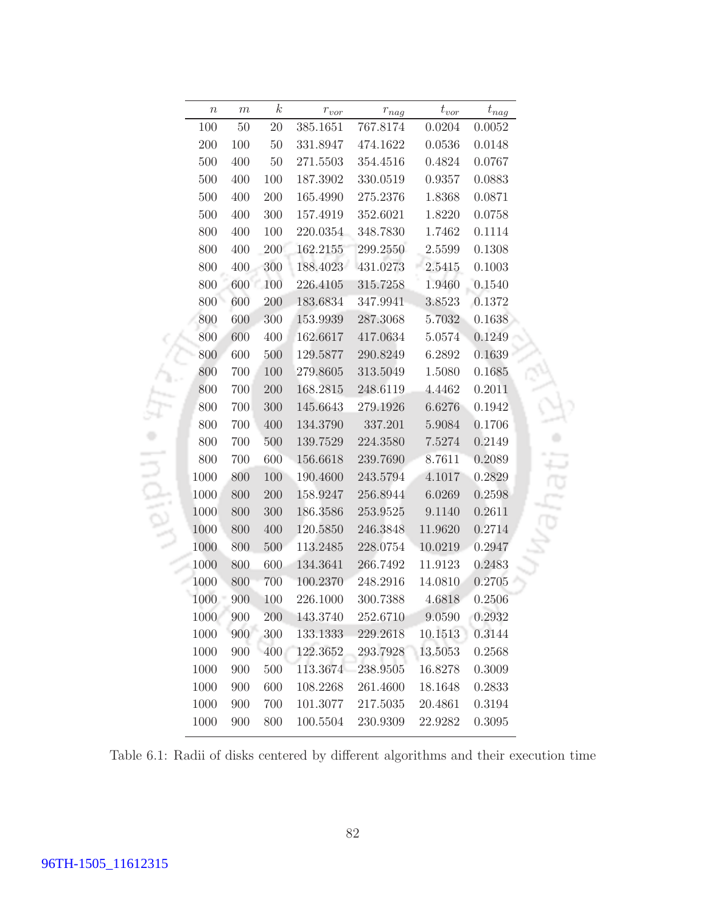| $n$ | $m$ | $k$ | $r_{vor}$ | $r_{nag}$ | $t_{vor}$ | $t_{nag}$ |
|---|---|---|---|---|---|---|
| 100 | 50 | 20 | 385.1651 | 767.8174 | 0.0204 | 0.0052 |
| 200 | 100 | 50 | 331.8947 | 474.1622 | 0.0536 | 0.0148 |
| 500 | 400 | 50 | 271.5503 | 354.4516 | 0.4824 | 0.0767 |
| 500 | 400 | 100 | 187.3902 | 330.0519 | 0.9357 | 0.0883 |
| 500 | 400 | 200 | 165.4990 | 275.2376 | 1.8368 | 0.0871 |
| 500 | 400 | 300 | 157.4919 | 352.6021 | 1.8220 | 0.0758 |
| 800 | 400 | 100 | 220.0354 | 348.7830 | 1.7462 | 0.1114 |
| 800 | 400 | 200 | 162.2155 | 299.2550 | 2.5599 | 0.1308 |
| 800 | 400 | 300 | 188.4023 | 431.0273 | 2.5415 | 0.1003 |
| 800 | 600 | 100 | 226.4105 | 315.7258 | 1.9460 | 0.1540 |
| 800 | 600 | 200 | 183.6834 | 347.9941 | 3.8523 | 0.1372 |
| 800 | 600 | 300 | 153.9939 | 287.3068 | 5.7032 | 0.1638 |
| 800 | 600 | 400 | 162.6617 | 417.0634 | 5.0574 | 0.1249 |
| 800 | 600 | 500 | 129.5877 | 290.8249 | 6.2892 | 0.1639 |
| 800 | 700 | 100 | 279.8605 | 313.5049 | 1.5080 | 0.1685 |
| 800 | 700 | 200 | 168.2815 | 248.6119 | 4.4462 | 0.2011 |
| 800 | 700 | 300 | 145.6643 | 279.1926 | 6.6276 | 0.1942 |
| 800 | 700 | 400 | 134.3790 | 337.201 | 5.9084 | 0.1706 |
| 800 | 700 | 500 | 139.7529 | 224.3580 | 7.5274 | 0.2149 |
| 800 | 700 | 600 | 156.6618 | 239.7690 | 8.7611 | 0.2089 |
| 1000 | 800 | 100 | 190.4600 | 243.5794 | 4.1017 | 0.2829 |
| 1000 | 800 | 200 | 158.9247 | 256.8944 | 6.0269 | 0.2598 |
| 1000 | 800 | 300 | 186.3586 | 253.9525 | 9.1140 | 0.2611 |
| 1000 | 800 | 400 | 120.5850 | 246.3848 | 11.9620 | 0.2714 |
| 1000 | 800 | 500 | 113.2485 | 228.0754 | 10.0219 | 0.2947 |
| 1000 | 800 | 600 | 134.3641 | 266.7492 | 11.9123 | 0.2483 |
| 1000 | 800 | 700 | 100.2370 | 248.2916 | 14.0810 | 0.2705 |
| 1000 | 900 | 100 | 226.1000 | 300.7388 | 4.6818 | 0.2506 |
| 1000 | 900 | 200 | 143.3740 | 252.6710 | 9.0590 | 0.2932 |
| 1000 | 900 | 300 | 133.1333 | 229.2618 | 10.1513 | 0.3144 |
| 1000 | 900 | 400 | 122.3652 | 293.7928 | 13.5053 | 0.2568 |
| 1000 | 900 | 500 | 113.3674 | 238.9505 | 16.8278 | 0.3009 |
| 1000 | 900 | 600 | 108.2268 | 261.4600 | 18.1648 | 0.2833 |
| 1000 | 900 | 700 | 101.3077 | 217.5035 | 20.4861 | 0.3194 |
| 1000 | 900 | 800 | 100.5504 | 230.9309 | 22.9282 | 0.3095 |

Table 6.1: Radii of disks centered by different algorithms and their execution time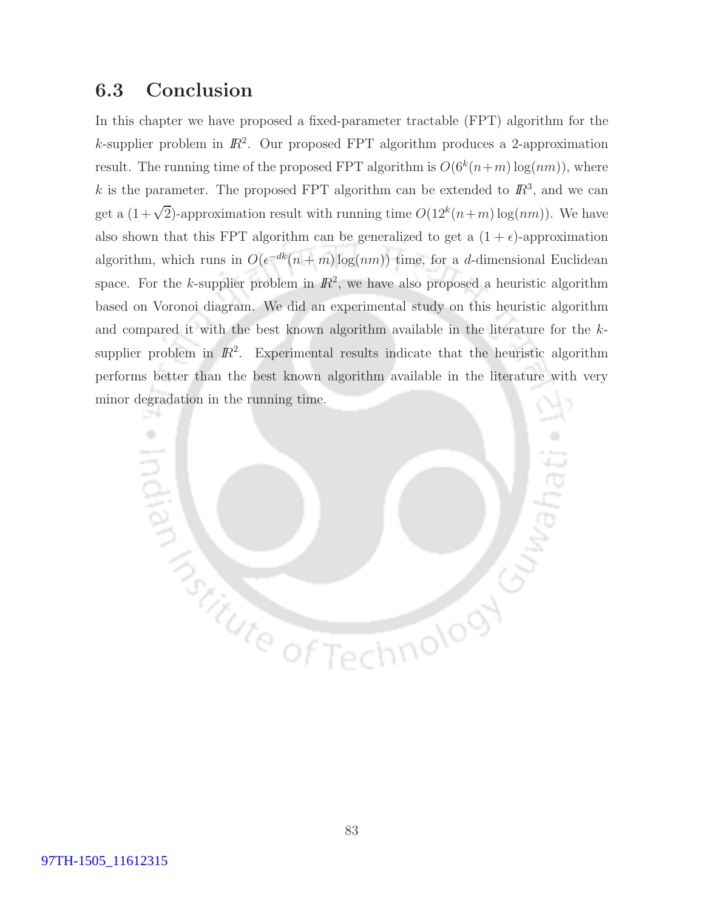## 6.3 Conclusion

In this chapter we have proposed a fixed-parameter tractable (FPT) algorithm for the $k$-supplier problem in $\mathbb{R}^2$. Our proposed FPT algorithm produces a 2-approximation result. The running time of the proposed FPT algorithm is $O(6^k(n+m)\log(nm))$, where $k$ is the parameter. The proposed FPT algorithm can be extended to $\mathbb{R}^3$, and we can get a $(1+\sqrt{2})$-approximation result with running time $O(12^k(n+m)\log(nm))$. We have also shown that this FPT algorithm can be generalized to get a $(1+\epsilon)$-approximation algorithm, which runs in $O(\epsilon^{-dk}(n+m)\log(nm))$ time, for a $d$-dimensional Euclidean space. For the $k$-supplier problem in $\mathbb{R}^2$, we have also proposed a heuristic algorithm based on Voronoi diagram. We did an experimental study on this heuristic algorithm and compared it with the best known algorithm available in the literature for the $k$-supplier problem in $\mathbb{R}^2$. Experimental results indicate that the heuristic algorithm performs better than the best known algorithm available in the literature with very minor degradation in the running time.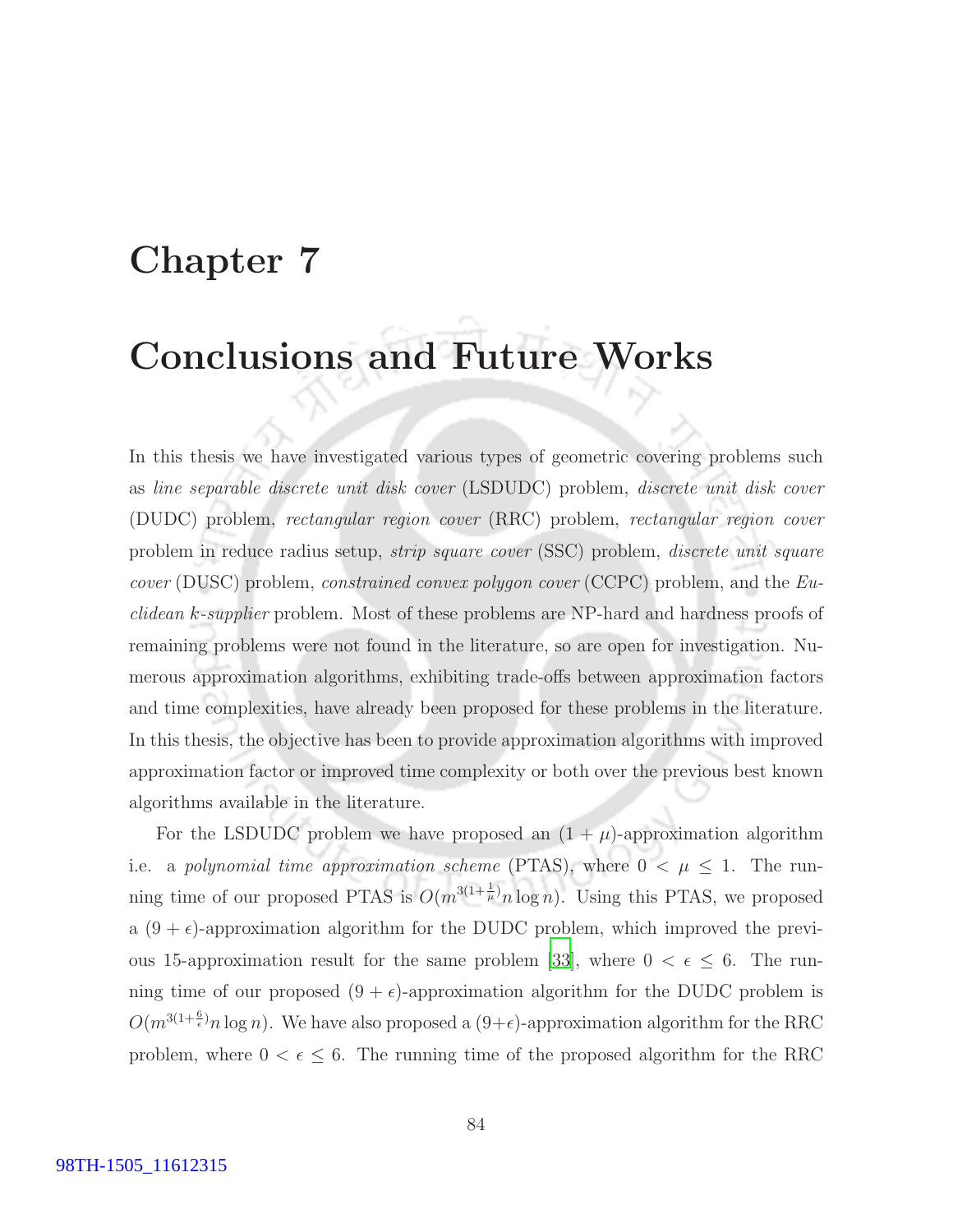# Chapter 7

# Conclusions and Future Works

In this thesis we have investigated various types of geometric covering problems such as *line separable discrete unit disk cover* (LSDUDC) problem, *discrete unit disk cover* (DUDC) problem, *rectangular region cover* (RRC) problem, *rectangular region cover* problem in reduce radius setup, *strip square cover* (SSC) problem, *discrete unit square cover* (DUSC) problem, *constrained convex polygon cover* (CCPC) problem, and the *Euclidean k-supplier* problem. Most of these problems are NP-hard and hardness proofs of remaining problems were not found in the literature, so are open for investigation. Numerous approximation algorithms, exhibiting trade-offs between approximation factors and time complexities, have already been proposed for these problems in the literature. In this thesis, the objective has been to provide approximation algorithms with improved approximation factor or improved time complexity or both over the previous best known algorithms available in the literature.

For the LSDUDC problem we have proposed an $(1 + \mu)$-approximation algorithm i.e. a *polynomial time approximation scheme* (PTAS), where $0 < \mu \leq 1$. The running time of our proposed PTAS is $O(m^{3(1+\frac{1}{\mu})} n \log n)$. Using this PTAS, we proposed a $(9 + \epsilon)$-approximation algorithm for the DUDC problem, which improved the previous 15-approximation result for the same problem [33], where $0 < \epsilon \leq 6$. The running time of our proposed $(9 + \epsilon)$-approximation algorithm for the DUDC problem is $O(m^{3(1+\frac{6}{\epsilon})} n \log n)$. We have also proposed a $(9+\epsilon)$-approximation algorithm for the RRC problem, where $0 < \epsilon \leq 6$. The running time of the proposed algorithm for the RRC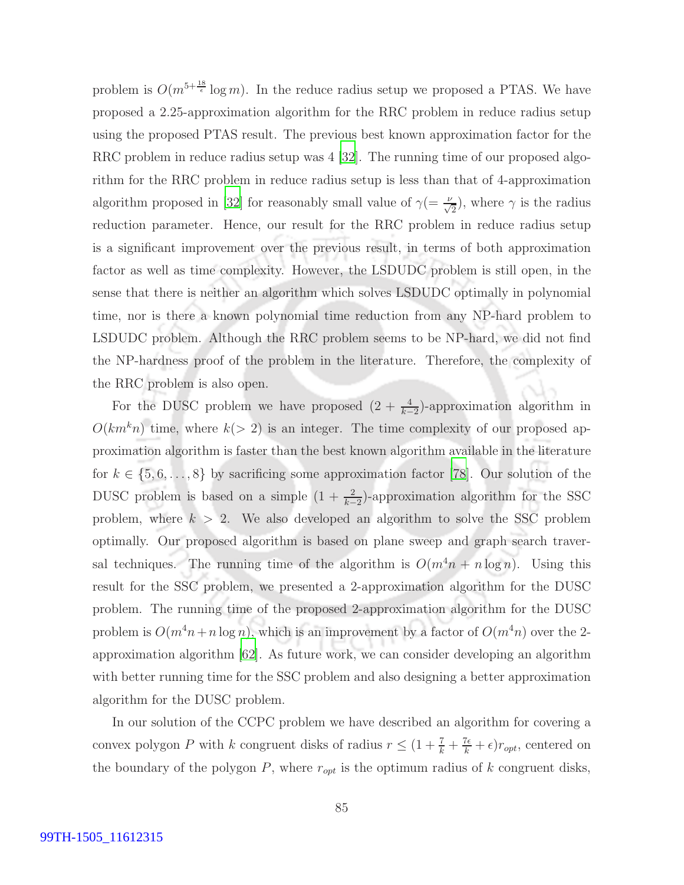problem is $O(m^{5+\frac{18}{\epsilon}} \log m)$. In the reduce radius setup we proposed a PTAS. We have proposed a 2.25-approximation algorithm for the RRC problem in reduce radius setup using the proposed PTAS result. The previous best known approximation factor for the RRC problem in reduce radius setup was 4 [32]. The running time of our proposed algorithm for the RRC problem in reduce radius setup is less than that of 4-approximation algorithm proposed in [32] for reasonably small value of $\gamma (= \frac{\nu}{\sqrt{2}})$, where $\gamma$ is the radius reduction parameter. Hence, our result for the RRC problem in reduce radius setup is a significant improvement over the previous result, in terms of both approximation factor as well as time complexity. However, the LSDUDC problem is still open, in the sense that there is neither an algorithm which solves LSDUDC optimally in polynomial time, nor is there a known polynomial time reduction from any NP-hard problem to LSDUDC problem. Although the RRC problem seems to be NP-hard, we did not find the NP-hardness proof of the problem in the literature. Therefore, the complexity of the RRC problem is also open.

For the DUSC problem we have proposed $(2 + \frac{4}{k-2})$-approximation algorithm in $O(km^k n)$ time, where $k (> 2)$ is an integer. The time complexity of our proposed approximation algorithm is faster than the best known algorithm available in the literature for $k \in \{5, 6, \ldots, 8\}$ by sacrificing some approximation factor [78]. Our solution of the DUSC problem is based on a simple $(1 + \frac{2}{k-2})$-approximation algorithm for the SSC problem, where $k > 2$. We also developed an algorithm to solve the SSC problem optimally. Our proposed algorithm is based on plane sweep and graph search traversal techniques. The running time of the algorithm is $O(m^4 n + n \log n)$. Using this result for the SSC problem, we presented a 2-approximation algorithm for the DUSC problem. The running time of the proposed 2-approximation algorithm for the DUSC problem is $O(m^4 n + n \log n)$, which is an improvement by a factor of $O(m^4 n)$ over the 2-approximation algorithm [62]. As future work, we can consider developing an algorithm with better running time for the SSC problem and also designing a better approximation algorithm for the DUSC problem.

In our solution of the CCPC problem we have described an algorithm for covering a convex polygon $P$ with $k$ congruent disks of radius $r \leq (1 + \frac{7}{k} + \frac{7\epsilon}{k} + \epsilon) r_{opt}$, centered on the boundary of the polygon $P$, where $r_{opt}$ is the optimum radius of $k$ congruent disks,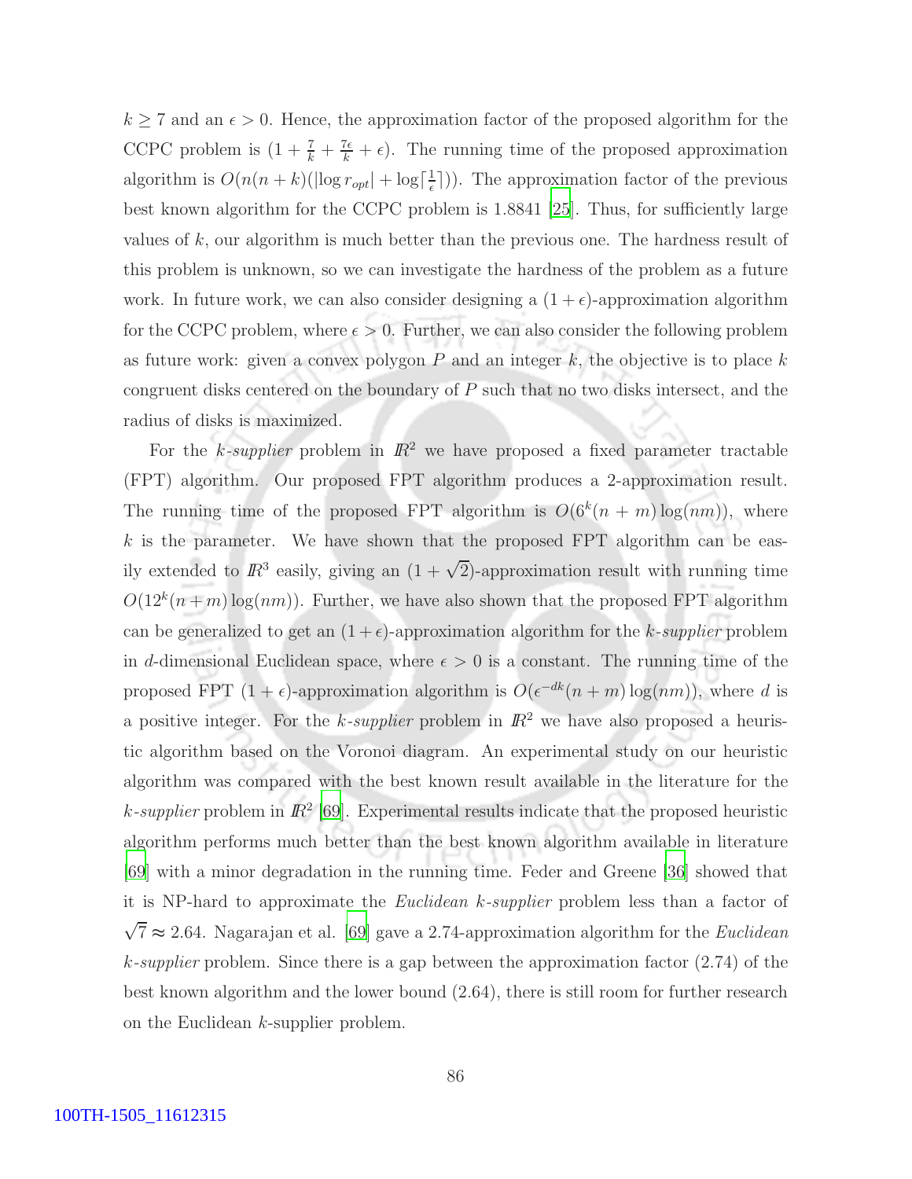$k \geq 7$ and an $\epsilon > 0$. Hence, the approximation factor of the proposed algorithm for the CCPC problem is $(1 + \frac{7}{k} + \frac{7\epsilon}{k} + \epsilon)$. The running time of the proposed approximation algorithm is $O(n(n+k)(|\log r_{opt}| + \log\lceil\frac{1}{\epsilon}\rceil))$. The approximation factor of the previous best known algorithm for the CCPC problem is 1.8841 [25]. Thus, for sufficiently large values of $k$, our algorithm is much better than the previous one. The hardness result of this problem is unknown, so we can investigate the hardness of the problem as a future work. In future work, we can also consider designing a $(1+\epsilon)$-approximation algorithm for the CCPC problem, where $\epsilon > 0$. Further, we can also consider the following problem as future work: given a convex polygon $P$ and an integer $k$, the objective is to place $k$ congruent disks centered on the boundary of $P$ such that no two disks intersect, and the radius of disks is maximized.

For the *k-supplier* problem in $I\!R^2$ we have proposed a fixed parameter tractable (FPT) algorithm. Our proposed FPT algorithm produces a 2-approximation result. The running time of the proposed FPT algorithm is $O(6^k(n+m)\log(nm))$, where $k$ is the parameter. We have shown that the proposed FPT algorithm can be easily extended to $I\!R^3$ easily, giving an $(1+\sqrt{2})$-approximation result with running time $O(12^k(n+m)\log(nm))$. Further, we have also shown that the proposed FPT algorithm can be generalized to get an $(1+\epsilon)$-approximation algorithm for the *k-supplier* problem in $d$-dimensional Euclidean space, where $\epsilon > 0$ is a constant. The running time of the proposed FPT $(1+\epsilon)$-approximation algorithm is $O(\epsilon^{-dk}(n+m)\log(nm))$, where $d$ is a positive integer. For the *k-supplier* problem in $I\!R^2$ we have also proposed a heuristic algorithm based on the Voronoi diagram. An experimental study on our heuristic algorithm was compared with the best known result available in the literature for the *k-supplier* problem in $I\!R^2$ [69]. Experimental results indicate that the proposed heuristic algorithm performs much better than the best known algorithm available in literature [69] with a minor degradation in the running time. Feder and Greene [36] showed that it is NP-hard to approximate the *Euclidean k-supplier* problem less than a factor of $\sqrt{7} \approx 2.64$. Nagarajan et al. [69] gave a 2.74-approximation algorithm for the *Euclidean k-supplier* problem. Since there is a gap between the approximation factor (2.74) of the best known algorithm and the lower bound (2.64), there is still room for further research on the Euclidean $k$-supplier problem.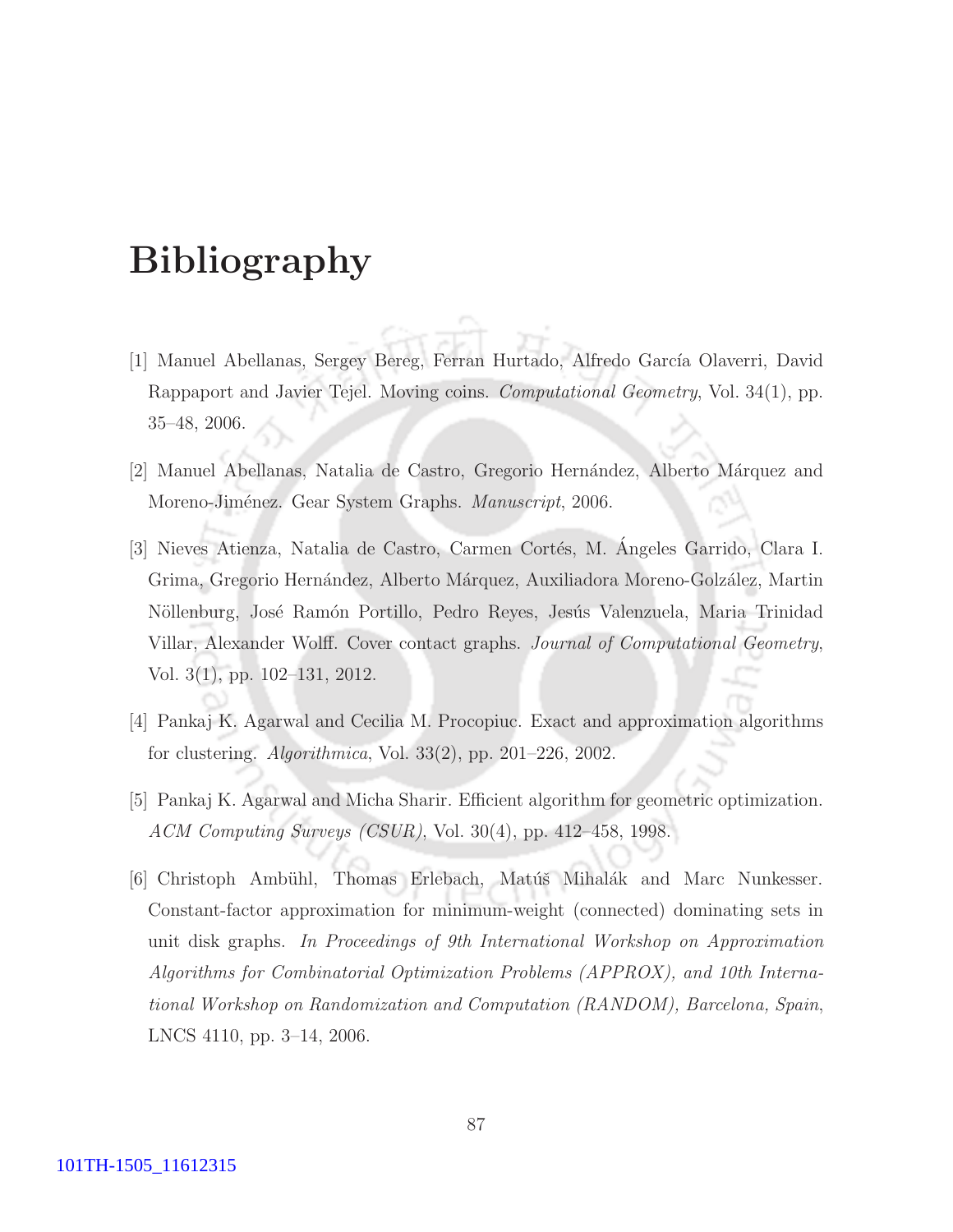# Bibliography

[1] Manuel Abellanas, Sergey Bereg, Ferran Hurtado, Alfredo García Olaverri, David Rappaport and Javier Tejel. Moving coins. *Computational Geometry*, Vol. 34(1), pp. 35–48, 2006.

[2] Manuel Abellanas, Natalia de Castro, Gregorio Hernández, Alberto Márquez and Moreno-Jiménez. Gear System Graphs. *Manuscript*, 2006.

[3] Nieves Atienza, Natalia de Castro, Carmen Cortés, M. Ángeles Garrido, Clara I. Grima, Gregorio Hernández, Alberto Márquez, Auxiliadora Moreno-Golzález, Martin Nöllenburg, José Ramón Portillo, Pedro Reyes, Jesús Valenzuela, Maria Trinidad Villar, Alexander Wolff. Cover contact graphs. *Journal of Computational Geometry*, Vol. 3(1), pp. 102–131, 2012.

[4] Pankaj K. Agarwal and Cecilia M. Procopiuc. Exact and approximation algorithms for clustering. *Algorithmica*, Vol. 33(2), pp. 201–226, 2002.

[5] Pankaj K. Agarwal and Micha Sharir. Efficient algorithm for geometric optimization. *ACM Computing Surveys (CSUR)*, Vol. 30(4), pp. 412–458, 1998.

[6] Christoph Ambühl, Thomas Erlebach, Matúš Mihalák and Marc Nunkesser. Constant-factor approximation for minimum-weight (connected) dominating sets in unit disk graphs. *In Proceedings of 9th International Workshop on Approximation Algorithms for Combinatorial Optimization Problems (APPROX), and 10th International Workshop on Randomization and Computation (RANDOM), Barcelona, Spain*, LNCS 4110, pp. 3–14, 2006.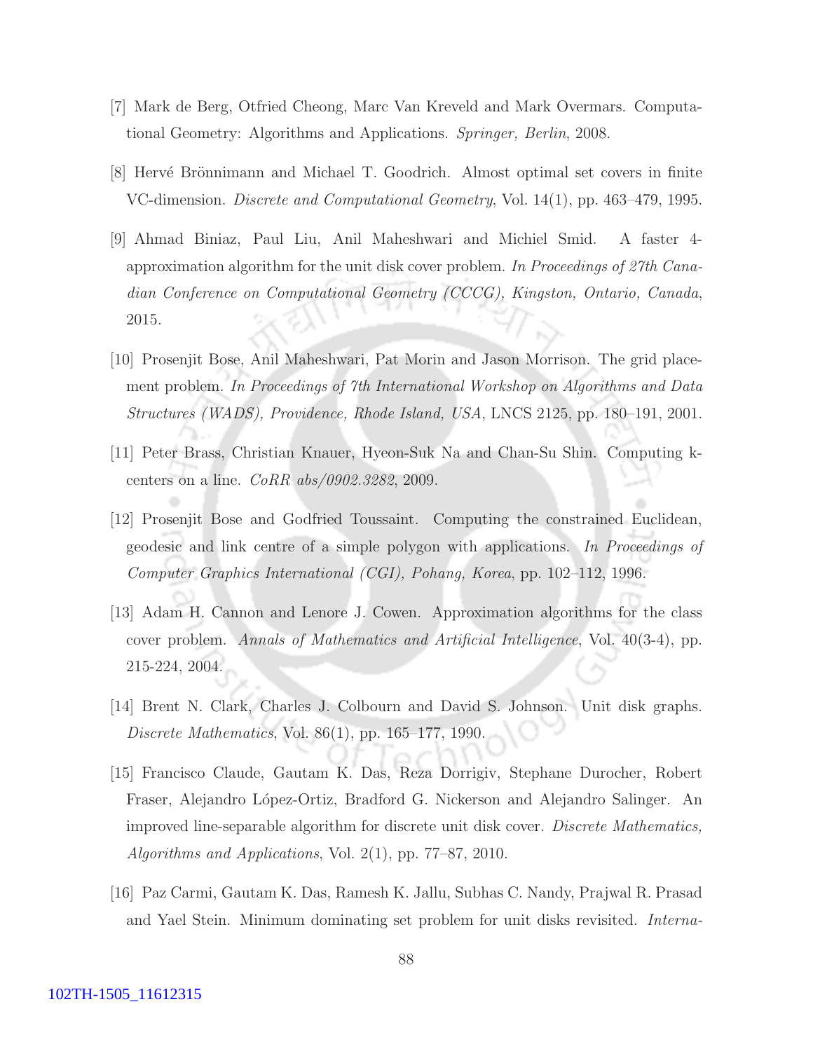[7] Mark de Berg, Otfried Cheong, Marc Van Kreveld and Mark Overmars. Computational Geometry: Algorithms and Applications. *Springer, Berlin*, 2008.

[8] Hervé Brönnimann and Michael T. Goodrich. Almost optimal set covers in finite VC-dimension. *Discrete and Computational Geometry*, Vol. 14(1), pp. 463–479, 1995.

[9] Ahmad Biniaz, Paul Liu, Anil Maheshwari and Michiel Smid. A faster 4-approximation algorithm for the unit disk cover problem. *In Proceedings of 27th Canadian Conference on Computational Geometry (CCCG), Kingston, Ontario, Canada*, 2015.

[10] Prosenjit Bose, Anil Maheshwari, Pat Morin and Jason Morrison. The grid placement problem. *In Proceedings of 7th International Workshop on Algorithms and Data Structures (WADS), Providence, Rhode Island, USA*, LNCS 2125, pp. 180–191, 2001.

[11] Peter Brass, Christian Knauer, Hyeon-Suk Na and Chan-Su Shin. Computing k-centers on a line. *CoRR abs/0902.3282*, 2009.

[12] Prosenjit Bose and Godfried Toussaint. Computing the constrained Euclidean, geodesic and link centre of a simple polygon with applications. *In Proceedings of Computer Graphics International (CGI), Pohang, Korea*, pp. 102–112, 1996.

[13] Adam H. Cannon and Lenore J. Cowen. Approximation algorithms for the class cover problem. *Annals of Mathematics and Artificial Intelligence*, Vol. 40(3-4), pp. 215-224, 2004.

[14] Brent N. Clark, Charles J. Colbourn and David S. Johnson. Unit disk graphs. *Discrete Mathematics*, Vol. 86(1), pp. 165–177, 1990.

[15] Francisco Claude, Gautam K. Das, Reza Dorrigiv, Stephane Durocher, Robert Fraser, Alejandro López-Ortiz, Bradford G. Nickerson and Alejandro Salinger. An improved line-separable algorithm for discrete unit disk cover. *Discrete Mathematics, Algorithms and Applications*, Vol. 2(1), pp. 77–87, 2010.

[16] Paz Carmi, Gautam K. Das, Ramesh K. Jallu, Subhas C. Nandy, Prajwal R. Prasad and Yael Stein. Minimum dominating set problem for unit disks revisited. *Interna-*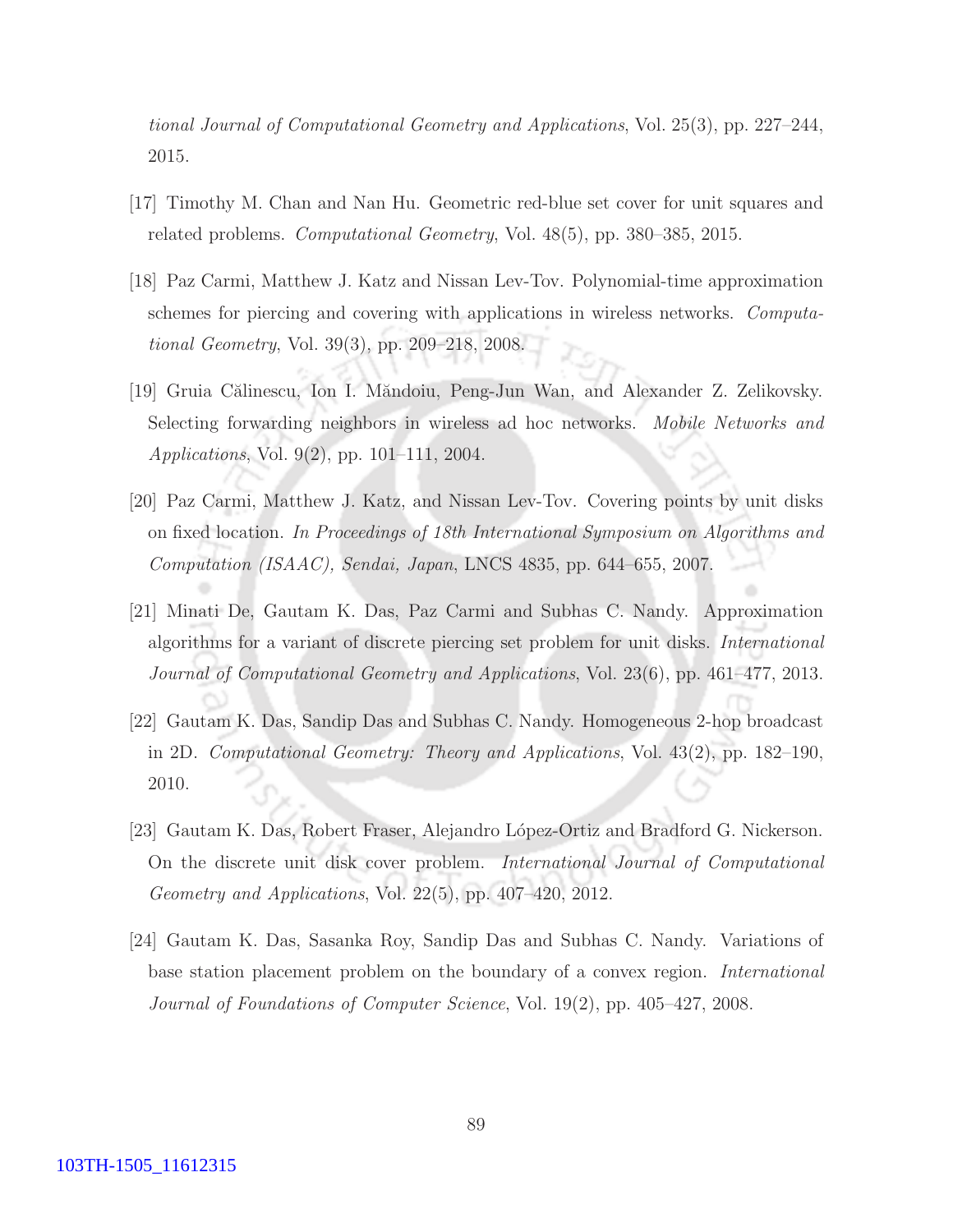*tional Journal of Computational Geometry and Applications*, Vol. 25(3), pp. 227–244, 2015.

[17] Timothy M. Chan and Nan Hu. Geometric red-blue set cover for unit squares and related problems. *Computational Geometry*, Vol. 48(5), pp. 380–385, 2015.

[18] Paz Carmi, Matthew J. Katz and Nissan Lev-Tov. Polynomial-time approximation schemes for piercing and covering with applications in wireless networks. *Computational Geometry*, Vol. 39(3), pp. 209–218, 2008.

[19] Gruia Călinescu, Ion I. Măndoiu, Peng-Jun Wan, and Alexander Z. Zelikovsky. Selecting forwarding neighbors in wireless ad hoc networks. *Mobile Networks and Applications*, Vol. 9(2), pp. 101–111, 2004.

[20] Paz Carmi, Matthew J. Katz, and Nissan Lev-Tov. Covering points by unit disks on fixed location. *In Proceedings of 18th International Symposium on Algorithms and Computation (ISAAC), Sendai, Japan*, LNCS 4835, pp. 644–655, 2007.

[21] Minati De, Gautam K. Das, Paz Carmi and Subhas C. Nandy. Approximation algorithms for a variant of discrete piercing set problem for unit disks. *International Journal of Computational Geometry and Applications*, Vol. 23(6), pp. 461–477, 2013.

[22] Gautam K. Das, Sandip Das and Subhas C. Nandy. Homogeneous 2-hop broadcast in 2D. *Computational Geometry: Theory and Applications*, Vol. 43(2), pp. 182–190, 2010.

[23] Gautam K. Das, Robert Fraser, Alejandro López-Ortiz and Bradford G. Nickerson. On the discrete unit disk cover problem. *International Journal of Computational Geometry and Applications*, Vol. 22(5), pp. 407–420, 2012.

[24] Gautam K. Das, Sasanka Roy, Sandip Das and Subhas C. Nandy. Variations of base station placement problem on the boundary of a convex region. *International Journal of Foundations of Computer Science*, Vol. 19(2), pp. 405–427, 2008.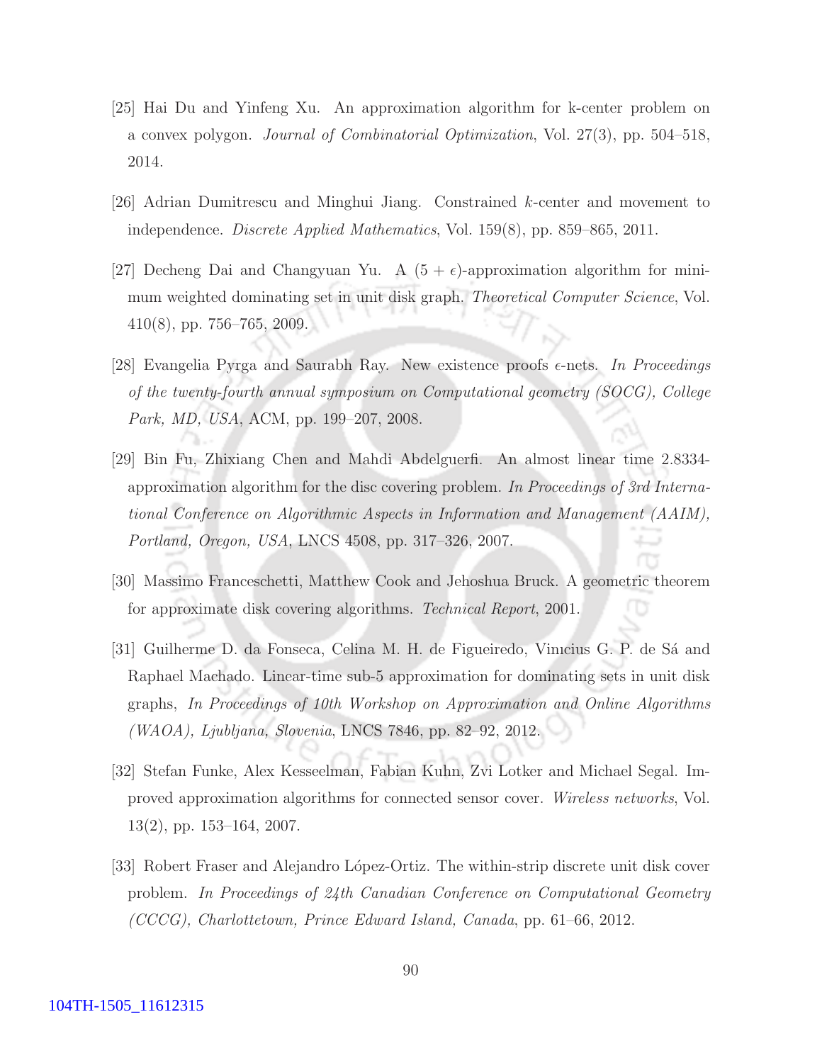[25] Hai Du and Yinfeng Xu. An approximation algorithm for k-center problem on a convex polygon. *Journal of Combinatorial Optimization*, Vol. 27(3), pp. 504–518, 2014.

[26] Adrian Dumitrescu and Minghui Jiang. Constrained $k$-center and movement to independence. *Discrete Applied Mathematics*, Vol. 159(8), pp. 859–865, 2011.

[27] Decheng Dai and Changyuan Yu. A $(5 + \epsilon)$-approximation algorithm for minimum weighted dominating set in unit disk graph. *Theoretical Computer Science*, Vol. 410(8), pp. 756–765, 2009.

[28] Evangelia Pyrga and Saurabh Ray. New existence proofs $\epsilon$-nets. *In Proceedings of the twenty-fourth annual symposium on Computational geometry (SOCG), College Park, MD, USA*, ACM, pp. 199–207, 2008.

[29] Bin Fu, Zhixiang Chen and Mahdi Abdelguerfi. An almost linear time 2.8334-approximation algorithm for the disc covering problem. *In Proceedings of 3rd International Conference on Algorithmic Aspects in Information and Management (AAIM), Portland, Oregon, USA*, LNCS 4508, pp. 317–326, 2007.

[30] Massimo Franceschetti, Matthew Cook and Jehoshua Bruck. A geometric theorem for approximate disk covering algorithms. *Technical Report*, 2001.

[31] Guilherme D. da Fonseca, Celina M. H. de Figueiredo, Vinıcius G. P. de Sá and Raphael Machado. Linear-time sub-5 approximation for dominating sets in unit disk graphs, *In Proceedings of 10th Workshop on Approximation and Online Algorithms (WAOA), Ljubljana, Slovenia*, LNCS 7846, pp. 82–92, 2012.

[32] Stefan Funke, Alex Kesselman, Fabian Kuhn, Zvi Lotker and Michael Segal. Improved approximation algorithms for connected sensor cover. *Wireless networks*, Vol. 13(2), pp. 153–164, 2007.

[33] Robert Fraser and Alejandro López-Ortiz. The within-strip discrete unit disk cover problem. *In Proceedings of 24th Canadian Conference on Computational Geometry (CCCG), Charlottetown, Prince Edward Island, Canada*, pp. 61–66, 2012.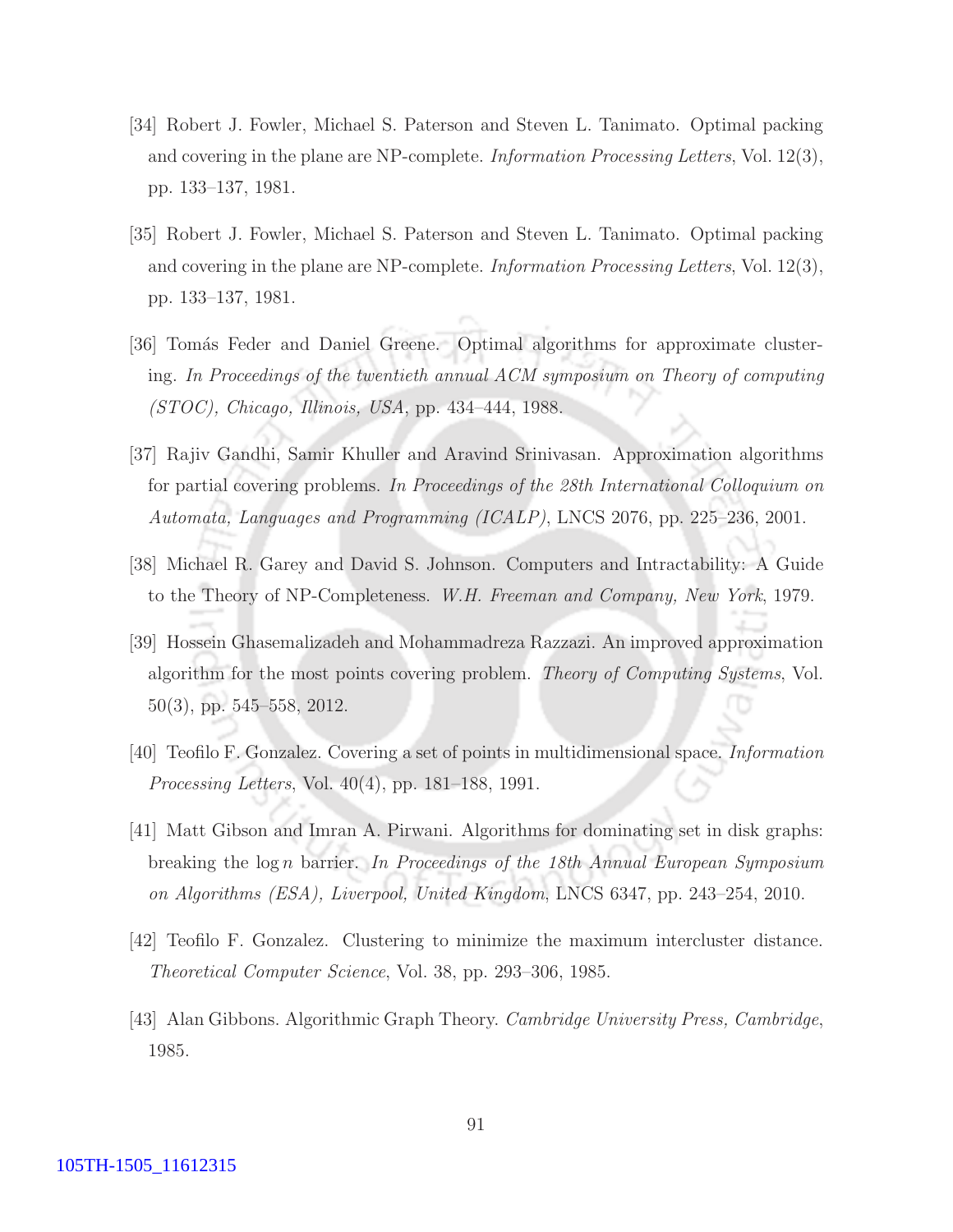[34] Robert J. Fowler, Michael S. Paterson and Steven L. Tanimato. Optimal packing and covering in the plane are NP-complete. *Information Processing Letters*, Vol. 12(3), pp. 133–137, 1981.

[35] Robert J. Fowler, Michael S. Paterson and Steven L. Tanimato. Optimal packing and covering in the plane are NP-complete. *Information Processing Letters*, Vol. 12(3), pp. 133–137, 1981.

[36] Tomás Feder and Daniel Greene. Optimal algorithms for approximate clustering. *In Proceedings of the twentieth annual ACM symposium on Theory of computing (STOC), Chicago, Illinois, USA*, pp. 434–444, 1988.

[37] Rajiv Gandhi, Samir Khuller and Aravind Srinivasan. Approximation algorithms for partial covering problems. *In Proceedings of the 28th International Colloquium on Automata, Languages and Programming (ICALP)*, LNCS 2076, pp. 225–236, 2001.

[38] Michael R. Garey and David S. Johnson. Computers and Intractability: A Guide to the Theory of NP-Completeness. *W.H. Freeman and Company, New York*, 1979.

[39] Hossein Ghasemalizadeh and Mohammadreza Razzazi. An improved approximation algorithm for the most points covering problem. *Theory of Computing Systems*, Vol. 50(3), pp. 545–558, 2012.

[40] Teofilo F. Gonzalez. Covering a set of points in multidimensional space. *Information Processing Letters*, Vol. 40(4), pp. 181–188, 1991.

[41] Matt Gibson and Imran A. Pirwani. Algorithms for dominating set in disk graphs: breaking the $\log n$ barrier. *In Proceedings of the 18th Annual European Symposium on Algorithms (ESA), Liverpool, United Kingdom*, LNCS 6347, pp. 243–254, 2010.

[42] Teofilo F. Gonzalez. Clustering to minimize the maximum intercluster distance. *Theoretical Computer Science*, Vol. 38, pp. 293–306, 1985.

[43] Alan Gibbons. Algorithmic Graph Theory. *Cambridge University Press, Cambridge*, 1985.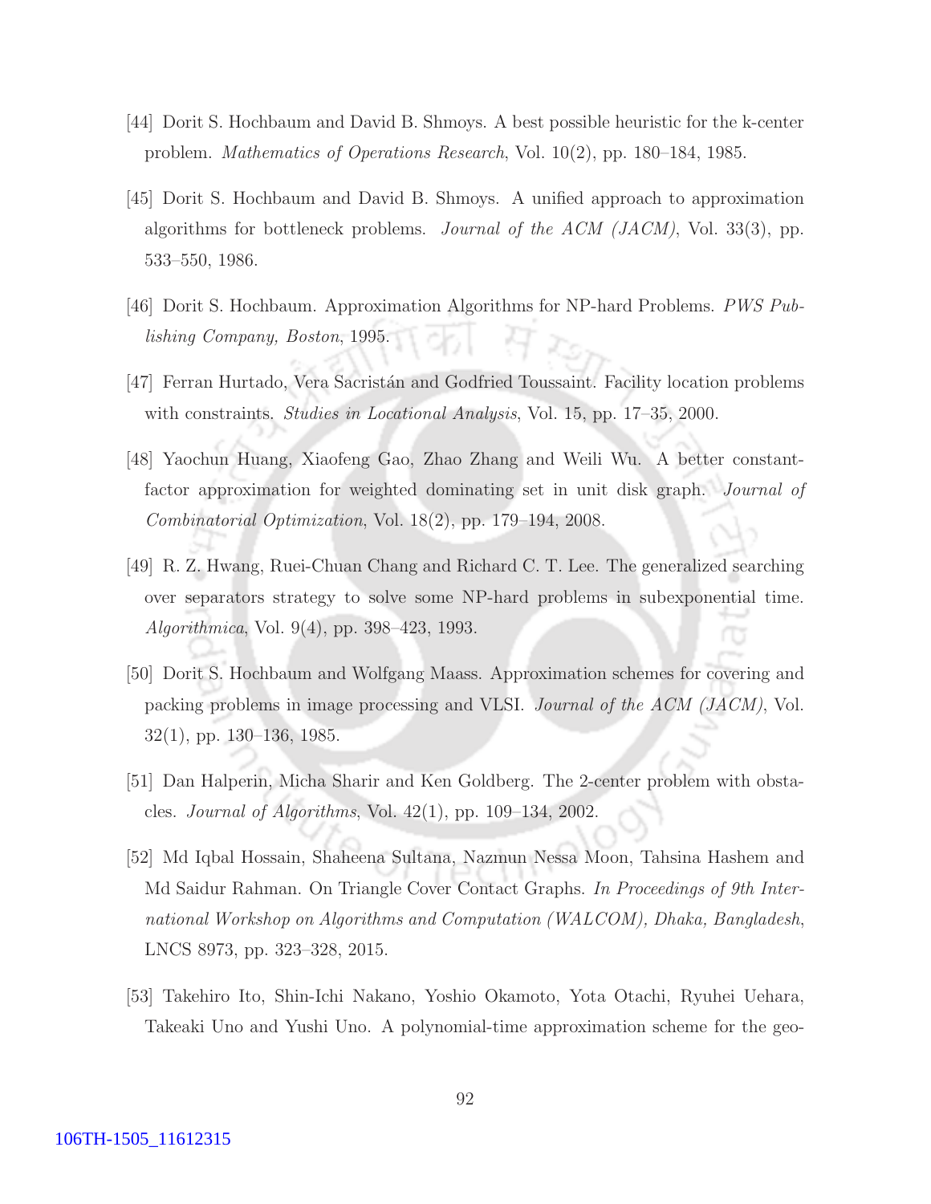[44] Dorit S. Hochbaum and David B. Shmoys. A best possible heuristic for the k-center problem. *Mathematics of Operations Research*, Vol. 10(2), pp. 180–184, 1985.

[45] Dorit S. Hochbaum and David B. Shmoys. A unified approach to approximation algorithms for bottleneck problems. *Journal of the ACM (JACM)*, Vol. 33(3), pp. 533–550, 1986.

[46] Dorit S. Hochbaum. Approximation Algorithms for NP-hard Problems. *PWS Publishing Company, Boston*, 1995.

[47] Ferran Hurtado, Vera Sacristán and Godfried Toussaint. Facility location problems with constraints. *Studies in Locational Analysis*, Vol. 15, pp. 17–35, 2000.

[48] Yaochun Huang, Xiaofeng Gao, Zhao Zhang and Weili Wu. A better constant-factor approximation for weighted dominating set in unit disk graph. *Journal of Combinatorial Optimization*, Vol. 18(2), pp. 179–194, 2008.

[49] R. Z. Hwang, Ruei-Chuan Chang and Richard C. T. Lee. The generalized searching over separators strategy to solve some NP-hard problems in subexponential time. *Algorithmica*, Vol. 9(4), pp. 398–423, 1993.

[50] Dorit S. Hochbaum and Wolfgang Maass. Approximation schemes for covering and packing problems in image processing and VLSI. *Journal of the ACM (JACM)*, Vol. 32(1), pp. 130–136, 1985.

[51] Dan Halperin, Micha Sharir and Ken Goldberg. The 2-center problem with obstacles. *Journal of Algorithms*, Vol. 42(1), pp. 109–134, 2002.

[52] Md Iqbal Hossain, Shaheena Sultana, Nazmun Nessa Moon, Tahsina Hashem and Md Saidur Rahman. On Triangle Cover Contact Graphs. *In Proceedings of 9th International Workshop on Algorithms and Computation (WALCOM), Dhaka, Bangladesh*, LNCS 8973, pp. 323–328, 2015.

[53] Takehiro Ito, Shin-Ichi Nakano, Yoshio Okamoto, Yota Otachi, Ryuhei Uehara, Takeaki Uno and Yushi Uno. A polynomial-time approximation scheme for the geo-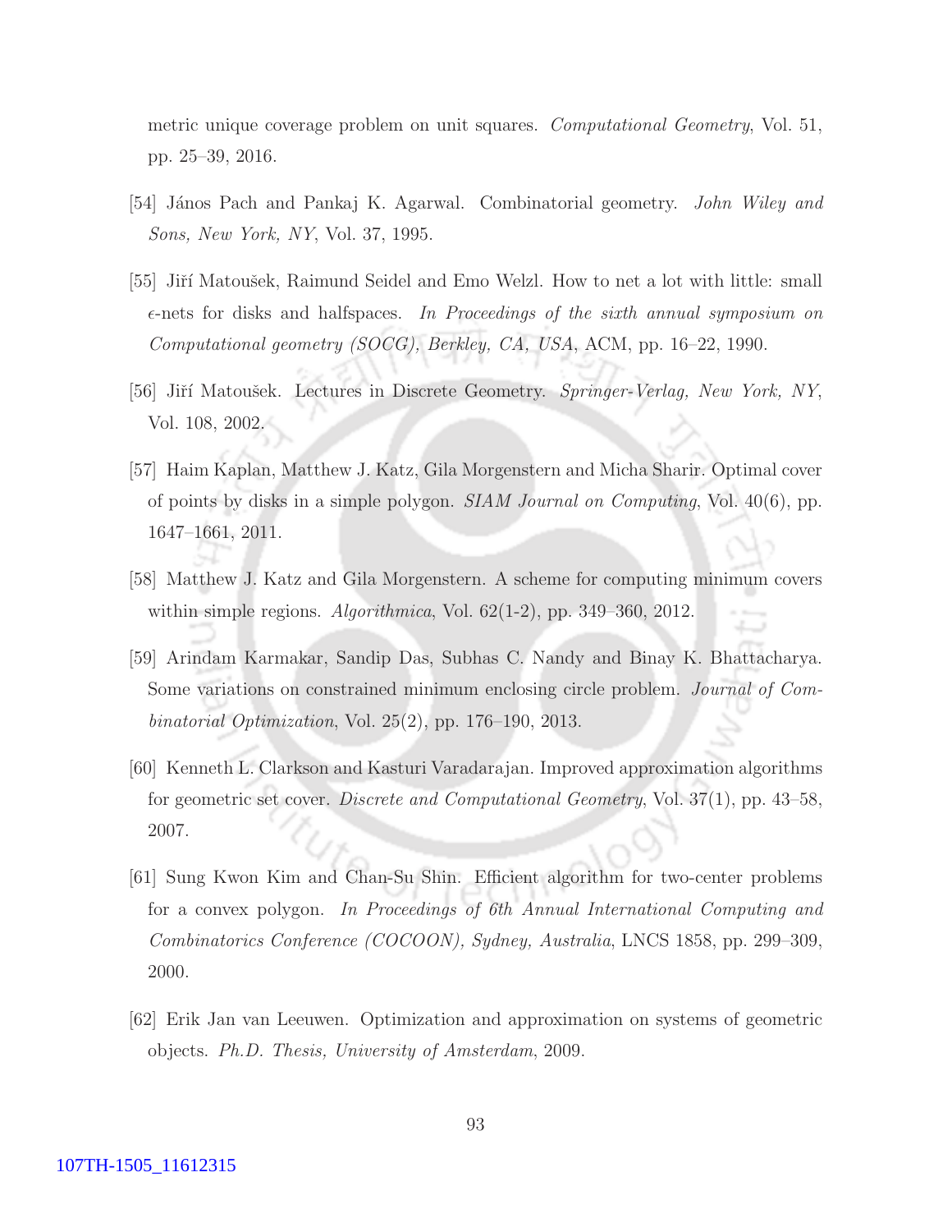metric unique coverage problem on unit squares. *Computational Geometry*, Vol. 51, pp. 25–39, 2016.

[54] János Pach and Pankaj K. Agarwal. Combinatorial geometry. *John Wiley and Sons, New York, NY*, Vol. 37, 1995.

[55] Jiří Matoušek, Raimund Seidel and Emo Welzl. How to net a lot with little: small $\epsilon$-nets for disks and halfspaces. *In Proceedings of the sixth annual symposium on Computational geometry (SOCG), Berkley, CA, USA*, ACM, pp. 16–22, 1990.

[56] Jiří Matoušek. Lectures in Discrete Geometry. *Springer-Verlag, New York, NY*, Vol. 108, 2002.

[57] Haim Kaplan, Matthew J. Katz, Gila Morgenstern and Micha Sharir. Optimal cover of points by disks in a simple polygon. *SIAM Journal on Computing*, Vol. 40(6), pp. 1647–1661, 2011.

[58] Matthew J. Katz and Gila Morgenstern. A scheme for computing minimum covers within simple regions. *Algorithmica*, Vol. 62(1-2), pp. 349–360, 2012.

[59] Arindam Karmakar, Sandip Das, Subhas C. Nandy and Binay K. Bhattacharya. Some variations on constrained minimum enclosing circle problem. *Journal of Combinatorial Optimization*, Vol. 25(2), pp. 176–190, 2013.

[60] Kenneth L. Clarkson and Kasturi Varadarajan. Improved approximation algorithms for geometric set cover. *Discrete and Computational Geometry*, Vol. 37(1), pp. 43–58, 2007.

[61] Sung Kwon Kim and Chan-Su Shin. Efficient algorithm for two-center problems for a convex polygon. *In Proceedings of 6th Annual International Computing and Combinatorics Conference (COCOON), Sydney, Australia*, LNCS 1858, pp. 299–309, 2000.

[62] Erik Jan van Leeuwen. Optimization and approximation on systems of geometric objects. *Ph.D. Thesis, University of Amsterdam*, 2009.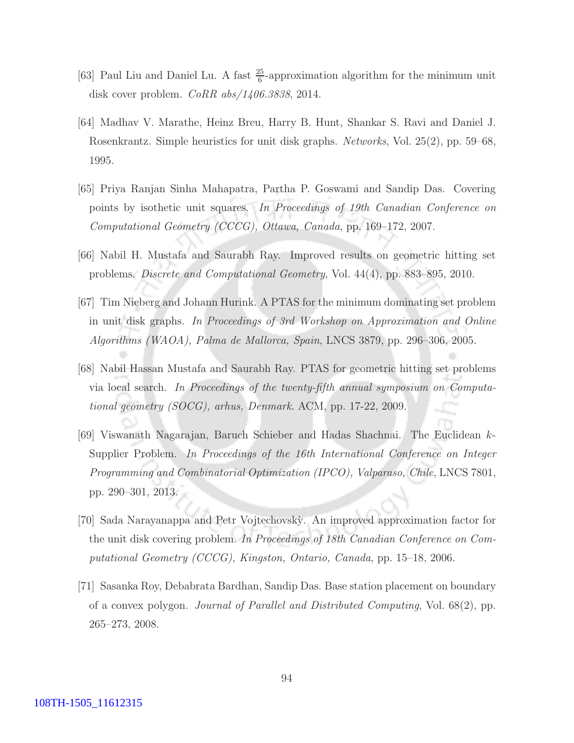[63] Paul Liu and Daniel Lu. A fast $\frac{25}{6}$-approximation algorithm for the minimum unit disk cover problem. *CoRR abs/1406.3838*, 2014.

[64] Madhav V. Marathe, Heinz Breu, Harry B. Hunt, Shankar S. Ravi and Daniel J. Rosenkrantz. Simple heuristics for unit disk graphs. *Networks*, Vol. 25(2), pp. 59–68, 1995.

[65] Priya Ranjan Sinha Mahapatra, Partha P. Goswami and Sandip Das. Covering points by isothetic unit squares. *In Proceedings of 19th Canadian Conference on Computational Geometry (CCCG), Ottawa, Canada*, pp. 169–172, 2007.

[66] Nabil H. Mustafa and Saurabh Ray. Improved results on geometric hitting set problems. *Discrete and Computational Geometry*, Vol. 44(4), pp. 883–895, 2010.

[67] Tim Nieberg and Johann Hurink. A PTAS for the minimum dominating set problem in unit disk graphs. *In Proceedings of 3rd Workshop on Approximation and Online Algorithms (WAOA), Palma de Mallorca, Spain*, LNCS 3879, pp. 296–306, 2005.

[68] Nabil Hassan Mustafa and Saurabh Ray. PTAS for geometric hitting set problems via local search. *In Proceedings of the twenty-fifth annual symposium on Computational geometry (SOCG), arhus, Denmark*. ACM, pp. 17-22, 2009.

[69] Viswanath Nagarajan, Baruch Schieber and Hadas Shachnai. The Euclidean $k$-Supplier Problem. *In Proceedings of the 16th International Conference on Integer Programming and Combinatorial Optimization (IPCO), Valparaso, Chile*, LNCS 7801, pp. 290–301, 2013.

[70] Sada Narayanappa and Petr Vojtechovskỳ. An improved approximation factor for the unit disk covering problem. *In Proceedings of 18th Canadian Conference on Computational Geometry (CCCG), Kingston, Ontario, Canada*, pp. 15–18, 2006.

[71] Sasanka Roy, Debabrata Bardhan, Sandip Das. Base station placement on boundary of a convex polygon. *Journal of Parallel and Distributed Computing*, Vol. 68(2), pp. 265–273, 2008.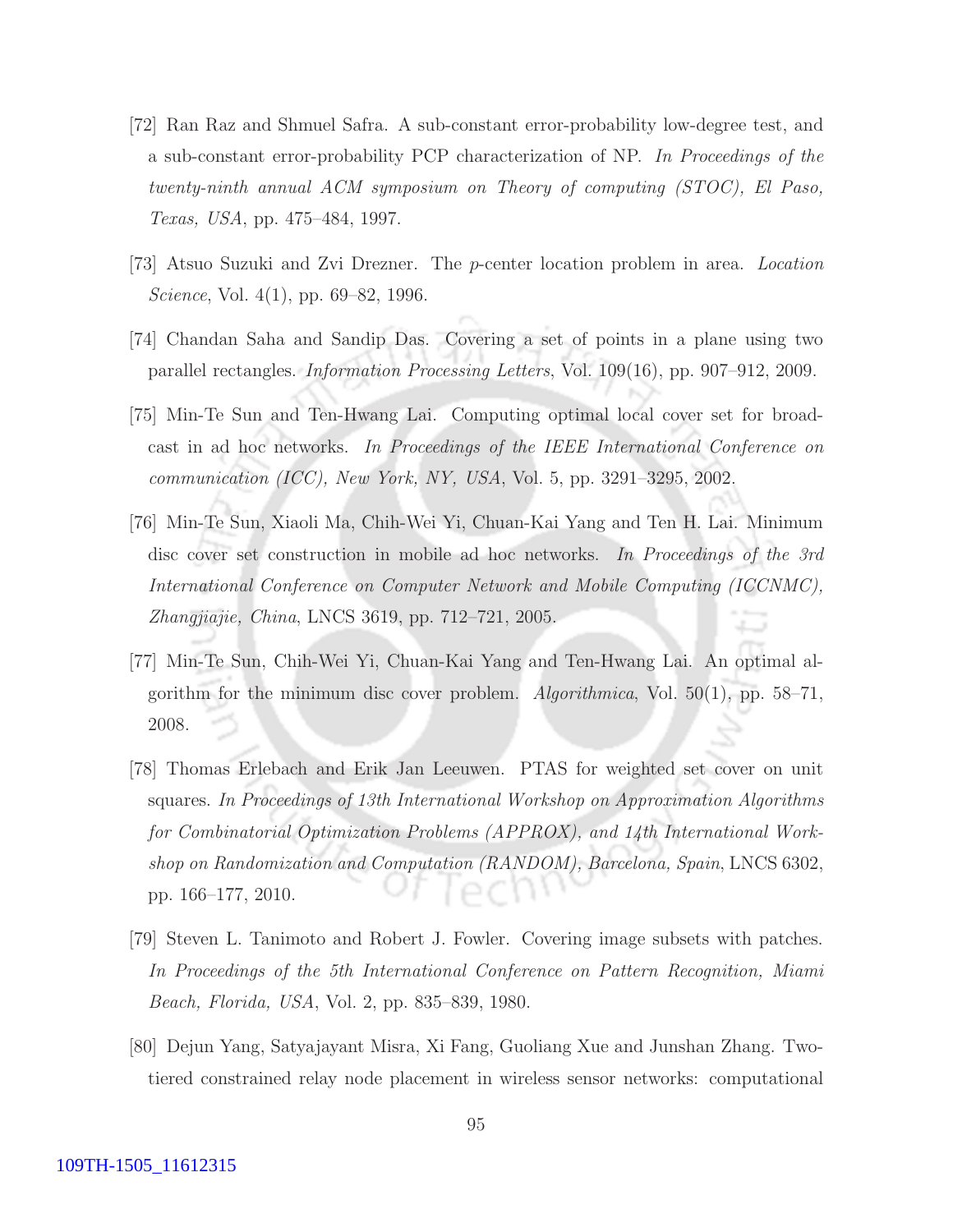[72] Ran Raz and Shmuel Safra. A sub-constant error-probability low-degree test, and a sub-constant error-probability PCP characterization of NP. *In Proceedings of the twenty-ninth annual ACM symposium on Theory of computing (STOC), El Paso, Texas, USA*, pp. 475–484, 1997.

[73] Atsuo Suzuki and Zvi Drezner. The $p$-center location problem in area. *Location Science*, Vol. 4(1), pp. 69–82, 1996.

[74] Chandan Saha and Sandip Das. Covering a set of points in a plane using two parallel rectangles. *Information Processing Letters*, Vol. 109(16), pp. 907–912, 2009.

[75] Min-Te Sun and Ten-Hwang Lai. Computing optimal local cover set for broadcast in ad hoc networks. *In Proceedings of the IEEE International Conference on communication (ICC), New York, NY, USA*, Vol. 5, pp. 3291–3295, 2002.

[76] Min-Te Sun, Xiaoli Ma, Chih-Wei Yi, Chuan-Kai Yang and Ten H. Lai. Minimum disc cover set construction in mobile ad hoc networks. *In Proceedings of the 3rd International Conference on Computer Network and Mobile Computing (ICCNMC), Zhangjiajie, China*, LNCS 3619, pp. 712–721, 2005.

[77] Min-Te Sun, Chih-Wei Yi, Chuan-Kai Yang and Ten-Hwang Lai. An optimal algorithm for the minimum disc cover problem. *Algorithmica*, Vol. 50(1), pp. 58–71, 2008.

[78] Thomas Erlebach and Erik Jan Leeuwen. PTAS for weighted set cover on unit squares. *In Proceedings of 13th International Workshop on Approximation Algorithms for Combinatorial Optimization Problems (APPROX), and 14th International Workshop on Randomization and Computation (RANDOM), Barcelona, Spain*, LNCS 6302, pp. 166–177, 2010.

[79] Steven L. Tanimoto and Robert J. Fowler. Covering image subsets with patches. *In Proceedings of the 5th International Conference on Pattern Recognition, Miami Beach, Florida, USA*, Vol. 2, pp. 835–839, 1980.

[80] Dejun Yang, Satyajayant Misra, Xi Fang, Guoliang Xue and Junshan Zhang. Two-tiered constrained relay node placement in wireless sensor networks: computational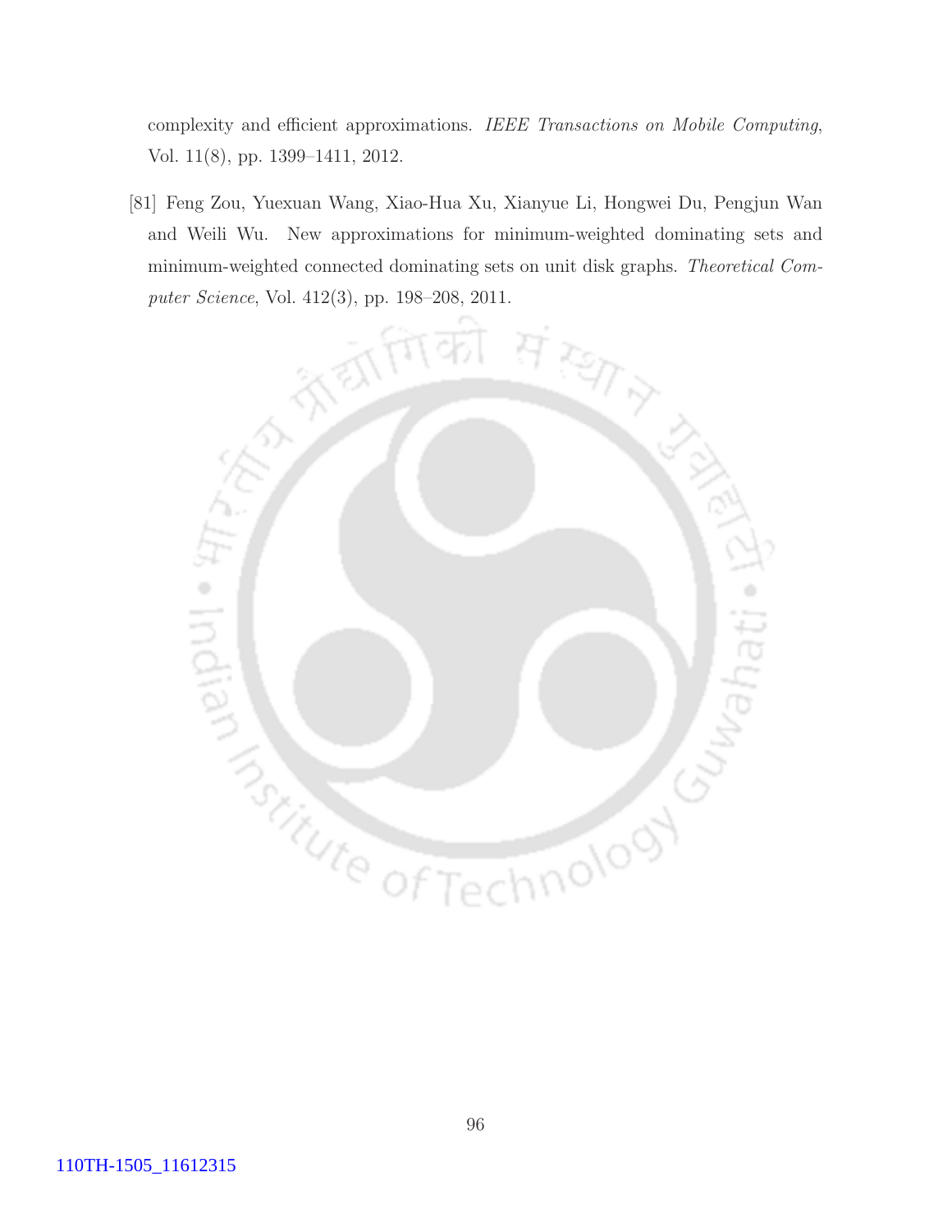complexity and efficient approximations. *IEEE Transactions on Mobile Computing*, Vol. 11(8), pp. 1399–1411, 2012.

[81] Feng Zou, Yuexuan Wang, Xiao-Hua Xu, Xianyue Li, Hongwei Du, Pengjun Wan and Weili Wu. New approximations for minimum-weighted dominating sets and minimum-weighted connected dominating sets on unit disk graphs. *Theoretical Computer Science*, Vol. 412(3), pp. 198–208, 2011.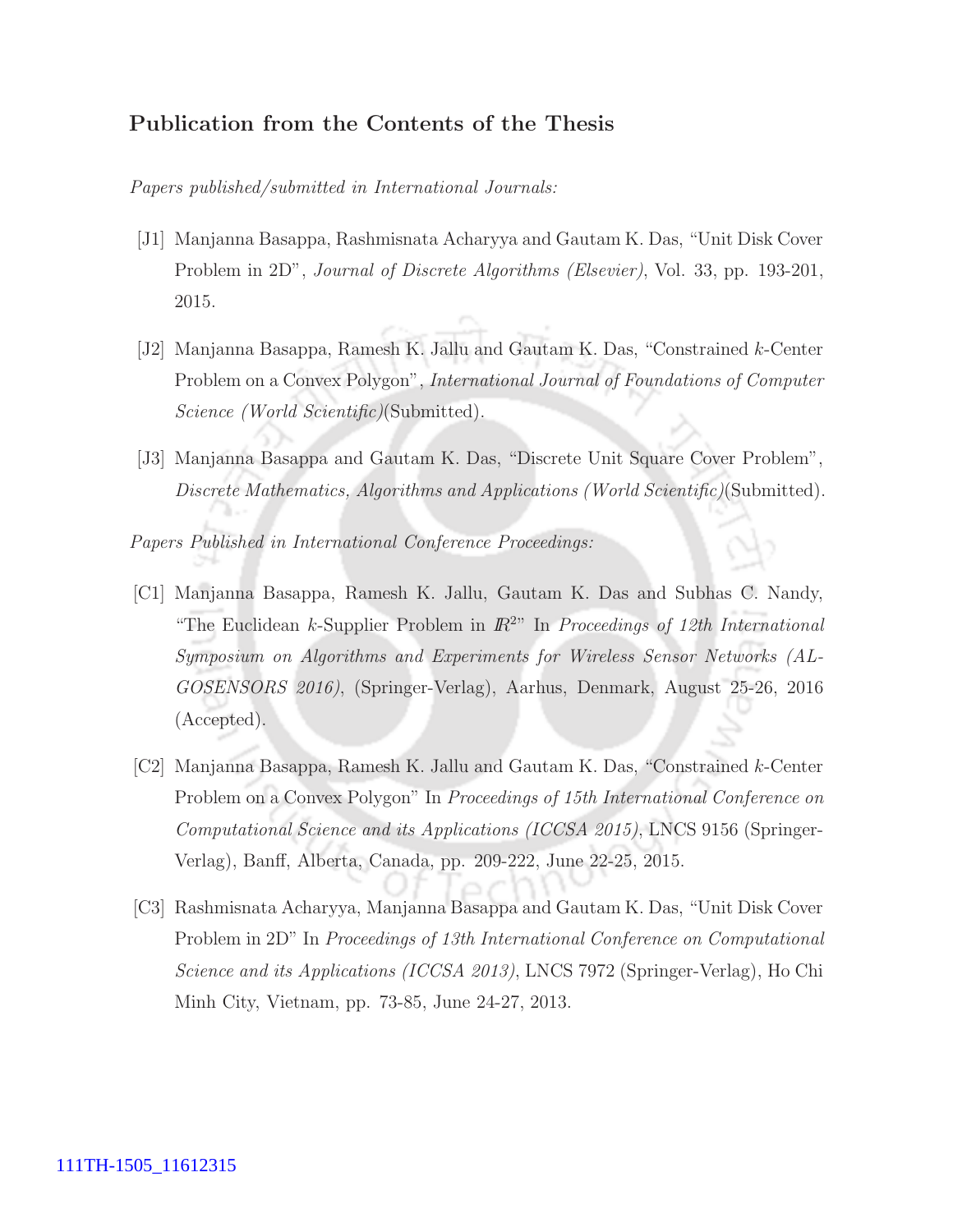## Publication from the Contents of the Thesis

*Papers published/submitted in International Journals:*

[J1] Manjanna Basappa, Rashmisnata Acharyya and Gautam K. Das, "Unit Disk Cover Problem in 2D", *Journal of Discrete Algorithms (Elsevier)*, Vol. 33, pp. 193-201, 2015.

[J2] Manjanna Basappa, Ramesh K. Jallu and Gautam K. Das, "Constrained $k$-Center Problem on a Convex Polygon", *International Journal of Foundations of Computer Science (World Scientific)*(Submitted).

[J3] Manjanna Basappa and Gautam K. Das, "Discrete Unit Square Cover Problem", *Discrete Mathematics, Algorithms and Applications (World Scientific)*(Submitted).

*Papers Published in International Conference Proceedings:*

[C1] Manjanna Basappa, Ramesh K. Jallu, Gautam K. Das and Subhas C. Nandy, "The Euclidean $k$-Supplier Problem in $I\!R^2$" In *Proceedings of 12th International Symposium on Algorithms and Experiments for Wireless Sensor Networks (ALGOSENSORS 2016)*, (Springer-Verlag), Aarhus, Denmark, August 25-26, 2016 (Accepted).

[C2] Manjanna Basappa, Ramesh K. Jallu and Gautam K. Das, "Constrained $k$-Center Problem on a Convex Polygon" In *Proceedings of 15th International Conference on Computational Science and its Applications (ICCSA 2015)*, LNCS 9156 (Springer-Verlag), Banff, Alberta, Canada, pp. 209-222, June 22-25, 2015.

[C3] Rashmisnata Acharyya, Manjanna Basappa and Gautam K. Das, "Unit Disk Cover Problem in 2D" In *Proceedings of 13th International Conference on Computational Science and its Applications (ICCSA 2013)*, LNCS 7972 (Springer-Verlag), Ho Chi Minh City, Vietnam, pp. 73-85, June 24-27, 2013.